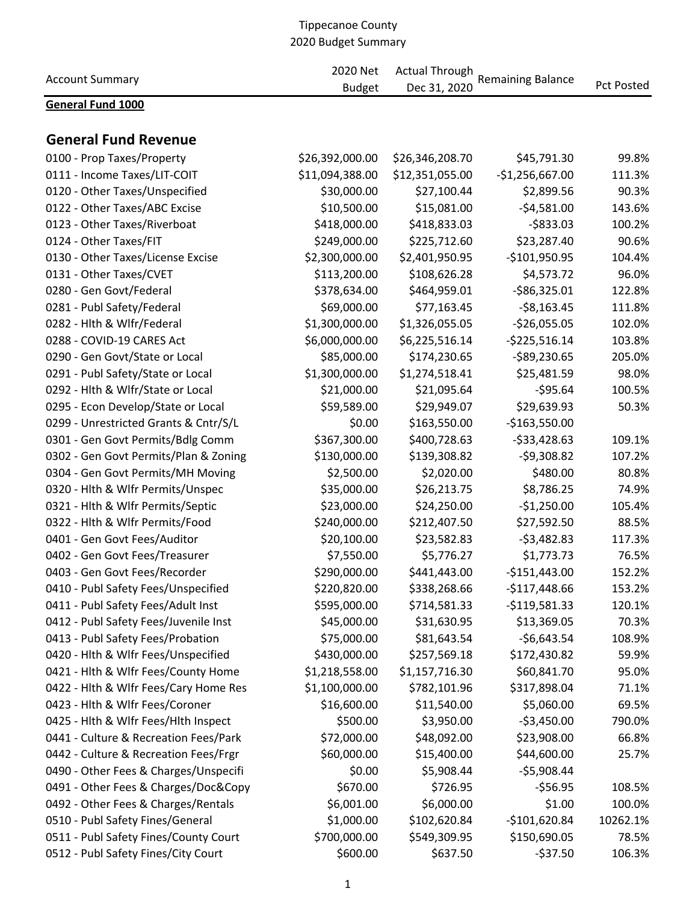Tippecanoe County
2020 Budget Summary

| Account Summary | 2020 Net Budget | Actual Through Dec 31, 2020 | Remaining Balance | Pct Posted |
|---|---|---|---|---|
| **General Fund 1000** | | | | |

## General Fund Revenue

| Account Summary | 2020 Net Budget | Actual Through Dec 31, 2020 | Remaining Balance | Pct Posted |
|---|---|---|---|---|
| 0100 - Prop Taxes/Property | $26,392,000.00 | $26,346,208.70 | $45,791.30 | 99.8% |
| 0111 - Income Taxes/LIT-COIT | $11,094,388.00 | $12,351,055.00 | -$1,256,667.00 | 111.3% |
| 0120 - Other Taxes/Unspecified | $30,000.00 | $27,100.44 | $2,899.56 | 90.3% |
| 0122 - Other Taxes/ABC Excise | $10,500.00 | $15,081.00 | -$4,581.00 | 143.6% |
| 0123 - Other Taxes/Riverboat | $418,000.00 | $418,833.03 | -$833.03 | 100.2% |
| 0124 - Other Taxes/FIT | $249,000.00 | $225,712.60 | $23,287.40 | 90.6% |
| 0130 - Other Taxes/License Excise | $2,300,000.00 | $2,401,950.95 | -$101,950.95 | 104.4% |
| 0131 - Other Taxes/CVET | $113,200.00 | $108,626.28 | $4,573.72 | 96.0% |
| 0280 - Gen Govt/Federal | $378,634.00 | $464,959.01 | -$86,325.01 | 122.8% |
| 0281 - Publ Safety/Federal | $69,000.00 | $77,163.45 | -$8,163.45 | 111.8% |
| 0282 - Hlth & Wlfr/Federal | $1,300,000.00 | $1,326,055.05 | -$26,055.05 | 102.0% |
| 0288 - COVID-19 CARES Act | $6,000,000.00 | $6,225,516.14 | -$225,516.14 | 103.8% |
| 0290 - Gen Govt/State or Local | $85,000.00 | $174,230.65 | -$89,230.65 | 205.0% |
| 0291 - Publ Safety/State or Local | $1,300,000.00 | $1,274,518.41 | $25,481.59 | 98.0% |
| 0292 - Hlth & Wlfr/State or Local | $21,000.00 | $21,095.64 | -$95.64 | 100.5% |
| 0295 - Econ Develop/State or Local | $59,589.00 | $29,949.07 | $29,639.93 | 50.3% |
| 0299 - Unrestricted Grants & Cntr/S/L | $0.00 | $163,550.00 | -$163,550.00 | |
| 0301 - Gen Govt Permits/Bdlg Comm | $367,300.00 | $400,728.63 | -$33,428.63 | 109.1% |
| 0302 - Gen Govt Permits/Plan & Zoning | $130,000.00 | $139,308.82 | -$9,308.82 | 107.2% |
| 0304 - Gen Govt Permits/MH Moving | $2,500.00 | $2,020.00 | $480.00 | 80.8% |
| 0320 - Hlth & Wlfr Permits/Unspec | $35,000.00 | $26,213.75 | $8,786.25 | 74.9% |
| 0321 - Hlth & Wlfr Permits/Septic | $23,000.00 | $24,250.00 | -$1,250.00 | 105.4% |
| 0322 - Hlth & Wlfr Permits/Food | $240,000.00 | $212,407.50 | $27,592.50 | 88.5% |
| 0401 - Gen Govt Fees/Auditor | $20,100.00 | $23,582.83 | -$3,482.83 | 117.3% |
| 0402 - Gen Govt Fees/Treasurer | $7,550.00 | $5,776.27 | $1,773.73 | 76.5% |
| 0403 - Gen Govt Fees/Recorder | $290,000.00 | $441,443.00 | -$151,443.00 | 152.2% |
| 0410 - Publ Safety Fees/Unspecified | $220,820.00 | $338,268.66 | -$117,448.66 | 153.2% |
| 0411 - Publ Safety Fees/Adult Inst | $595,000.00 | $714,581.33 | -$119,581.33 | 120.1% |
| 0412 - Publ Safety Fees/Juvenile Inst | $45,000.00 | $31,630.95 | $13,369.05 | 70.3% |
| 0413 - Publ Safety Fees/Probation | $75,000.00 | $81,643.54 | -$6,643.54 | 108.9% |
| 0420 - Hlth & Wlfr Fees/Unspecified | $430,000.00 | $257,569.18 | $172,430.82 | 59.9% |
| 0421 - Hlth & Wlfr Fees/County Home | $1,218,558.00 | $1,157,716.30 | $60,841.70 | 95.0% |
| 0422 - Hlth & Wlfr Fees/Cary Home Res | $1,100,000.00 | $782,101.96 | $317,898.04 | 71.1% |
| 0423 - Hlth & Wlfr Fees/Coroner | $16,600.00 | $11,540.00 | $5,060.00 | 69.5% |
| 0425 - Hlth & Wlfr Fees/Hlth Inspect | $500.00 | $3,950.00 | -$3,450.00 | 790.0% |
| 0441 - Culture & Recreation Fees/Park | $72,000.00 | $48,092.00 | $23,908.00 | 66.8% |
| 0442 - Culture & Recreation Fees/Frgr | $60,000.00 | $15,400.00 | $44,600.00 | 25.7% |
| 0490 - Other Fees & Charges/Unspecifi | $0.00 | $5,908.44 | -$5,908.44 | |
| 0491 - Other Fees & Charges/Doc&Copy | $670.00 | $726.95 | -$56.95 | 108.5% |
| 0492 - Other Fees & Charges/Rentals | $6,001.00 | $6,000.00 | $1.00 | 100.0% |
| 0510 - Publ Safety Fines/General | $1,000.00 | $102,620.84 | -$101,620.84 | 10262.1% |
| 0511 - Publ Safety Fines/County Court | $700,000.00 | $549,309.95 | $150,690.05 | 78.5% |
| 0512 - Publ Safety Fines/City Court | $600.00 | $637.50 | -$37.50 | 106.3% |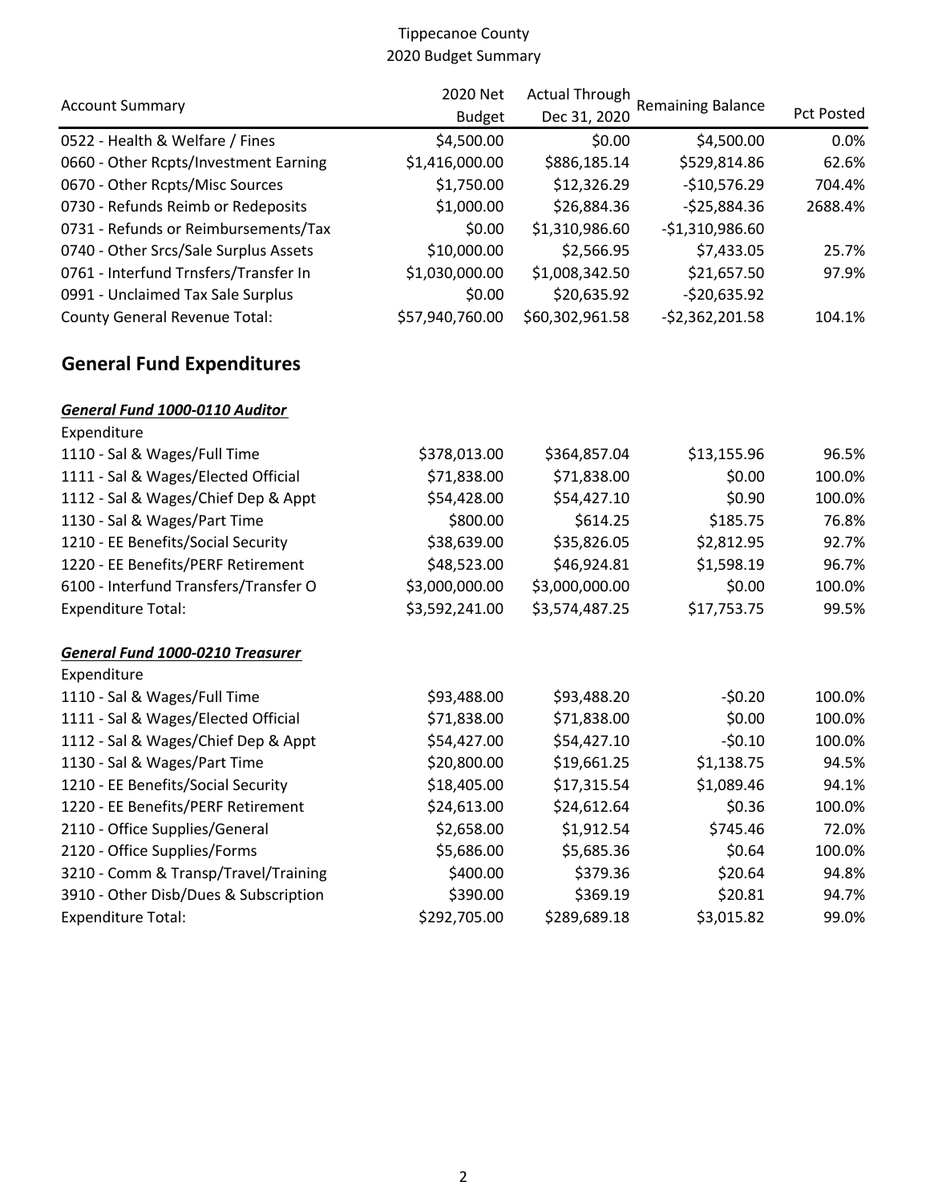Tippecanoe County
2020 Budget Summary

| Account Summary | 2020 Net Budget | Actual Through Dec 31, 2020 | Remaining Balance | Pct Posted |
|---|---|---|---|---|
| 0522 - Health & Welfare / Fines | $4,500.00 | $0.00 | $4,500.00 | 0.0% |
| 0660 - Other Rcpts/Investment Earning | $1,416,000.00 | $886,185.14 | $529,814.86 | 62.6% |
| 0670 - Other Rcpts/Misc Sources | $1,750.00 | $12,326.29 | -$10,576.29 | 704.4% |
| 0730 - Refunds Reimb or Redeposits | $1,000.00 | $26,884.36 | -$25,884.36 | 2688.4% |
| 0731 - Refunds or Reimbursements/Tax | $0.00 | $1,310,986.60 | -$1,310,986.60 | |
| 0740 - Other Srcs/Sale Surplus Assets | $10,000.00 | $2,566.95 | $7,433.05 | 25.7% |
| 0761 - Interfund Trnsfers/Transfer In | $1,030,000.00 | $1,008,342.50 | $21,657.50 | 97.9% |
| 0991 - Unclaimed Tax Sale Surplus | $0.00 | $20,635.92 | -$20,635.92 | |
| County General Revenue Total: | $57,940,760.00 | $60,302,961.58 | -$2,362,201.58 | 104.1% |

## General Fund Expenditures

***General Fund 1000-0110 Auditor***

| Expenditure | | | | |
|---|---|---|---|---|
| 1110 - Sal & Wages/Full Time | $378,013.00 | $364,857.04 | $13,155.96 | 96.5% |
| 1111 - Sal & Wages/Elected Official | $71,838.00 | $71,838.00 | $0.00 | 100.0% |
| 1112 - Sal & Wages/Chief Dep & Appt | $54,428.00 | $54,427.10 | $0.90 | 100.0% |
| 1130 - Sal & Wages/Part Time | $800.00 | $614.25 | $185.75 | 76.8% |
| 1210 - EE Benefits/Social Security | $38,639.00 | $35,826.05 | $2,812.95 | 92.7% |
| 1220 - EE Benefits/PERF Retirement | $48,523.00 | $46,924.81 | $1,598.19 | 96.7% |
| 6100 - Interfund Transfers/Transfer O | $3,000,000.00 | $3,000,000.00 | $0.00 | 100.0% |
| Expenditure Total: | $3,592,241.00 | $3,574,487.25 | $17,753.75 | 99.5% |

***General Fund 1000-0210 Treasurer***

| Expenditure | | | | |
|---|---|---|---|---|
| 1110 - Sal & Wages/Full Time | $93,488.00 | $93,488.20 | -$0.20 | 100.0% |
| 1111 - Sal & Wages/Elected Official | $71,838.00 | $71,838.00 | $0.00 | 100.0% |
| 1112 - Sal & Wages/Chief Dep & Appt | $54,427.00 | $54,427.10 | -$0.10 | 100.0% |
| 1130 - Sal & Wages/Part Time | $20,800.00 | $19,661.25 | $1,138.75 | 94.5% |
| 1210 - EE Benefits/Social Security | $18,405.00 | $17,315.54 | $1,089.46 | 94.1% |
| 1220 - EE Benefits/PERF Retirement | $24,613.00 | $24,612.64 | $0.36 | 100.0% |
| 2110 - Office Supplies/General | $2,658.00 | $1,912.54 | $745.46 | 72.0% |
| 2120 - Office Supplies/Forms | $5,686.00 | $5,685.36 | $0.64 | 100.0% |
| 3210 - Comm & Transp/Travel/Training | $400.00 | $379.36 | $20.64 | 94.8% |
| 3910 - Other Disb/Dues & Subscription | $390.00 | $369.19 | $20.81 | 94.7% |
| Expenditure Total: | $292,705.00 | $289,689.18 | $3,015.82 | 99.0% |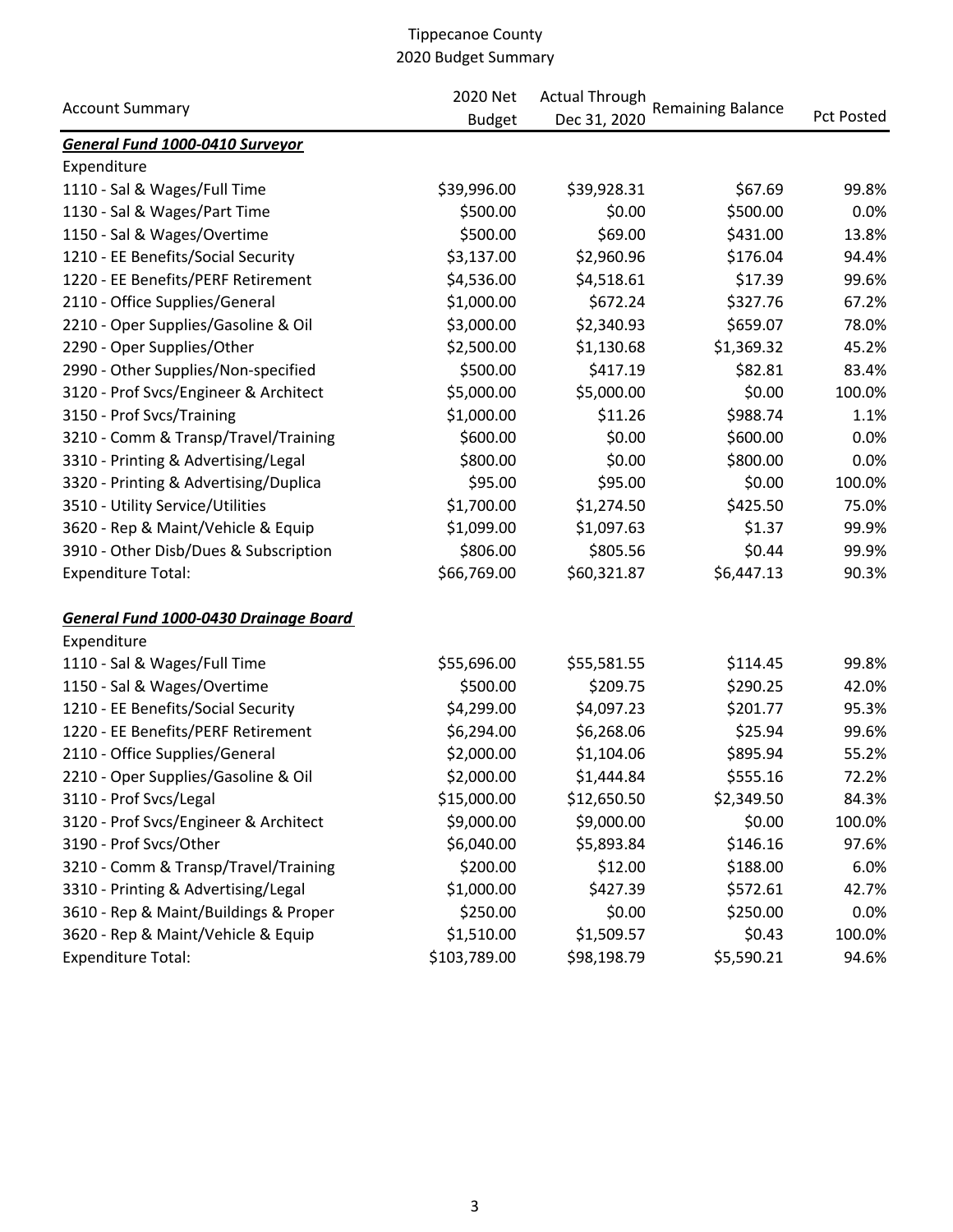# Tippecanoe County
## 2020 Budget Summary

| Account Summary | 2020 Net Budget | Actual Through Dec 31, 2020 | Remaining Balance | Pct Posted |
|---|---|---|---|---|
| ***General Fund 1000-0410 Surveyor*** | | | | |
| Expenditure | | | | |
| 1110 - Sal & Wages/Full Time | $39,996.00 | $39,928.31 | $67.69 | 99.8% |
| 1130 - Sal & Wages/Part Time | $500.00 | $0.00 | $500.00 | 0.0% |
| 1150 - Sal & Wages/Overtime | $500.00 | $69.00 | $431.00 | 13.8% |
| 1210 - EE Benefits/Social Security | $3,137.00 | $2,960.96 | $176.04 | 94.4% |
| 1220 - EE Benefits/PERF Retirement | $4,536.00 | $4,518.61 | $17.39 | 99.6% |
| 2110 - Office Supplies/General | $1,000.00 | $672.24 | $327.76 | 67.2% |
| 2210 - Oper Supplies/Gasoline & Oil | $3,000.00 | $2,340.93 | $659.07 | 78.0% |
| 2290 - Oper Supplies/Other | $2,500.00 | $1,130.68 | $1,369.32 | 45.2% |
| 2990 - Other Supplies/Non-specified | $500.00 | $417.19 | $82.81 | 83.4% |
| 3120 - Prof Svcs/Engineer & Architect | $5,000.00 | $5,000.00 | $0.00 | 100.0% |
| 3150 - Prof Svcs/Training | $1,000.00 | $11.26 | $988.74 | 1.1% |
| 3210 - Comm & Transp/Travel/Training | $600.00 | $0.00 | $600.00 | 0.0% |
| 3310 - Printing & Advertising/Legal | $800.00 | $0.00 | $800.00 | 0.0% |
| 3320 - Printing & Advertising/Duplica | $95.00 | $95.00 | $0.00 | 100.0% |
| 3510 - Utility Service/Utilities | $1,700.00 | $1,274.50 | $425.50 | 75.0% |
| 3620 - Rep & Maint/Vehicle & Equip | $1,099.00 | $1,097.63 | $1.37 | 99.9% |
| 3910 - Other Disb/Dues & Subscription | $806.00 | $805.56 | $0.44 | 99.9% |
| Expenditure Total: | $66,769.00 | $60,321.87 | $6,447.13 | 90.3% |
| | | | | |
| ***General Fund 1000-0430 Drainage Board*** | | | | |
| Expenditure | | | | |
| 1110 - Sal & Wages/Full Time | $55,696.00 | $55,581.55 | $114.45 | 99.8% |
| 1150 - Sal & Wages/Overtime | $500.00 | $209.75 | $290.25 | 42.0% |
| 1210 - EE Benefits/Social Security | $4,299.00 | $4,097.23 | $201.77 | 95.3% |
| 1220 - EE Benefits/PERF Retirement | $6,294.00 | $6,268.06 | $25.94 | 99.6% |
| 2110 - Office Supplies/General | $2,000.00 | $1,104.06 | $895.94 | 55.2% |
| 2210 - Oper Supplies/Gasoline & Oil | $2,000.00 | $1,444.84 | $555.16 | 72.2% |
| 3110 - Prof Svcs/Legal | $15,000.00 | $12,650.50 | $2,349.50 | 84.3% |
| 3120 - Prof Svcs/Engineer & Architect | $9,000.00 | $9,000.00 | $0.00 | 100.0% |
| 3190 - Prof Svcs/Other | $6,040.00 | $5,893.84 | $146.16 | 97.6% |
| 3210 - Comm & Transp/Travel/Training | $200.00 | $12.00 | $188.00 | 6.0% |
| 3310 - Printing & Advertising/Legal | $1,000.00 | $427.39 | $572.61 | 42.7% |
| 3610 - Rep & Maint/Buildings & Proper | $250.00 | $0.00 | $250.00 | 0.0% |
| 3620 - Rep & Maint/Vehicle & Equip | $1,510.00 | $1,509.57 | $0.43 | 100.0% |
| Expenditure Total: | $103,789.00 | $98,198.79 | $5,590.21 | 94.6% |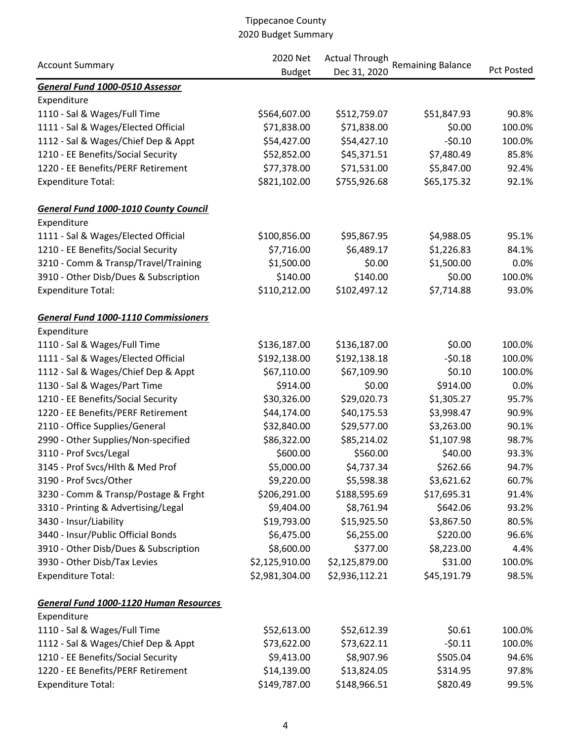# Tippecanoe County
## 2020 Budget Summary

| Account Summary | 2020 Net Budget | Actual Through Dec 31, 2020 | Remaining Balance | Pct Posted |
|---|---|---|---|---|
| ***General Fund 1000-0510 Assessor*** | | | | |
| Expenditure | | | | |
| 1110 - Sal & Wages/Full Time | $564,607.00 | $512,759.07 | $51,847.93 | 90.8% |
| 1111 - Sal & Wages/Elected Official | $71,838.00 | $71,838.00 | $0.00 | 100.0% |
| 1112 - Sal & Wages/Chief Dep & Appt | $54,427.00 | $54,427.10 | -$0.10 | 100.0% |
| 1210 - EE Benefits/Social Security | $52,852.00 | $45,371.51 | $7,480.49 | 85.8% |
| 1220 - EE Benefits/PERF Retirement | $77,378.00 | $71,531.00 | $5,847.00 | 92.4% |
| Expenditure Total: | $821,102.00 | $755,926.68 | $65,175.32 | 92.1% |
| ***General Fund 1000-1010 County Council*** | | | | |
| Expenditure | | | | |
| 1111 - Sal & Wages/Elected Official | $100,856.00 | $95,867.95 | $4,988.05 | 95.1% |
| 1210 - EE Benefits/Social Security | $7,716.00 | $6,489.17 | $1,226.83 | 84.1% |
| 3210 - Comm & Transp/Travel/Training | $1,500.00 | $0.00 | $1,500.00 | 0.0% |
| 3910 - Other Disb/Dues & Subscription | $140.00 | $140.00 | $0.00 | 100.0% |
| Expenditure Total: | $110,212.00 | $102,497.12 | $7,714.88 | 93.0% |
| ***General Fund 1000-1110 Commissioners*** | | | | |
| Expenditure | | | | |
| 1110 - Sal & Wages/Full Time | $136,187.00 | $136,187.00 | $0.00 | 100.0% |
| 1111 - Sal & Wages/Elected Official | $192,138.00 | $192,138.18 | -$0.18 | 100.0% |
| 1112 - Sal & Wages/Chief Dep & Appt | $67,110.00 | $67,109.90 | $0.10 | 100.0% |
| 1130 - Sal & Wages/Part Time | $914.00 | $0.00 | $914.00 | 0.0% |
| 1210 - EE Benefits/Social Security | $30,326.00 | $29,020.73 | $1,305.27 | 95.7% |
| 1220 - EE Benefits/PERF Retirement | $44,174.00 | $40,175.53 | $3,998.47 | 90.9% |
| 2110 - Office Supplies/General | $32,840.00 | $29,577.00 | $3,263.00 | 90.1% |
| 2990 - Other Supplies/Non-specified | $86,322.00 | $85,214.02 | $1,107.98 | 98.7% |
| 3110 - Prof Svcs/Legal | $600.00 | $560.00 | $40.00 | 93.3% |
| 3145 - Prof Svcs/Hlth & Med Prof | $5,000.00 | $4,737.34 | $262.66 | 94.7% |
| 3190 - Prof Svcs/Other | $9,220.00 | $5,598.38 | $3,621.62 | 60.7% |
| 3230 - Comm & Transp/Postage & Frght | $206,291.00 | $188,595.69 | $17,695.31 | 91.4% |
| 3310 - Printing & Advertising/Legal | $9,404.00 | $8,761.94 | $642.06 | 93.2% |
| 3430 - Insur/Liability | $19,793.00 | $15,925.50 | $3,867.50 | 80.5% |
| 3440 - Insur/Public Official Bonds | $6,475.00 | $6,255.00 | $220.00 | 96.6% |
| 3910 - Other Disb/Dues & Subscription | $8,600.00 | $377.00 | $8,223.00 | 4.4% |
| 3930 - Other Disb/Tax Levies | $2,125,910.00 | $2,125,879.00 | $31.00 | 100.0% |
| Expenditure Total: | $2,981,304.00 | $2,936,112.21 | $45,191.79 | 98.5% |
| ***General Fund 1000-1120 Human Resources*** | | | | |
| Expenditure | | | | |
| 1110 - Sal & Wages/Full Time | $52,613.00 | $52,612.39 | $0.61 | 100.0% |
| 1112 - Sal & Wages/Chief Dep & Appt | $73,622.00 | $73,622.11 | -$0.11 | 100.0% |
| 1210 - EE Benefits/Social Security | $9,413.00 | $8,907.96 | $505.04 | 94.6% |
| 1220 - EE Benefits/PERF Retirement | $14,139.00 | $13,824.05 | $314.95 | 97.8% |
| Expenditure Total: | $149,787.00 | $148,966.51 | $820.49 | 99.5% |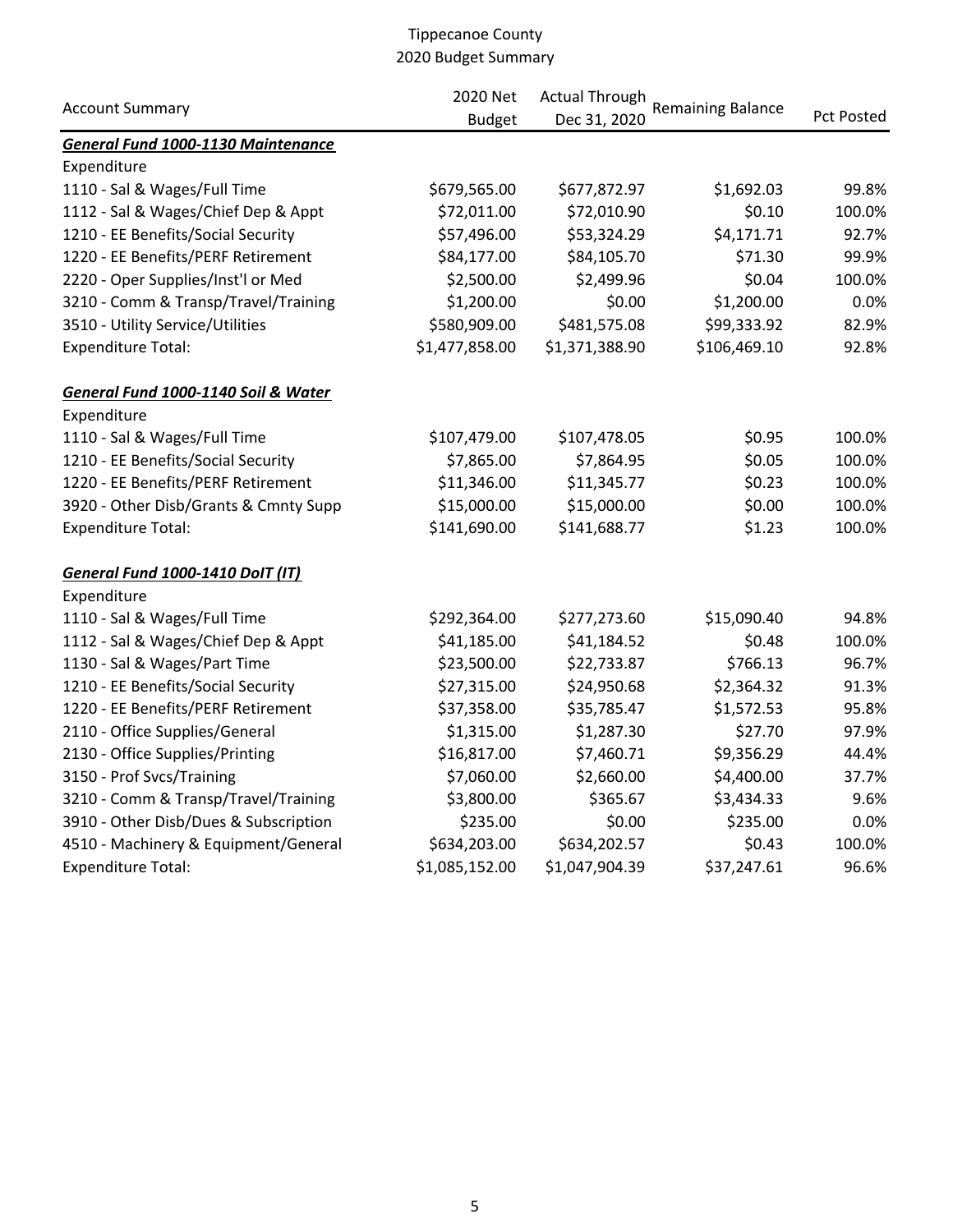# Tippecanoe County
## 2020 Budget Summary

| Account Summary | 2020 Net Budget | Actual Through Dec 31, 2020 | Remaining Balance | Pct Posted |
|---|---|---|---|---|
| ***General Fund 1000-1130 Maintenance*** | | | | |
| Expenditure | | | | |
| 1110 - Sal & Wages/Full Time | $679,565.00 | $677,872.97 | $1,692.03 | 99.8% |
| 1112 - Sal & Wages/Chief Dep & Appt | $72,011.00 | $72,010.90 | $0.10 | 100.0% |
| 1210 - EE Benefits/Social Security | $57,496.00 | $53,324.29 | $4,171.71 | 92.7% |
| 1220 - EE Benefits/PERF Retirement | $84,177.00 | $84,105.70 | $71.30 | 99.9% |
| 2220 - Oper Supplies/Inst'l or Med | $2,500.00 | $2,499.96 | $0.04 | 100.0% |
| 3210 - Comm & Transp/Travel/Training | $1,200.00 | $0.00 | $1,200.00 | 0.0% |
| 3510 - Utility Service/Utilities | $580,909.00 | $481,575.08 | $99,333.92 | 82.9% |
| Expenditure Total: | $1,477,858.00 | $1,371,388.90 | $106,469.10 | 92.8% |
| | | | | |
| ***General Fund 1000-1140 Soil & Water*** | | | | |
| Expenditure | | | | |
| 1110 - Sal & Wages/Full Time | $107,479.00 | $107,478.05 | $0.95 | 100.0% |
| 1210 - EE Benefits/Social Security | $7,865.00 | $7,864.95 | $0.05 | 100.0% |
| 1220 - EE Benefits/PERF Retirement | $11,346.00 | $11,345.77 | $0.23 | 100.0% |
| 3920 - Other Disb/Grants & Cmnty Supp | $15,000.00 | $15,000.00 | $0.00 | 100.0% |
| Expenditure Total: | $141,690.00 | $141,688.77 | $1.23 | 100.0% |
| | | | | |
| ***General Fund 1000-1410 DoIT (IT)*** | | | | |
| Expenditure | | | | |
| 1110 - Sal & Wages/Full Time | $292,364.00 | $277,273.60 | $15,090.40 | 94.8% |
| 1112 - Sal & Wages/Chief Dep & Appt | $41,185.00 | $41,184.52 | $0.48 | 100.0% |
| 1130 - Sal & Wages/Part Time | $23,500.00 | $22,733.87 | $766.13 | 96.7% |
| 1210 - EE Benefits/Social Security | $27,315.00 | $24,950.68 | $2,364.32 | 91.3% |
| 1220 - EE Benefits/PERF Retirement | $37,358.00 | $35,785.47 | $1,572.53 | 95.8% |
| 2110 - Office Supplies/General | $1,315.00 | $1,287.30 | $27.70 | 97.9% |
| 2130 - Office Supplies/Printing | $16,817.00 | $7,460.71 | $9,356.29 | 44.4% |
| 3150 - Prof Svcs/Training | $7,060.00 | $2,660.00 | $4,400.00 | 37.7% |
| 3210 - Comm & Transp/Travel/Training | $3,800.00 | $365.67 | $3,434.33 | 9.6% |
| 3910 - Other Disb/Dues & Subscription | $235.00 | $0.00 | $235.00 | 0.0% |
| 4510 - Machinery & Equipment/General | $634,203.00 | $634,202.57 | $0.43 | 100.0% |
| Expenditure Total: | $1,085,152.00 | $1,047,904.39 | $37,247.61 | 96.6% |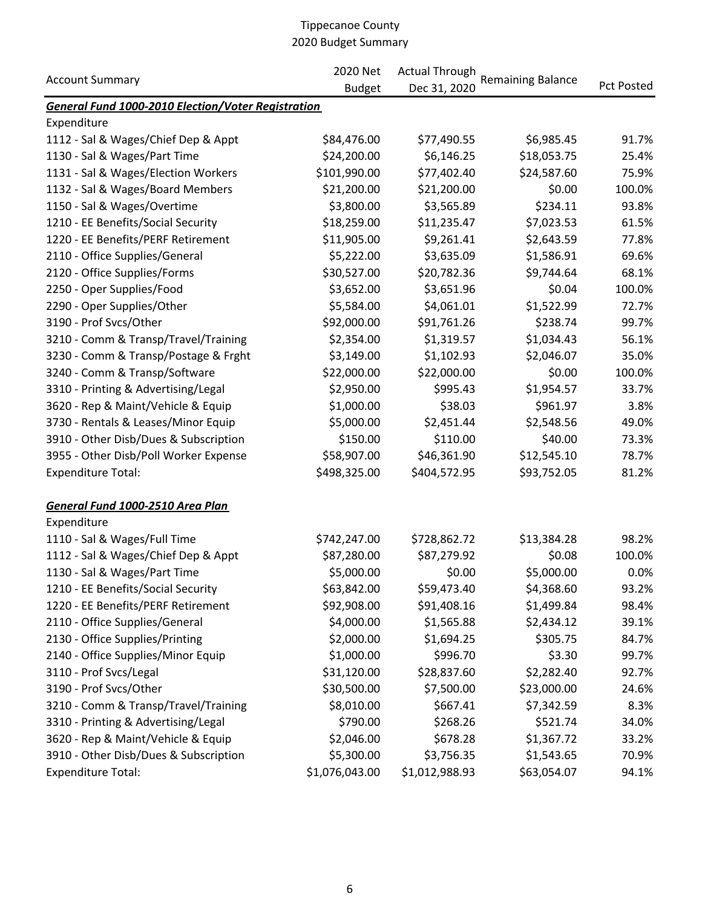Tippecanoe County
2020 Budget Summary

| Account Summary | 2020 Net Budget | Actual Through Dec 31, 2020 | Remaining Balance | Pct Posted |
|---|---|---|---|---|
| ***General Fund 1000-2010 Election/Voter Registration*** | | | | |
| Expenditure | | | | |
| 1112 - Sal & Wages/Chief Dep & Appt | $84,476.00 | $77,490.55 | $6,985.45 | 91.7% |
| 1130 - Sal & Wages/Part Time | $24,200.00 | $6,146.25 | $18,053.75 | 25.4% |
| 1131 - Sal & Wages/Election Workers | $101,990.00 | $77,402.40 | $24,587.60 | 75.9% |
| 1132 - Sal & Wages/Board Members | $21,200.00 | $21,200.00 | $0.00 | 100.0% |
| 1150 - Sal & Wages/Overtime | $3,800.00 | $3,565.89 | $234.11 | 93.8% |
| 1210 - EE Benefits/Social Security | $18,259.00 | $11,235.47 | $7,023.53 | 61.5% |
| 1220 - EE Benefits/PERF Retirement | $11,905.00 | $9,261.41 | $2,643.59 | 77.8% |
| 2110 - Office Supplies/General | $5,222.00 | $3,635.09 | $1,586.91 | 69.6% |
| 2120 - Office Supplies/Forms | $30,527.00 | $20,782.36 | $9,744.64 | 68.1% |
| 2250 - Oper Supplies/Food | $3,652.00 | $3,651.96 | $0.04 | 100.0% |
| 2290 - Oper Supplies/Other | $5,584.00 | $4,061.01 | $1,522.99 | 72.7% |
| 3190 - Prof Svcs/Other | $92,000.00 | $91,761.26 | $238.74 | 99.7% |
| 3210 - Comm & Transp/Travel/Training | $2,354.00 | $1,319.57 | $1,034.43 | 56.1% |
| 3230 - Comm & Transp/Postage & Frght | $3,149.00 | $1,102.93 | $2,046.07 | 35.0% |
| 3240 - Comm & Transp/Software | $22,000.00 | $22,000.00 | $0.00 | 100.0% |
| 3310 - Printing & Advertising/Legal | $2,950.00 | $995.43 | $1,954.57 | 33.7% |
| 3620 - Rep & Maint/Vehicle & Equip | $1,000.00 | $38.03 | $961.97 | 3.8% |
| 3730 - Rentals & Leases/Minor Equip | $5,000.00 | $2,451.44 | $2,548.56 | 49.0% |
| 3910 - Other Disb/Dues & Subscription | $150.00 | $110.00 | $40.00 | 73.3% |
| 3955 - Other Disb/Poll Worker Expense | $58,907.00 | $46,361.90 | $12,545.10 | 78.7% |
| Expenditure Total: | $498,325.00 | $404,572.95 | $93,752.05 | 81.2% |
| | | | | |
| ***General Fund 1000-2510 Area Plan*** | | | | |
| Expenditure | | | | |
| 1110 - Sal & Wages/Full Time | $742,247.00 | $728,862.72 | $13,384.28 | 98.2% |
| 1112 - Sal & Wages/Chief Dep & Appt | $87,280.00 | $87,279.92 | $0.08 | 100.0% |
| 1130 - Sal & Wages/Part Time | $5,000.00 | $0.00 | $5,000.00 | 0.0% |
| 1210 - EE Benefits/Social Security | $63,842.00 | $59,473.40 | $4,368.60 | 93.2% |
| 1220 - EE Benefits/PERF Retirement | $92,908.00 | $91,408.16 | $1,499.84 | 98.4% |
| 2110 - Office Supplies/General | $4,000.00 | $1,565.88 | $2,434.12 | 39.1% |
| 2130 - Office Supplies/Printing | $2,000.00 | $1,694.25 | $305.75 | 84.7% |
| 2140 - Office Supplies/Minor Equip | $1,000.00 | $996.70 | $3.30 | 99.7% |
| 3110 - Prof Svcs/Legal | $31,120.00 | $28,837.60 | $2,282.40 | 92.7% |
| 3190 - Prof Svcs/Other | $30,500.00 | $7,500.00 | $23,000.00 | 24.6% |
| 3210 - Comm & Transp/Travel/Training | $8,010.00 | $667.41 | $7,342.59 | 8.3% |
| 3310 - Printing & Advertising/Legal | $790.00 | $268.26 | $521.74 | 34.0% |
| 3620 - Rep & Maint/Vehicle & Equip | $2,046.00 | $678.28 | $1,367.72 | 33.2% |
| 3910 - Other Disb/Dues & Subscription | $5,300.00 | $3,756.35 | $1,543.65 | 70.9% |
| Expenditure Total: | $1,076,043.00 | $1,012,988.93 | $63,054.07 | 94.1% |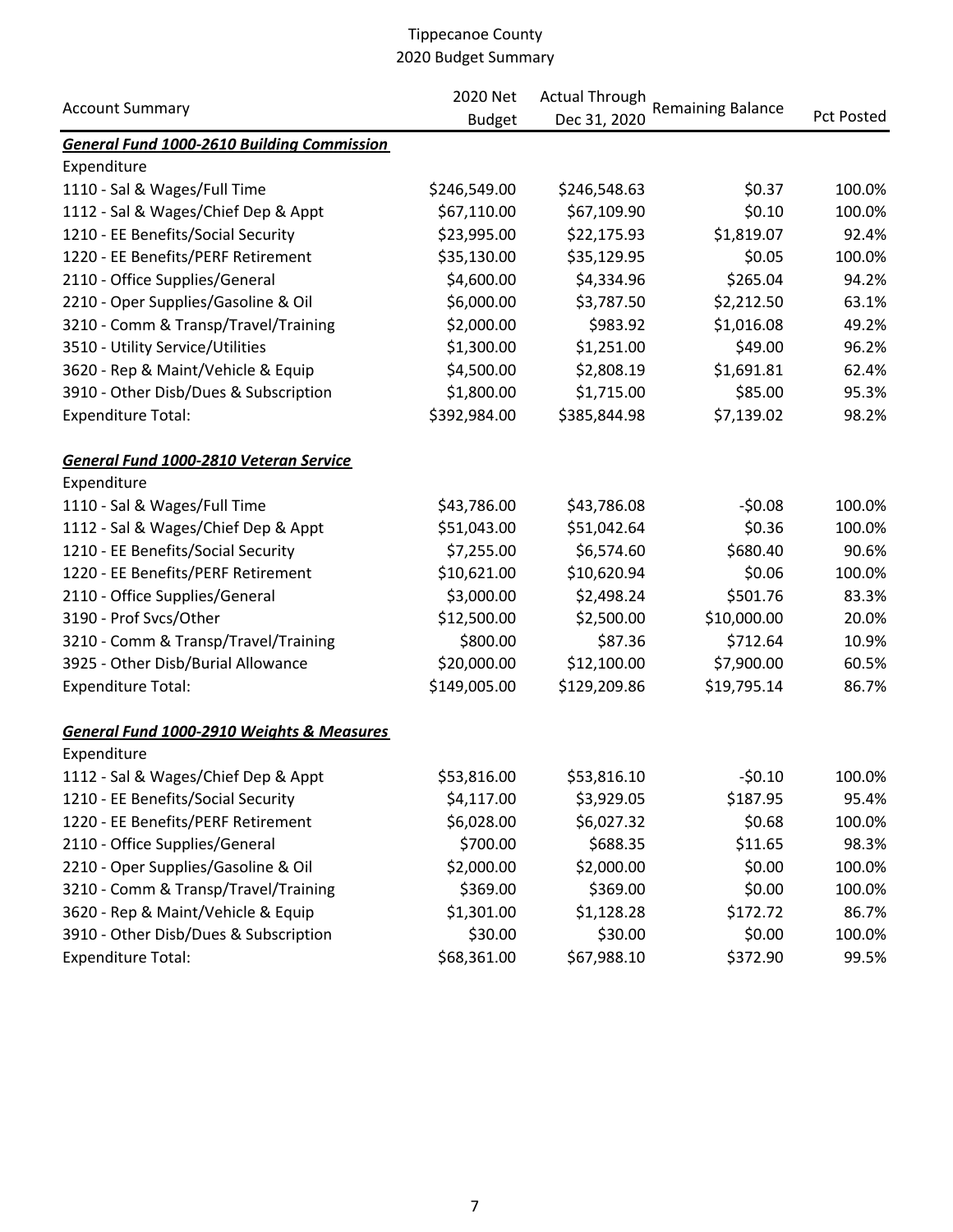# Tippecanoe County
## 2020 Budget Summary

| Account Summary | 2020 Net Budget | Actual Through Dec 31, 2020 | Remaining Balance | Pct Posted |
|---|---|---|---|---|
| ***General Fund 1000-2610 Building Commission*** | | | | |
| Expenditure | | | | |
| 1110 - Sal & Wages/Full Time | $246,549.00 | $246,548.63 | $0.37 | 100.0% |
| 1112 - Sal & Wages/Chief Dep & Appt | $67,110.00 | $67,109.90 | $0.10 | 100.0% |
| 1210 - EE Benefits/Social Security | $23,995.00 | $22,175.93 | $1,819.07 | 92.4% |
| 1220 - EE Benefits/PERF Retirement | $35,130.00 | $35,129.95 | $0.05 | 100.0% |
| 2110 - Office Supplies/General | $4,600.00 | $4,334.96 | $265.04 | 94.2% |
| 2210 - Oper Supplies/Gasoline & Oil | $6,000.00 | $3,787.50 | $2,212.50 | 63.1% |
| 3210 - Comm & Transp/Travel/Training | $2,000.00 | $983.92 | $1,016.08 | 49.2% |
| 3510 - Utility Service/Utilities | $1,300.00 | $1,251.00 | $49.00 | 96.2% |
| 3620 - Rep & Maint/Vehicle & Equip | $4,500.00 | $2,808.19 | $1,691.81 | 62.4% |
| 3910 - Other Disb/Dues & Subscription | $1,800.00 | $1,715.00 | $85.00 | 95.3% |
| Expenditure Total: | $392,984.00 | $385,844.98 | $7,139.02 | 98.2% |
| ***General Fund 1000-2810 Veteran Service*** | | | | |
| Expenditure | | | | |
| 1110 - Sal & Wages/Full Time | $43,786.00 | $43,786.08 | -$0.08 | 100.0% |
| 1112 - Sal & Wages/Chief Dep & Appt | $51,043.00 | $51,042.64 | $0.36 | 100.0% |
| 1210 - EE Benefits/Social Security | $7,255.00 | $6,574.60 | $680.40 | 90.6% |
| 1220 - EE Benefits/PERF Retirement | $10,621.00 | $10,620.94 | $0.06 | 100.0% |
| 2110 - Office Supplies/General | $3,000.00 | $2,498.24 | $501.76 | 83.3% |
| 3190 - Prof Svcs/Other | $12,500.00 | $2,500.00 | $10,000.00 | 20.0% |
| 3210 - Comm & Transp/Travel/Training | $800.00 | $87.36 | $712.64 | 10.9% |
| 3925 - Other Disb/Burial Allowance | $20,000.00 | $12,100.00 | $7,900.00 | 60.5% |
| Expenditure Total: | $149,005.00 | $129,209.86 | $19,795.14 | 86.7% |
| ***General Fund 1000-2910 Weights & Measures*** | | | | |
| Expenditure | | | | |
| 1112 - Sal & Wages/Chief Dep & Appt | $53,816.00 | $53,816.10 | -$0.10 | 100.0% |
| 1210 - EE Benefits/Social Security | $4,117.00 | $3,929.05 | $187.95 | 95.4% |
| 1220 - EE Benefits/PERF Retirement | $6,028.00 | $6,027.32 | $0.68 | 100.0% |
| 2110 - Office Supplies/General | $700.00 | $688.35 | $11.65 | 98.3% |
| 2210 - Oper Supplies/Gasoline & Oil | $2,000.00 | $2,000.00 | $0.00 | 100.0% |
| 3210 - Comm & Transp/Travel/Training | $369.00 | $369.00 | $0.00 | 100.0% |
| 3620 - Rep & Maint/Vehicle & Equip | $1,301.00 | $1,128.28 | $172.72 | 86.7% |
| 3910 - Other Disb/Dues & Subscription | $30.00 | $30.00 | $0.00 | 100.0% |
| Expenditure Total: | $68,361.00 | $67,988.10 | $372.90 | 99.5% |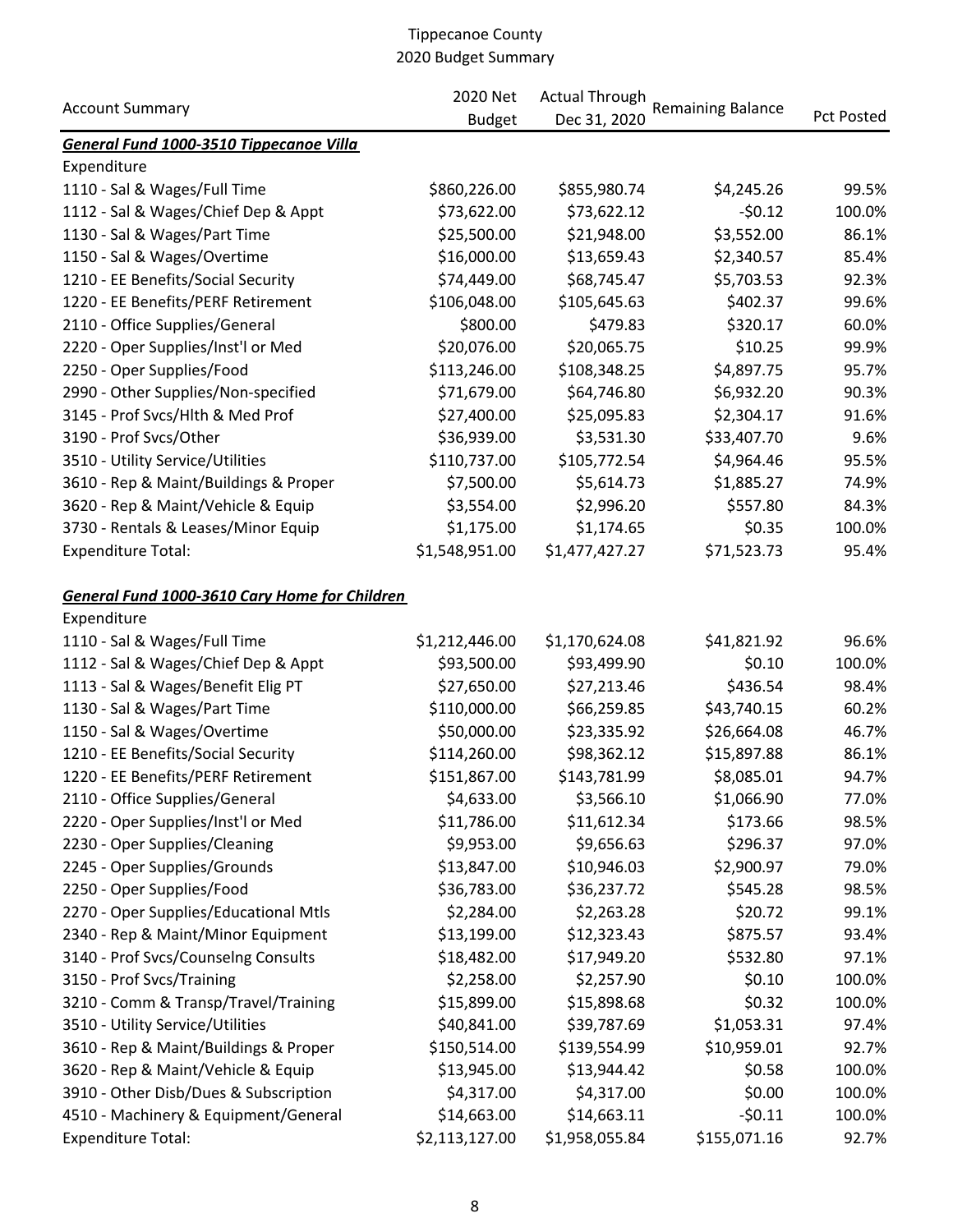# Tippecanoe County
## 2020 Budget Summary

| Account Summary | 2020 Net Budget | Actual Through Dec 31, 2020 | Remaining Balance | Pct Posted |
|---|---|---|---|---|
| ***General Fund 1000-3510 Tippecanoe Villa*** | | | | |
| Expenditure | | | | |
| 1110 - Sal & Wages/Full Time | $860,226.00 | $855,980.74 | $4,245.26 | 99.5% |
| 1112 - Sal & Wages/Chief Dep & Appt | $73,622.00 | $73,622.12 | -$0.12 | 100.0% |
| 1130 - Sal & Wages/Part Time | $25,500.00 | $21,948.00 | $3,552.00 | 86.1% |
| 1150 - Sal & Wages/Overtime | $16,000.00 | $13,659.43 | $2,340.57 | 85.4% |
| 1210 - EE Benefits/Social Security | $74,449.00 | $68,745.47 | $5,703.53 | 92.3% |
| 1220 - EE Benefits/PERF Retirement | $106,048.00 | $105,645.63 | $402.37 | 99.6% |
| 2110 - Office Supplies/General | $800.00 | $479.83 | $320.17 | 60.0% |
| 2220 - Oper Supplies/Inst'l or Med | $20,076.00 | $20,065.75 | $10.25 | 99.9% |
| 2250 - Oper Supplies/Food | $113,246.00 | $108,348.25 | $4,897.75 | 95.7% |
| 2990 - Other Supplies/Non-specified | $71,679.00 | $64,746.80 | $6,932.20 | 90.3% |
| 3145 - Prof Svcs/Hlth & Med Prof | $27,400.00 | $25,095.83 | $2,304.17 | 91.6% |
| 3190 - Prof Svcs/Other | $36,939.00 | $3,531.30 | $33,407.70 | 9.6% |
| 3510 - Utility Service/Utilities | $110,737.00 | $105,772.54 | $4,964.46 | 95.5% |
| 3610 - Rep & Maint/Buildings & Proper | $7,500.00 | $5,614.73 | $1,885.27 | 74.9% |
| 3620 - Rep & Maint/Vehicle & Equip | $3,554.00 | $2,996.20 | $557.80 | 84.3% |
| 3730 - Rentals & Leases/Minor Equip | $1,175.00 | $1,174.65 | $0.35 | 100.0% |
| Expenditure Total: | $1,548,951.00 | $1,477,427.27 | $71,523.73 | 95.4% |
| | | | | |
| ***General Fund 1000-3610 Cary Home for Children*** | | | | |
| Expenditure | | | | |
| 1110 - Sal & Wages/Full Time | $1,212,446.00 | $1,170,624.08 | $41,821.92 | 96.6% |
| 1112 - Sal & Wages/Chief Dep & Appt | $93,500.00 | $93,499.90 | $0.10 | 100.0% |
| 1113 - Sal & Wages/Benefit Elig PT | $27,650.00 | $27,213.46 | $436.54 | 98.4% |
| 1130 - Sal & Wages/Part Time | $110,000.00 | $66,259.85 | $43,740.15 | 60.2% |
| 1150 - Sal & Wages/Overtime | $50,000.00 | $23,335.92 | $26,664.08 | 46.7% |
| 1210 - EE Benefits/Social Security | $114,260.00 | $98,362.12 | $15,897.88 | 86.1% |
| 1220 - EE Benefits/PERF Retirement | $151,867.00 | $143,781.99 | $8,085.01 | 94.7% |
| 2110 - Office Supplies/General | $4,633.00 | $3,566.10 | $1,066.90 | 77.0% |
| 2220 - Oper Supplies/Inst'l or Med | $11,786.00 | $11,612.34 | $173.66 | 98.5% |
| 2230 - Oper Supplies/Cleaning | $9,953.00 | $9,656.63 | $296.37 | 97.0% |
| 2245 - Oper Supplies/Grounds | $13,847.00 | $10,946.03 | $2,900.97 | 79.0% |
| 2250 - Oper Supplies/Food | $36,783.00 | $36,237.72 | $545.28 | 98.5% |
| 2270 - Oper Supplies/Educational Mtls | $2,284.00 | $2,263.28 | $20.72 | 99.1% |
| 2340 - Rep & Maint/Minor Equipment | $13,199.00 | $12,323.43 | $875.57 | 93.4% |
| 3140 - Prof Svcs/Counselng Consults | $18,482.00 | $17,949.20 | $532.80 | 97.1% |
| 3150 - Prof Svcs/Training | $2,258.00 | $2,257.90 | $0.10 | 100.0% |
| 3210 - Comm & Transp/Travel/Training | $15,899.00 | $15,898.68 | $0.32 | 100.0% |
| 3510 - Utility Service/Utilities | $40,841.00 | $39,787.69 | $1,053.31 | 97.4% |
| 3610 - Rep & Maint/Buildings & Proper | $150,514.00 | $139,554.99 | $10,959.01 | 92.7% |
| 3620 - Rep & Maint/Vehicle & Equip | $13,945.00 | $13,944.42 | $0.58 | 100.0% |
| 3910 - Other Disb/Dues & Subscription | $4,317.00 | $4,317.00 | $0.00 | 100.0% |
| 4510 - Machinery & Equipment/General | $14,663.00 | $14,663.11 | -$0.11 | 100.0% |
| Expenditure Total: | $2,113,127.00 | $1,958,055.84 | $155,071.16 | 92.7% |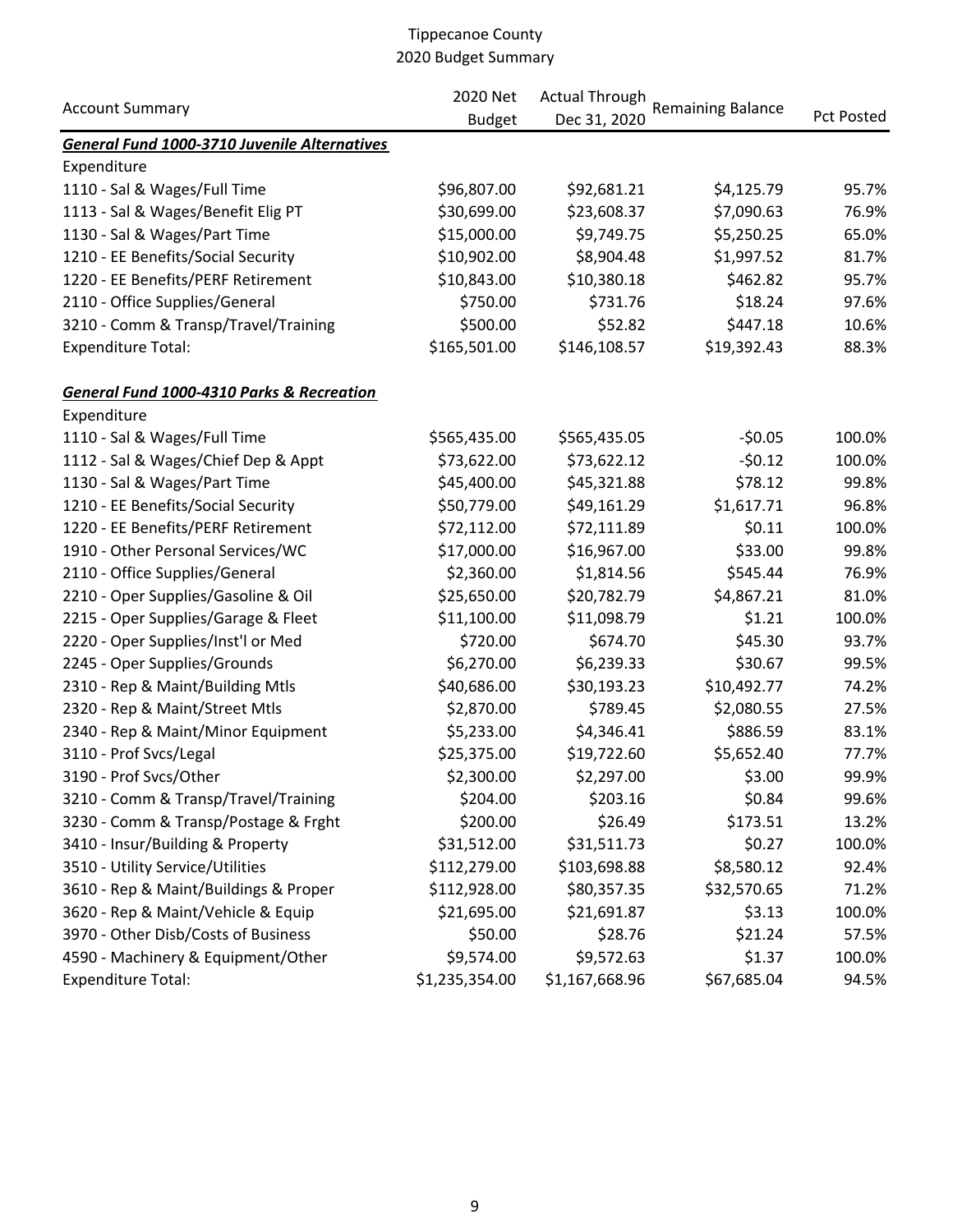# Tippecanoe County
## 2020 Budget Summary

| Account Summary | 2020 Net Budget | Actual Through Dec 31, 2020 | Remaining Balance | Pct Posted |
|---|---|---|---|---|
| ***General Fund 1000-3710 Juvenile Alternatives*** | | | | |
| Expenditure | | | | |
| 1110 - Sal & Wages/Full Time | $96,807.00 | $92,681.21 | $4,125.79 | 95.7% |
| 1113 - Sal & Wages/Benefit Elig PT | $30,699.00 | $23,608.37 | $7,090.63 | 76.9% |
| 1130 - Sal & Wages/Part Time | $15,000.00 | $9,749.75 | $5,250.25 | 65.0% |
| 1210 - EE Benefits/Social Security | $10,902.00 | $8,904.48 | $1,997.52 | 81.7% |
| 1220 - EE Benefits/PERF Retirement | $10,843.00 | $10,380.18 | $462.82 | 95.7% |
| 2110 - Office Supplies/General | $750.00 | $731.76 | $18.24 | 97.6% |
| 3210 - Comm & Transp/Travel/Training | $500.00 | $52.82 | $447.18 | 10.6% |
| Expenditure Total: | $165,501.00 | $146,108.57 | $19,392.43 | 88.3% |
| | | | | |
| ***General Fund 1000-4310 Parks & Recreation*** | | | | |
| Expenditure | | | | |
| 1110 - Sal & Wages/Full Time | $565,435.00 | $565,435.05 | -$0.05 | 100.0% |
| 1112 - Sal & Wages/Chief Dep & Appt | $73,622.00 | $73,622.12 | -$0.12 | 100.0% |
| 1130 - Sal & Wages/Part Time | $45,400.00 | $45,321.88 | $78.12 | 99.8% |
| 1210 - EE Benefits/Social Security | $50,779.00 | $49,161.29 | $1,617.71 | 96.8% |
| 1220 - EE Benefits/PERF Retirement | $72,112.00 | $72,111.89 | $0.11 | 100.0% |
| 1910 - Other Personal Services/WC | $17,000.00 | $16,967.00 | $33.00 | 99.8% |
| 2110 - Office Supplies/General | $2,360.00 | $1,814.56 | $545.44 | 76.9% |
| 2210 - Oper Supplies/Gasoline & Oil | $25,650.00 | $20,782.79 | $4,867.21 | 81.0% |
| 2215 - Oper Supplies/Garage & Fleet | $11,100.00 | $11,098.79 | $1.21 | 100.0% |
| 2220 - Oper Supplies/Inst'l or Med | $720.00 | $674.70 | $45.30 | 93.7% |
| 2245 - Oper Supplies/Grounds | $6,270.00 | $6,239.33 | $30.67 | 99.5% |
| 2310 - Rep & Maint/Building Mtls | $40,686.00 | $30,193.23 | $10,492.77 | 74.2% |
| 2320 - Rep & Maint/Street Mtls | $2,870.00 | $789.45 | $2,080.55 | 27.5% |
| 2340 - Rep & Maint/Minor Equipment | $5,233.00 | $4,346.41 | $886.59 | 83.1% |
| 3110 - Prof Svcs/Legal | $25,375.00 | $19,722.60 | $5,652.40 | 77.7% |
| 3190 - Prof Svcs/Other | $2,300.00 | $2,297.00 | $3.00 | 99.9% |
| 3210 - Comm & Transp/Travel/Training | $204.00 | $203.16 | $0.84 | 99.6% |
| 3230 - Comm & Transp/Postage & Frght | $200.00 | $26.49 | $173.51 | 13.2% |
| 3410 - Insur/Building & Property | $31,512.00 | $31,511.73 | $0.27 | 100.0% |
| 3510 - Utility Service/Utilities | $112,279.00 | $103,698.88 | $8,580.12 | 92.4% |
| 3610 - Rep & Maint/Buildings & Proper | $112,928.00 | $80,357.35 | $32,570.65 | 71.2% |
| 3620 - Rep & Maint/Vehicle & Equip | $21,695.00 | $21,691.87 | $3.13 | 100.0% |
| 3970 - Other Disb/Costs of Business | $50.00 | $28.76 | $21.24 | 57.5% |
| 4590 - Machinery & Equipment/Other | $9,574.00 | $9,572.63 | $1.37 | 100.0% |
| Expenditure Total: | $1,235,354.00 | $1,167,668.96 | $67,685.04 | 94.5% |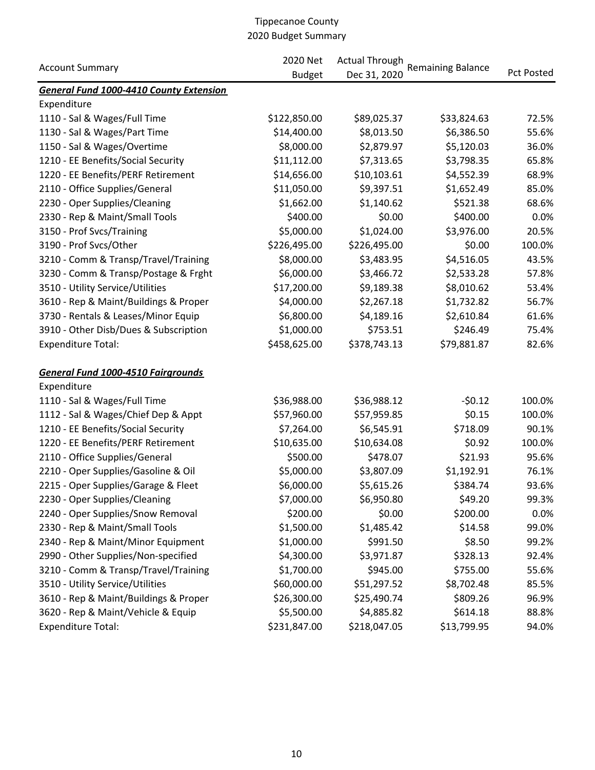# Tippecanoe County
## 2020 Budget Summary

| Account Summary | 2020 Net Budget | Actual Through Dec 31, 2020 | Remaining Balance | Pct Posted |
|---|---|---|---|---|
| ***General Fund 1000-4410 County Extension*** | | | | |
| Expenditure | | | | |
| 1110 - Sal & Wages/Full Time | $122,850.00 | $89,025.37 | $33,824.63 | 72.5% |
| 1130 - Sal & Wages/Part Time | $14,400.00 | $8,013.50 | $6,386.50 | 55.6% |
| 1150 - Sal & Wages/Overtime | $8,000.00 | $2,879.97 | $5,120.03 | 36.0% |
| 1210 - EE Benefits/Social Security | $11,112.00 | $7,313.65 | $3,798.35 | 65.8% |
| 1220 - EE Benefits/PERF Retirement | $14,656.00 | $10,103.61 | $4,552.39 | 68.9% |
| 2110 - Office Supplies/General | $11,050.00 | $9,397.51 | $1,652.49 | 85.0% |
| 2230 - Oper Supplies/Cleaning | $1,662.00 | $1,140.62 | $521.38 | 68.6% |
| 2330 - Rep & Maint/Small Tools | $400.00 | $0.00 | $400.00 | 0.0% |
| 3150 - Prof Svcs/Training | $5,000.00 | $1,024.00 | $3,976.00 | 20.5% |
| 3190 - Prof Svcs/Other | $226,495.00 | $226,495.00 | $0.00 | 100.0% |
| 3210 - Comm & Transp/Travel/Training | $8,000.00 | $3,483.95 | $4,516.05 | 43.5% |
| 3230 - Comm & Transp/Postage & Frght | $6,000.00 | $3,466.72 | $2,533.28 | 57.8% |
| 3510 - Utility Service/Utilities | $17,200.00 | $9,189.38 | $8,010.62 | 53.4% |
| 3610 - Rep & Maint/Buildings & Proper | $4,000.00 | $2,267.18 | $1,732.82 | 56.7% |
| 3730 - Rentals & Leases/Minor Equip | $6,800.00 | $4,189.16 | $2,610.84 | 61.6% |
| 3910 - Other Disb/Dues & Subscription | $1,000.00 | $753.51 | $246.49 | 75.4% |
| Expenditure Total: | $458,625.00 | $378,743.13 | $79,881.87 | 82.6% |
| | | | | |
| ***General Fund 1000-4510 Fairgrounds*** | | | | |
| Expenditure | | | | |
| 1110 - Sal & Wages/Full Time | $36,988.00 | $36,988.12 | -$0.12 | 100.0% |
| 1112 - Sal & Wages/Chief Dep & Appt | $57,960.00 | $57,959.85 | $0.15 | 100.0% |
| 1210 - EE Benefits/Social Security | $7,264.00 | $6,545.91 | $718.09 | 90.1% |
| 1220 - EE Benefits/PERF Retirement | $10,635.00 | $10,634.08 | $0.92 | 100.0% |
| 2110 - Office Supplies/General | $500.00 | $478.07 | $21.93 | 95.6% |
| 2210 - Oper Supplies/Gasoline & Oil | $5,000.00 | $3,807.09 | $1,192.91 | 76.1% |
| 2215 - Oper Supplies/Garage & Fleet | $6,000.00 | $5,615.26 | $384.74 | 93.6% |
| 2230 - Oper Supplies/Cleaning | $7,000.00 | $6,950.80 | $49.20 | 99.3% |
| 2240 - Oper Supplies/Snow Removal | $200.00 | $0.00 | $200.00 | 0.0% |
| 2330 - Rep & Maint/Small Tools | $1,500.00 | $1,485.42 | $14.58 | 99.0% |
| 2340 - Rep & Maint/Minor Equipment | $1,000.00 | $991.50 | $8.50 | 99.2% |
| 2990 - Other Supplies/Non-specified | $4,300.00 | $3,971.87 | $328.13 | 92.4% |
| 3210 - Comm & Transp/Travel/Training | $1,700.00 | $945.00 | $755.00 | 55.6% |
| 3510 - Utility Service/Utilities | $60,000.00 | $51,297.52 | $8,702.48 | 85.5% |
| 3610 - Rep & Maint/Buildings & Proper | $26,300.00 | $25,490.74 | $809.26 | 96.9% |
| 3620 - Rep & Maint/Vehicle & Equip | $5,500.00 | $4,885.82 | $614.18 | 88.8% |
| Expenditure Total: | $231,847.00 | $218,047.05 | $13,799.95 | 94.0% |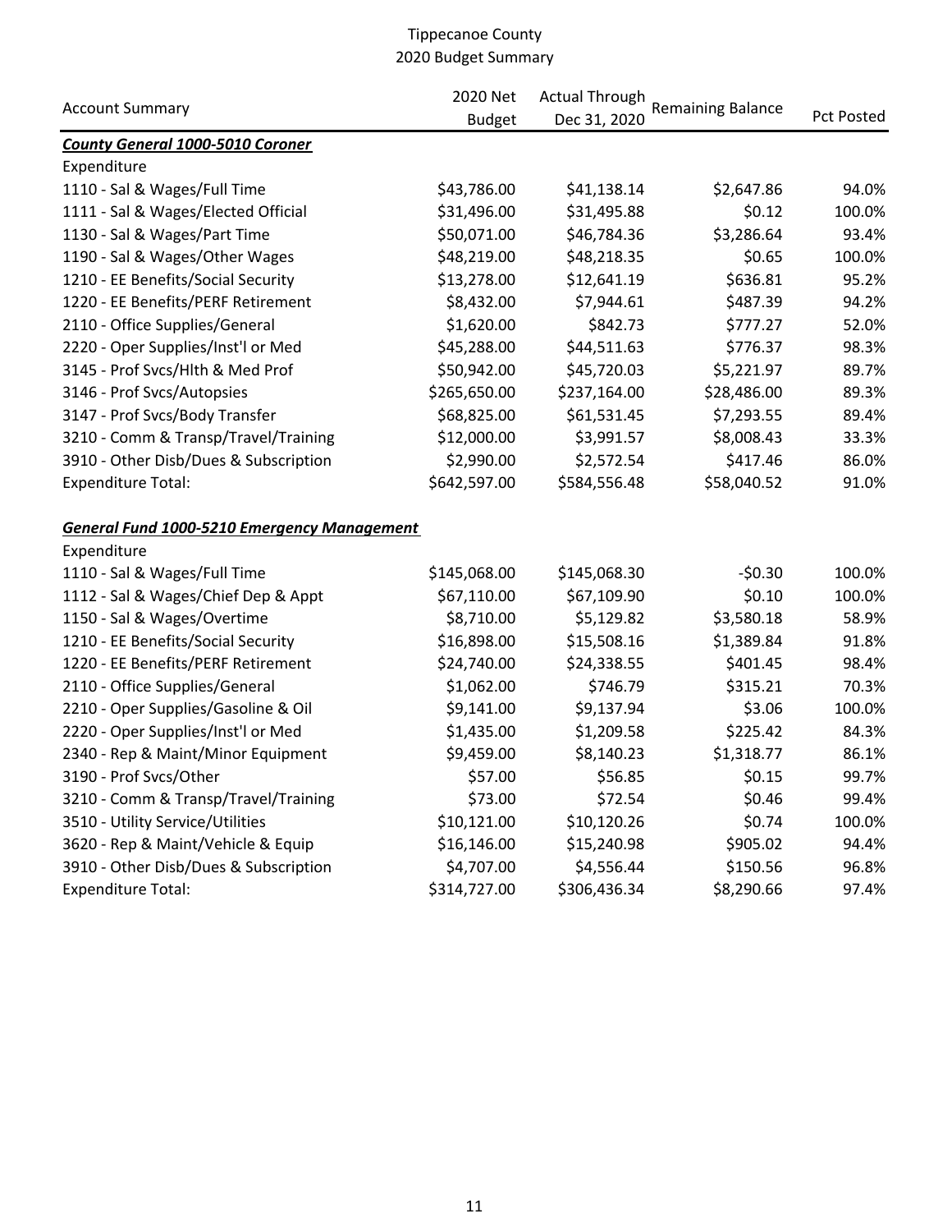# Tippecanoe County
## 2020 Budget Summary

| Account Summary | 2020 Net Budget | Actual Through Dec 31, 2020 | Remaining Balance | Pct Posted |
|---|---|---|---|---|
| ***County General 1000-5010 Coroner*** | | | | |
| Expenditure | | | | |
| 1110 - Sal & Wages/Full Time | $43,786.00 | $41,138.14 | $2,647.86 | 94.0% |
| 1111 - Sal & Wages/Elected Official | $31,496.00 | $31,495.88 | $0.12 | 100.0% |
| 1130 - Sal & Wages/Part Time | $50,071.00 | $46,784.36 | $3,286.64 | 93.4% |
| 1190 - Sal & Wages/Other Wages | $48,219.00 | $48,218.35 | $0.65 | 100.0% |
| 1210 - EE Benefits/Social Security | $13,278.00 | $12,641.19 | $636.81 | 95.2% |
| 1220 - EE Benefits/PERF Retirement | $8,432.00 | $7,944.61 | $487.39 | 94.2% |
| 2110 - Office Supplies/General | $1,620.00 | $842.73 | $777.27 | 52.0% |
| 2220 - Oper Supplies/Inst'l or Med | $45,288.00 | $44,511.63 | $776.37 | 98.3% |
| 3145 - Prof Svcs/Hlth & Med Prof | $50,942.00 | $45,720.03 | $5,221.97 | 89.7% |
| 3146 - Prof Svcs/Autopsies | $265,650.00 | $237,164.00 | $28,486.00 | 89.3% |
| 3147 - Prof Svcs/Body Transfer | $68,825.00 | $61,531.45 | $7,293.55 | 89.4% |
| 3210 - Comm & Transp/Travel/Training | $12,000.00 | $3,991.57 | $8,008.43 | 33.3% |
| 3910 - Other Disb/Dues & Subscription | $2,990.00 | $2,572.54 | $417.46 | 86.0% |
| Expenditure Total: | $642,597.00 | $584,556.48 | $58,040.52 | 91.0% |
| | | | | |
| ***General Fund 1000-5210 Emergency Management*** | | | | |
| Expenditure | | | | |
| 1110 - Sal & Wages/Full Time | $145,068.00 | $145,068.30 | -$0.30 | 100.0% |
| 1112 - Sal & Wages/Chief Dep & Appt | $67,110.00 | $67,109.90 | $0.10 | 100.0% |
| 1150 - Sal & Wages/Overtime | $8,710.00 | $5,129.82 | $3,580.18 | 58.9% |
| 1210 - EE Benefits/Social Security | $16,898.00 | $15,508.16 | $1,389.84 | 91.8% |
| 1220 - EE Benefits/PERF Retirement | $24,740.00 | $24,338.55 | $401.45 | 98.4% |
| 2110 - Office Supplies/General | $1,062.00 | $746.79 | $315.21 | 70.3% |
| 2210 - Oper Supplies/Gasoline & Oil | $9,141.00 | $9,137.94 | $3.06 | 100.0% |
| 2220 - Oper Supplies/Inst'l or Med | $1,435.00 | $1,209.58 | $225.42 | 84.3% |
| 2340 - Rep & Maint/Minor Equipment | $9,459.00 | $8,140.23 | $1,318.77 | 86.1% |
| 3190 - Prof Svcs/Other | $57.00 | $56.85 | $0.15 | 99.7% |
| 3210 - Comm & Transp/Travel/Training | $73.00 | $72.54 | $0.46 | 99.4% |
| 3510 - Utility Service/Utilities | $10,121.00 | $10,120.26 | $0.74 | 100.0% |
| 3620 - Rep & Maint/Vehicle & Equip | $16,146.00 | $15,240.98 | $905.02 | 94.4% |
| 3910 - Other Disb/Dues & Subscription | $4,707.00 | $4,556.44 | $150.56 | 96.8% |
| Expenditure Total: | $314,727.00 | $306,436.34 | $8,290.66 | 97.4% |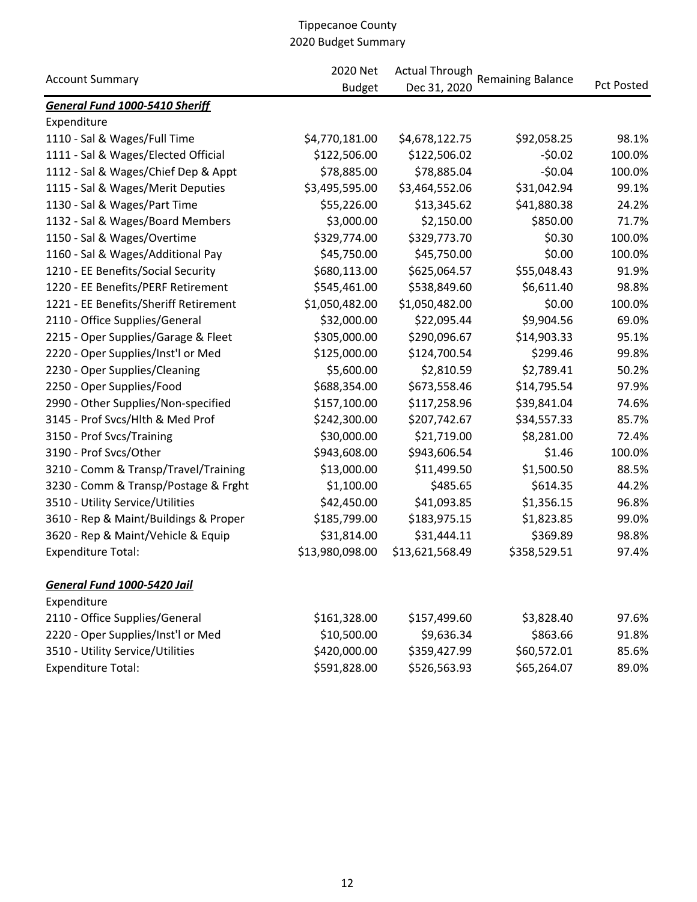# Tippecanoe County
## 2020 Budget Summary

| Account Summary | 2020 Net Budget | Actual Through Dec 31, 2020 | Remaining Balance | Pct Posted |
|---|---|---|---|---|
| ***General Fund 1000-5410 Sheriff*** | | | | |
| Expenditure | | | | |
| 1110 - Sal & Wages/Full Time | $4,770,181.00 | $4,678,122.75 | $92,058.25 | 98.1% |
| 1111 - Sal & Wages/Elected Official | $122,506.00 | $122,506.02 | -$0.02 | 100.0% |
| 1112 - Sal & Wages/Chief Dep & Appt | $78,885.00 | $78,885.04 | -$0.04 | 100.0% |
| 1115 - Sal & Wages/Merit Deputies | $3,495,595.00 | $3,464,552.06 | $31,042.94 | 99.1% |
| 1130 - Sal & Wages/Part Time | $55,226.00 | $13,345.62 | $41,880.38 | 24.2% |
| 1132 - Sal & Wages/Board Members | $3,000.00 | $2,150.00 | $850.00 | 71.7% |
| 1150 - Sal & Wages/Overtime | $329,774.00 | $329,773.70 | $0.30 | 100.0% |
| 1160 - Sal & Wages/Additional Pay | $45,750.00 | $45,750.00 | $0.00 | 100.0% |
| 1210 - EE Benefits/Social Security | $680,113.00 | $625,064.57 | $55,048.43 | 91.9% |
| 1220 - EE Benefits/PERF Retirement | $545,461.00 | $538,849.60 | $6,611.40 | 98.8% |
| 1221 - EE Benefits/Sheriff Retirement | $1,050,482.00 | $1,050,482.00 | $0.00 | 100.0% |
| 2110 - Office Supplies/General | $32,000.00 | $22,095.44 | $9,904.56 | 69.0% |
| 2215 - Oper Supplies/Garage & Fleet | $305,000.00 | $290,096.67 | $14,903.33 | 95.1% |
| 2220 - Oper Supplies/Inst'l or Med | $125,000.00 | $124,700.54 | $299.46 | 99.8% |
| 2230 - Oper Supplies/Cleaning | $5,600.00 | $2,810.59 | $2,789.41 | 50.2% |
| 2250 - Oper Supplies/Food | $688,354.00 | $673,558.46 | $14,795.54 | 97.9% |
| 2990 - Other Supplies/Non-specified | $157,100.00 | $117,258.96 | $39,841.04 | 74.6% |
| 3145 - Prof Svcs/Hlth & Med Prof | $242,300.00 | $207,742.67 | $34,557.33 | 85.7% |
| 3150 - Prof Svcs/Training | $30,000.00 | $21,719.00 | $8,281.00 | 72.4% |
| 3190 - Prof Svcs/Other | $943,608.00 | $943,606.54 | $1.46 | 100.0% |
| 3210 - Comm & Transp/Travel/Training | $13,000.00 | $11,499.50 | $1,500.50 | 88.5% |
| 3230 - Comm & Transp/Postage & Frght | $1,100.00 | $485.65 | $614.35 | 44.2% |
| 3510 - Utility Service/Utilities | $42,450.00 | $41,093.85 | $1,356.15 | 96.8% |
| 3610 - Rep & Maint/Buildings & Proper | $185,799.00 | $183,975.15 | $1,823.85 | 99.0% |
| 3620 - Rep & Maint/Vehicle & Equip | $31,814.00 | $31,444.11 | $369.89 | 98.8% |
| Expenditure Total: | $13,980,098.00 | $13,621,568.49 | $358,529.51 | 97.4% |
| | | | | |
| ***General Fund 1000-5420 Jail*** | | | | |
| Expenditure | | | | |
| 2110 - Office Supplies/General | $161,328.00 | $157,499.60 | $3,828.40 | 97.6% |
| 2220 - Oper Supplies/Inst'l or Med | $10,500.00 | $9,636.34 | $863.66 | 91.8% |
| 3510 - Utility Service/Utilities | $420,000.00 | $359,427.99 | $60,572.01 | 85.6% |
| Expenditure Total: | $591,828.00 | $526,563.93 | $65,264.07 | 89.0% |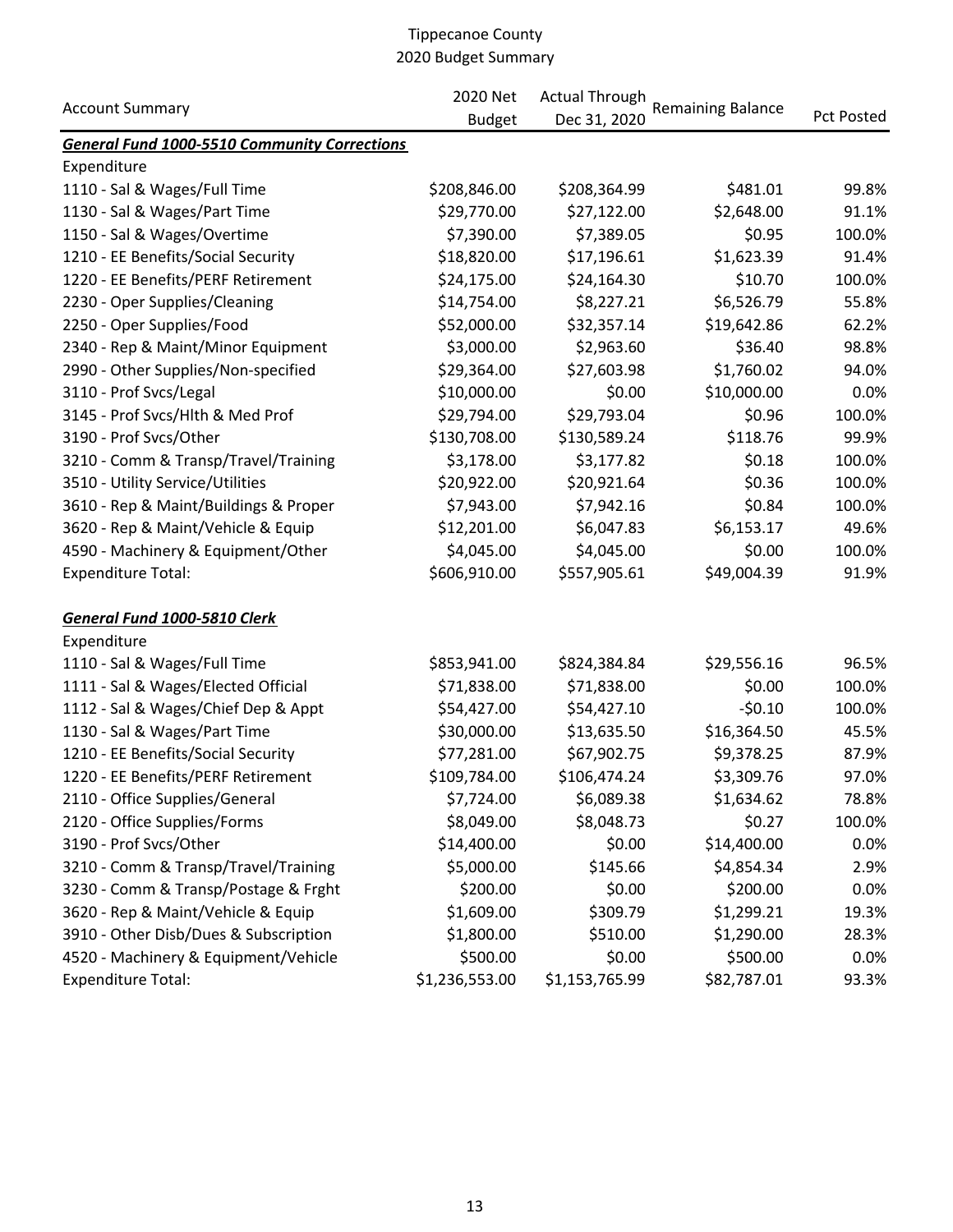# Tippecanoe County
## 2020 Budget Summary

| Account Summary | 2020 Net Budget | Actual Through Dec 31, 2020 | Remaining Balance | Pct Posted |
|---|---|---|---|---|
| ***General Fund 1000-5510 Community Corrections*** | | | | |
| Expenditure | | | | |
| 1110 - Sal & Wages/Full Time | $208,846.00 | $208,364.99 | $481.01 | 99.8% |
| 1130 - Sal & Wages/Part Time | $29,770.00 | $27,122.00 | $2,648.00 | 91.1% |
| 1150 - Sal & Wages/Overtime | $7,390.00 | $7,389.05 | $0.95 | 100.0% |
| 1210 - EE Benefits/Social Security | $18,820.00 | $17,196.61 | $1,623.39 | 91.4% |
| 1220 - EE Benefits/PERF Retirement | $24,175.00 | $24,164.30 | $10.70 | 100.0% |
| 2230 - Oper Supplies/Cleaning | $14,754.00 | $8,227.21 | $6,526.79 | 55.8% |
| 2250 - Oper Supplies/Food | $52,000.00 | $32,357.14 | $19,642.86 | 62.2% |
| 2340 - Rep & Maint/Minor Equipment | $3,000.00 | $2,963.60 | $36.40 | 98.8% |
| 2990 - Other Supplies/Non-specified | $29,364.00 | $27,603.98 | $1,760.02 | 94.0% |
| 3110 - Prof Svcs/Legal | $10,000.00 | $0.00 | $10,000.00 | 0.0% |
| 3145 - Prof Svcs/Hlth & Med Prof | $29,794.00 | $29,793.04 | $0.96 | 100.0% |
| 3190 - Prof Svcs/Other | $130,708.00 | $130,589.24 | $118.76 | 99.9% |
| 3210 - Comm & Transp/Travel/Training | $3,178.00 | $3,177.82 | $0.18 | 100.0% |
| 3510 - Utility Service/Utilities | $20,922.00 | $20,921.64 | $0.36 | 100.0% |
| 3610 - Rep & Maint/Buildings & Proper | $7,943.00 | $7,942.16 | $0.84 | 100.0% |
| 3620 - Rep & Maint/Vehicle & Equip | $12,201.00 | $6,047.83 | $6,153.17 | 49.6% |
| 4590 - Machinery & Equipment/Other | $4,045.00 | $4,045.00 | $0.00 | 100.0% |
| Expenditure Total: | $606,910.00 | $557,905.61 | $49,004.39 | 91.9% |
| | | | | |
| ***General Fund 1000-5810 Clerk*** | | | | |
| Expenditure | | | | |
| 1110 - Sal & Wages/Full Time | $853,941.00 | $824,384.84 | $29,556.16 | 96.5% |
| 1111 - Sal & Wages/Elected Official | $71,838.00 | $71,838.00 | $0.00 | 100.0% |
| 1112 - Sal & Wages/Chief Dep & Appt | $54,427.00 | $54,427.10 | -$0.10 | 100.0% |
| 1130 - Sal & Wages/Part Time | $30,000.00 | $13,635.50 | $16,364.50 | 45.5% |
| 1210 - EE Benefits/Social Security | $77,281.00 | $67,902.75 | $9,378.25 | 87.9% |
| 1220 - EE Benefits/PERF Retirement | $109,784.00 | $106,474.24 | $3,309.76 | 97.0% |
| 2110 - Office Supplies/General | $7,724.00 | $6,089.38 | $1,634.62 | 78.8% |
| 2120 - Office Supplies/Forms | $8,049.00 | $8,048.73 | $0.27 | 100.0% |
| 3190 - Prof Svcs/Other | $14,400.00 | $0.00 | $14,400.00 | 0.0% |
| 3210 - Comm & Transp/Travel/Training | $5,000.00 | $145.66 | $4,854.34 | 2.9% |
| 3230 - Comm & Transp/Postage & Frght | $200.00 | $0.00 | $200.00 | 0.0% |
| 3620 - Rep & Maint/Vehicle & Equip | $1,609.00 | $309.79 | $1,299.21 | 19.3% |
| 3910 - Other Disb/Dues & Subscription | $1,800.00 | $510.00 | $1,290.00 | 28.3% |
| 4520 - Machinery & Equipment/Vehicle | $500.00 | $0.00 | $500.00 | 0.0% |
| Expenditure Total: | $1,236,553.00 | $1,153,765.99 | $82,787.01 | 93.3% |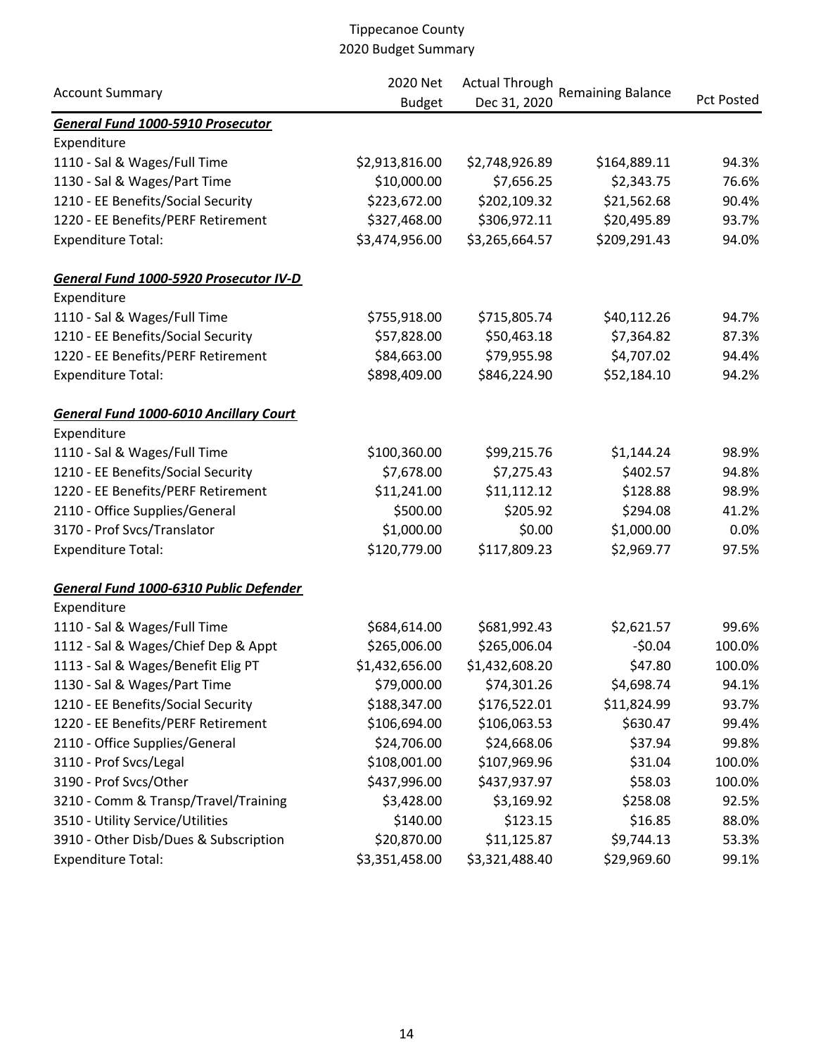# Tippecanoe County
## 2020 Budget Summary

| Account Summary | 2020 Net Budget | Actual Through Dec 31, 2020 | Remaining Balance | Pct Posted |
|---|---|---|---|---|
| ***General Fund 1000-5910 Prosecutor*** | | | | |
| Expenditure | | | | |
| 1110 - Sal & Wages/Full Time | $2,913,816.00 | $2,748,926.89 | $164,889.11 | 94.3% |
| 1130 - Sal & Wages/Part Time | $10,000.00 | $7,656.25 | $2,343.75 | 76.6% |
| 1210 - EE Benefits/Social Security | $223,672.00 | $202,109.32 | $21,562.68 | 90.4% |
| 1220 - EE Benefits/PERF Retirement | $327,468.00 | $306,972.11 | $20,495.89 | 93.7% |
| Expenditure Total: | $3,474,956.00 | $3,265,664.57 | $209,291.43 | 94.0% |
| ***General Fund 1000-5920 Prosecutor IV-D*** | | | | |
| Expenditure | | | | |
| 1110 - Sal & Wages/Full Time | $755,918.00 | $715,805.74 | $40,112.26 | 94.7% |
| 1210 - EE Benefits/Social Security | $57,828.00 | $50,463.18 | $7,364.82 | 87.3% |
| 1220 - EE Benefits/PERF Retirement | $84,663.00 | $79,955.98 | $4,707.02 | 94.4% |
| Expenditure Total: | $898,409.00 | $846,224.90 | $52,184.10 | 94.2% |
| ***General Fund 1000-6010 Ancillary Court*** | | | | |
| Expenditure | | | | |
| 1110 - Sal & Wages/Full Time | $100,360.00 | $99,215.76 | $1,144.24 | 98.9% |
| 1210 - EE Benefits/Social Security | $7,678.00 | $7,275.43 | $402.57 | 94.8% |
| 1220 - EE Benefits/PERF Retirement | $11,241.00 | $11,112.12 | $128.88 | 98.9% |
| 2110 - Office Supplies/General | $500.00 | $205.92 | $294.08 | 41.2% |
| 3170 - Prof Svcs/Translator | $1,000.00 | $0.00 | $1,000.00 | 0.0% |
| Expenditure Total: | $120,779.00 | $117,809.23 | $2,969.77 | 97.5% |
| ***General Fund 1000-6310 Public Defender*** | | | | |
| Expenditure | | | | |
| 1110 - Sal & Wages/Full Time | $684,614.00 | $681,992.43 | $2,621.57 | 99.6% |
| 1112 - Sal & Wages/Chief Dep & Appt | $265,006.00 | $265,006.04 | -$0.04 | 100.0% |
| 1113 - Sal & Wages/Benefit Elig PT | $1,432,656.00 | $1,432,608.20 | $47.80 | 100.0% |
| 1130 - Sal & Wages/Part Time | $79,000.00 | $74,301.26 | $4,698.74 | 94.1% |
| 1210 - EE Benefits/Social Security | $188,347.00 | $176,522.01 | $11,824.99 | 93.7% |
| 1220 - EE Benefits/PERF Retirement | $106,694.00 | $106,063.53 | $630.47 | 99.4% |
| 2110 - Office Supplies/General | $24,706.00 | $24,668.06 | $37.94 | 99.8% |
| 3110 - Prof Svcs/Legal | $108,001.00 | $107,969.96 | $31.04 | 100.0% |
| 3190 - Prof Svcs/Other | $437,996.00 | $437,937.97 | $58.03 | 100.0% |
| 3210 - Comm & Transp/Travel/Training | $3,428.00 | $3,169.92 | $258.08 | 92.5% |
| 3510 - Utility Service/Utilities | $140.00 | $123.15 | $16.85 | 88.0% |
| 3910 - Other Disb/Dues & Subscription | $20,870.00 | $11,125.87 | $9,744.13 | 53.3% |
| Expenditure Total: | $3,351,458.00 | $3,321,488.40 | $29,969.60 | 99.1% |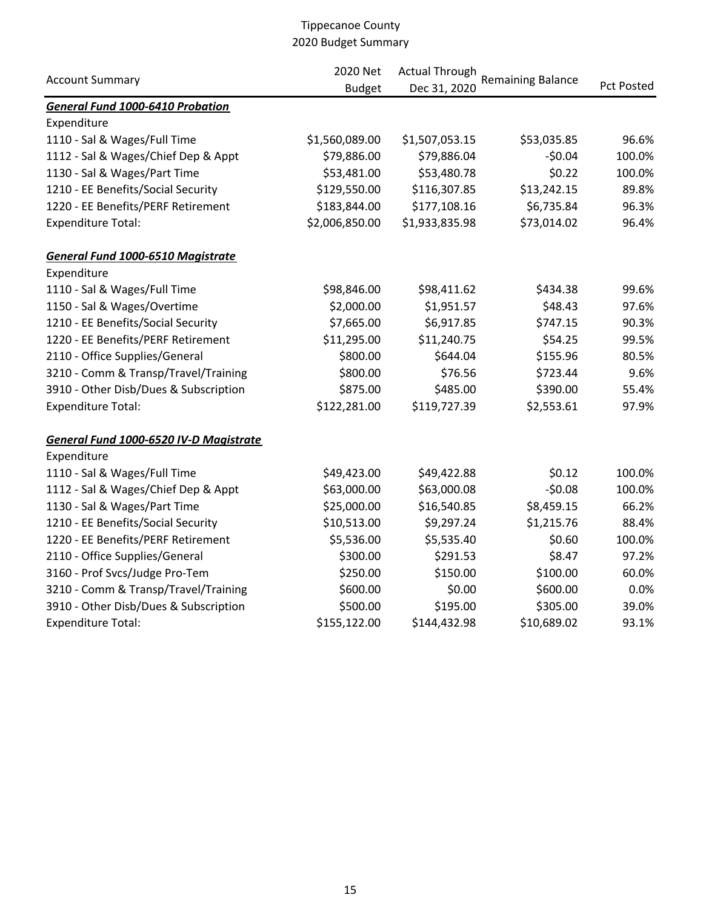# Tippecanoe County
## 2020 Budget Summary

| Account Summary | 2020 Net Budget | Actual Through Dec 31, 2020 | Remaining Balance | Pct Posted |
|---|---|---|---|---|
| ***General Fund 1000-6410 Probation*** | | | | |
| Expenditure | | | | |
| 1110 - Sal & Wages/Full Time | $1,560,089.00 | $1,507,053.15 | $53,035.85 | 96.6% |
| 1112 - Sal & Wages/Chief Dep & Appt | $79,886.00 | $79,886.04 | -$0.04 | 100.0% |
| 1130 - Sal & Wages/Part Time | $53,481.00 | $53,480.78 | $0.22 | 100.0% |
| 1210 - EE Benefits/Social Security | $129,550.00 | $116,307.85 | $13,242.15 | 89.8% |
| 1220 - EE Benefits/PERF Retirement | $183,844.00 | $177,108.16 | $6,735.84 | 96.3% |
| Expenditure Total: | $2,006,850.00 | $1,933,835.98 | $73,014.02 | 96.4% |
| ***General Fund 1000-6510 Magistrate*** | | | | |
| Expenditure | | | | |
| 1110 - Sal & Wages/Full Time | $98,846.00 | $98,411.62 | $434.38 | 99.6% |
| 1150 - Sal & Wages/Overtime | $2,000.00 | $1,951.57 | $48.43 | 97.6% |
| 1210 - EE Benefits/Social Security | $7,665.00 | $6,917.85 | $747.15 | 90.3% |
| 1220 - EE Benefits/PERF Retirement | $11,295.00 | $11,240.75 | $54.25 | 99.5% |
| 2110 - Office Supplies/General | $800.00 | $644.04 | $155.96 | 80.5% |
| 3210 - Comm & Transp/Travel/Training | $800.00 | $76.56 | $723.44 | 9.6% |
| 3910 - Other Disb/Dues & Subscription | $875.00 | $485.00 | $390.00 | 55.4% |
| Expenditure Total: | $122,281.00 | $119,727.39 | $2,553.61 | 97.9% |
| ***General Fund 1000-6520 IV-D Magistrate*** | | | | |
| Expenditure | | | | |
| 1110 - Sal & Wages/Full Time | $49,423.00 | $49,422.88 | $0.12 | 100.0% |
| 1112 - Sal & Wages/Chief Dep & Appt | $63,000.00 | $63,000.08 | -$0.08 | 100.0% |
| 1130 - Sal & Wages/Part Time | $25,000.00 | $16,540.85 | $8,459.15 | 66.2% |
| 1210 - EE Benefits/Social Security | $10,513.00 | $9,297.24 | $1,215.76 | 88.4% |
| 1220 - EE Benefits/PERF Retirement | $5,536.00 | $5,535.40 | $0.60 | 100.0% |
| 2110 - Office Supplies/General | $300.00 | $291.53 | $8.47 | 97.2% |
| 3160 - Prof Svcs/Judge Pro-Tem | $250.00 | $150.00 | $100.00 | 60.0% |
| 3210 - Comm & Transp/Travel/Training | $600.00 | $0.00 | $600.00 | 0.0% |
| 3910 - Other Disb/Dues & Subscription | $500.00 | $195.00 | $305.00 | 39.0% |
| Expenditure Total: | $155,122.00 | $144,432.98 | $10,689.02 | 93.1% |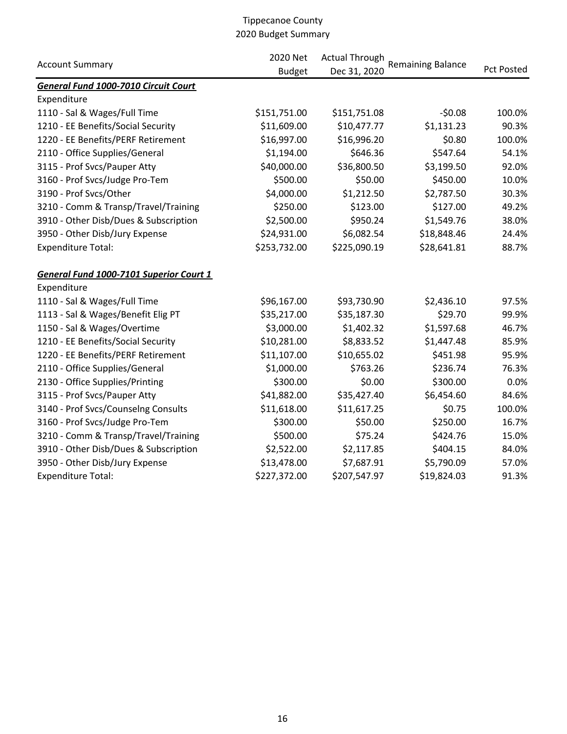Tippecanoe County
2020 Budget Summary

| Account Summary | 2020 Net Budget | Actual Through Dec 31, 2020 | Remaining Balance | Pct Posted |
|---|---|---|---|---|
| ***General Fund 1000-7010 Circuit Court*** | | | | |
| Expenditure | | | | |
| 1110 - Sal & Wages/Full Time | $151,751.00 | $151,751.08 | -$0.08 | 100.0% |
| 1210 - EE Benefits/Social Security | $11,609.00 | $10,477.77 | $1,131.23 | 90.3% |
| 1220 - EE Benefits/PERF Retirement | $16,997.00 | $16,996.20 | $0.80 | 100.0% |
| 2110 - Office Supplies/General | $1,194.00 | $646.36 | $547.64 | 54.1% |
| 3115 - Prof Svcs/Pauper Atty | $40,000.00 | $36,800.50 | $3,199.50 | 92.0% |
| 3160 - Prof Svcs/Judge Pro-Tem | $500.00 | $50.00 | $450.00 | 10.0% |
| 3190 - Prof Svcs/Other | $4,000.00 | $1,212.50 | $2,787.50 | 30.3% |
| 3210 - Comm & Transp/Travel/Training | $250.00 | $123.00 | $127.00 | 49.2% |
| 3910 - Other Disb/Dues & Subscription | $2,500.00 | $950.24 | $1,549.76 | 38.0% |
| 3950 - Other Disb/Jury Expense | $24,931.00 | $6,082.54 | $18,848.46 | 24.4% |
| Expenditure Total: | $253,732.00 | $225,090.19 | $28,641.81 | 88.7% |
| | | | | |
| ***General Fund 1000-7101 Superior Court 1*** | | | | |
| Expenditure | | | | |
| 1110 - Sal & Wages/Full Time | $96,167.00 | $93,730.90 | $2,436.10 | 97.5% |
| 1113 - Sal & Wages/Benefit Elig PT | $35,217.00 | $35,187.30 | $29.70 | 99.9% |
| 1150 - Sal & Wages/Overtime | $3,000.00 | $1,402.32 | $1,597.68 | 46.7% |
| 1210 - EE Benefits/Social Security | $10,281.00 | $8,833.52 | $1,447.48 | 85.9% |
| 1220 - EE Benefits/PERF Retirement | $11,107.00 | $10,655.02 | $451.98 | 95.9% |
| 2110 - Office Supplies/General | $1,000.00 | $763.26 | $236.74 | 76.3% |
| 2130 - Office Supplies/Printing | $300.00 | $0.00 | $300.00 | 0.0% |
| 3115 - Prof Svcs/Pauper Atty | $41,882.00 | $35,427.40 | $6,454.60 | 84.6% |
| 3140 - Prof Svcs/Counselng Consults | $11,618.00 | $11,617.25 | $0.75 | 100.0% |
| 3160 - Prof Svcs/Judge Pro-Tem | $300.00 | $50.00 | $250.00 | 16.7% |
| 3210 - Comm & Transp/Travel/Training | $500.00 | $75.24 | $424.76 | 15.0% |
| 3910 - Other Disb/Dues & Subscription | $2,522.00 | $2,117.85 | $404.15 | 84.0% |
| 3950 - Other Disb/Jury Expense | $13,478.00 | $7,687.91 | $5,790.09 | 57.0% |
| Expenditure Total: | $227,372.00 | $207,547.97 | $19,824.03 | 91.3% |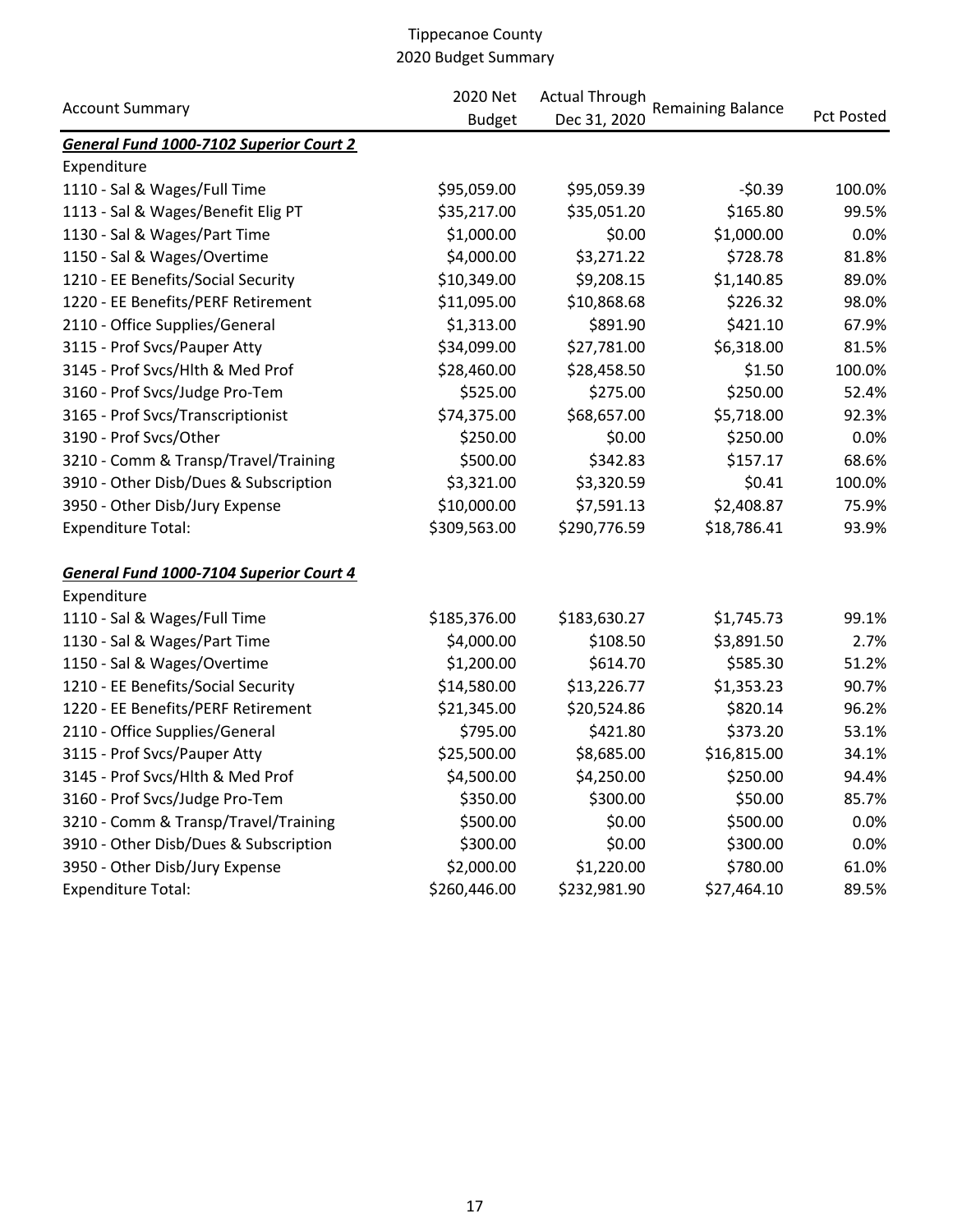Tippecanoe County
2020 Budget Summary

| Account Summary | 2020 Net Budget | Actual Through Dec 31, 2020 | Remaining Balance | Pct Posted |
|---|---|---|---|---|
| ***General Fund 1000-7102 Superior Court 2*** | | | | |
| Expenditure | | | | |
| 1110 - Sal & Wages/Full Time | $95,059.00 | $95,059.39 | -$0.39 | 100.0% |
| 1113 - Sal & Wages/Benefit Elig PT | $35,217.00 | $35,051.20 | $165.80 | 99.5% |
| 1130 - Sal & Wages/Part Time | $1,000.00 | $0.00 | $1,000.00 | 0.0% |
| 1150 - Sal & Wages/Overtime | $4,000.00 | $3,271.22 | $728.78 | 81.8% |
| 1210 - EE Benefits/Social Security | $10,349.00 | $9,208.15 | $1,140.85 | 89.0% |
| 1220 - EE Benefits/PERF Retirement | $11,095.00 | $10,868.68 | $226.32 | 98.0% |
| 2110 - Office Supplies/General | $1,313.00 | $891.90 | $421.10 | 67.9% |
| 3115 - Prof Svcs/Pauper Atty | $34,099.00 | $27,781.00 | $6,318.00 | 81.5% |
| 3145 - Prof Svcs/Hlth & Med Prof | $28,460.00 | $28,458.50 | $1.50 | 100.0% |
| 3160 - Prof Svcs/Judge Pro-Tem | $525.00 | $275.00 | $250.00 | 52.4% |
| 3165 - Prof Svcs/Transcriptionist | $74,375.00 | $68,657.00 | $5,718.00 | 92.3% |
| 3190 - Prof Svcs/Other | $250.00 | $0.00 | $250.00 | 0.0% |
| 3210 - Comm & Transp/Travel/Training | $500.00 | $342.83 | $157.17 | 68.6% |
| 3910 - Other Disb/Dues & Subscription | $3,321.00 | $3,320.59 | $0.41 | 100.0% |
| 3950 - Other Disb/Jury Expense | $10,000.00 | $7,591.13 | $2,408.87 | 75.9% |
| Expenditure Total: | $309,563.00 | $290,776.59 | $18,786.41 | 93.9% |
| | | | | |
| ***General Fund 1000-7104 Superior Court 4*** | | | | |
| Expenditure | | | | |
| 1110 - Sal & Wages/Full Time | $185,376.00 | $183,630.27 | $1,745.73 | 99.1% |
| 1130 - Sal & Wages/Part Time | $4,000.00 | $108.50 | $3,891.50 | 2.7% |
| 1150 - Sal & Wages/Overtime | $1,200.00 | $614.70 | $585.30 | 51.2% |
| 1210 - EE Benefits/Social Security | $14,580.00 | $13,226.77 | $1,353.23 | 90.7% |
| 1220 - EE Benefits/PERF Retirement | $21,345.00 | $20,524.86 | $820.14 | 96.2% |
| 2110 - Office Supplies/General | $795.00 | $421.80 | $373.20 | 53.1% |
| 3115 - Prof Svcs/Pauper Atty | $25,500.00 | $8,685.00 | $16,815.00 | 34.1% |
| 3145 - Prof Svcs/Hlth & Med Prof | $4,500.00 | $4,250.00 | $250.00 | 94.4% |
| 3160 - Prof Svcs/Judge Pro-Tem | $350.00 | $300.00 | $50.00 | 85.7% |
| 3210 - Comm & Transp/Travel/Training | $500.00 | $0.00 | $500.00 | 0.0% |
| 3910 - Other Disb/Dues & Subscription | $300.00 | $0.00 | $300.00 | 0.0% |
| 3950 - Other Disb/Jury Expense | $2,000.00 | $1,220.00 | $780.00 | 61.0% |
| Expenditure Total: | $260,446.00 | $232,981.90 | $27,464.10 | 89.5% |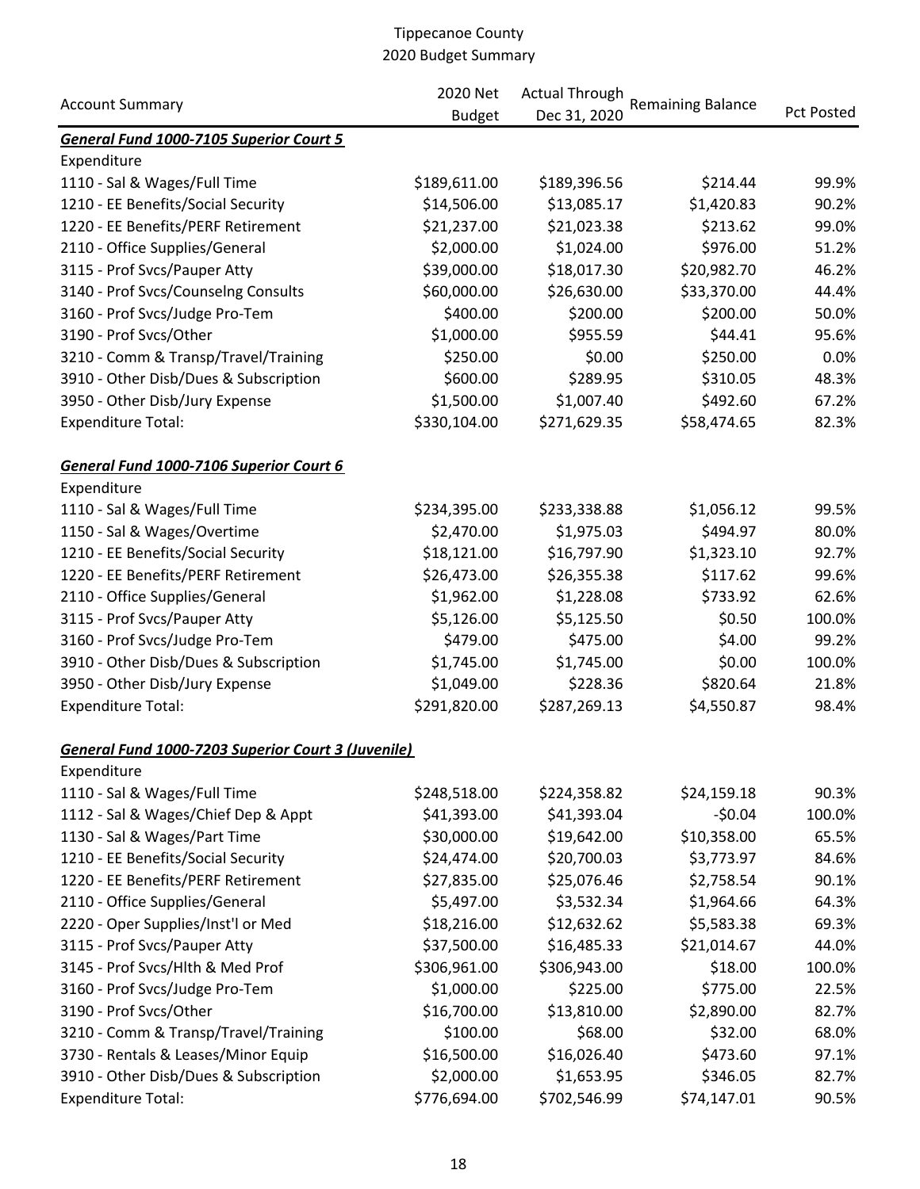# Tippecanoe County
## 2020 Budget Summary

| Account Summary | 2020 Net Budget | Actual Through Dec 31, 2020 | Remaining Balance | Pct Posted |
|---|---|---|---|---|
| ***General Fund 1000-7105 Superior Court 5*** | | | | |
| Expenditure | | | | |
| 1110 - Sal & Wages/Full Time | $189,611.00 | $189,396.56 | $214.44 | 99.9% |
| 1210 - EE Benefits/Social Security | $14,506.00 | $13,085.17 | $1,420.83 | 90.2% |
| 1220 - EE Benefits/PERF Retirement | $21,237.00 | $21,023.38 | $213.62 | 99.0% |
| 2110 - Office Supplies/General | $2,000.00 | $1,024.00 | $976.00 | 51.2% |
| 3115 - Prof Svcs/Pauper Atty | $39,000.00 | $18,017.30 | $20,982.70 | 46.2% |
| 3140 - Prof Svcs/Counselng Consults | $60,000.00 | $26,630.00 | $33,370.00 | 44.4% |
| 3160 - Prof Svcs/Judge Pro-Tem | $400.00 | $200.00 | $200.00 | 50.0% |
| 3190 - Prof Svcs/Other | $1,000.00 | $955.59 | $44.41 | 95.6% |
| 3210 - Comm & Transp/Travel/Training | $250.00 | $0.00 | $250.00 | 0.0% |
| 3910 - Other Disb/Dues & Subscription | $600.00 | $289.95 | $310.05 | 48.3% |
| 3950 - Other Disb/Jury Expense | $1,500.00 | $1,007.40 | $492.60 | 67.2% |
| Expenditure Total: | $330,104.00 | $271,629.35 | $58,474.65 | 82.3% |
| ***General Fund 1000-7106 Superior Court 6*** | | | | |
| Expenditure | | | | |
| 1110 - Sal & Wages/Full Time | $234,395.00 | $233,338.88 | $1,056.12 | 99.5% |
| 1150 - Sal & Wages/Overtime | $2,470.00 | $1,975.03 | $494.97 | 80.0% |
| 1210 - EE Benefits/Social Security | $18,121.00 | $16,797.90 | $1,323.10 | 92.7% |
| 1220 - EE Benefits/PERF Retirement | $26,473.00 | $26,355.38 | $117.62 | 99.6% |
| 2110 - Office Supplies/General | $1,962.00 | $1,228.08 | $733.92 | 62.6% |
| 3115 - Prof Svcs/Pauper Atty | $5,126.00 | $5,125.50 | $0.50 | 100.0% |
| 3160 - Prof Svcs/Judge Pro-Tem | $479.00 | $475.00 | $4.00 | 99.2% |
| 3910 - Other Disb/Dues & Subscription | $1,745.00 | $1,745.00 | $0.00 | 100.0% |
| 3950 - Other Disb/Jury Expense | $1,049.00 | $228.36 | $820.64 | 21.8% |
| Expenditure Total: | $291,820.00 | $287,269.13 | $4,550.87 | 98.4% |
| ***General Fund 1000-7203 Superior Court 3 (Juvenile)*** | | | | |
| Expenditure | | | | |
| 1110 - Sal & Wages/Full Time | $248,518.00 | $224,358.82 | $24,159.18 | 90.3% |
| 1112 - Sal & Wages/Chief Dep & Appt | $41,393.00 | $41,393.04 | -$0.04 | 100.0% |
| 1130 - Sal & Wages/Part Time | $30,000.00 | $19,642.00 | $10,358.00 | 65.5% |
| 1210 - EE Benefits/Social Security | $24,474.00 | $20,700.03 | $3,773.97 | 84.6% |
| 1220 - EE Benefits/PERF Retirement | $27,835.00 | $25,076.46 | $2,758.54 | 90.1% |
| 2110 - Office Supplies/General | $5,497.00 | $3,532.34 | $1,964.66 | 64.3% |
| 2220 - Oper Supplies/Inst'l or Med | $18,216.00 | $12,632.62 | $5,583.38 | 69.3% |
| 3115 - Prof Svcs/Pauper Atty | $37,500.00 | $16,485.33 | $21,014.67 | 44.0% |
| 3145 - Prof Svcs/Hlth & Med Prof | $306,961.00 | $306,943.00 | $18.00 | 100.0% |
| 3160 - Prof Svcs/Judge Pro-Tem | $1,000.00 | $225.00 | $775.00 | 22.5% |
| 3190 - Prof Svcs/Other | $16,700.00 | $13,810.00 | $2,890.00 | 82.7% |
| 3210 - Comm & Transp/Travel/Training | $100.00 | $68.00 | $32.00 | 68.0% |
| 3730 - Rentals & Leases/Minor Equip | $16,500.00 | $16,026.40 | $473.60 | 97.1% |
| 3910 - Other Disb/Dues & Subscription | $2,000.00 | $1,653.95 | $346.05 | 82.7% |
| Expenditure Total: | $776,694.00 | $702,546.99 | $74,147.01 | 90.5% |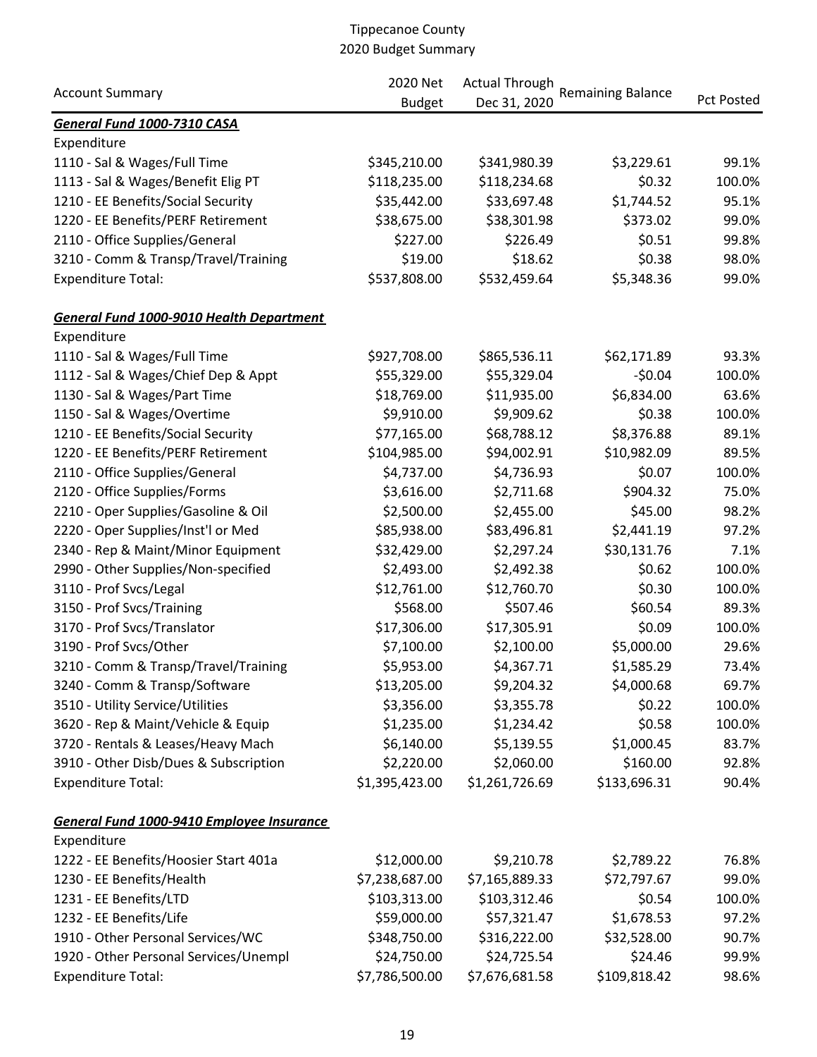# Tippecanoe County
## 2020 Budget Summary

| Account Summary | 2020 Net Budget | Actual Through Dec 31, 2020 | Remaining Balance | Pct Posted |
|---|---|---|---|---|
| ***General Fund 1000-7310 CASA*** | | | | |
| Expenditure | | | | |
| 1110 - Sal & Wages/Full Time | $345,210.00 | $341,980.39 | $3,229.61 | 99.1% |
| 1113 - Sal & Wages/Benefit Elig PT | $118,235.00 | $118,234.68 | $0.32 | 100.0% |
| 1210 - EE Benefits/Social Security | $35,442.00 | $33,697.48 | $1,744.52 | 95.1% |
| 1220 - EE Benefits/PERF Retirement | $38,675.00 | $38,301.98 | $373.02 | 99.0% |
| 2110 - Office Supplies/General | $227.00 | $226.49 | $0.51 | 99.8% |
| 3210 - Comm & Transp/Travel/Training | $19.00 | $18.62 | $0.38 | 98.0% |
| Expenditure Total: | $537,808.00 | $532,459.64 | $5,348.36 | 99.0% |
| | | | | |
| ***General Fund 1000-9010 Health Department*** | | | | |
| Expenditure | | | | |
| 1110 - Sal & Wages/Full Time | $927,708.00 | $865,536.11 | $62,171.89 | 93.3% |
| 1112 - Sal & Wages/Chief Dep & Appt | $55,329.00 | $55,329.04 | -$0.04 | 100.0% |
| 1130 - Sal & Wages/Part Time | $18,769.00 | $11,935.00 | $6,834.00 | 63.6% |
| 1150 - Sal & Wages/Overtime | $9,910.00 | $9,909.62 | $0.38 | 100.0% |
| 1210 - EE Benefits/Social Security | $77,165.00 | $68,788.12 | $8,376.88 | 89.1% |
| 1220 - EE Benefits/PERF Retirement | $104,985.00 | $94,002.91 | $10,982.09 | 89.5% |
| 2110 - Office Supplies/General | $4,737.00 | $4,736.93 | $0.07 | 100.0% |
| 2120 - Office Supplies/Forms | $3,616.00 | $2,711.68 | $904.32 | 75.0% |
| 2210 - Oper Supplies/Gasoline & Oil | $2,500.00 | $2,455.00 | $45.00 | 98.2% |
| 2220 - Oper Supplies/Inst'l or Med | $85,938.00 | $83,496.81 | $2,441.19 | 97.2% |
| 2340 - Rep & Maint/Minor Equipment | $32,429.00 | $2,297.24 | $30,131.76 | 7.1% |
| 2990 - Other Supplies/Non-specified | $2,493.00 | $2,492.38 | $0.62 | 100.0% |
| 3110 - Prof Svcs/Legal | $12,761.00 | $12,760.70 | $0.30 | 100.0% |
| 3150 - Prof Svcs/Training | $568.00 | $507.46 | $60.54 | 89.3% |
| 3170 - Prof Svcs/Translator | $17,306.00 | $17,305.91 | $0.09 | 100.0% |
| 3190 - Prof Svcs/Other | $7,100.00 | $2,100.00 | $5,000.00 | 29.6% |
| 3210 - Comm & Transp/Travel/Training | $5,953.00 | $4,367.71 | $1,585.29 | 73.4% |
| 3240 - Comm & Transp/Software | $13,205.00 | $9,204.32 | $4,000.68 | 69.7% |
| 3510 - Utility Service/Utilities | $3,356.00 | $3,355.78 | $0.22 | 100.0% |
| 3620 - Rep & Maint/Vehicle & Equip | $1,235.00 | $1,234.42 | $0.58 | 100.0% |
| 3720 - Rentals & Leases/Heavy Mach | $6,140.00 | $5,139.55 | $1,000.45 | 83.7% |
| 3910 - Other Disb/Dues & Subscription | $2,220.00 | $2,060.00 | $160.00 | 92.8% |
| Expenditure Total: | $1,395,423.00 | $1,261,726.69 | $133,696.31 | 90.4% |
| | | | | |
| ***General Fund 1000-9410 Employee Insurance*** | | | | |
| Expenditure | | | | |
| 1222 - EE Benefits/Hoosier Start 401a | $12,000.00 | $9,210.78 | $2,789.22 | 76.8% |
| 1230 - EE Benefits/Health | $7,238,687.00 | $7,165,889.33 | $72,797.67 | 99.0% |
| 1231 - EE Benefits/LTD | $103,313.00 | $103,312.46 | $0.54 | 100.0% |
| 1232 - EE Benefits/Life | $59,000.00 | $57,321.47 | $1,678.53 | 97.2% |
| 1910 - Other Personal Services/WC | $348,750.00 | $316,222.00 | $32,528.00 | 90.7% |
| 1920 - Other Personal Services/Unempl | $24,750.00 | $24,725.54 | $24.46 | 99.9% |
| Expenditure Total: | $7,786,500.00 | $7,676,681.58 | $109,818.42 | 98.6% |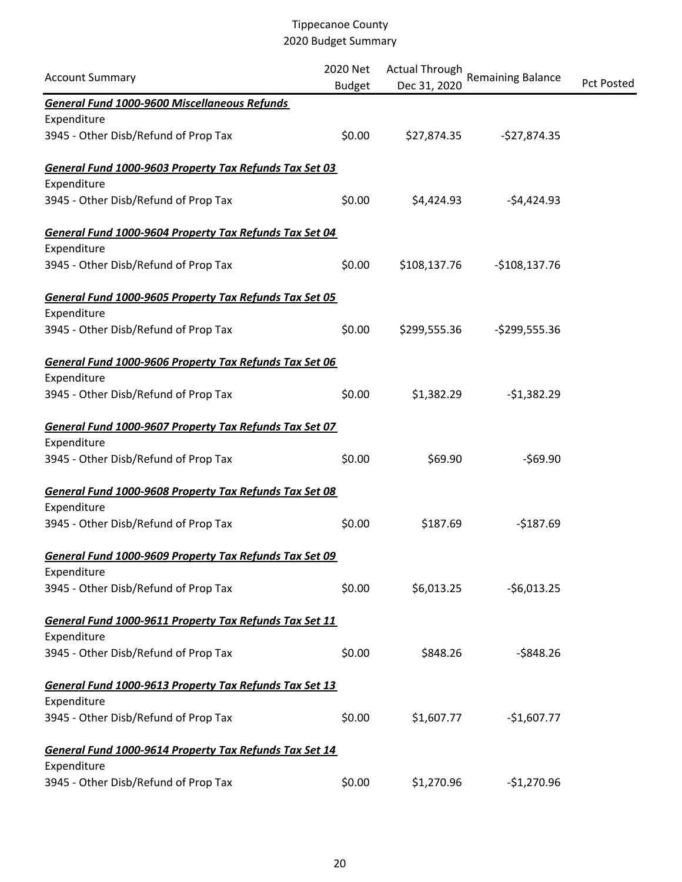# Tippecanoe County
## 2020 Budget Summary

| Account Summary | 2020 Net Budget | Actual Through Dec 31, 2020 | Remaining Balance | Pct Posted |
|---|---|---|---|---|
| ***General Fund 1000-9600 Miscellaneous Refunds*** | | | | |
| Expenditure | | | | |
| 3945 - Other Disb/Refund of Prop Tax | $0.00 | $27,874.35 | -$27,874.35 | |
| ***General Fund 1000-9603 Property Tax Refunds Tax Set 03*** | | | | |
| Expenditure | | | | |
| 3945 - Other Disb/Refund of Prop Tax | $0.00 | $4,424.93 | -$4,424.93 | |
| ***General Fund 1000-9604 Property Tax Refunds Tax Set 04*** | | | | |
| Expenditure | | | | |
| 3945 - Other Disb/Refund of Prop Tax | $0.00 | $108,137.76 | -$108,137.76 | |
| ***General Fund 1000-9605 Property Tax Refunds Tax Set 05*** | | | | |
| Expenditure | | | | |
| 3945 - Other Disb/Refund of Prop Tax | $0.00 | $299,555.36 | -$299,555.36 | |
| ***General Fund 1000-9606 Property Tax Refunds Tax Set 06*** | | | | |
| Expenditure | | | | |
| 3945 - Other Disb/Refund of Prop Tax | $0.00 | $1,382.29 | -$1,382.29 | |
| ***General Fund 1000-9607 Property Tax Refunds Tax Set 07*** | | | | |
| Expenditure | | | | |
| 3945 - Other Disb/Refund of Prop Tax | $0.00 | $69.90 | -$69.90 | |
| ***General Fund 1000-9608 Property Tax Refunds Tax Set 08*** | | | | |
| Expenditure | | | | |
| 3945 - Other Disb/Refund of Prop Tax | $0.00 | $187.69 | -$187.69 | |
| ***General Fund 1000-9609 Property Tax Refunds Tax Set 09*** | | | | |
| Expenditure | | | | |
| 3945 - Other Disb/Refund of Prop Tax | $0.00 | $6,013.25 | -$6,013.25 | |
| ***General Fund 1000-9611 Property Tax Refunds Tax Set 11*** | | | | |
| Expenditure | | | | |
| 3945 - Other Disb/Refund of Prop Tax | $0.00 | $848.26 | -$848.26 | |
| ***General Fund 1000-9613 Property Tax Refunds Tax Set 13*** | | | | |
| Expenditure | | | | |
| 3945 - Other Disb/Refund of Prop Tax | $0.00 | $1,607.77 | -$1,607.77 | |
| ***General Fund 1000-9614 Property Tax Refunds Tax Set 14*** | | | | |
| Expenditure | | | | |
| 3945 - Other Disb/Refund of Prop Tax | $0.00 | $1,270.96 | -$1,270.96 | |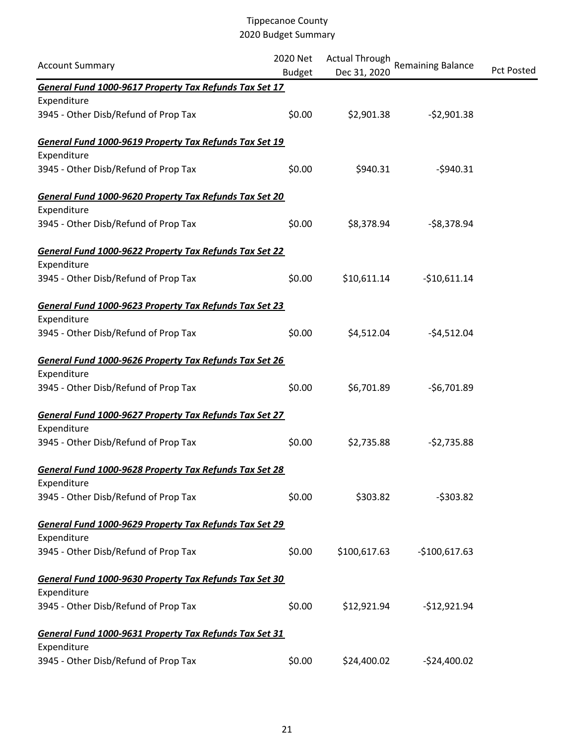Tippecanoe County
2020 Budget Summary

| Account Summary | 2020 Net Budget | Actual Through Dec 31, 2020 | Remaining Balance | Pct Posted |
|---|---|---|---|---|
| ***General Fund 1000-9617 Property Tax Refunds Tax Set 17*** | | | | |
| Expenditure | | | | |
| 3945 - Other Disb/Refund of Prop Tax | $0.00 | $2,901.38 | -$2,901.38 | |
| ***General Fund 1000-9619 Property Tax Refunds Tax Set 19*** | | | | |
| Expenditure | | | | |
| 3945 - Other Disb/Refund of Prop Tax | $0.00 | $940.31 | -$940.31 | |
| ***General Fund 1000-9620 Property Tax Refunds Tax Set 20*** | | | | |
| Expenditure | | | | |
| 3945 - Other Disb/Refund of Prop Tax | $0.00 | $8,378.94 | -$8,378.94 | |
| ***General Fund 1000-9622 Property Tax Refunds Tax Set 22*** | | | | |
| Expenditure | | | | |
| 3945 - Other Disb/Refund of Prop Tax | $0.00 | $10,611.14 | -$10,611.14 | |
| ***General Fund 1000-9623 Property Tax Refunds Tax Set 23*** | | | | |
| Expenditure | | | | |
| 3945 - Other Disb/Refund of Prop Tax | $0.00 | $4,512.04 | -$4,512.04 | |
| ***General Fund 1000-9626 Property Tax Refunds Tax Set 26*** | | | | |
| Expenditure | | | | |
| 3945 - Other Disb/Refund of Prop Tax | $0.00 | $6,701.89 | -$6,701.89 | |
| ***General Fund 1000-9627 Property Tax Refunds Tax Set 27*** | | | | |
| Expenditure | | | | |
| 3945 - Other Disb/Refund of Prop Tax | $0.00 | $2,735.88 | -$2,735.88 | |
| ***General Fund 1000-9628 Property Tax Refunds Tax Set 28*** | | | | |
| Expenditure | | | | |
| 3945 - Other Disb/Refund of Prop Tax | $0.00 | $303.82 | -$303.82 | |
| ***General Fund 1000-9629 Property Tax Refunds Tax Set 29*** | | | | |
| Expenditure | | | | |
| 3945 - Other Disb/Refund of Prop Tax | $0.00 | $100,617.63 | -$100,617.63 | |
| ***General Fund 1000-9630 Property Tax Refunds Tax Set 30*** | | | | |
| Expenditure | | | | |
| 3945 - Other Disb/Refund of Prop Tax | $0.00 | $12,921.94 | -$12,921.94 | |
| ***General Fund 1000-9631 Property Tax Refunds Tax Set 31*** | | | | |
| Expenditure | | | | |
| 3945 - Other Disb/Refund of Prop Tax | $0.00 | $24,400.02 | -$24,400.02 | |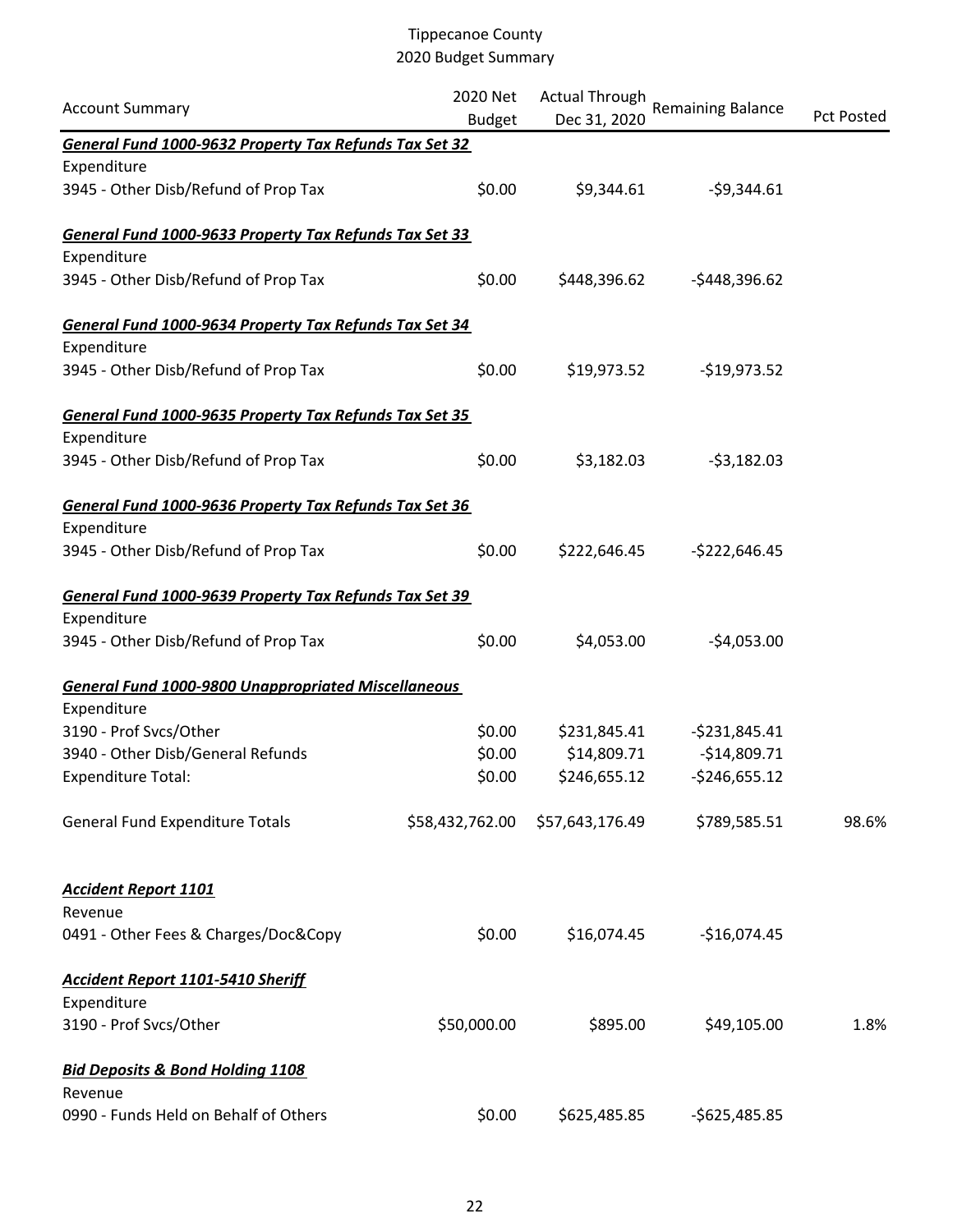Tippecanoe County
2020 Budget Summary

| Account Summary | 2020 Net Budget | Actual Through Dec 31, 2020 | Remaining Balance | Pct Posted |
|---|---|---|---|---|
| ***General Fund 1000-9632 Property Tax Refunds Tax Set 32*** | | | | |
| Expenditure | | | | |
| 3945 - Other Disb/Refund of Prop Tax | $0.00 | $9,344.61 | -$9,344.61 | |
| ***General Fund 1000-9633 Property Tax Refunds Tax Set 33*** | | | | |
| Expenditure | | | | |
| 3945 - Other Disb/Refund of Prop Tax | $0.00 | $448,396.62 | -$448,396.62 | |
| ***General Fund 1000-9634 Property Tax Refunds Tax Set 34*** | | | | |
| Expenditure | | | | |
| 3945 - Other Disb/Refund of Prop Tax | $0.00 | $19,973.52 | -$19,973.52 | |
| ***General Fund 1000-9635 Property Tax Refunds Tax Set 35*** | | | | |
| Expenditure | | | | |
| 3945 - Other Disb/Refund of Prop Tax | $0.00 | $3,182.03 | -$3,182.03 | |
| ***General Fund 1000-9636 Property Tax Refunds Tax Set 36*** | | | | |
| Expenditure | | | | |
| 3945 - Other Disb/Refund of Prop Tax | $0.00 | $222,646.45 | -$222,646.45 | |
| ***General Fund 1000-9639 Property Tax Refunds Tax Set 39*** | | | | |
| Expenditure | | | | |
| 3945 - Other Disb/Refund of Prop Tax | $0.00 | $4,053.00 | -$4,053.00 | |
| ***General Fund 1000-9800 Unappropriated Miscellaneous*** | | | | |
| Expenditure | | | | |
| 3190 - Prof Svcs/Other | $0.00 | $231,845.41 | -$231,845.41 | |
| 3940 - Other Disb/General Refunds | $0.00 | $14,809.71 | -$14,809.71 | |
| Expenditure Total: | $0.00 | $246,655.12 | -$246,655.12 | |
| General Fund Expenditure Totals | $58,432,762.00 | $57,643,176.49 | $789,585.51 | 98.6% |
| ***Accident Report 1101*** | | | | |
| Revenue | | | | |
| 0491 - Other Fees & Charges/Doc&Copy | $0.00 | $16,074.45 | -$16,074.45 | |
| ***Accident Report 1101-5410 Sheriff*** | | | | |
| Expenditure | | | | |
| 3190 - Prof Svcs/Other | $50,000.00 | $895.00 | $49,105.00 | 1.8% |
| ***Bid Deposits & Bond Holding 1108*** | | | | |
| Revenue | | | | |
| 0990 - Funds Held on Behalf of Others | $0.00 | $625,485.85 | -$625,485.85 | |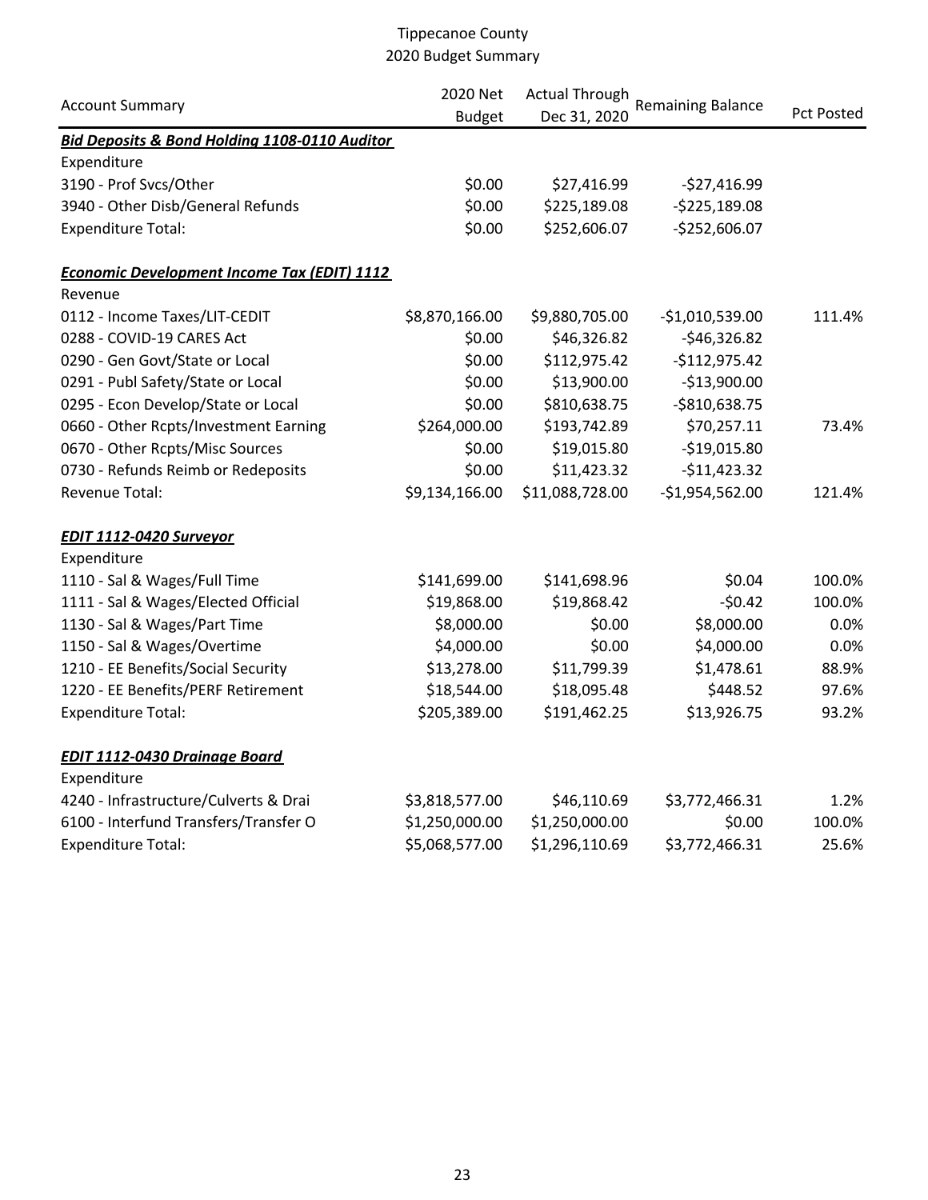Tippecanoe County
2020 Budget Summary

| Account Summary | 2020 Net Budget | Actual Through Dec 31, 2020 | Remaining Balance | Pct Posted |
|---|---|---|---|---|
| ***Bid Deposits & Bond Holding 1108-0110 Auditor*** | | | | |
| Expenditure | | | | |
| 3190 - Prof Svcs/Other | $0.00 | $27,416.99 | -$27,416.99 | |
| 3940 - Other Disb/General Refunds | $0.00 | $225,189.08 | -$225,189.08 | |
| Expenditure Total: | $0.00 | $252,606.07 | -$252,606.07 | |
| | | | | |
| ***Economic Development Income Tax (EDIT) 1112*** | | | | |
| Revenue | | | | |
| 0112 - Income Taxes/LIT-CEDIT | $8,870,166.00 | $9,880,705.00 | -$1,010,539.00 | 111.4% |
| 0288 - COVID-19 CARES Act | $0.00 | $46,326.82 | -$46,326.82 | |
| 0290 - Gen Govt/State or Local | $0.00 | $112,975.42 | -$112,975.42 | |
| 0291 - Publ Safety/State or Local | $0.00 | $13,900.00 | -$13,900.00 | |
| 0295 - Econ Develop/State or Local | $0.00 | $810,638.75 | -$810,638.75 | |
| 0660 - Other Rcpts/Investment Earning | $264,000.00 | $193,742.89 | $70,257.11 | 73.4% |
| 0670 - Other Rcpts/Misc Sources | $0.00 | $19,015.80 | -$19,015.80 | |
| 0730 - Refunds Reimb or Redeposits | $0.00 | $11,423.32 | -$11,423.32 | |
| Revenue Total: | $9,134,166.00 | $11,088,728.00 | -$1,954,562.00 | 121.4% |
| | | | | |
| ***EDIT 1112-0420 Surveyor*** | | | | |
| Expenditure | | | | |
| 1110 - Sal & Wages/Full Time | $141,699.00 | $141,698.96 | $0.04 | 100.0% |
| 1111 - Sal & Wages/Elected Official | $19,868.00 | $19,868.42 | -$0.42 | 100.0% |
| 1130 - Sal & Wages/Part Time | $8,000.00 | $0.00 | $8,000.00 | 0.0% |
| 1150 - Sal & Wages/Overtime | $4,000.00 | $0.00 | $4,000.00 | 0.0% |
| 1210 - EE Benefits/Social Security | $13,278.00 | $11,799.39 | $1,478.61 | 88.9% |
| 1220 - EE Benefits/PERF Retirement | $18,544.00 | $18,095.48 | $448.52 | 97.6% |
| Expenditure Total: | $205,389.00 | $191,462.25 | $13,926.75 | 93.2% |
| | | | | |
| ***EDIT 1112-0430 Drainage Board*** | | | | |
| Expenditure | | | | |
| 4240 - Infrastructure/Culverts & Drai | $3,818,577.00 | $46,110.69 | $3,772,466.31 | 1.2% |
| 6100 - Interfund Transfers/Transfer O | $1,250,000.00 | $1,250,000.00 | $0.00 | 100.0% |
| Expenditure Total: | $5,068,577.00 | $1,296,110.69 | $3,772,466.31 | 25.6% |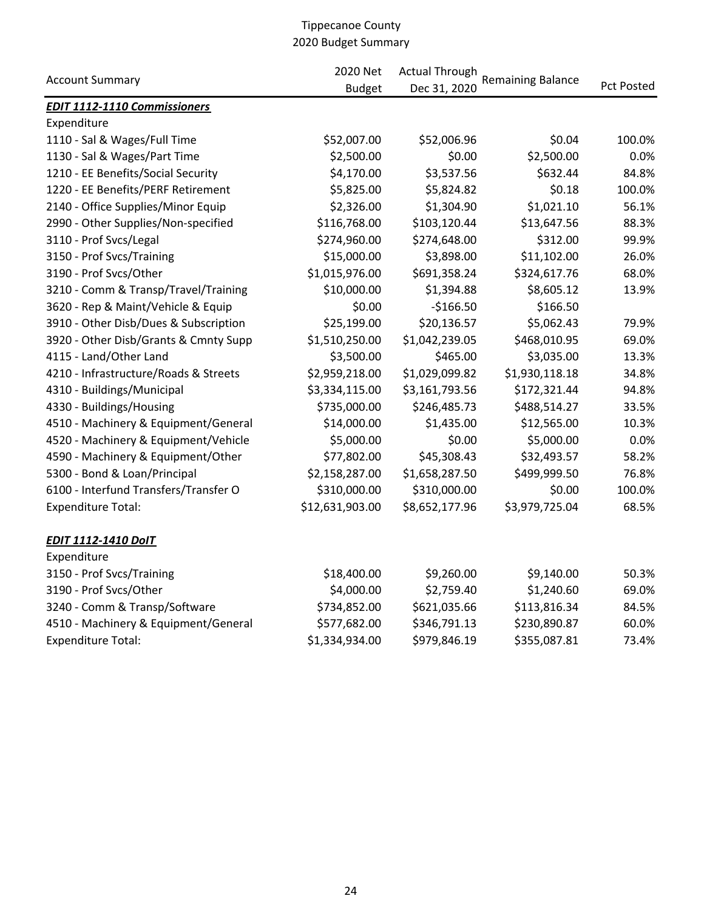# Tippecanoe County
## 2020 Budget Summary

| Account Summary | 2020 Net Budget | Actual Through Dec 31, 2020 | Remaining Balance | Pct Posted |
|---|---|---|---|---|
| ***EDIT 1112-1110 Commissioners*** | | | | |
| Expenditure | | | | |
| 1110 - Sal & Wages/Full Time | $52,007.00 | $52,006.96 | $0.04 | 100.0% |
| 1130 - Sal & Wages/Part Time | $2,500.00 | $0.00 | $2,500.00 | 0.0% |
| 1210 - EE Benefits/Social Security | $4,170.00 | $3,537.56 | $632.44 | 84.8% |
| 1220 - EE Benefits/PERF Retirement | $5,825.00 | $5,824.82 | $0.18 | 100.0% |
| 2140 - Office Supplies/Minor Equip | $2,326.00 | $1,304.90 | $1,021.10 | 56.1% |
| 2990 - Other Supplies/Non-specified | $116,768.00 | $103,120.44 | $13,647.56 | 88.3% |
| 3110 - Prof Svcs/Legal | $274,960.00 | $274,648.00 | $312.00 | 99.9% |
| 3150 - Prof Svcs/Training | $15,000.00 | $3,898.00 | $11,102.00 | 26.0% |
| 3190 - Prof Svcs/Other | $1,015,976.00 | $691,358.24 | $324,617.76 | 68.0% |
| 3210 - Comm & Transp/Travel/Training | $10,000.00 | $1,394.88 | $8,605.12 | 13.9% |
| 3620 - Rep & Maint/Vehicle & Equip | $0.00 | -$166.50 | $166.50 | |
| 3910 - Other Disb/Dues & Subscription | $25,199.00 | $20,136.57 | $5,062.43 | 79.9% |
| 3920 - Other Disb/Grants & Cmnty Supp | $1,510,250.00 | $1,042,239.05 | $468,010.95 | 69.0% |
| 4115 - Land/Other Land | $3,500.00 | $465.00 | $3,035.00 | 13.3% |
| 4210 - Infrastructure/Roads & Streets | $2,959,218.00 | $1,029,099.82 | $1,930,118.18 | 34.8% |
| 4310 - Buildings/Municipal | $3,334,115.00 | $3,161,793.56 | $172,321.44 | 94.8% |
| 4330 - Buildings/Housing | $735,000.00 | $246,485.73 | $488,514.27 | 33.5% |
| 4510 - Machinery & Equipment/General | $14,000.00 | $1,435.00 | $12,565.00 | 10.3% |
| 4520 - Machinery & Equipment/Vehicle | $5,000.00 | $0.00 | $5,000.00 | 0.0% |
| 4590 - Machinery & Equipment/Other | $77,802.00 | $45,308.43 | $32,493.57 | 58.2% |
| 5300 - Bond & Loan/Principal | $2,158,287.00 | $1,658,287.50 | $499,999.50 | 76.8% |
| 6100 - Interfund Transfers/Transfer O | $310,000.00 | $310,000.00 | $0.00 | 100.0% |
| Expenditure Total: | $12,631,903.00 | $8,652,177.96 | $3,979,725.04 | 68.5% |
| | | | | |
| ***EDIT 1112-1410 DoIT*** | | | | |
| Expenditure | | | | |
| 3150 - Prof Svcs/Training | $18,400.00 | $9,260.00 | $9,140.00 | 50.3% |
| 3190 - Prof Svcs/Other | $4,000.00 | $2,759.40 | $1,240.60 | 69.0% |
| 3240 - Comm & Transp/Software | $734,852.00 | $621,035.66 | $113,816.34 | 84.5% |
| 4510 - Machinery & Equipment/General | $577,682.00 | $346,791.13 | $230,890.87 | 60.0% |
| Expenditure Total: | $1,334,934.00 | $979,846.19 | $355,087.81 | 73.4% |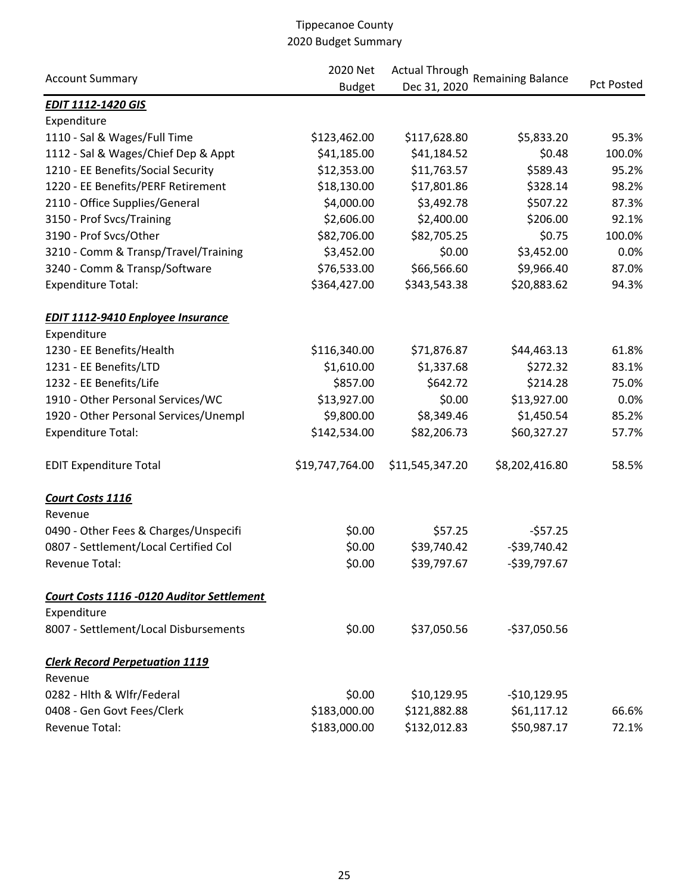Tippecanoe County
2020 Budget Summary

| Account Summary | 2020 Net Budget | Actual Through Dec 31, 2020 | Remaining Balance | Pct Posted |
|---|---|---|---|---|
| ***EDIT 1112-1420 GIS*** | | | | |
| Expenditure | | | | |
| 1110 - Sal & Wages/Full Time | $123,462.00 | $117,628.80 | $5,833.20 | 95.3% |
| 1112 - Sal & Wages/Chief Dep & Appt | $41,185.00 | $41,184.52 | $0.48 | 100.0% |
| 1210 - EE Benefits/Social Security | $12,353.00 | $11,763.57 | $589.43 | 95.2% |
| 1220 - EE Benefits/PERF Retirement | $18,130.00 | $17,801.86 | $328.14 | 98.2% |
| 2110 - Office Supplies/General | $4,000.00 | $3,492.78 | $507.22 | 87.3% |
| 3150 - Prof Svcs/Training | $2,606.00 | $2,400.00 | $206.00 | 92.1% |
| 3190 - Prof Svcs/Other | $82,706.00 | $82,705.25 | $0.75 | 100.0% |
| 3210 - Comm & Transp/Travel/Training | $3,452.00 | $0.00 | $3,452.00 | 0.0% |
| 3240 - Comm & Transp/Software | $76,533.00 | $66,566.60 | $9,966.40 | 87.0% |
| Expenditure Total: | $364,427.00 | $343,543.38 | $20,883.62 | 94.3% |
| ***EDIT 1112-9410 Enployee Insurance*** | | | | |
| Expenditure | | | | |
| 1230 - EE Benefits/Health | $116,340.00 | $71,876.87 | $44,463.13 | 61.8% |
| 1231 - EE Benefits/LTD | $1,610.00 | $1,337.68 | $272.32 | 83.1% |
| 1232 - EE Benefits/Life | $857.00 | $642.72 | $214.28 | 75.0% |
| 1910 - Other Personal Services/WC | $13,927.00 | $0.00 | $13,927.00 | 0.0% |
| 1920 - Other Personal Services/Unempl | $9,800.00 | $8,349.46 | $1,450.54 | 85.2% |
| Expenditure Total: | $142,534.00 | $82,206.73 | $60,327.27 | 57.7% |
| EDIT Expenditure Total | $19,747,764.00 | $11,545,347.20 | $8,202,416.80 | 58.5% |
| ***Court Costs 1116*** | | | | |
| Revenue | | | | |
| 0490 - Other Fees & Charges/Unspecifi | $0.00 | $57.25 | -$57.25 | |
| 0807 - Settlement/Local Certified Col | $0.00 | $39,740.42 | -$39,740.42 | |
| Revenue Total: | $0.00 | $39,797.67 | -$39,797.67 | |
| ***Court Costs 1116 -0120 Auditor Settlement*** | | | | |
| Expenditure | | | | |
| 8007 - Settlement/Local Disbursements | $0.00 | $37,050.56 | -$37,050.56 | |
| ***Clerk Record Perpetuation 1119*** | | | | |
| Revenue | | | | |
| 0282 - Hlth & Wlfr/Federal | $0.00 | $10,129.95 | -$10,129.95 | |
| 0408 - Gen Govt Fees/Clerk | $183,000.00 | $121,882.88 | $61,117.12 | 66.6% |
| Revenue Total: | $183,000.00 | $132,012.83 | $50,987.17 | 72.1% |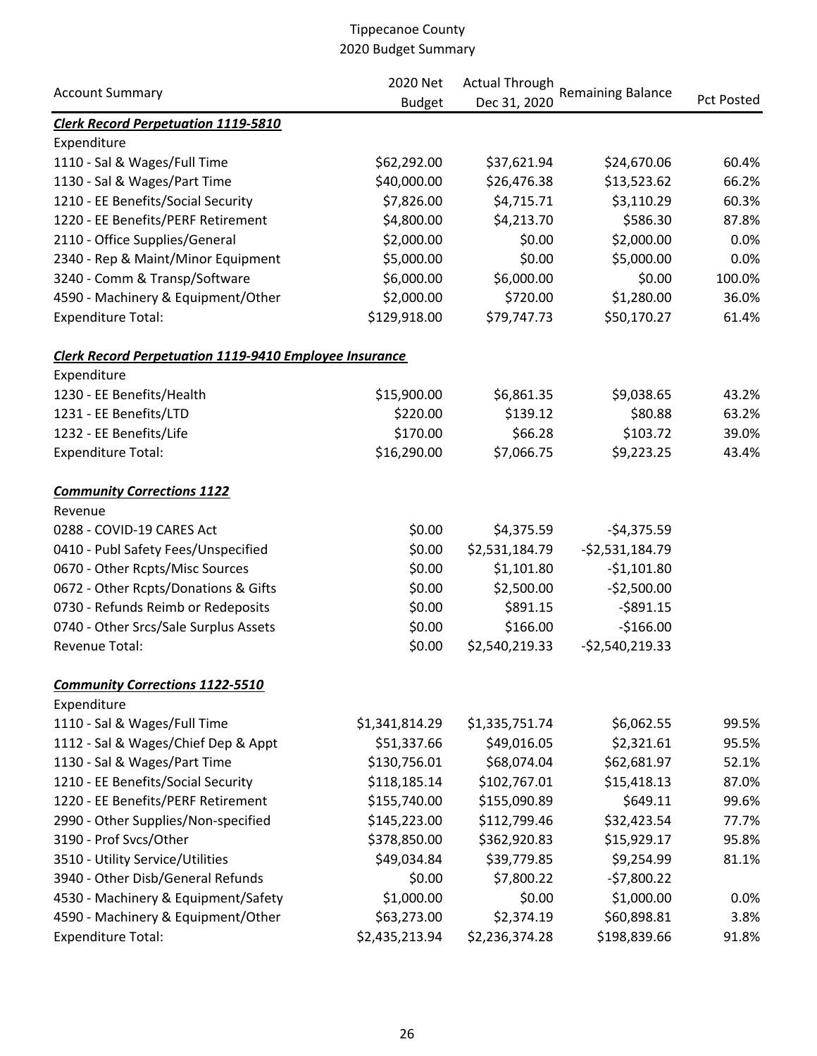# Tippecanoe County
## 2020 Budget Summary

| Account Summary | 2020 Net Budget | Actual Through Dec 31, 2020 | Remaining Balance | Pct Posted |
|---|---|---|---|---|
| ***Clerk Record Perpetuation 1119-5810*** | | | | |
| Expenditure | | | | |
| 1110 - Sal & Wages/Full Time | $62,292.00 | $37,621.94 | $24,670.06 | 60.4% |
| 1130 - Sal & Wages/Part Time | $40,000.00 | $26,476.38 | $13,523.62 | 66.2% |
| 1210 - EE Benefits/Social Security | $7,826.00 | $4,715.71 | $3,110.29 | 60.3% |
| 1220 - EE Benefits/PERF Retirement | $4,800.00 | $4,213.70 | $586.30 | 87.8% |
| 2110 - Office Supplies/General | $2,000.00 | $0.00 | $2,000.00 | 0.0% |
| 2340 - Rep & Maint/Minor Equipment | $5,000.00 | $0.00 | $5,000.00 | 0.0% |
| 3240 - Comm & Transp/Software | $6,000.00 | $6,000.00 | $0.00 | 100.0% |
| 4590 - Machinery & Equipment/Other | $2,000.00 | $720.00 | $1,280.00 | 36.0% |
| Expenditure Total: | $129,918.00 | $79,747.73 | $50,170.27 | 61.4% |
| ***Clerk Record Perpetuation 1119-9410 Employee Insurance*** | | | | |
| Expenditure | | | | |
| 1230 - EE Benefits/Health | $15,900.00 | $6,861.35 | $9,038.65 | 43.2% |
| 1231 - EE Benefits/LTD | $220.00 | $139.12 | $80.88 | 63.2% |
| 1232 - EE Benefits/Life | $170.00 | $66.28 | $103.72 | 39.0% |
| Expenditure Total: | $16,290.00 | $7,066.75 | $9,223.25 | 43.4% |
| ***Community Corrections 1122*** | | | | |
| Revenue | | | | |
| 0288 - COVID-19 CARES Act | $0.00 | $4,375.59 | -$4,375.59 | |
| 0410 - Publ Safety Fees/Unspecified | $0.00 | $2,531,184.79 | -$2,531,184.79 | |
| 0670 - Other Rcpts/Misc Sources | $0.00 | $1,101.80 | -$1,101.80 | |
| 0672 - Other Rcpts/Donations & Gifts | $0.00 | $2,500.00 | -$2,500.00 | |
| 0730 - Refunds Reimb or Redeposits | $0.00 | $891.15 | -$891.15 | |
| 0740 - Other Srcs/Sale Surplus Assets | $0.00 | $166.00 | -$166.00 | |
| Revenue Total: | $0.00 | $2,540,219.33 | -$2,540,219.33 | |
| ***Community Corrections 1122-5510*** | | | | |
| Expenditure | | | | |
| 1110 - Sal & Wages/Full Time | $1,341,814.29 | $1,335,751.74 | $6,062.55 | 99.5% |
| 1112 - Sal & Wages/Chief Dep & Appt | $51,337.66 | $49,016.05 | $2,321.61 | 95.5% |
| 1130 - Sal & Wages/Part Time | $130,756.01 | $68,074.04 | $62,681.97 | 52.1% |
| 1210 - EE Benefits/Social Security | $118,185.14 | $102,767.01 | $15,418.13 | 87.0% |
| 1220 - EE Benefits/PERF Retirement | $155,740.00 | $155,090.89 | $649.11 | 99.6% |
| 2990 - Other Supplies/Non-specified | $145,223.00 | $112,799.46 | $32,423.54 | 77.7% |
| 3190 - Prof Svcs/Other | $378,850.00 | $362,920.83 | $15,929.17 | 95.8% |
| 3510 - Utility Service/Utilities | $49,034.84 | $39,779.85 | $9,254.99 | 81.1% |
| 3940 - Other Disb/General Refunds | $0.00 | $7,800.22 | -$7,800.22 | |
| 4530 - Machinery & Equipment/Safety | $1,000.00 | $0.00 | $1,000.00 | 0.0% |
| 4590 - Machinery & Equipment/Other | $63,273.00 | $2,374.19 | $60,898.81 | 3.8% |
| Expenditure Total: | $2,435,213.94 | $2,236,374.28 | $198,839.66 | 91.8% |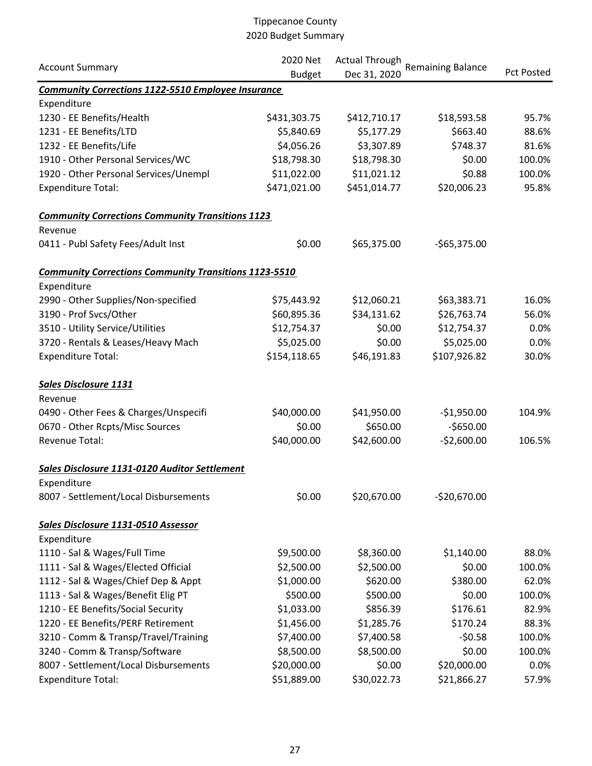# Tippecanoe County
## 2020 Budget Summary

| Account Summary | 2020 Net Budget | Actual Through Dec 31, 2020 | Remaining Balance | Pct Posted |
|---|---|---|---|---|
| ***Community Corrections 1122-5510 Employee Insurance*** | | | | |
| Expenditure | | | | |
| 1230 - EE Benefits/Health | $431,303.75 | $412,710.17 | $18,593.58 | 95.7% |
| 1231 - EE Benefits/LTD | $5,840.69 | $5,177.29 | $663.40 | 88.6% |
| 1232 - EE Benefits/Life | $4,056.26 | $3,307.89 | $748.37 | 81.6% |
| 1910 - Other Personal Services/WC | $18,798.30 | $18,798.30 | $0.00 | 100.0% |
| 1920 - Other Personal Services/Unempl | $11,022.00 | $11,021.12 | $0.88 | 100.0% |
| Expenditure Total: | $471,021.00 | $451,014.77 | $20,006.23 | 95.8% |
| | | | | |
| ***Community Corrections Community Transitions 1123*** | | | | |
| Revenue | | | | |
| 0411 - Publ Safety Fees/Adult Inst | $0.00 | $65,375.00 | -$65,375.00 | |
| | | | | |
| ***Community Corrections Community Transitions 1123-5510*** | | | | |
| Expenditure | | | | |
| 2990 - Other Supplies/Non-specified | $75,443.92 | $12,060.21 | $63,383.71 | 16.0% |
| 3190 - Prof Svcs/Other | $60,895.36 | $34,131.62 | $26,763.74 | 56.0% |
| 3510 - Utility Service/Utilities | $12,754.37 | $0.00 | $12,754.37 | 0.0% |
| 3720 - Rentals & Leases/Heavy Mach | $5,025.00 | $0.00 | $5,025.00 | 0.0% |
| Expenditure Total: | $154,118.65 | $46,191.83 | $107,926.82 | 30.0% |
| | | | | |
| ***Sales Disclosure 1131*** | | | | |
| Revenue | | | | |
| 0490 - Other Fees & Charges/Unspecifi | $40,000.00 | $41,950.00 | -$1,950.00 | 104.9% |
| 0670 - Other Rcpts/Misc Sources | $0.00 | $650.00 | -$650.00 | |
| Revenue Total: | $40,000.00 | $42,600.00 | -$2,600.00 | 106.5% |
| | | | | |
| ***Sales Disclosure 1131-0120 Auditor Settlement*** | | | | |
| Expenditure | | | | |
| 8007 - Settlement/Local Disbursements | $0.00 | $20,670.00 | -$20,670.00 | |
| | | | | |
| ***Sales Disclosure 1131-0510 Assessor*** | | | | |
| Expenditure | | | | |
| 1110 - Sal & Wages/Full Time | $9,500.00 | $8,360.00 | $1,140.00 | 88.0% |
| 1111 - Sal & Wages/Elected Official | $2,500.00 | $2,500.00 | $0.00 | 100.0% |
| 1112 - Sal & Wages/Chief Dep & Appt | $1,000.00 | $620.00 | $380.00 | 62.0% |
| 1113 - Sal & Wages/Benefit Elig PT | $500.00 | $500.00 | $0.00 | 100.0% |
| 1210 - EE Benefits/Social Security | $1,033.00 | $856.39 | $176.61 | 82.9% |
| 1220 - EE Benefits/PERF Retirement | $1,456.00 | $1,285.76 | $170.24 | 88.3% |
| 3210 - Comm & Transp/Travel/Training | $7,400.00 | $7,400.58 | -$0.58 | 100.0% |
| 3240 - Comm & Transp/Software | $8,500.00 | $8,500.00 | $0.00 | 100.0% |
| 8007 - Settlement/Local Disbursements | $20,000.00 | $0.00 | $20,000.00 | 0.0% |
| Expenditure Total: | $51,889.00 | $30,022.73 | $21,866.27 | 57.9% |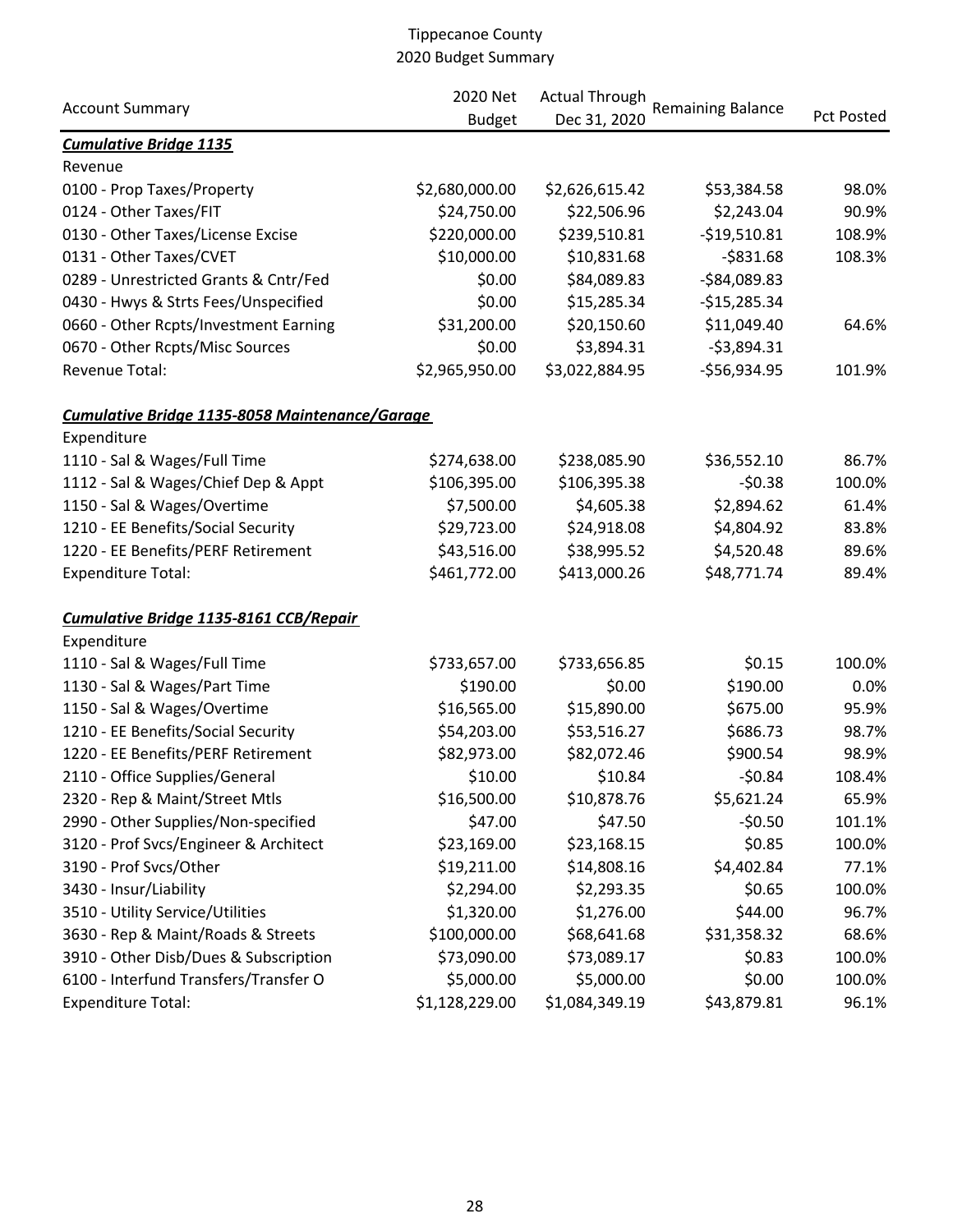# Tippecanoe County
## 2020 Budget Summary

| Account Summary | 2020 Net Budget | Actual Through Dec 31, 2020 | Remaining Balance | Pct Posted |
|---|---|---|---|---|
| ***Cumulative Bridge 1135*** | | | | |
| Revenue | | | | |
| 0100 - Prop Taxes/Property | $2,680,000.00 | $2,626,615.42 | $53,384.58 | 98.0% |
| 0124 - Other Taxes/FIT | $24,750.00 | $22,506.96 | $2,243.04 | 90.9% |
| 0130 - Other Taxes/License Excise | $220,000.00 | $239,510.81 | -$19,510.81 | 108.9% |
| 0131 - Other Taxes/CVET | $10,000.00 | $10,831.68 | -$831.68 | 108.3% |
| 0289 - Unrestricted Grants & Cntr/Fed | $0.00 | $84,089.83 | -$84,089.83 | |
| 0430 - Hwys & Strts Fees/Unspecified | $0.00 | $15,285.34 | -$15,285.34 | |
| 0660 - Other Rcpts/Investment Earning | $31,200.00 | $20,150.60 | $11,049.40 | 64.6% |
| 0670 - Other Rcpts/Misc Sources | $0.00 | $3,894.31 | -$3,894.31 | |
| Revenue Total: | $2,965,950.00 | $3,022,884.95 | -$56,934.95 | 101.9% |
| ***Cumulative Bridge 1135-8058 Maintenance/Garage*** | | | | |
| Expenditure | | | | |
| 1110 - Sal & Wages/Full Time | $274,638.00 | $238,085.90 | $36,552.10 | 86.7% |
| 1112 - Sal & Wages/Chief Dep & Appt | $106,395.00 | $106,395.38 | -$0.38 | 100.0% |
| 1150 - Sal & Wages/Overtime | $7,500.00 | $4,605.38 | $2,894.62 | 61.4% |
| 1210 - EE Benefits/Social Security | $29,723.00 | $24,918.08 | $4,804.92 | 83.8% |
| 1220 - EE Benefits/PERF Retirement | $43,516.00 | $38,995.52 | $4,520.48 | 89.6% |
| Expenditure Total: | $461,772.00 | $413,000.26 | $48,771.74 | 89.4% |
| ***Cumulative Bridge 1135-8161 CCB/Repair*** | | | | |
| Expenditure | | | | |
| 1110 - Sal & Wages/Full Time | $733,657.00 | $733,656.85 | $0.15 | 100.0% |
| 1130 - Sal & Wages/Part Time | $190.00 | $0.00 | $190.00 | 0.0% |
| 1150 - Sal & Wages/Overtime | $16,565.00 | $15,890.00 | $675.00 | 95.9% |
| 1210 - EE Benefits/Social Security | $54,203.00 | $53,516.27 | $686.73 | 98.7% |
| 1220 - EE Benefits/PERF Retirement | $82,973.00 | $82,072.46 | $900.54 | 98.9% |
| 2110 - Office Supplies/General | $10.00 | $10.84 | -$0.84 | 108.4% |
| 2320 - Rep & Maint/Street Mtls | $16,500.00 | $10,878.76 | $5,621.24 | 65.9% |
| 2990 - Other Supplies/Non-specified | $47.00 | $47.50 | -$0.50 | 101.1% |
| 3120 - Prof Svcs/Engineer & Architect | $23,169.00 | $23,168.15 | $0.85 | 100.0% |
| 3190 - Prof Svcs/Other | $19,211.00 | $14,808.16 | $4,402.84 | 77.1% |
| 3430 - Insur/Liability | $2,294.00 | $2,293.35 | $0.65 | 100.0% |
| 3510 - Utility Service/Utilities | $1,320.00 | $1,276.00 | $44.00 | 96.7% |
| 3630 - Rep & Maint/Roads & Streets | $100,000.00 | $68,641.68 | $31,358.32 | 68.6% |
| 3910 - Other Disb/Dues & Subscription | $73,090.00 | $73,089.17 | $0.83 | 100.0% |
| 6100 - Interfund Transfers/Transfer O | $5,000.00 | $5,000.00 | $0.00 | 100.0% |
| Expenditure Total: | $1,128,229.00 | $1,084,349.19 | $43,879.81 | 96.1% |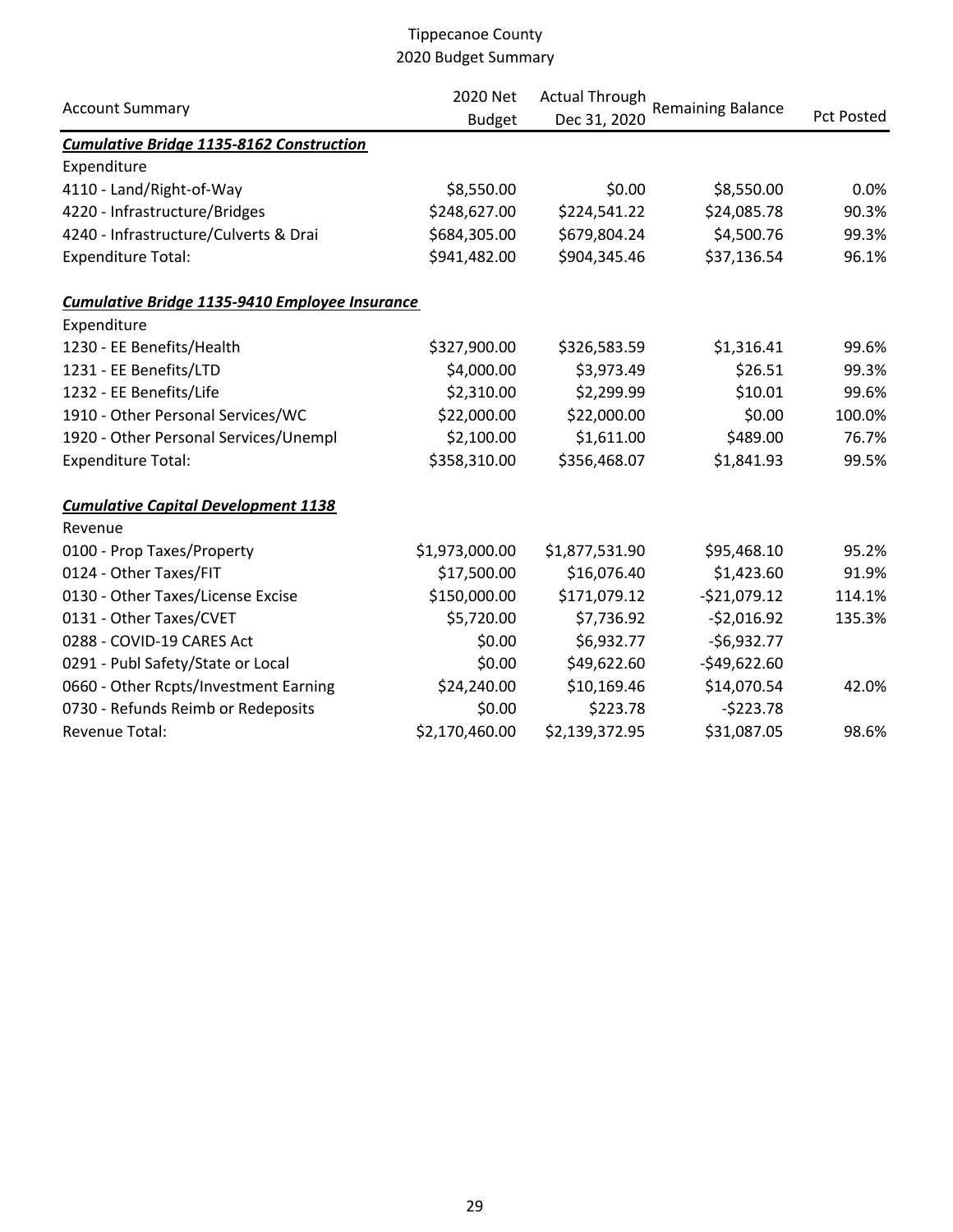Tippecanoe County
2020 Budget Summary

| Account Summary | 2020 Net Budget | Actual Through Dec 31, 2020 | Remaining Balance | Pct Posted |
|---|---|---|---|---|
| ***Cumulative Bridge 1135-8162 Construction*** | | | | |
| Expenditure | | | | |
| 4110 - Land/Right-of-Way | \$8,550.00 | \$0.00 | \$8,550.00 | 0.0% |
| 4220 - Infrastructure/Bridges | \$248,627.00 | \$224,541.22 | \$24,085.78 | 90.3% |
| 4240 - Infrastructure/Culverts & Drai | \$684,305.00 | \$679,804.24 | \$4,500.76 | 99.3% |
| Expenditure Total: | \$941,482.00 | \$904,345.46 | \$37,136.54 | 96.1% |
| ***Cumulative Bridge 1135-9410 Employee Insurance*** | | | | |
| Expenditure | | | | |
| 1230 - EE Benefits/Health | \$327,900.00 | \$326,583.59 | \$1,316.41 | 99.6% |
| 1231 - EE Benefits/LTD | \$4,000.00 | \$3,973.49 | \$26.51 | 99.3% |
| 1232 - EE Benefits/Life | \$2,310.00 | \$2,299.99 | \$10.01 | 99.6% |
| 1910 - Other Personal Services/WC | \$22,000.00 | \$22,000.00 | \$0.00 | 100.0% |
| 1920 - Other Personal Services/Unempl | \$2,100.00 | \$1,611.00 | \$489.00 | 76.7% |
| Expenditure Total: | \$358,310.00 | \$356,468.07 | \$1,841.93 | 99.5% |
| ***Cumulative Capital Development 1138*** | | | | |
| Revenue | | | | |
| 0100 - Prop Taxes/Property | \$1,973,000.00 | \$1,877,531.90 | \$95,468.10 | 95.2% |
| 0124 - Other Taxes/FIT | \$17,500.00 | \$16,076.40 | \$1,423.60 | 91.9% |
| 0130 - Other Taxes/License Excise | \$150,000.00 | \$171,079.12 | -\$21,079.12 | 114.1% |
| 0131 - Other Taxes/CVET | \$5,720.00 | \$7,736.92 | -\$2,016.92 | 135.3% |
| 0288 - COVID-19 CARES Act | \$0.00 | \$6,932.77 | -\$6,932.77 | |
| 0291 - Publ Safety/State or Local | \$0.00 | \$49,622.60 | -\$49,622.60 | |
| 0660 - Other Rcpts/Investment Earning | \$24,240.00 | \$10,169.46 | \$14,070.54 | 42.0% |
| 0730 - Refunds Reimb or Redeposits | \$0.00 | \$223.78 | -\$223.78 | |
| Revenue Total: | \$2,170,460.00 | \$2,139,372.95 | \$31,087.05 | 98.6% |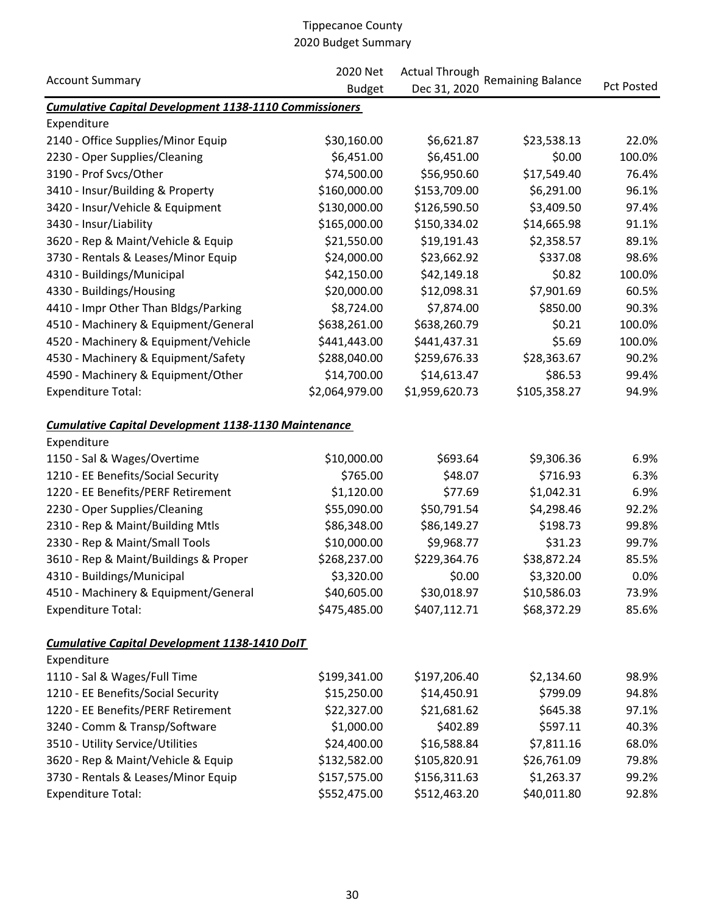# Tippecanoe County
## 2020 Budget Summary

| Account Summary | 2020 Net Budget | Actual Through Dec 31, 2020 | Remaining Balance | Pct Posted |
|---|---|---|---|---|
| ***Cumulative Capital Development 1138-1110 Commissioners*** | | | | |
| Expenditure | | | | |
| 2140 - Office Supplies/Minor Equip | $30,160.00 | $6,621.87 | $23,538.13 | 22.0% |
| 2230 - Oper Supplies/Cleaning | $6,451.00 | $6,451.00 | $0.00 | 100.0% |
| 3190 - Prof Svcs/Other | $74,500.00 | $56,950.60 | $17,549.40 | 76.4% |
| 3410 - Insur/Building & Property | $160,000.00 | $153,709.00 | $6,291.00 | 96.1% |
| 3420 - Insur/Vehicle & Equipment | $130,000.00 | $126,590.50 | $3,409.50 | 97.4% |
| 3430 - Insur/Liability | $165,000.00 | $150,334.02 | $14,665.98 | 91.1% |
| 3620 - Rep & Maint/Vehicle & Equip | $21,550.00 | $19,191.43 | $2,358.57 | 89.1% |
| 3730 - Rentals & Leases/Minor Equip | $24,000.00 | $23,662.92 | $337.08 | 98.6% |
| 4310 - Buildings/Municipal | $42,150.00 | $42,149.18 | $0.82 | 100.0% |
| 4330 - Buildings/Housing | $20,000.00 | $12,098.31 | $7,901.69 | 60.5% |
| 4410 - Impr Other Than Bldgs/Parking | $8,724.00 | $7,874.00 | $850.00 | 90.3% |
| 4510 - Machinery & Equipment/General | $638,261.00 | $638,260.79 | $0.21 | 100.0% |
| 4520 - Machinery & Equipment/Vehicle | $441,443.00 | $441,437.31 | $5.69 | 100.0% |
| 4530 - Machinery & Equipment/Safety | $288,040.00 | $259,676.33 | $28,363.67 | 90.2% |
| 4590 - Machinery & Equipment/Other | $14,700.00 | $14,613.47 | $86.53 | 99.4% |
| Expenditure Total: | $2,064,979.00 | $1,959,620.73 | $105,358.27 | 94.9% |
| | | | | |
| ***Cumulative Capital Development 1138-1130 Maintenance*** | | | | |
| Expenditure | | | | |
| 1150 - Sal & Wages/Overtime | $10,000.00 | $693.64 | $9,306.36 | 6.9% |
| 1210 - EE Benefits/Social Security | $765.00 | $48.07 | $716.93 | 6.3% |
| 1220 - EE Benefits/PERF Retirement | $1,120.00 | $77.69 | $1,042.31 | 6.9% |
| 2230 - Oper Supplies/Cleaning | $55,090.00 | $50,791.54 | $4,298.46 | 92.2% |
| 2310 - Rep & Maint/Building Mtls | $86,348.00 | $86,149.27 | $198.73 | 99.8% |
| 2330 - Rep & Maint/Small Tools | $10,000.00 | $9,968.77 | $31.23 | 99.7% |
| 3610 - Rep & Maint/Buildings & Proper | $268,237.00 | $229,364.76 | $38,872.24 | 85.5% |
| 4310 - Buildings/Municipal | $3,320.00 | $0.00 | $3,320.00 | 0.0% |
| 4510 - Machinery & Equipment/General | $40,605.00 | $30,018.97 | $10,586.03 | 73.9% |
| Expenditure Total: | $475,485.00 | $407,112.71 | $68,372.29 | 85.6% |
| | | | | |
| ***Cumulative Capital Development 1138-1410 DoIT*** | | | | |
| Expenditure | | | | |
| 1110 - Sal & Wages/Full Time | $199,341.00 | $197,206.40 | $2,134.60 | 98.9% |
| 1210 - EE Benefits/Social Security | $15,250.00 | $14,450.91 | $799.09 | 94.8% |
| 1220 - EE Benefits/PERF Retirement | $22,327.00 | $21,681.62 | $645.38 | 97.1% |
| 3240 - Comm & Transp/Software | $1,000.00 | $402.89 | $597.11 | 40.3% |
| 3510 - Utility Service/Utilities | $24,400.00 | $16,588.84 | $7,811.16 | 68.0% |
| 3620 - Rep & Maint/Vehicle & Equip | $132,582.00 | $105,820.91 | $26,761.09 | 79.8% |
| 3730 - Rentals & Leases/Minor Equip | $157,575.00 | $156,311.63 | $1,263.37 | 99.2% |
| Expenditure Total: | $552,475.00 | $512,463.20 | $40,011.80 | 92.8% |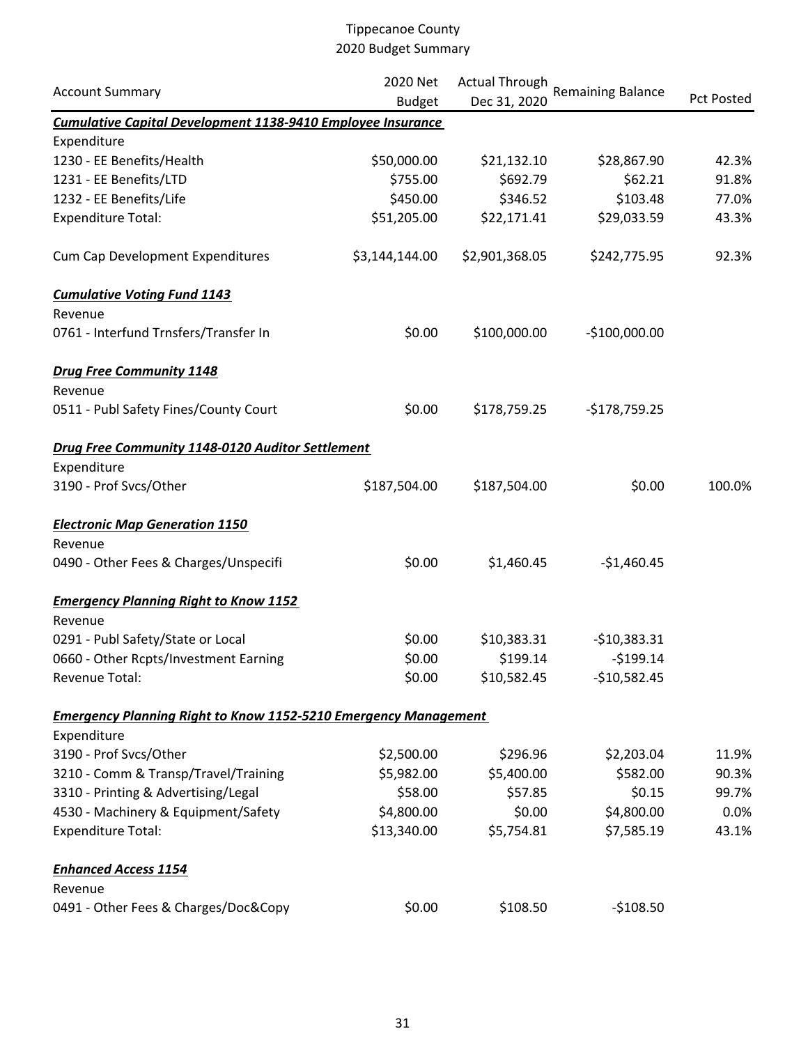# Tippecanoe County
## 2020 Budget Summary

| Account Summary | 2020 Net Budget | Actual Through Dec 31, 2020 | Remaining Balance | Pct Posted |
|---|---|---|---|---|
| ***Cumulative Capital Development 1138-9410 Employee Insurance*** | | | | |
| Expenditure | | | | |
| 1230 - EE Benefits/Health | $50,000.00 | $21,132.10 | $28,867.90 | 42.3% |
| 1231 - EE Benefits/LTD | $755.00 | $692.79 | $62.21 | 91.8% |
| 1232 - EE Benefits/Life | $450.00 | $346.52 | $103.48 | 77.0% |
| Expenditure Total: | $51,205.00 | $22,171.41 | $29,033.59 | 43.3% |
| Cum Cap Development Expenditures | $3,144,144.00 | $2,901,368.05 | $242,775.95 | 92.3% |
| ***Cumulative Voting Fund 1143*** | | | | |
| Revenue | | | | |
| 0761 - Interfund Trnsfers/Transfer In | $0.00 | $100,000.00 | -$100,000.00 | |
| ***Drug Free Community 1148*** | | | | |
| Revenue | | | | |
| 0511 - Publ Safety Fines/County Court | $0.00 | $178,759.25 | -$178,759.25 | |
| ***Drug Free Community 1148-0120 Auditor Settlement*** | | | | |
| Expenditure | | | | |
| 3190 - Prof Svcs/Other | $187,504.00 | $187,504.00 | $0.00 | 100.0% |
| ***Electronic Map Generation 1150*** | | | | |
| Revenue | | | | |
| 0490 - Other Fees & Charges/Unspecifi | $0.00 | $1,460.45 | -$1,460.45 | |
| ***Emergency Planning Right to Know 1152*** | | | | |
| Revenue | | | | |
| 0291 - Publ Safety/State or Local | $0.00 | $10,383.31 | -$10,383.31 | |
| 0660 - Other Rcpts/Investment Earning | $0.00 | $199.14 | -$199.14 | |
| Revenue Total: | $0.00 | $10,582.45 | -$10,582.45 | |
| ***Emergency Planning Right to Know 1152-5210 Emergency Management*** | | | | |
| Expenditure | | | | |
| 3190 - Prof Svcs/Other | $2,500.00 | $296.96 | $2,203.04 | 11.9% |
| 3210 - Comm & Transp/Travel/Training | $5,982.00 | $5,400.00 | $582.00 | 90.3% |
| 3310 - Printing & Advertising/Legal | $58.00 | $57.85 | $0.15 | 99.7% |
| 4530 - Machinery & Equipment/Safety | $4,800.00 | $0.00 | $4,800.00 | 0.0% |
| Expenditure Total: | $13,340.00 | $5,754.81 | $7,585.19 | 43.1% |
| ***Enhanced Access 1154*** | | | | |
| Revenue | | | | |
| 0491 - Other Fees & Charges/Doc&Copy | $0.00 | $108.50 | -$108.50 | |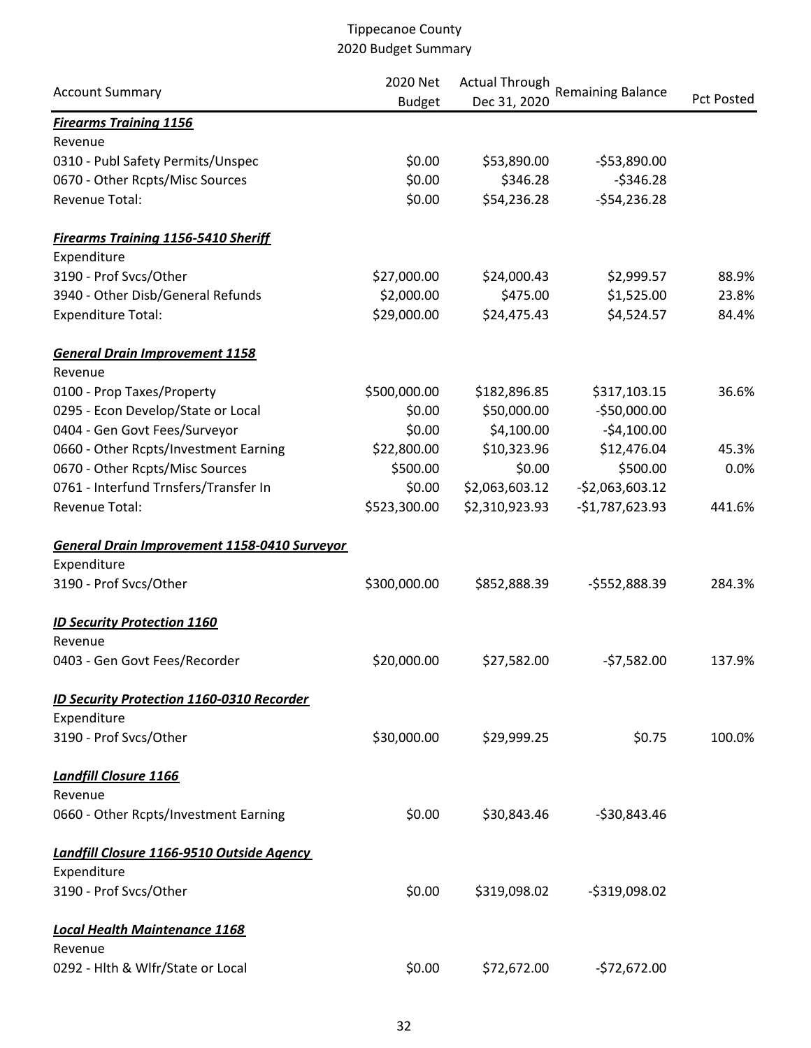Tippecanoe County
2020 Budget Summary

| Account Summary | 2020 Net Budget | Actual Through Dec 31, 2020 | Remaining Balance | Pct Posted |
|---|---|---|---|---|
| ***Firearms Training 1156*** | | | | |
| Revenue | | | | |
| 0310 - Publ Safety Permits/Unspec | $0.00 | $53,890.00 | -$53,890.00 | |
| 0670 - Other Rcpts/Misc Sources | $0.00 | $346.28 | -$346.28 | |
| Revenue Total: | $0.00 | $54,236.28 | -$54,236.28 | |
| ***Firearms Training 1156-5410 Sheriff*** | | | | |
| Expenditure | | | | |
| 3190 - Prof Svcs/Other | $27,000.00 | $24,000.43 | $2,999.57 | 88.9% |
| 3940 - Other Disb/General Refunds | $2,000.00 | $475.00 | $1,525.00 | 23.8% |
| Expenditure Total: | $29,000.00 | $24,475.43 | $4,524.57 | 84.4% |
| ***General Drain Improvement 1158*** | | | | |
| Revenue | | | | |
| 0100 - Prop Taxes/Property | $500,000.00 | $182,896.85 | $317,103.15 | 36.6% |
| 0295 - Econ Develop/State or Local | $0.00 | $50,000.00 | -$50,000.00 | |
| 0404 - Gen Govt Fees/Surveyor | $0.00 | $4,100.00 | -$4,100.00 | |
| 0660 - Other Rcpts/Investment Earning | $22,800.00 | $10,323.96 | $12,476.04 | 45.3% |
| 0670 - Other Rcpts/Misc Sources | $500.00 | $0.00 | $500.00 | 0.0% |
| 0761 - Interfund Trnsfers/Transfer In | $0.00 | $2,063,603.12 | -$2,063,603.12 | |
| Revenue Total: | $523,300.00 | $2,310,923.93 | -$1,787,623.93 | 441.6% |
| ***General Drain Improvement 1158-0410 Surveyor*** | | | | |
| Expenditure | | | | |
| 3190 - Prof Svcs/Other | $300,000.00 | $852,888.39 | -$552,888.39 | 284.3% |
| ***ID Security Protection 1160*** | | | | |
| Revenue | | | | |
| 0403 - Gen Govt Fees/Recorder | $20,000.00 | $27,582.00 | -$7,582.00 | 137.9% |
| ***ID Security Protection 1160-0310 Recorder*** | | | | |
| Expenditure | | | | |
| 3190 - Prof Svcs/Other | $30,000.00 | $29,999.25 | $0.75 | 100.0% |
| ***Landfill Closure 1166*** | | | | |
| Revenue | | | | |
| 0660 - Other Rcpts/Investment Earning | $0.00 | $30,843.46 | -$30,843.46 | |
| ***Landfill Closure 1166-9510 Outside Agency*** | | | | |
| Expenditure | | | | |
| 3190 - Prof Svcs/Other | $0.00 | $319,098.02 | -$319,098.02 | |
| ***Local Health Maintenance 1168*** | | | | |
| Revenue | | | | |
| 0292 - Hlth & Wlfr/State or Local | $0.00 | $72,672.00 | -$72,672.00 | |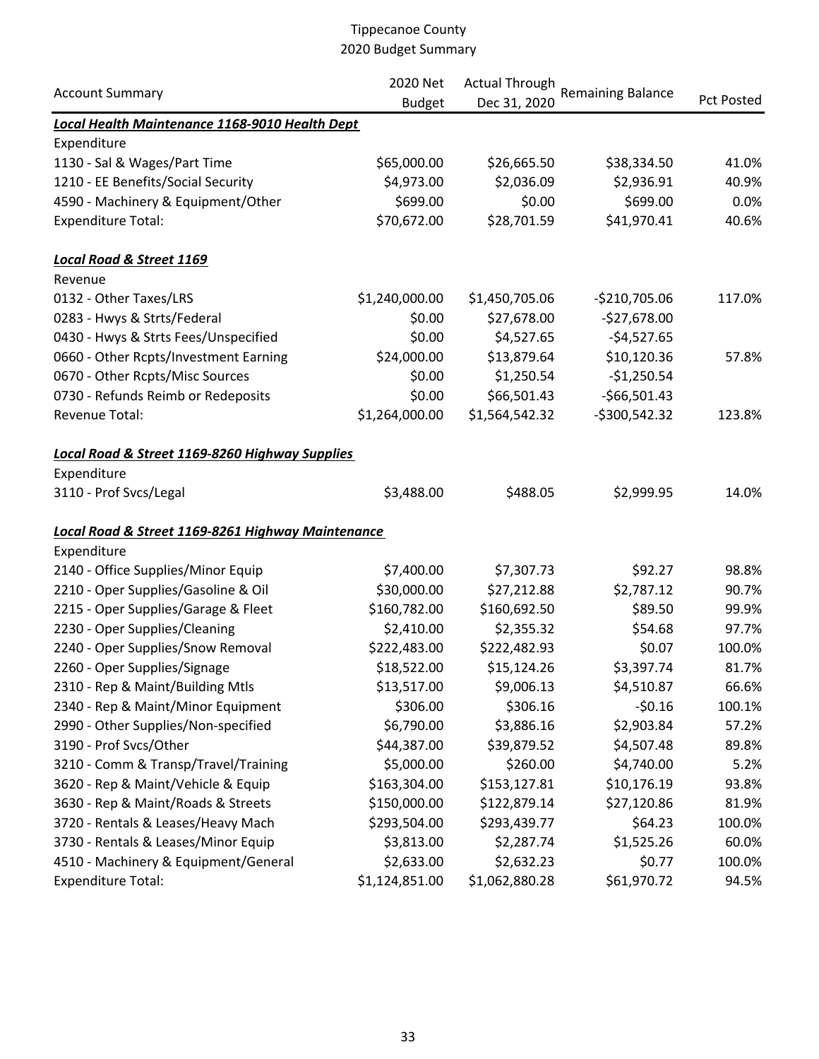# Tippecanoe County
## 2020 Budget Summary

| Account Summary | 2020 Net Budget | Actual Through Dec 31, 2020 | Remaining Balance | Pct Posted |
|---|---|---|---|---|
| ***Local Health Maintenance 1168-9010 Health Dept*** | | | | |
| Expenditure | | | | |
| 1130 - Sal & Wages/Part Time | $65,000.00 | $26,665.50 | $38,334.50 | 41.0% |
| 1210 - EE Benefits/Social Security | $4,973.00 | $2,036.09 | $2,936.91 | 40.9% |
| 4590 - Machinery & Equipment/Other | $699.00 | $0.00 | $699.00 | 0.0% |
| Expenditure Total: | $70,672.00 | $28,701.59 | $41,970.41 | 40.6% |
| | | | | |
| ***Local Road & Street 1169*** | | | | |
| Revenue | | | | |
| 0132 - Other Taxes/LRS | $1,240,000.00 | $1,450,705.06 | -$210,705.06 | 117.0% |
| 0283 - Hwys & Strts/Federal | $0.00 | $27,678.00 | -$27,678.00 | |
| 0430 - Hwys & Strts Fees/Unspecified | $0.00 | $4,527.65 | -$4,527.65 | |
| 0660 - Other Rcpts/Investment Earning | $24,000.00 | $13,879.64 | $10,120.36 | 57.8% |
| 0670 - Other Rcpts/Misc Sources | $0.00 | $1,250.54 | -$1,250.54 | |
| 0730 - Refunds Reimb or Redeposits | $0.00 | $66,501.43 | -$66,501.43 | |
| Revenue Total: | $1,264,000.00 | $1,564,542.32 | -$300,542.32 | 123.8% |
| | | | | |
| ***Local Road & Street 1169-8260 Highway Supplies*** | | | | |
| Expenditure | | | | |
| 3110 - Prof Svcs/Legal | $3,488.00 | $488.05 | $2,999.95 | 14.0% |
| | | | | |
| ***Local Road & Street 1169-8261 Highway Maintenance*** | | | | |
| Expenditure | | | | |
| 2140 - Office Supplies/Minor Equip | $7,400.00 | $7,307.73 | $92.27 | 98.8% |
| 2210 - Oper Supplies/Gasoline & Oil | $30,000.00 | $27,212.88 | $2,787.12 | 90.7% |
| 2215 - Oper Supplies/Garage & Fleet | $160,782.00 | $160,692.50 | $89.50 | 99.9% |
| 2230 - Oper Supplies/Cleaning | $2,410.00 | $2,355.32 | $54.68 | 97.7% |
| 2240 - Oper Supplies/Snow Removal | $222,483.00 | $222,482.93 | $0.07 | 100.0% |
| 2260 - Oper Supplies/Signage | $18,522.00 | $15,124.26 | $3,397.74 | 81.7% |
| 2310 - Rep & Maint/Building Mtls | $13,517.00 | $9,006.13 | $4,510.87 | 66.6% |
| 2340 - Rep & Maint/Minor Equipment | $306.00 | $306.16 | -$0.16 | 100.1% |
| 2990 - Other Supplies/Non-specified | $6,790.00 | $3,886.16 | $2,903.84 | 57.2% |
| 3190 - Prof Svcs/Other | $44,387.00 | $39,879.52 | $4,507.48 | 89.8% |
| 3210 - Comm & Transp/Travel/Training | $5,000.00 | $260.00 | $4,740.00 | 5.2% |
| 3620 - Rep & Maint/Vehicle & Equip | $163,304.00 | $153,127.81 | $10,176.19 | 93.8% |
| 3630 - Rep & Maint/Roads & Streets | $150,000.00 | $122,879.14 | $27,120.86 | 81.9% |
| 3720 - Rentals & Leases/Heavy Mach | $293,504.00 | $293,439.77 | $64.23 | 100.0% |
| 3730 - Rentals & Leases/Minor Equip | $3,813.00 | $2,287.74 | $1,525.26 | 60.0% |
| 4510 - Machinery & Equipment/General | $2,633.00 | $2,632.23 | $0.77 | 100.0% |
| Expenditure Total: | $1,124,851.00 | $1,062,880.28 | $61,970.72 | 94.5% |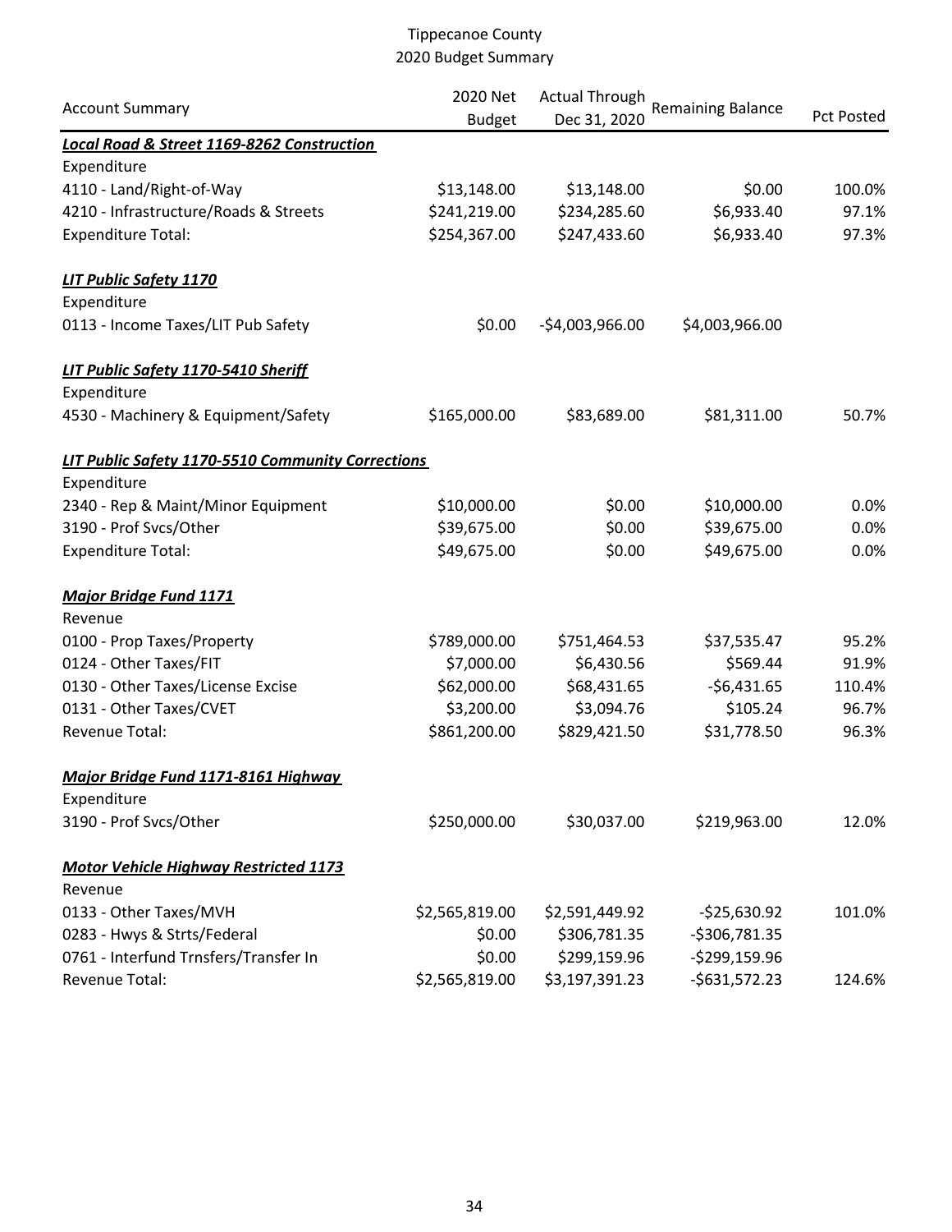# Tippecanoe County
## 2020 Budget Summary

| Account Summary | 2020 Net Budget | Actual Through Dec 31, 2020 | Remaining Balance | Pct Posted |
|---|---|---|---|---|
| ***Local Road & Street 1169-8262 Construction*** | | | | |
| Expenditure | | | | |
| 4110 - Land/Right-of-Way | $13,148.00 | $13,148.00 | $0.00 | 100.0% |
| 4210 - Infrastructure/Roads & Streets | $241,219.00 | $234,285.60 | $6,933.40 | 97.1% |
| Expenditure Total: | $254,367.00 | $247,433.60 | $6,933.40 | 97.3% |
| | | | | |
| ***LIT Public Safety 1170*** | | | | |
| Expenditure | | | | |
| 0113 - Income Taxes/LIT Pub Safety | $0.00 | -$4,003,966.00 | $4,003,966.00 | |
| | | | | |
| ***LIT Public Safety 1170-5410 Sheriff*** | | | | |
| Expenditure | | | | |
| 4530 - Machinery & Equipment/Safety | $165,000.00 | $83,689.00 | $81,311.00 | 50.7% |
| | | | | |
| ***LIT Public Safety 1170-5510 Community Corrections*** | | | | |
| Expenditure | | | | |
| 2340 - Rep & Maint/Minor Equipment | $10,000.00 | $0.00 | $10,000.00 | 0.0% |
| 3190 - Prof Svcs/Other | $39,675.00 | $0.00 | $39,675.00 | 0.0% |
| Expenditure Total: | $49,675.00 | $0.00 | $49,675.00 | 0.0% |
| | | | | |
| ***Major Bridge Fund 1171*** | | | | |
| Revenue | | | | |
| 0100 - Prop Taxes/Property | $789,000.00 | $751,464.53 | $37,535.47 | 95.2% |
| 0124 - Other Taxes/FIT | $7,000.00 | $6,430.56 | $569.44 | 91.9% |
| 0130 - Other Taxes/License Excise | $62,000.00 | $68,431.65 | -$6,431.65 | 110.4% |
| 0131 - Other Taxes/CVET | $3,200.00 | $3,094.76 | $105.24 | 96.7% |
| Revenue Total: | $861,200.00 | $829,421.50 | $31,778.50 | 96.3% |
| | | | | |
| ***Major Bridge Fund 1171-8161 Highway*** | | | | |
| Expenditure | | | | |
| 3190 - Prof Svcs/Other | $250,000.00 | $30,037.00 | $219,963.00 | 12.0% |
| | | | | |
| ***Motor Vehicle Highway Restricted 1173*** | | | | |
| Revenue | | | | |
| 0133 - Other Taxes/MVH | $2,565,819.00 | $2,591,449.92 | -$25,630.92 | 101.0% |
| 0283 - Hwys & Strts/Federal | $0.00 | $306,781.35 | -$306,781.35 | |
| 0761 - Interfund Trnsfers/Transfer In | $0.00 | $299,159.96 | -$299,159.96 | |
| Revenue Total: | $2,565,819.00 | $3,197,391.23 | -$631,572.23 | 124.6% |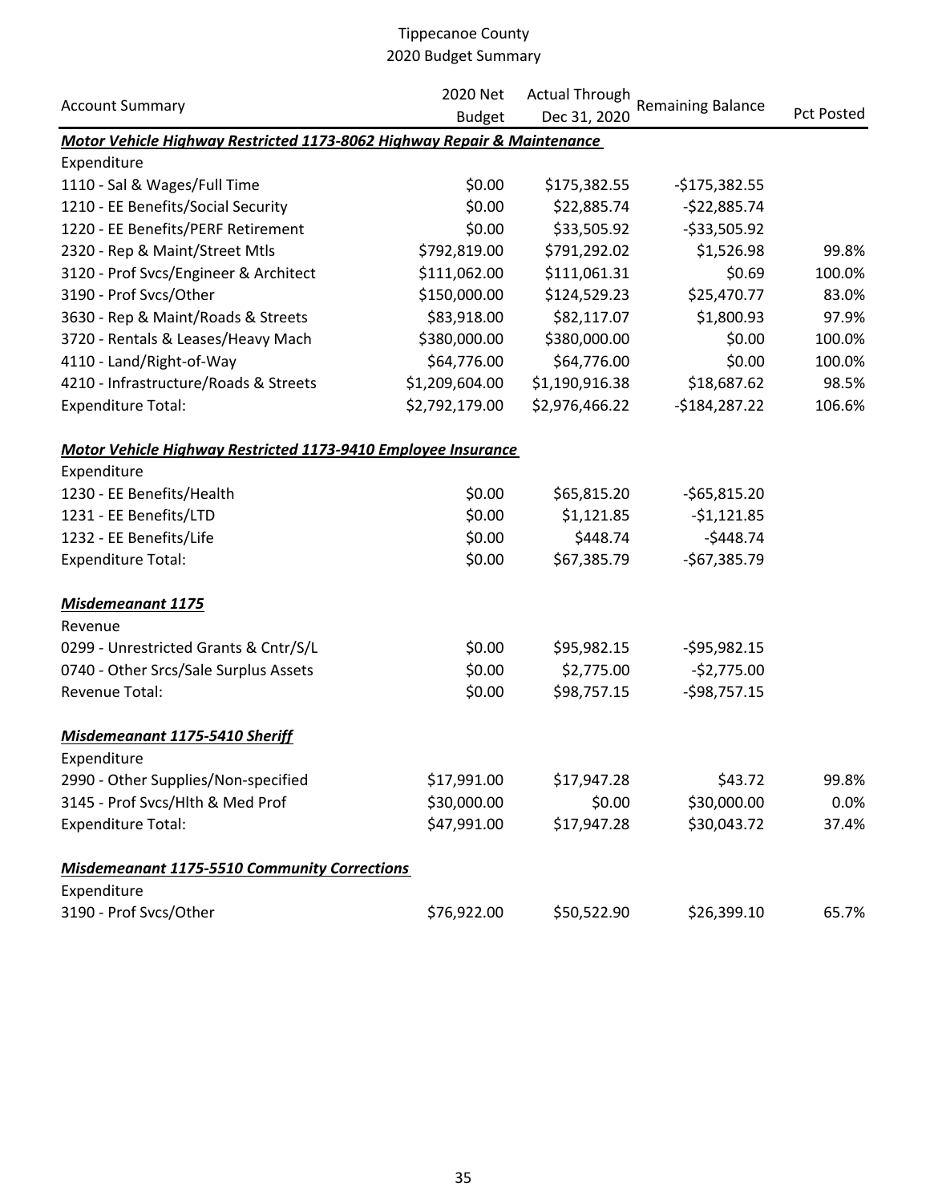# Tippecanoe County
## 2020 Budget Summary

| Account Summary | 2020 Net Budget | Actual Through Dec 31, 2020 | Remaining Balance | Pct Posted |
|---|---|---|---|---|
| ***Motor Vehicle Highway Restricted 1173-8062 Highway Repair & Maintenance*** | | | | |
| Expenditure | | | | |
| 1110 - Sal & Wages/Full Time | $0.00 | $175,382.55 | -$175,382.55 | |
| 1210 - EE Benefits/Social Security | $0.00 | $22,885.74 | -$22,885.74 | |
| 1220 - EE Benefits/PERF Retirement | $0.00 | $33,505.92 | -$33,505.92 | |
| 2320 - Rep & Maint/Street Mtls | $792,819.00 | $791,292.02 | $1,526.98 | 99.8% |
| 3120 - Prof Svcs/Engineer & Architect | $111,062.00 | $111,061.31 | $0.69 | 100.0% |
| 3190 - Prof Svcs/Other | $150,000.00 | $124,529.23 | $25,470.77 | 83.0% |
| 3630 - Rep & Maint/Roads & Streets | $83,918.00 | $82,117.07 | $1,800.93 | 97.9% |
| 3720 - Rentals & Leases/Heavy Mach | $380,000.00 | $380,000.00 | $0.00 | 100.0% |
| 4110 - Land/Right-of-Way | $64,776.00 | $64,776.00 | $0.00 | 100.0% |
| 4210 - Infrastructure/Roads & Streets | $1,209,604.00 | $1,190,916.38 | $18,687.62 | 98.5% |
| Expenditure Total: | $2,792,179.00 | $2,976,466.22 | -$184,287.22 | 106.6% |
| ***Motor Vehicle Highway Restricted 1173-9410 Employee Insurance*** | | | | |
| Expenditure | | | | |
| 1230 - EE Benefits/Health | $0.00 | $65,815.20 | -$65,815.20 | |
| 1231 - EE Benefits/LTD | $0.00 | $1,121.85 | -$1,121.85 | |
| 1232 - EE Benefits/Life | $0.00 | $448.74 | -$448.74 | |
| Expenditure Total: | $0.00 | $67,385.79 | -$67,385.79 | |
| ***Misdemeanant 1175*** | | | | |
| Revenue | | | | |
| 0299 - Unrestricted Grants & Cntr/S/L | $0.00 | $95,982.15 | -$95,982.15 | |
| 0740 - Other Srcs/Sale Surplus Assets | $0.00 | $2,775.00 | -$2,775.00 | |
| Revenue Total: | $0.00 | $98,757.15 | -$98,757.15 | |
| ***Misdemeanant 1175-5410 Sheriff*** | | | | |
| Expenditure | | | | |
| 2990 - Other Supplies/Non-specified | $17,991.00 | $17,947.28 | $43.72 | 99.8% |
| 3145 - Prof Svcs/Hlth & Med Prof | $30,000.00 | $0.00 | $30,000.00 | 0.0% |
| Expenditure Total: | $47,991.00 | $17,947.28 | $30,043.72 | 37.4% |
| ***Misdemeanant 1175-5510 Community Corrections*** | | | | |
| Expenditure | | | | |
| 3190 - Prof Svcs/Other | $76,922.00 | $50,522.90 | $26,399.10 | 65.7% |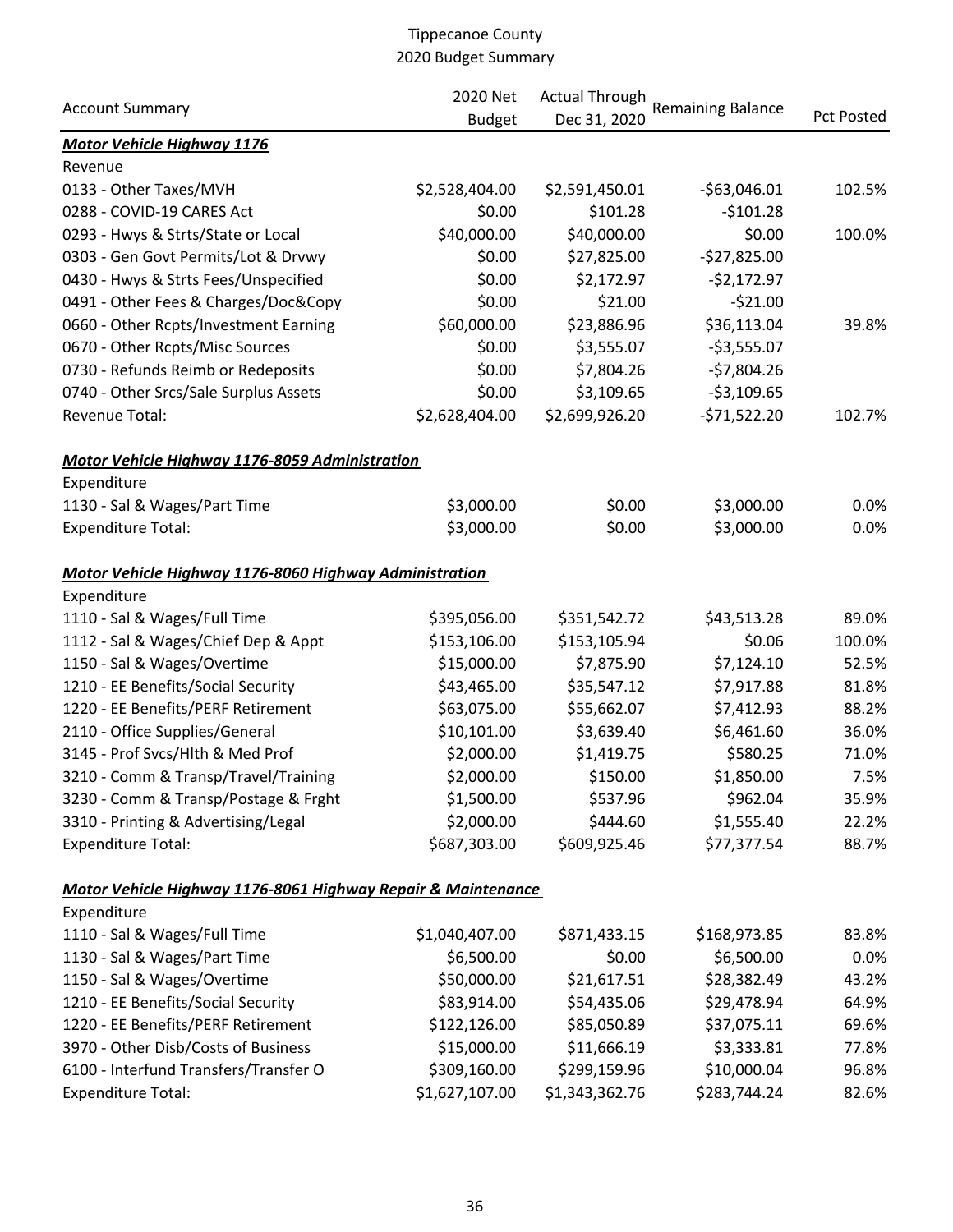# Tippecanoe County
## 2020 Budget Summary

| Account Summary | 2020 Net Budget | Actual Through Dec 31, 2020 | Remaining Balance | Pct Posted |
|---|---|---|---|---|
| ***Motor Vehicle Highway 1176*** | | | | |
| Revenue | | | | |
| 0133 - Other Taxes/MVH | $2,528,404.00 | $2,591,450.01 | -$63,046.01 | 102.5% |
| 0288 - COVID-19 CARES Act | $0.00 | $101.28 | -$101.28 | |
| 0293 - Hwys & Strts/State or Local | $40,000.00 | $40,000.00 | $0.00 | 100.0% |
| 0303 - Gen Govt Permits/Lot & Drvwy | $0.00 | $27,825.00 | -$27,825.00 | |
| 0430 - Hwys & Strts Fees/Unspecified | $0.00 | $2,172.97 | -$2,172.97 | |
| 0491 - Other Fees & Charges/Doc&Copy | $0.00 | $21.00 | -$21.00 | |
| 0660 - Other Rcpts/Investment Earning | $60,000.00 | $23,886.96 | $36,113.04 | 39.8% |
| 0670 - Other Rcpts/Misc Sources | $0.00 | $3,555.07 | -$3,555.07 | |
| 0730 - Refunds Reimb or Redeposits | $0.00 | $7,804.26 | -$7,804.26 | |
| 0740 - Other Srcs/Sale Surplus Assets | $0.00 | $3,109.65 | -$3,109.65 | |
| Revenue Total: | $2,628,404.00 | $2,699,926.20 | -$71,522.20 | 102.7% |
| | | | | |
| ***Motor Vehicle Highway 1176-8059 Administration*** | | | | |
| Expenditure | | | | |
| 1130 - Sal & Wages/Part Time | $3,000.00 | $0.00 | $3,000.00 | 0.0% |
| Expenditure Total: | $3,000.00 | $0.00 | $3,000.00 | 0.0% |
| | | | | |
| ***Motor Vehicle Highway 1176-8060 Highway Administration*** | | | | |
| Expenditure | | | | |
| 1110 - Sal & Wages/Full Time | $395,056.00 | $351,542.72 | $43,513.28 | 89.0% |
| 1112 - Sal & Wages/Chief Dep & Appt | $153,106.00 | $153,105.94 | $0.06 | 100.0% |
| 1150 - Sal & Wages/Overtime | $15,000.00 | $7,875.90 | $7,124.10 | 52.5% |
| 1210 - EE Benefits/Social Security | $43,465.00 | $35,547.12 | $7,917.88 | 81.8% |
| 1220 - EE Benefits/PERF Retirement | $63,075.00 | $55,662.07 | $7,412.93 | 88.2% |
| 2110 - Office Supplies/General | $10,101.00 | $3,639.40 | $6,461.60 | 36.0% |
| 3145 - Prof Svcs/Hlth & Med Prof | $2,000.00 | $1,419.75 | $580.25 | 71.0% |
| 3210 - Comm & Transp/Travel/Training | $2,000.00 | $150.00 | $1,850.00 | 7.5% |
| 3230 - Comm & Transp/Postage & Frght | $1,500.00 | $537.96 | $962.04 | 35.9% |
| 3310 - Printing & Advertising/Legal | $2,000.00 | $444.60 | $1,555.40 | 22.2% |
| Expenditure Total: | $687,303.00 | $609,925.46 | $77,377.54 | 88.7% |
| | | | | |
| ***Motor Vehicle Highway 1176-8061 Highway Repair & Maintenance*** | | | | |
| Expenditure | | | | |
| 1110 - Sal & Wages/Full Time | $1,040,407.00 | $871,433.15 | $168,973.85 | 83.8% |
| 1130 - Sal & Wages/Part Time | $6,500.00 | $0.00 | $6,500.00 | 0.0% |
| 1150 - Sal & Wages/Overtime | $50,000.00 | $21,617.51 | $28,382.49 | 43.2% |
| 1210 - EE Benefits/Social Security | $83,914.00 | $54,435.06 | $29,478.94 | 64.9% |
| 1220 - EE Benefits/PERF Retirement | $122,126.00 | $85,050.89 | $37,075.11 | 69.6% |
| 3970 - Other Disb/Costs of Business | $15,000.00 | $11,666.19 | $3,333.81 | 77.8% |
| 6100 - Interfund Transfers/Transfer O | $309,160.00 | $299,159.96 | $10,000.04 | 96.8% |
| Expenditure Total: | $1,627,107.00 | $1,343,362.76 | $283,744.24 | 82.6% |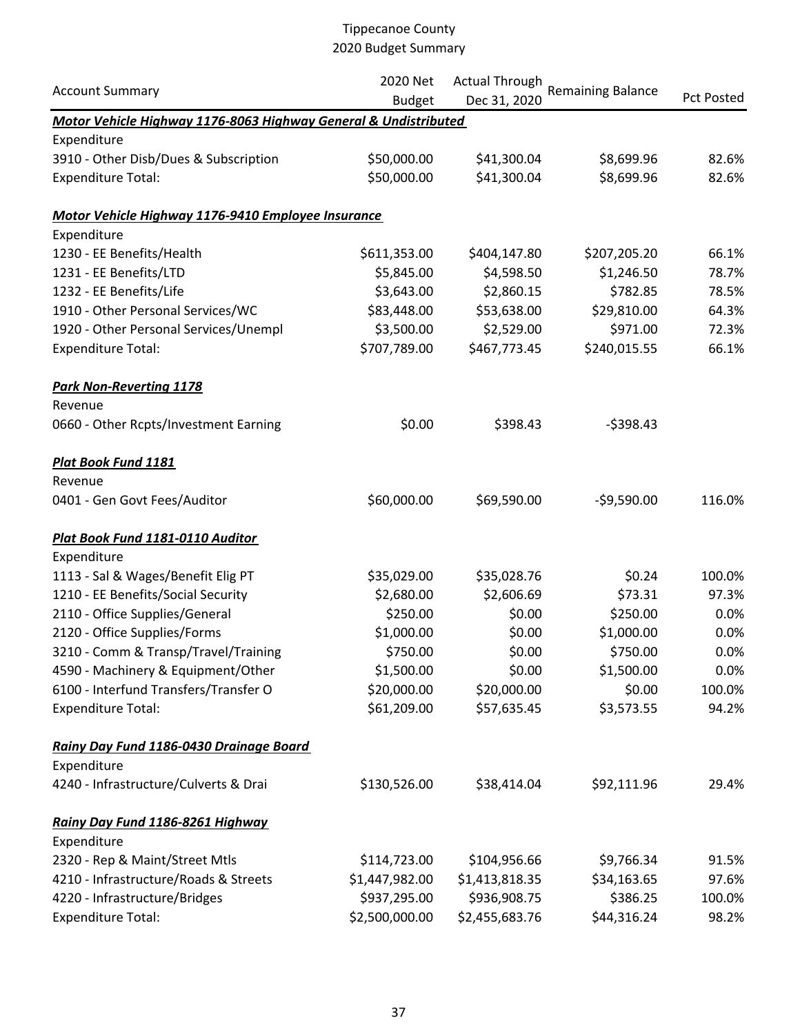# Tippecanoe County
## 2020 Budget Summary

| Account Summary | 2020 Net Budget | Actual Through Dec 31, 2020 | Remaining Balance | Pct Posted |
|---|---|---|---|---|
| ***Motor Vehicle Highway 1176-8063 Highway General & Undistributed*** | | | | |
| Expenditure | | | | |
| 3910 - Other Disb/Dues & Subscription | $50,000.00 | $41,300.04 | $8,699.96 | 82.6% |
| Expenditure Total: | $50,000.00 | $41,300.04 | $8,699.96 | 82.6% |
| | | | | |
| ***Motor Vehicle Highway 1176-9410 Employee Insurance*** | | | | |
| Expenditure | | | | |
| 1230 - EE Benefits/Health | $611,353.00 | $404,147.80 | $207,205.20 | 66.1% |
| 1231 - EE Benefits/LTD | $5,845.00 | $4,598.50 | $1,246.50 | 78.7% |
| 1232 - EE Benefits/Life | $3,643.00 | $2,860.15 | $782.85 | 78.5% |
| 1910 - Other Personal Services/WC | $83,448.00 | $53,638.00 | $29,810.00 | 64.3% |
| 1920 - Other Personal Services/Unempl | $3,500.00 | $2,529.00 | $971.00 | 72.3% |
| Expenditure Total: | $707,789.00 | $467,773.45 | $240,015.55 | 66.1% |
| | | | | |
| ***Park Non-Reverting 1178*** | | | | |
| Revenue | | | | |
| 0660 - Other Rcpts/Investment Earning | $0.00 | $398.43 | -$398.43 | |
| | | | | |
| ***Plat Book Fund 1181*** | | | | |
| Revenue | | | | |
| 0401 - Gen Govt Fees/Auditor | $60,000.00 | $69,590.00 | -$9,590.00 | 116.0% |
| | | | | |
| ***Plat Book Fund 1181-0110 Auditor*** | | | | |
| Expenditure | | | | |
| 1113 - Sal & Wages/Benefit Elig PT | $35,029.00 | $35,028.76 | $0.24 | 100.0% |
| 1210 - EE Benefits/Social Security | $2,680.00 | $2,606.69 | $73.31 | 97.3% |
| 2110 - Office Supplies/General | $250.00 | $0.00 | $250.00 | 0.0% |
| 2120 - Office Supplies/Forms | $1,000.00 | $0.00 | $1,000.00 | 0.0% |
| 3210 - Comm & Transp/Travel/Training | $750.00 | $0.00 | $750.00 | 0.0% |
| 4590 - Machinery & Equipment/Other | $1,500.00 | $0.00 | $1,500.00 | 0.0% |
| 6100 - Interfund Transfers/Transfer O | $20,000.00 | $20,000.00 | $0.00 | 100.0% |
| Expenditure Total: | $61,209.00 | $57,635.45 | $3,573.55 | 94.2% |
| | | | | |
| ***Rainy Day Fund 1186-0430 Drainage Board*** | | | | |
| Expenditure | | | | |
| 4240 - Infrastructure/Culverts & Drai | $130,526.00 | $38,414.04 | $92,111.96 | 29.4% |
| | | | | |
| ***Rainy Day Fund 1186-8261 Highway*** | | | | |
| Expenditure | | | | |
| 2320 - Rep & Maint/Street Mtls | $114,723.00 | $104,956.66 | $9,766.34 | 91.5% |
| 4210 - Infrastructure/Roads & Streets | $1,447,982.00 | $1,413,818.35 | $34,163.65 | 97.6% |
| 4220 - Infrastructure/Bridges | $937,295.00 | $936,908.75 | $386.25 | 100.0% |
| Expenditure Total: | $2,500,000.00 | $2,455,683.76 | $44,316.24 | 98.2% |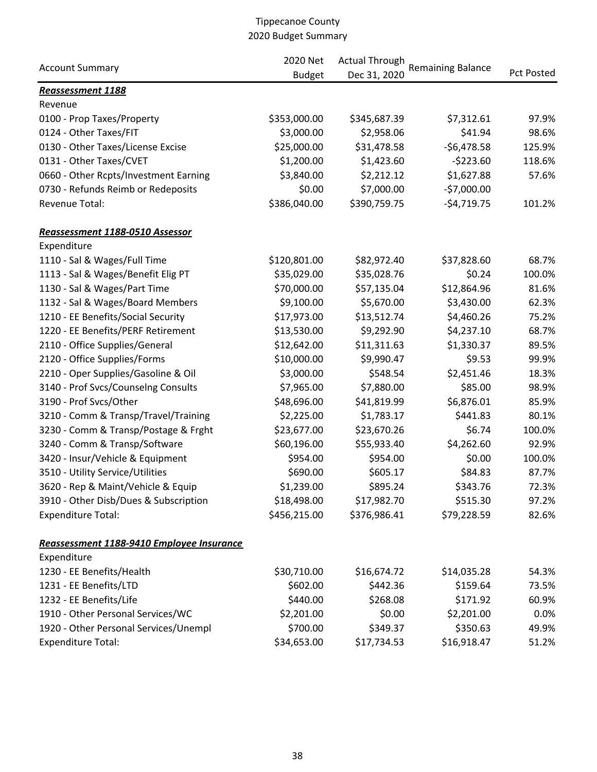# Tippecanoe County
## 2020 Budget Summary

| Account Summary | 2020 Net Budget | Actual Through Dec 31, 2020 | Remaining Balance | Pct Posted |
|---|---|---|---|---|
| ***Reassessment 1188*** | | | | |
| Revenue | | | | |
| 0100 - Prop Taxes/Property | $353,000.00 | $345,687.39 | $7,312.61 | 97.9% |
| 0124 - Other Taxes/FIT | $3,000.00 | $2,958.06 | $41.94 | 98.6% |
| 0130 - Other Taxes/License Excise | $25,000.00 | $31,478.58 | -$6,478.58 | 125.9% |
| 0131 - Other Taxes/CVET | $1,200.00 | $1,423.60 | -$223.60 | 118.6% |
| 0660 - Other Rcpts/Investment Earning | $3,840.00 | $2,212.12 | $1,627.88 | 57.6% |
| 0730 - Refunds Reimb or Redeposits | $0.00 | $7,000.00 | -$7,000.00 | |
| Revenue Total: | $386,040.00 | $390,759.75 | -$4,719.75 | 101.2% |
| ***Reassessment 1188-0510 Assessor*** | | | | |
| Expenditure | | | | |
| 1110 - Sal & Wages/Full Time | $120,801.00 | $82,972.40 | $37,828.60 | 68.7% |
| 1113 - Sal & Wages/Benefit Elig PT | $35,029.00 | $35,028.76 | $0.24 | 100.0% |
| 1130 - Sal & Wages/Part Time | $70,000.00 | $57,135.04 | $12,864.96 | 81.6% |
| 1132 - Sal & Wages/Board Members | $9,100.00 | $5,670.00 | $3,430.00 | 62.3% |
| 1210 - EE Benefits/Social Security | $17,973.00 | $13,512.74 | $4,460.26 | 75.2% |
| 1220 - EE Benefits/PERF Retirement | $13,530.00 | $9,292.90 | $4,237.10 | 68.7% |
| 2110 - Office Supplies/General | $12,642.00 | $11,311.63 | $1,330.37 | 89.5% |
| 2120 - Office Supplies/Forms | $10,000.00 | $9,990.47 | $9.53 | 99.9% |
| 2210 - Oper Supplies/Gasoline & Oil | $3,000.00 | $548.54 | $2,451.46 | 18.3% |
| 3140 - Prof Svcs/Counselng Consults | $7,965.00 | $7,880.00 | $85.00 | 98.9% |
| 3190 - Prof Svcs/Other | $48,696.00 | $41,819.99 | $6,876.01 | 85.9% |
| 3210 - Comm & Transp/Travel/Training | $2,225.00 | $1,783.17 | $441.83 | 80.1% |
| 3230 - Comm & Transp/Postage & Frght | $23,677.00 | $23,670.26 | $6.74 | 100.0% |
| 3240 - Comm & Transp/Software | $60,196.00 | $55,933.40 | $4,262.60 | 92.9% |
| 3420 - Insur/Vehicle & Equipment | $954.00 | $954.00 | $0.00 | 100.0% |
| 3510 - Utility Service/Utilities | $690.00 | $605.17 | $84.83 | 87.7% |
| 3620 - Rep & Maint/Vehicle & Equip | $1,239.00 | $895.24 | $343.76 | 72.3% |
| 3910 - Other Disb/Dues & Subscription | $18,498.00 | $17,982.70 | $515.30 | 97.2% |
| Expenditure Total: | $456,215.00 | $376,986.41 | $79,228.59 | 82.6% |
| ***Reassessment 1188-9410 Employee Insurance*** | | | | |
| Expenditure | | | | |
| 1230 - EE Benefits/Health | $30,710.00 | $16,674.72 | $14,035.28 | 54.3% |
| 1231 - EE Benefits/LTD | $602.00 | $442.36 | $159.64 | 73.5% |
| 1232 - EE Benefits/Life | $440.00 | $268.08 | $171.92 | 60.9% |
| 1910 - Other Personal Services/WC | $2,201.00 | $0.00 | $2,201.00 | 0.0% |
| 1920 - Other Personal Services/Unempl | $700.00 | $349.37 | $350.63 | 49.9% |
| Expenditure Total: | $34,653.00 | $17,734.53 | $16,918.47 | 51.2% |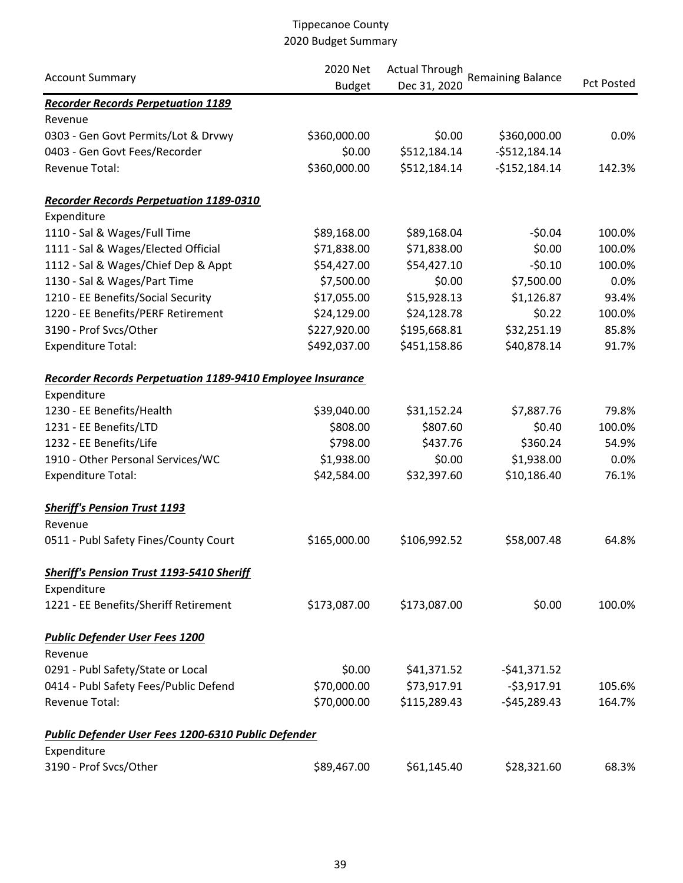# Tippecanoe County
## 2020 Budget Summary

| Account Summary | 2020 Net Budget | Actual Through Dec 31, 2020 | Remaining Balance | Pct Posted |
|---|---|---|---|---|
| ***Recorder Records Perpetuation 1189*** | | | | |
| Revenue | | | | |
| 0303 - Gen Govt Permits/Lot & Drvwy | $360,000.00 | $0.00 | $360,000.00 | 0.0% |
| 0403 - Gen Govt Fees/Recorder | $0.00 | $512,184.14 | -$512,184.14 | |
| Revenue Total: | $360,000.00 | $512,184.14 | -$152,184.14 | 142.3% |
| ***Recorder Records Perpetuation 1189-0310*** | | | | |
| Expenditure | | | | |
| 1110 - Sal & Wages/Full Time | $89,168.00 | $89,168.04 | -$0.04 | 100.0% |
| 1111 - Sal & Wages/Elected Official | $71,838.00 | $71,838.00 | $0.00 | 100.0% |
| 1112 - Sal & Wages/Chief Dep & Appt | $54,427.00 | $54,427.10 | -$0.10 | 100.0% |
| 1130 - Sal & Wages/Part Time | $7,500.00 | $0.00 | $7,500.00 | 0.0% |
| 1210 - EE Benefits/Social Security | $17,055.00 | $15,928.13 | $1,126.87 | 93.4% |
| 1220 - EE Benefits/PERF Retirement | $24,129.00 | $24,128.78 | $0.22 | 100.0% |
| 3190 - Prof Svcs/Other | $227,920.00 | $195,668.81 | $32,251.19 | 85.8% |
| Expenditure Total: | $492,037.00 | $451,158.86 | $40,878.14 | 91.7% |
| ***Recorder Records Perpetuation 1189-9410 Employee Insurance*** | | | | |
| Expenditure | | | | |
| 1230 - EE Benefits/Health | $39,040.00 | $31,152.24 | $7,887.76 | 79.8% |
| 1231 - EE Benefits/LTD | $808.00 | $807.60 | $0.40 | 100.0% |
| 1232 - EE Benefits/Life | $798.00 | $437.76 | $360.24 | 54.9% |
| 1910 - Other Personal Services/WC | $1,938.00 | $0.00 | $1,938.00 | 0.0% |
| Expenditure Total: | $42,584.00 | $32,397.60 | $10,186.40 | 76.1% |
| ***Sheriff's Pension Trust 1193*** | | | | |
| Revenue | | | | |
| 0511 - Publ Safety Fines/County Court | $165,000.00 | $106,992.52 | $58,007.48 | 64.8% |
| ***Sheriff's Pension Trust 1193-5410 Sheriff*** | | | | |
| Expenditure | | | | |
| 1221 - EE Benefits/Sheriff Retirement | $173,087.00 | $173,087.00 | $0.00 | 100.0% |
| ***Public Defender User Fees 1200*** | | | | |
| Revenue | | | | |
| 0291 - Publ Safety/State or Local | $0.00 | $41,371.52 | -$41,371.52 | |
| 0414 - Publ Safety Fees/Public Defend | $70,000.00 | $73,917.91 | -$3,917.91 | 105.6% |
| Revenue Total: | $70,000.00 | $115,289.43 | -$45,289.43 | 164.7% |
| ***Public Defender User Fees 1200-6310 Public Defender*** | | | | |
| Expenditure | | | | |
| 3190 - Prof Svcs/Other | $89,467.00 | $61,145.40 | $28,321.60 | 68.3% |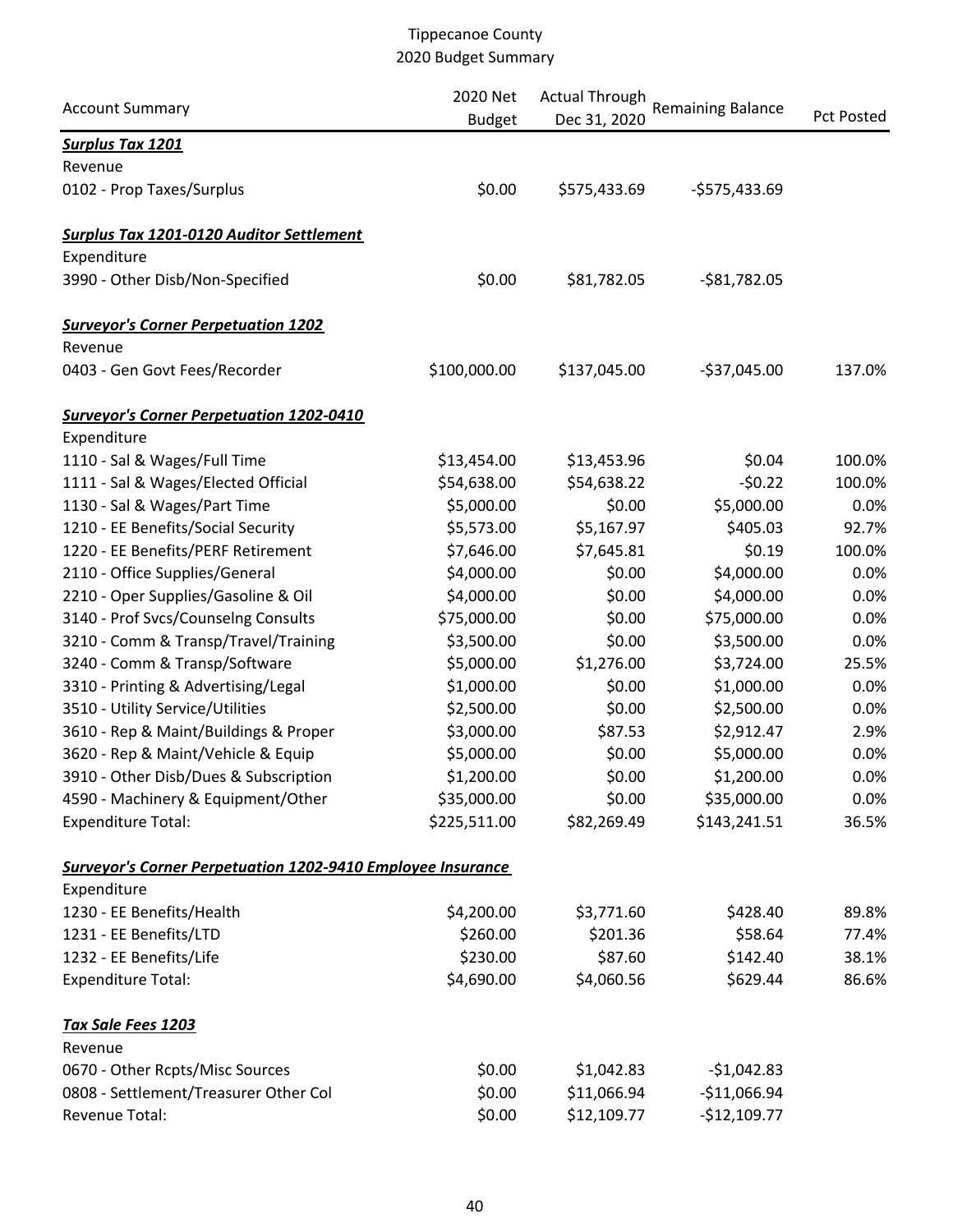Tippecanoe County
2020 Budget Summary

| Account Summary | 2020 Net Budget | Actual Through Dec 31, 2020 | Remaining Balance | Pct Posted |
|---|---|---|---|---|
| ***Surplus Tax 1201*** | | | | |
| Revenue | | | | |
| 0102 - Prop Taxes/Surplus | $0.00 | $575,433.69 | -$575,433.69 | |
| ***Surplus Tax 1201-0120 Auditor Settlement*** | | | | |
| Expenditure | | | | |
| 3990 - Other Disb/Non-Specified | $0.00 | $81,782.05 | -$81,782.05 | |
| ***Surveyor's Corner Perpetuation 1202*** | | | | |
| Revenue | | | | |
| 0403 - Gen Govt Fees/Recorder | $100,000.00 | $137,045.00 | -$37,045.00 | 137.0% |
| ***Surveyor's Corner Perpetuation 1202-0410*** | | | | |
| Expenditure | | | | |
| 1110 - Sal & Wages/Full Time | $13,454.00 | $13,453.96 | $0.04 | 100.0% |
| 1111 - Sal & Wages/Elected Official | $54,638.00 | $54,638.22 | -$0.22 | 100.0% |
| 1130 - Sal & Wages/Part Time | $5,000.00 | $0.00 | $5,000.00 | 0.0% |
| 1210 - EE Benefits/Social Security | $5,573.00 | $5,167.97 | $405.03 | 92.7% |
| 1220 - EE Benefits/PERF Retirement | $7,646.00 | $7,645.81 | $0.19 | 100.0% |
| 2110 - Office Supplies/General | $4,000.00 | $0.00 | $4,000.00 | 0.0% |
| 2210 - Oper Supplies/Gasoline & Oil | $4,000.00 | $0.00 | $4,000.00 | 0.0% |
| 3140 - Prof Svcs/Counselng Consults | $75,000.00 | $0.00 | $75,000.00 | 0.0% |
| 3210 - Comm & Transp/Travel/Training | $3,500.00 | $0.00 | $3,500.00 | 0.0% |
| 3240 - Comm & Transp/Software | $5,000.00 | $1,276.00 | $3,724.00 | 25.5% |
| 3310 - Printing & Advertising/Legal | $1,000.00 | $0.00 | $1,000.00 | 0.0% |
| 3510 - Utility Service/Utilities | $2,500.00 | $0.00 | $2,500.00 | 0.0% |
| 3610 - Rep & Maint/Buildings & Proper | $3,000.00 | $87.53 | $2,912.47 | 2.9% |
| 3620 - Rep & Maint/Vehicle & Equip | $5,000.00 | $0.00 | $5,000.00 | 0.0% |
| 3910 - Other Disb/Dues & Subscription | $1,200.00 | $0.00 | $1,200.00 | 0.0% |
| 4590 - Machinery & Equipment/Other | $35,000.00 | $0.00 | $35,000.00 | 0.0% |
| Expenditure Total: | $225,511.00 | $82,269.49 | $143,241.51 | 36.5% |
| ***Surveyor's Corner Perpetuation 1202-9410 Employee Insurance*** | | | | |
| Expenditure | | | | |
| 1230 - EE Benefits/Health | $4,200.00 | $3,771.60 | $428.40 | 89.8% |
| 1231 - EE Benefits/LTD | $260.00 | $201.36 | $58.64 | 77.4% |
| 1232 - EE Benefits/Life | $230.00 | $87.60 | $142.40 | 38.1% |
| Expenditure Total: | $4,690.00 | $4,060.56 | $629.44 | 86.6% |
| ***Tax Sale Fees 1203*** | | | | |
| Revenue | | | | |
| 0670 - Other Rcpts/Misc Sources | $0.00 | $1,042.83 | -$1,042.83 | |
| 0808 - Settlement/Treasurer Other Col | $0.00 | $11,066.94 | -$11,066.94 | |
| Revenue Total: | $0.00 | $12,109.77 | -$12,109.77 | |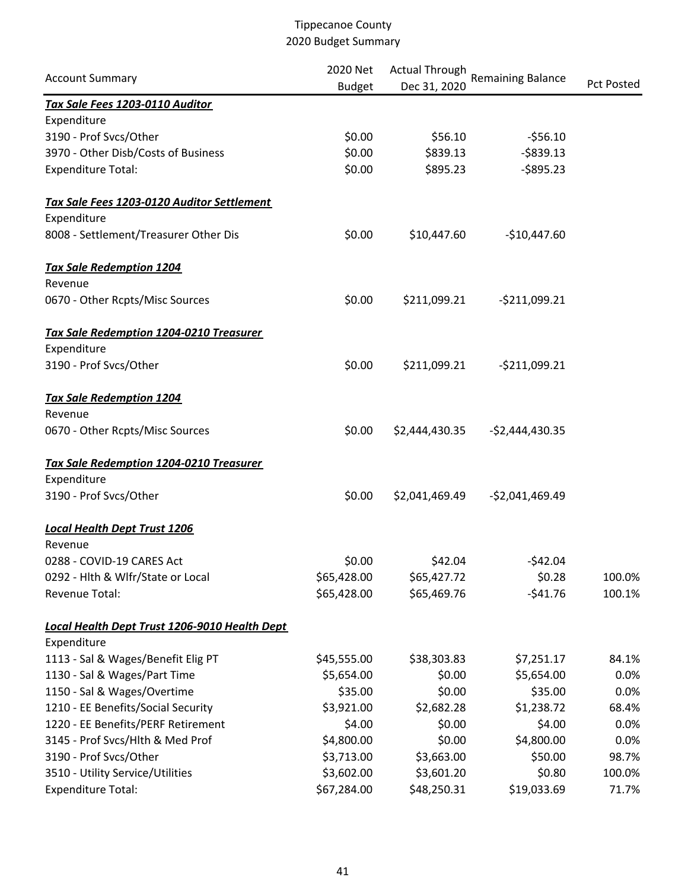# Tippecanoe County
## 2020 Budget Summary

| Account Summary | 2020 Net Budget | Actual Through Dec 31, 2020 | Remaining Balance | Pct Posted |
|---|---|---|---|---|
| ***Tax Sale Fees 1203-0110 Auditor*** | | | | |
| Expenditure | | | | |
| 3190 - Prof Svcs/Other | $0.00 | $56.10 | -$56.10 | |
| 3970 - Other Disb/Costs of Business | $0.00 | $839.13 | -$839.13 | |
| Expenditure Total: | $0.00 | $895.23 | -$895.23 | |
| ***Tax Sale Fees 1203-0120 Auditor Settlement*** | | | | |
| Expenditure | | | | |
| 8008 - Settlement/Treasurer Other Dis | $0.00 | $10,447.60 | -$10,447.60 | |
| ***Tax Sale Redemption 1204*** | | | | |
| Revenue | | | | |
| 0670 - Other Rcpts/Misc Sources | $0.00 | $211,099.21 | -$211,099.21 | |
| ***Tax Sale Redemption 1204-0210 Treasurer*** | | | | |
| Expenditure | | | | |
| 3190 - Prof Svcs/Other | $0.00 | $211,099.21 | -$211,099.21 | |
| ***Tax Sale Redemption 1204*** | | | | |
| Revenue | | | | |
| 0670 - Other Rcpts/Misc Sources | $0.00 | $2,444,430.35 | -$2,444,430.35 | |
| ***Tax Sale Redemption 1204-0210 Treasurer*** | | | | |
| Expenditure | | | | |
| 3190 - Prof Svcs/Other | $0.00 | $2,041,469.49 | -$2,041,469.49 | |
| ***Local Health Dept Trust 1206*** | | | | |
| Revenue | | | | |
| 0288 - COVID-19 CARES Act | $0.00 | $42.04 | -$42.04 | |
| 0292 - Hlth & Wlfr/State or Local | $65,428.00 | $65,427.72 | $0.28 | 100.0% |
| Revenue Total: | $65,428.00 | $65,469.76 | -$41.76 | 100.1% |
| ***Local Health Dept Trust 1206-9010 Health Dept*** | | | | |
| Expenditure | | | | |
| 1113 - Sal & Wages/Benefit Elig PT | $45,555.00 | $38,303.83 | $7,251.17 | 84.1% |
| 1130 - Sal & Wages/Part Time | $5,654.00 | $0.00 | $5,654.00 | 0.0% |
| 1150 - Sal & Wages/Overtime | $35.00 | $0.00 | $35.00 | 0.0% |
| 1210 - EE Benefits/Social Security | $3,921.00 | $2,682.28 | $1,238.72 | 68.4% |
| 1220 - EE Benefits/PERF Retirement | $4.00 | $0.00 | $4.00 | 0.0% |
| 3145 - Prof Svcs/Hlth & Med Prof | $4,800.00 | $0.00 | $4,800.00 | 0.0% |
| 3190 - Prof Svcs/Other | $3,713.00 | $3,663.00 | $50.00 | 98.7% |
| 3510 - Utility Service/Utilities | $3,602.00 | $3,601.20 | $0.80 | 100.0% |
| Expenditure Total: | $67,284.00 | $48,250.31 | $19,033.69 | 71.7% |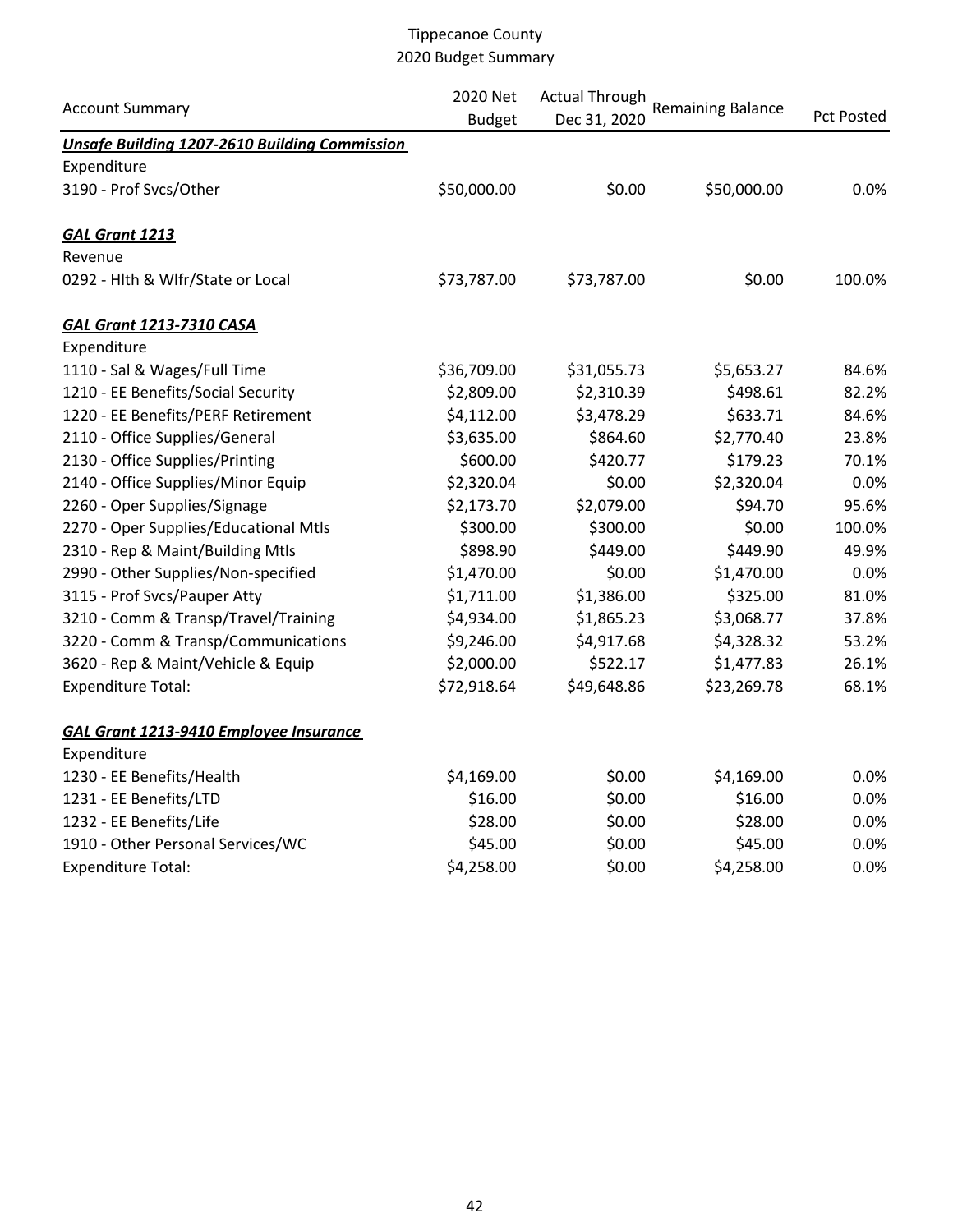Tippecanoe County
2020 Budget Summary

| Account Summary | 2020 Net Budget | Actual Through Dec 31, 2020 | Remaining Balance | Pct Posted |
|---|---|---|---|---|
| ***Unsafe Building 1207-2610 Building Commission*** | | | | |
| Expenditure | | | | |
| 3190 - Prof Svcs/Other | $50,000.00 | $0.00 | $50,000.00 | 0.0% |
| | | | | |
| ***GAL Grant 1213*** | | | | |
| Revenue | | | | |
| 0292 - Hlth & Wlfr/State or Local | $73,787.00 | $73,787.00 | $0.00 | 100.0% |
| | | | | |
| ***GAL Grant 1213-7310 CASA*** | | | | |
| Expenditure | | | | |
| 1110 - Sal & Wages/Full Time | $36,709.00 | $31,055.73 | $5,653.27 | 84.6% |
| 1210 - EE Benefits/Social Security | $2,809.00 | $2,310.39 | $498.61 | 82.2% |
| 1220 - EE Benefits/PERF Retirement | $4,112.00 | $3,478.29 | $633.71 | 84.6% |
| 2110 - Office Supplies/General | $3,635.00 | $864.60 | $2,770.40 | 23.8% |
| 2130 - Office Supplies/Printing | $600.00 | $420.77 | $179.23 | 70.1% |
| 2140 - Office Supplies/Minor Equip | $2,320.04 | $0.00 | $2,320.04 | 0.0% |
| 2260 - Oper Supplies/Signage | $2,173.70 | $2,079.00 | $94.70 | 95.6% |
| 2270 - Oper Supplies/Educational Mtls | $300.00 | $300.00 | $0.00 | 100.0% |
| 2310 - Rep & Maint/Building Mtls | $898.90 | $449.00 | $449.90 | 49.9% |
| 2990 - Other Supplies/Non-specified | $1,470.00 | $0.00 | $1,470.00 | 0.0% |
| 3115 - Prof Svcs/Pauper Atty | $1,711.00 | $1,386.00 | $325.00 | 81.0% |
| 3210 - Comm & Transp/Travel/Training | $4,934.00 | $1,865.23 | $3,068.77 | 37.8% |
| 3220 - Comm & Transp/Communications | $9,246.00 | $4,917.68 | $4,328.32 | 53.2% |
| 3620 - Rep & Maint/Vehicle & Equip | $2,000.00 | $522.17 | $1,477.83 | 26.1% |
| Expenditure Total: | $72,918.64 | $49,648.86 | $23,269.78 | 68.1% |
| | | | | |
| ***GAL Grant 1213-9410 Employee Insurance*** | | | | |
| Expenditure | | | | |
| 1230 - EE Benefits/Health | $4,169.00 | $0.00 | $4,169.00 | 0.0% |
| 1231 - EE Benefits/LTD | $16.00 | $0.00 | $16.00 | 0.0% |
| 1232 - EE Benefits/Life | $28.00 | $0.00 | $28.00 | 0.0% |
| 1910 - Other Personal Services/WC | $45.00 | $0.00 | $45.00 | 0.0% |
| Expenditure Total: | $4,258.00 | $0.00 | $4,258.00 | 0.0% |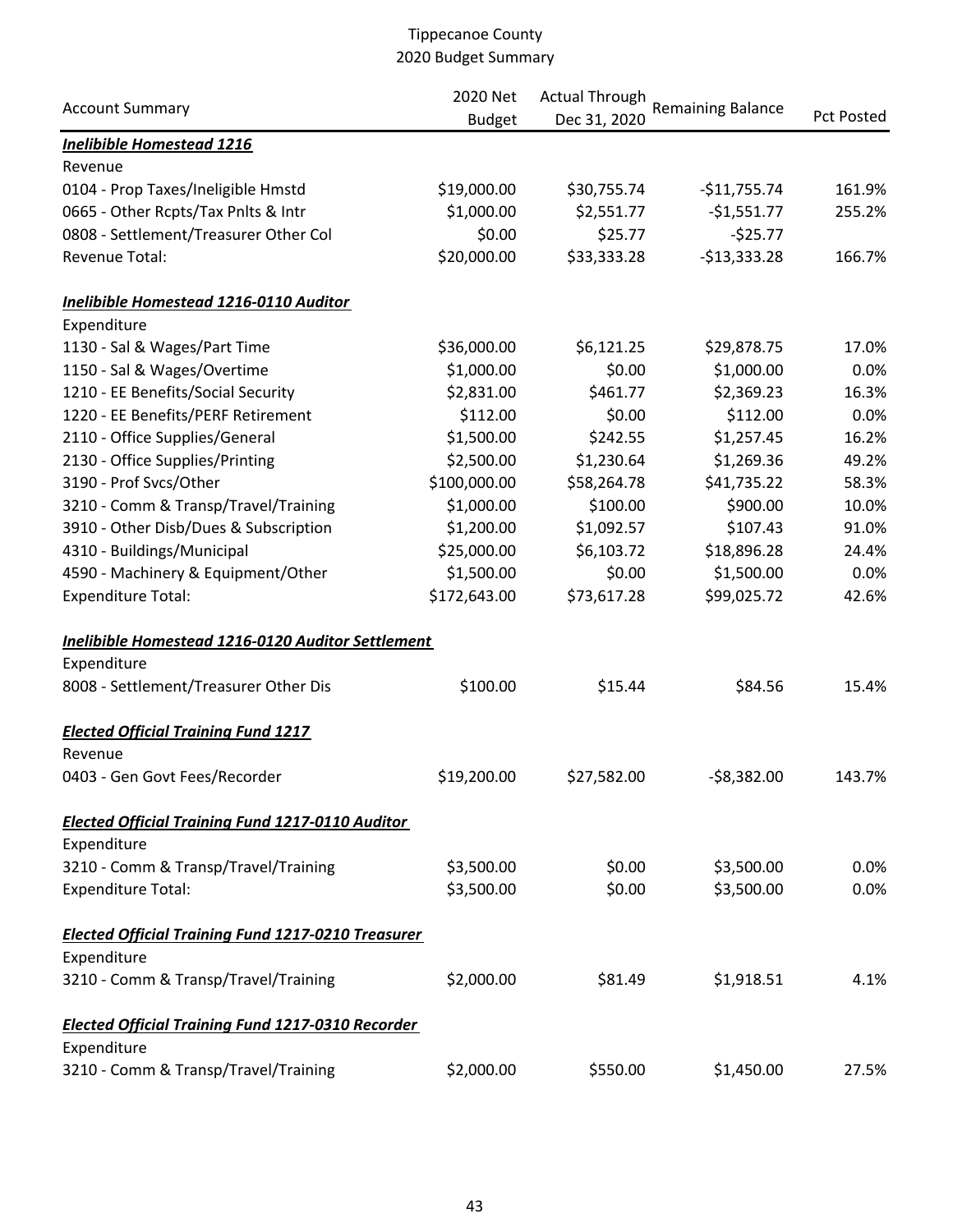# Tippecanoe County
## 2020 Budget Summary

| Account Summary | 2020 Net Budget | Actual Through Dec 31, 2020 | Remaining Balance | Pct Posted |
|---|---|---|---|---|
| ***Inelibible Homestead 1216*** | | | | |
| Revenue | | | | |
| 0104 - Prop Taxes/Ineligible Hmstd | $19,000.00 | $30,755.74 | -$11,755.74 | 161.9% |
| 0665 - Other Rcpts/Tax Pnlts & Intr | $1,000.00 | $2,551.77 | -$1,551.77 | 255.2% |
| 0808 - Settlement/Treasurer Other Col | $0.00 | $25.77 | -$25.77 | |
| Revenue Total: | $20,000.00 | $33,333.28 | -$13,333.28 | 166.7% |
| ***Inelibible Homestead 1216-0110 Auditor*** | | | | |
| Expenditure | | | | |
| 1130 - Sal & Wages/Part Time | $36,000.00 | $6,121.25 | $29,878.75 | 17.0% |
| 1150 - Sal & Wages/Overtime | $1,000.00 | $0.00 | $1,000.00 | 0.0% |
| 1210 - EE Benefits/Social Security | $2,831.00 | $461.77 | $2,369.23 | 16.3% |
| 1220 - EE Benefits/PERF Retirement | $112.00 | $0.00 | $112.00 | 0.0% |
| 2110 - Office Supplies/General | $1,500.00 | $242.55 | $1,257.45 | 16.2% |
| 2130 - Office Supplies/Printing | $2,500.00 | $1,230.64 | $1,269.36 | 49.2% |
| 3190 - Prof Svcs/Other | $100,000.00 | $58,264.78 | $41,735.22 | 58.3% |
| 3210 - Comm & Transp/Travel/Training | $1,000.00 | $100.00 | $900.00 | 10.0% |
| 3910 - Other Disb/Dues & Subscription | $1,200.00 | $1,092.57 | $107.43 | 91.0% |
| 4310 - Buildings/Municipal | $25,000.00 | $6,103.72 | $18,896.28 | 24.4% |
| 4590 - Machinery & Equipment/Other | $1,500.00 | $0.00 | $1,500.00 | 0.0% |
| Expenditure Total: | $172,643.00 | $73,617.28 | $99,025.72 | 42.6% |
| ***Inelibible Homestead 1216-0120 Auditor Settlement*** | | | | |
| Expenditure | | | | |
| 8008 - Settlement/Treasurer Other Dis | $100.00 | $15.44 | $84.56 | 15.4% |
| ***Elected Official Training Fund 1217*** | | | | |
| Revenue | | | | |
| 0403 - Gen Govt Fees/Recorder | $19,200.00 | $27,582.00 | -$8,382.00 | 143.7% |
| ***Elected Official Training Fund 1217-0110 Auditor*** | | | | |
| Expenditure | | | | |
| 3210 - Comm & Transp/Travel/Training | $3,500.00 | $0.00 | $3,500.00 | 0.0% |
| Expenditure Total: | $3,500.00 | $0.00 | $3,500.00 | 0.0% |
| ***Elected Official Training Fund 1217-0210 Treasurer*** | | | | |
| Expenditure | | | | |
| 3210 - Comm & Transp/Travel/Training | $2,000.00 | $81.49 | $1,918.51 | 4.1% |
| ***Elected Official Training Fund 1217-0310 Recorder*** | | | | |
| Expenditure | | | | |
| 3210 - Comm & Transp/Travel/Training | $2,000.00 | $550.00 | $1,450.00 | 27.5% |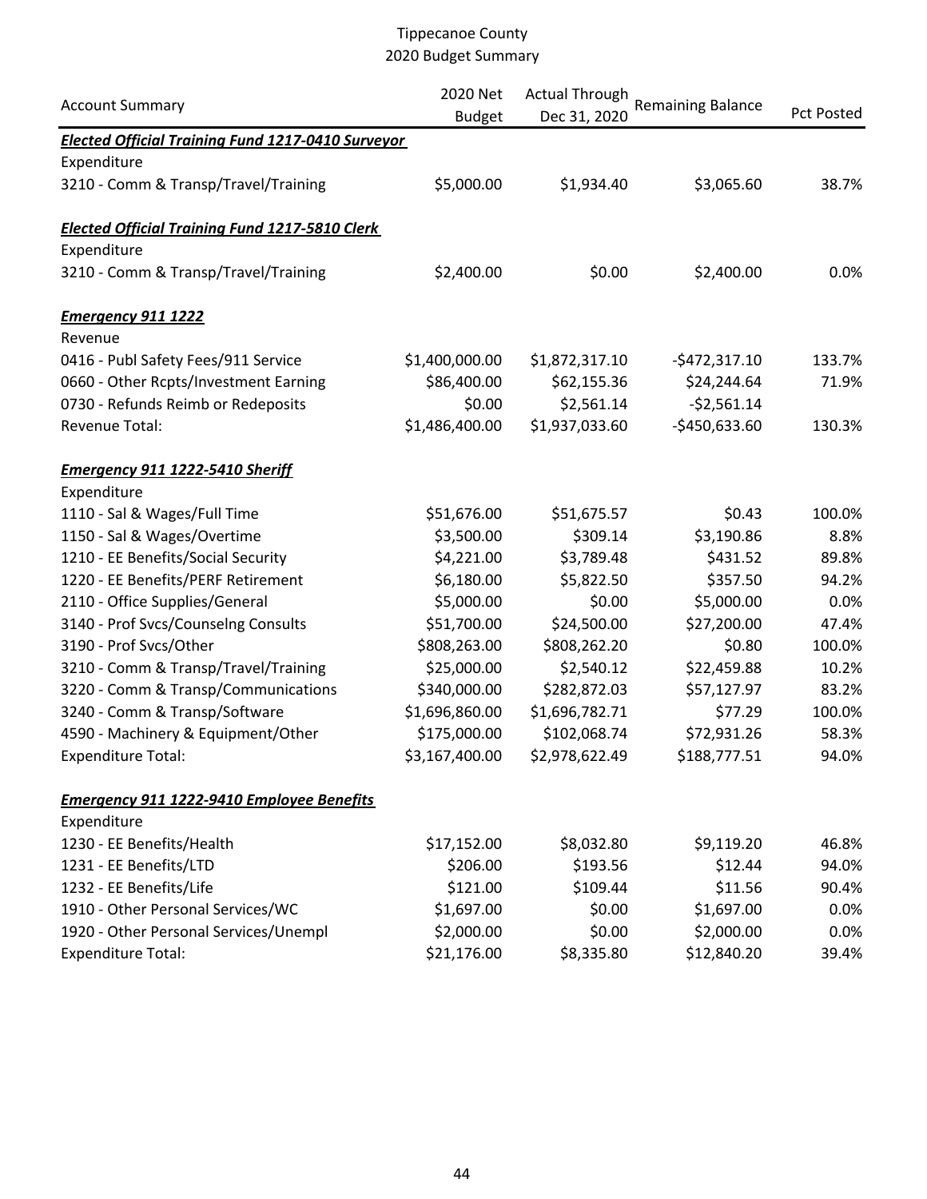# Tippecanoe County
## 2020 Budget Summary

| Account Summary | 2020 Net Budget | Actual Through Dec 31, 2020 | Remaining Balance | Pct Posted |
|---|---|---|---|---|
| ***Elected Official Training Fund 1217-0410 Surveyor*** | | | | |
| Expenditure | | | | |
| 3210 - Comm & Transp/Travel/Training | \$5,000.00 | \$1,934.40 | \$3,065.60 | 38.7% |
| ***Elected Official Training Fund 1217-5810 Clerk*** | | | | |
| Expenditure | | | | |
| 3210 - Comm & Transp/Travel/Training | \$2,400.00 | \$0.00 | \$2,400.00 | 0.0% |
| ***Emergency 911 1222*** | | | | |
| Revenue | | | | |
| 0416 - Publ Safety Fees/911 Service | \$1,400,000.00 | \$1,872,317.10 | -\$472,317.10 | 133.7% |
| 0660 - Other Rcpts/Investment Earning | \$86,400.00 | \$62,155.36 | \$24,244.64 | 71.9% |
| 0730 - Refunds Reimb or Redeposits | \$0.00 | \$2,561.14 | -\$2,561.14 | |
| Revenue Total: | \$1,486,400.00 | \$1,937,033.60 | -\$450,633.60 | 130.3% |
| ***Emergency 911 1222-5410 Sheriff*** | | | | |
| Expenditure | | | | |
| 1110 - Sal & Wages/Full Time | \$51,676.00 | \$51,675.57 | \$0.43 | 100.0% |
| 1150 - Sal & Wages/Overtime | \$3,500.00 | \$309.14 | \$3,190.86 | 8.8% |
| 1210 - EE Benefits/Social Security | \$4,221.00 | \$3,789.48 | \$431.52 | 89.8% |
| 1220 - EE Benefits/PERF Retirement | \$6,180.00 | \$5,822.50 | \$357.50 | 94.2% |
| 2110 - Office Supplies/General | \$5,000.00 | \$0.00 | \$5,000.00 | 0.0% |
| 3140 - Prof Svcs/Counselng Consults | \$51,700.00 | \$24,500.00 | \$27,200.00 | 47.4% |
| 3190 - Prof Svcs/Other | \$808,263.00 | \$808,262.20 | \$0.80 | 100.0% |
| 3210 - Comm & Transp/Travel/Training | \$25,000.00 | \$2,540.12 | \$22,459.88 | 10.2% |
| 3220 - Comm & Transp/Communications | \$340,000.00 | \$282,872.03 | \$57,127.97 | 83.2% |
| 3240 - Comm & Transp/Software | \$1,696,860.00 | \$1,696,782.71 | \$77.29 | 100.0% |
| 4590 - Machinery & Equipment/Other | \$175,000.00 | \$102,068.74 | \$72,931.26 | 58.3% |
| Expenditure Total: | \$3,167,400.00 | \$2,978,622.49 | \$188,777.51 | 94.0% |
| ***Emergency 911 1222-9410 Employee Benefits*** | | | | |
| Expenditure | | | | |
| 1230 - EE Benefits/Health | \$17,152.00 | \$8,032.80 | \$9,119.20 | 46.8% |
| 1231 - EE Benefits/LTD | \$206.00 | \$193.56 | \$12.44 | 94.0% |
| 1232 - EE Benefits/Life | \$121.00 | \$109.44 | \$11.56 | 90.4% |
| 1910 - Other Personal Services/WC | \$1,697.00 | \$0.00 | \$1,697.00 | 0.0% |
| 1920 - Other Personal Services/Unempl | \$2,000.00 | \$0.00 | \$2,000.00 | 0.0% |
| Expenditure Total: | \$21,176.00 | \$8,335.80 | \$12,840.20 | 39.4% |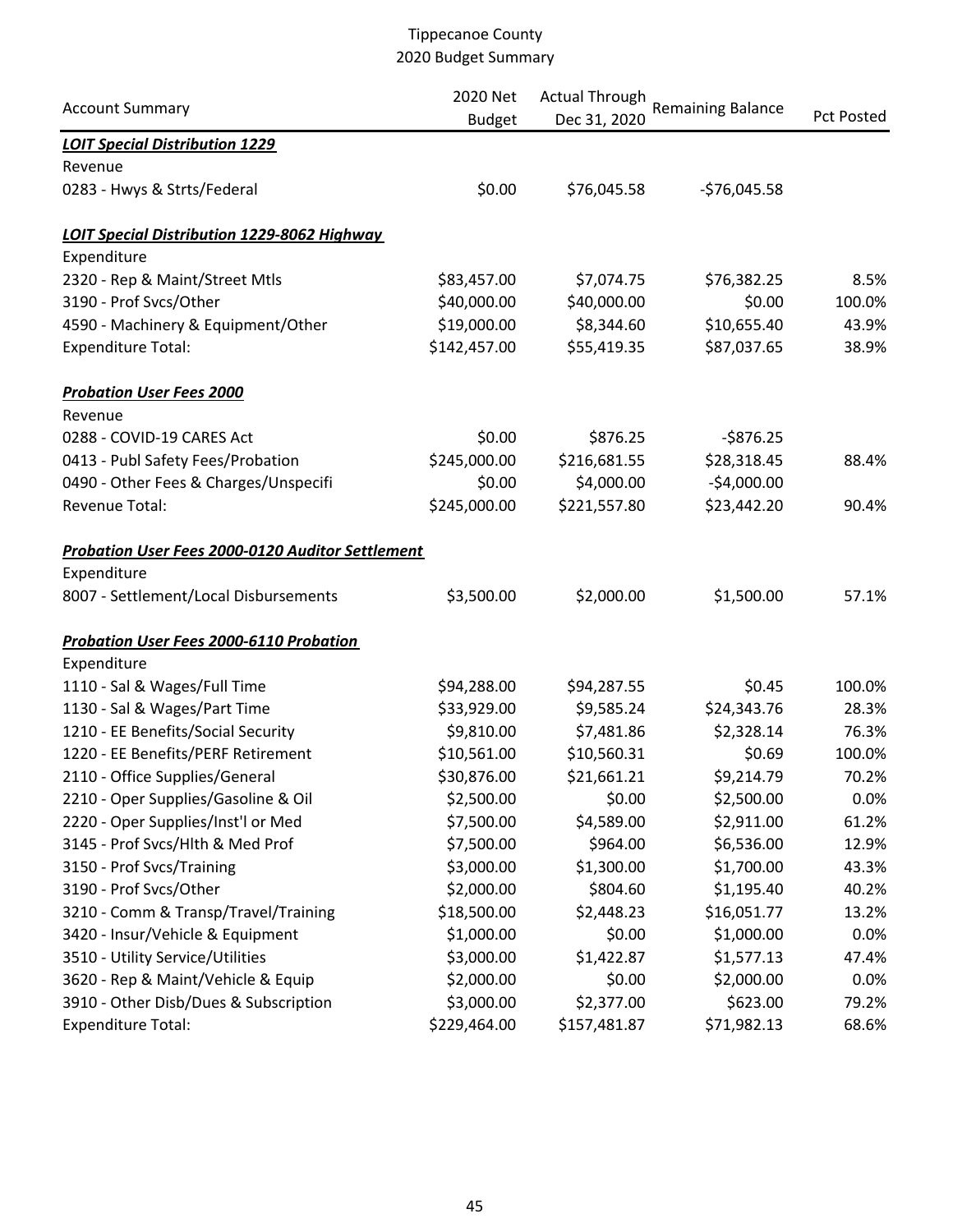# Tippecanoe County
## 2020 Budget Summary

| Account Summary | 2020 Net Budget | Actual Through Dec 31, 2020 | Remaining Balance | Pct Posted |
|---|---|---|---|---|
| ***LOIT Special Distribution 1229*** | | | | |
| Revenue | | | | |
| 0283 - Hwys & Strts/Federal | $0.00 | $76,045.58 | -$76,045.58 | |
| | | | | |
| ***LOIT Special Distribution 1229-8062 Highway*** | | | | |
| Expenditure | | | | |
| 2320 - Rep & Maint/Street Mtls | $83,457.00 | $7,074.75 | $76,382.25 | 8.5% |
| 3190 - Prof Svcs/Other | $40,000.00 | $40,000.00 | $0.00 | 100.0% |
| 4590 - Machinery & Equipment/Other | $19,000.00 | $8,344.60 | $10,655.40 | 43.9% |
| Expenditure Total: | $142,457.00 | $55,419.35 | $87,037.65 | 38.9% |
| | | | | |
| ***Probation User Fees 2000*** | | | | |
| Revenue | | | | |
| 0288 - COVID-19 CARES Act | $0.00 | $876.25 | -$876.25 | |
| 0413 - Publ Safety Fees/Probation | $245,000.00 | $216,681.55 | $28,318.45 | 88.4% |
| 0490 - Other Fees & Charges/Unspecifi | $0.00 | $4,000.00 | -$4,000.00 | |
| Revenue Total: | $245,000.00 | $221,557.80 | $23,442.20 | 90.4% |
| | | | | |
| ***Probation User Fees 2000-0120 Auditor Settlement*** | | | | |
| Expenditure | | | | |
| 8007 - Settlement/Local Disbursements | $3,500.00 | $2,000.00 | $1,500.00 | 57.1% |
| | | | | |
| ***Probation User Fees 2000-6110 Probation*** | | | | |
| Expenditure | | | | |
| 1110 - Sal & Wages/Full Time | $94,288.00 | $94,287.55 | $0.45 | 100.0% |
| 1130 - Sal & Wages/Part Time | $33,929.00 | $9,585.24 | $24,343.76 | 28.3% |
| 1210 - EE Benefits/Social Security | $9,810.00 | $7,481.86 | $2,328.14 | 76.3% |
| 1220 - EE Benefits/PERF Retirement | $10,561.00 | $10,560.31 | $0.69 | 100.0% |
| 2110 - Office Supplies/General | $30,876.00 | $21,661.21 | $9,214.79 | 70.2% |
| 2210 - Oper Supplies/Gasoline & Oil | $2,500.00 | $0.00 | $2,500.00 | 0.0% |
| 2220 - Oper Supplies/Inst'l or Med | $7,500.00 | $4,589.00 | $2,911.00 | 61.2% |
| 3145 - Prof Svcs/Hlth & Med Prof | $7,500.00 | $964.00 | $6,536.00 | 12.9% |
| 3150 - Prof Svcs/Training | $3,000.00 | $1,300.00 | $1,700.00 | 43.3% |
| 3190 - Prof Svcs/Other | $2,000.00 | $804.60 | $1,195.40 | 40.2% |
| 3210 - Comm & Transp/Travel/Training | $18,500.00 | $2,448.23 | $16,051.77 | 13.2% |
| 3420 - Insur/Vehicle & Equipment | $1,000.00 | $0.00 | $1,000.00 | 0.0% |
| 3510 - Utility Service/Utilities | $3,000.00 | $1,422.87 | $1,577.13 | 47.4% |
| 3620 - Rep & Maint/Vehicle & Equip | $2,000.00 | $0.00 | $2,000.00 | 0.0% |
| 3910 - Other Disb/Dues & Subscription | $3,000.00 | $2,377.00 | $623.00 | 79.2% |
| Expenditure Total: | $229,464.00 | $157,481.87 | $71,982.13 | 68.6% |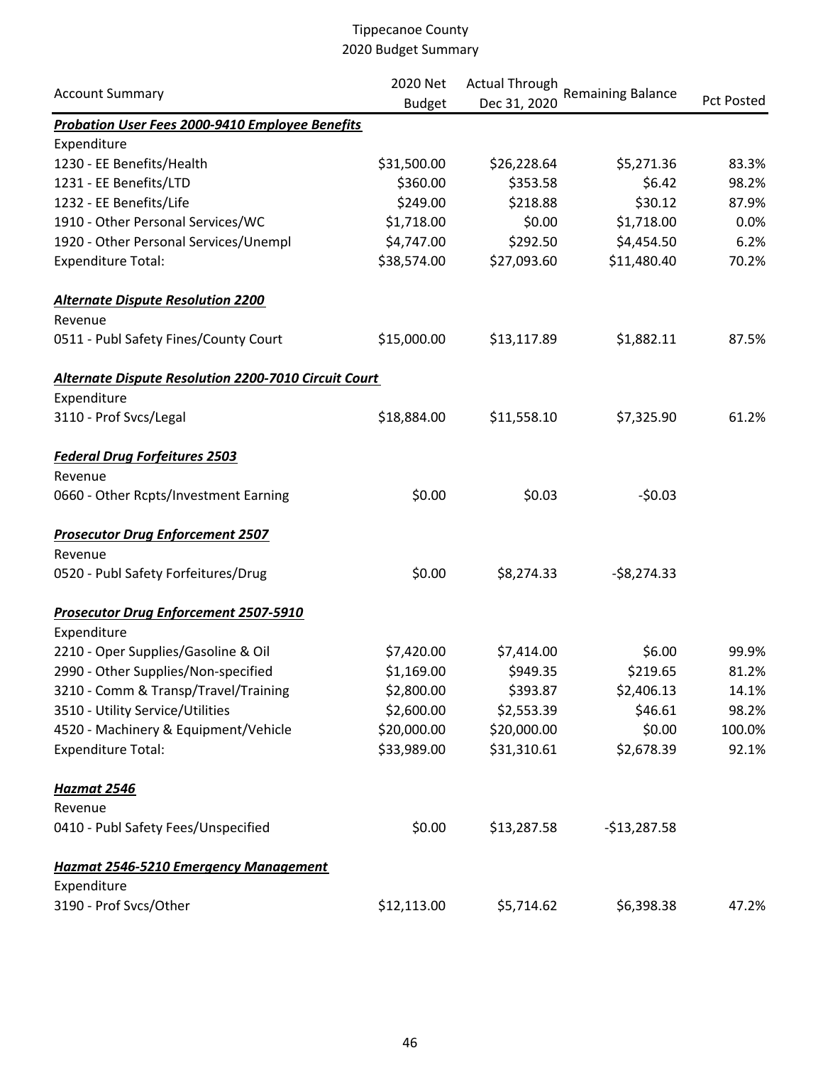# Tippecanoe County
## 2020 Budget Summary

| Account Summary | 2020 Net Budget | Actual Through Dec 31, 2020 | Remaining Balance | Pct Posted |
|---|---|---|---|---|
| ***Probation User Fees 2000-9410 Employee Benefits*** | | | | |
| Expenditure | | | | |
| 1230 - EE Benefits/Health | $31,500.00 | $26,228.64 | $5,271.36 | 83.3% |
| 1231 - EE Benefits/LTD | $360.00 | $353.58 | $6.42 | 98.2% |
| 1232 - EE Benefits/Life | $249.00 | $218.88 | $30.12 | 87.9% |
| 1910 - Other Personal Services/WC | $1,718.00 | $0.00 | $1,718.00 | 0.0% |
| 1920 - Other Personal Services/Unempl | $4,747.00 | $292.50 | $4,454.50 | 6.2% |
| Expenditure Total: | $38,574.00 | $27,093.60 | $11,480.40 | 70.2% |
| ***Alternate Dispute Resolution 2200*** | | | | |
| Revenue | | | | |
| 0511 - Publ Safety Fines/County Court | $15,000.00 | $13,117.89 | $1,882.11 | 87.5% |
| ***Alternate Dispute Resolution 2200-7010 Circuit Court*** | | | | |
| Expenditure | | | | |
| 3110 - Prof Svcs/Legal | $18,884.00 | $11,558.10 | $7,325.90 | 61.2% |
| ***Federal Drug Forfeitures 2503*** | | | | |
| Revenue | | | | |
| 0660 - Other Rcpts/Investment Earning | $0.00 | $0.03 | -$0.03 | |
| ***Prosecutor Drug Enforcement 2507*** | | | | |
| Revenue | | | | |
| 0520 - Publ Safety Forfeitures/Drug | $0.00 | $8,274.33 | -$8,274.33 | |
| ***Prosecutor Drug Enforcement 2507-5910*** | | | | |
| Expenditure | | | | |
| 2210 - Oper Supplies/Gasoline & Oil | $7,420.00 | $7,414.00 | $6.00 | 99.9% |
| 2990 - Other Supplies/Non-specified | $1,169.00 | $949.35 | $219.65 | 81.2% |
| 3210 - Comm & Transp/Travel/Training | $2,800.00 | $393.87 | $2,406.13 | 14.1% |
| 3510 - Utility Service/Utilities | $2,600.00 | $2,553.39 | $46.61 | 98.2% |
| 4520 - Machinery & Equipment/Vehicle | $20,000.00 | $20,000.00 | $0.00 | 100.0% |
| Expenditure Total: | $33,989.00 | $31,310.61 | $2,678.39 | 92.1% |
| ***Hazmat 2546*** | | | | |
| Revenue | | | | |
| 0410 - Publ Safety Fees/Unspecified | $0.00 | $13,287.58 | -$13,287.58 | |
| ***Hazmat 2546-5210 Emergency Management*** | | | | |
| Expenditure | | | | |
| 3190 - Prof Svcs/Other | $12,113.00 | $5,714.62 | $6,398.38 | 47.2% |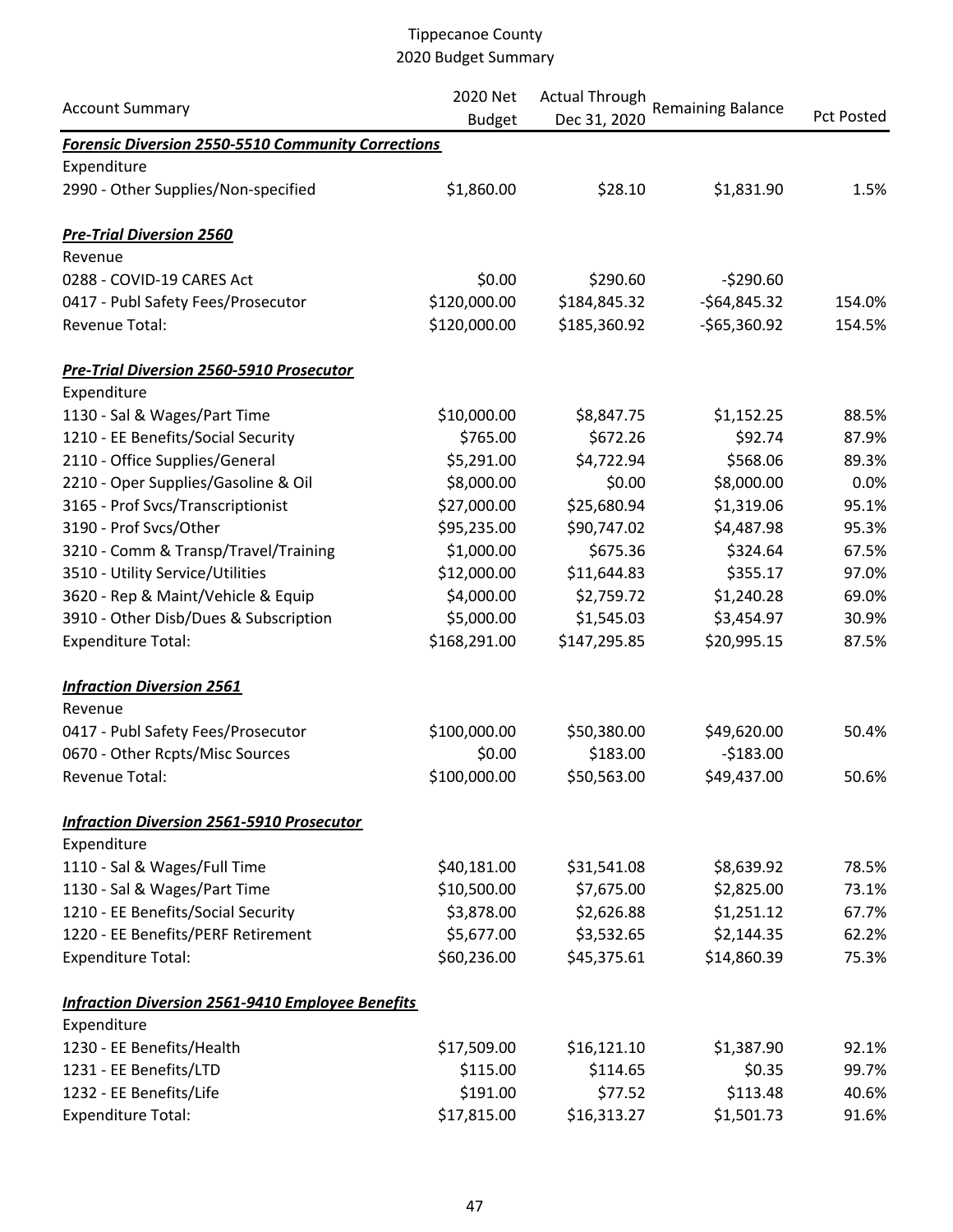# Tippecanoe County
## 2020 Budget Summary

| Account Summary | 2020 Net Budget | Actual Through Dec 31, 2020 | Remaining Balance | Pct Posted |
|---|---|---|---|---|
| ***Forensic Diversion 2550-5510 Community Corrections*** | | | | |
| Expenditure | | | | |
| 2990 - Other Supplies/Non-specified | $1,860.00 | $28.10 | $1,831.90 | 1.5% |
| ***Pre-Trial Diversion 2560*** | | | | |
| Revenue | | | | |
| 0288 - COVID-19 CARES Act | $0.00 | $290.60 | -$290.60 | |
| 0417 - Publ Safety Fees/Prosecutor | $120,000.00 | $184,845.32 | -$64,845.32 | 154.0% |
| Revenue Total: | $120,000.00 | $185,360.92 | -$65,360.92 | 154.5% |
| ***Pre-Trial Diversion 2560-5910 Prosecutor*** | | | | |
| Expenditure | | | | |
| 1130 - Sal & Wages/Part Time | $10,000.00 | $8,847.75 | $1,152.25 | 88.5% |
| 1210 - EE Benefits/Social Security | $765.00 | $672.26 | $92.74 | 87.9% |
| 2110 - Office Supplies/General | $5,291.00 | $4,722.94 | $568.06 | 89.3% |
| 2210 - Oper Supplies/Gasoline & Oil | $8,000.00 | $0.00 | $8,000.00 | 0.0% |
| 3165 - Prof Svcs/Transcriptionist | $27,000.00 | $25,680.94 | $1,319.06 | 95.1% |
| 3190 - Prof Svcs/Other | $95,235.00 | $90,747.02 | $4,487.98 | 95.3% |
| 3210 - Comm & Transp/Travel/Training | $1,000.00 | $675.36 | $324.64 | 67.5% |
| 3510 - Utility Service/Utilities | $12,000.00 | $11,644.83 | $355.17 | 97.0% |
| 3620 - Rep & Maint/Vehicle & Equip | $4,000.00 | $2,759.72 | $1,240.28 | 69.0% |
| 3910 - Other Disb/Dues & Subscription | $5,000.00 | $1,545.03 | $3,454.97 | 30.9% |
| Expenditure Total: | $168,291.00 | $147,295.85 | $20,995.15 | 87.5% |
| ***Infraction Diversion 2561*** | | | | |
| Revenue | | | | |
| 0417 - Publ Safety Fees/Prosecutor | $100,000.00 | $50,380.00 | $49,620.00 | 50.4% |
| 0670 - Other Rcpts/Misc Sources | $0.00 | $183.00 | -$183.00 | |
| Revenue Total: | $100,000.00 | $50,563.00 | $49,437.00 | 50.6% |
| ***Infraction Diversion 2561-5910 Prosecutor*** | | | | |
| Expenditure | | | | |
| 1110 - Sal & Wages/Full Time | $40,181.00 | $31,541.08 | $8,639.92 | 78.5% |
| 1130 - Sal & Wages/Part Time | $10,500.00 | $7,675.00 | $2,825.00 | 73.1% |
| 1210 - EE Benefits/Social Security | $3,878.00 | $2,626.88 | $1,251.12 | 67.7% |
| 1220 - EE Benefits/PERF Retirement | $5,677.00 | $3,532.65 | $2,144.35 | 62.2% |
| Expenditure Total: | $60,236.00 | $45,375.61 | $14,860.39 | 75.3% |
| ***Infraction Diversion 2561-9410 Employee Benefits*** | | | | |
| Expenditure | | | | |
| 1230 - EE Benefits/Health | $17,509.00 | $16,121.10 | $1,387.90 | 92.1% |
| 1231 - EE Benefits/LTD | $115.00 | $114.65 | $0.35 | 99.7% |
| 1232 - EE Benefits/Life | $191.00 | $77.52 | $113.48 | 40.6% |
| Expenditure Total: | $17,815.00 | $16,313.27 | $1,501.73 | 91.6% |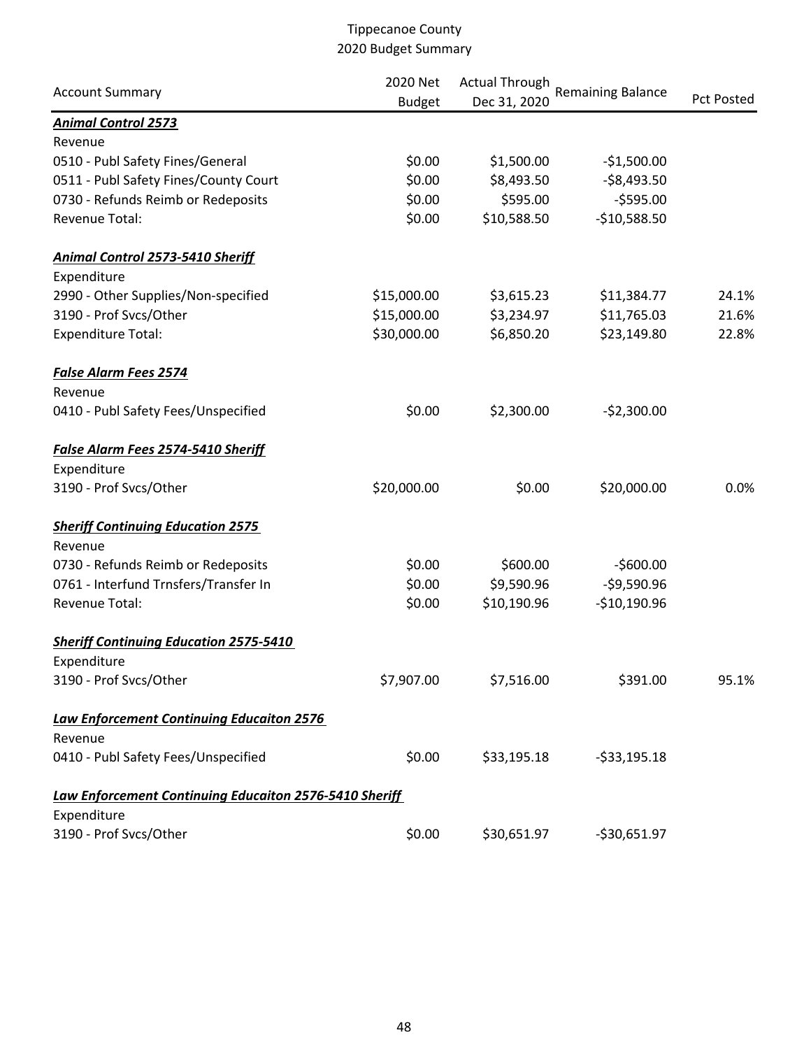Tippecanoe County
2020 Budget Summary

| Account Summary | 2020 Net Budget | Actual Through Dec 31, 2020 | Remaining Balance | Pct Posted |
|---|---|---|---|---|
| ***Animal Control 2573*** | | | | |
| Revenue | | | | |
| 0510 - Publ Safety Fines/General | $0.00 | $1,500.00 | -$1,500.00 | |
| 0511 - Publ Safety Fines/County Court | $0.00 | $8,493.50 | -$8,493.50 | |
| 0730 - Refunds Reimb or Redeposits | $0.00 | $595.00 | -$595.00 | |
| Revenue Total: | $0.00 | $10,588.50 | -$10,588.50 | |
| ***Animal Control 2573-5410 Sheriff*** | | | | |
| Expenditure | | | | |
| 2990 - Other Supplies/Non-specified | $15,000.00 | $3,615.23 | $11,384.77 | 24.1% |
| 3190 - Prof Svcs/Other | $15,000.00 | $3,234.97 | $11,765.03 | 21.6% |
| Expenditure Total: | $30,000.00 | $6,850.20 | $23,149.80 | 22.8% |
| ***False Alarm Fees 2574*** | | | | |
| Revenue | | | | |
| 0410 - Publ Safety Fees/Unspecified | $0.00 | $2,300.00 | -$2,300.00 | |
| ***False Alarm Fees 2574-5410 Sheriff*** | | | | |
| Expenditure | | | | |
| 3190 - Prof Svcs/Other | $20,000.00 | $0.00 | $20,000.00 | 0.0% |
| ***Sheriff Continuing Education 2575*** | | | | |
| Revenue | | | | |
| 0730 - Refunds Reimb or Redeposits | $0.00 | $600.00 | -$600.00 | |
| 0761 - Interfund Trnsfers/Transfer In | $0.00 | $9,590.96 | -$9,590.96 | |
| Revenue Total: | $0.00 | $10,190.96 | -$10,190.96 | |
| ***Sheriff Continuing Education 2575-5410*** | | | | |
| Expenditure | | | | |
| 3190 - Prof Svcs/Other | $7,907.00 | $7,516.00 | $391.00 | 95.1% |
| ***Law Enforcement Continuing Educaiton 2576*** | | | | |
| Revenue | | | | |
| 0410 - Publ Safety Fees/Unspecified | $0.00 | $33,195.18 | -$33,195.18 | |
| ***Law Enforcement Continuing Educaiton 2576-5410 Sheriff*** | | | | |
| Expenditure | | | | |
| 3190 - Prof Svcs/Other | $0.00 | $30,651.97 | -$30,651.97 | |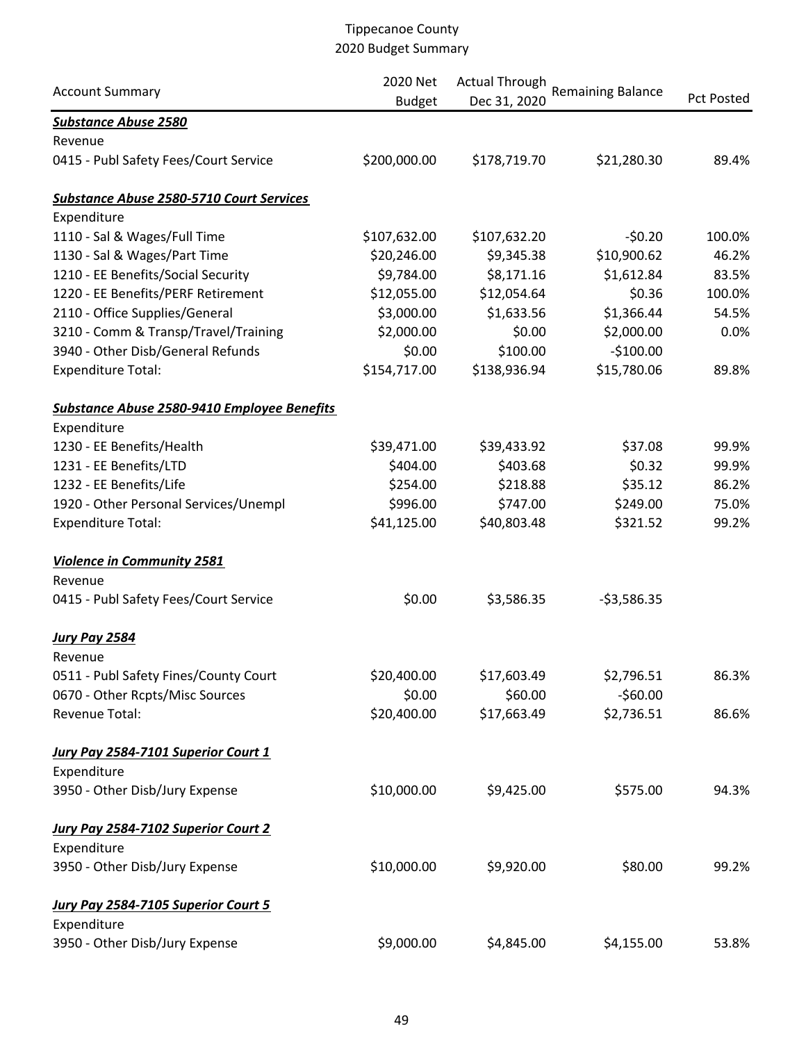Tippecanoe County
2020 Budget Summary

| Account Summary | 2020 Net Budget | Actual Through Dec 31, 2020 | Remaining Balance | Pct Posted |
|---|---|---|---|---|
| ***Substance Abuse 2580*** | | | | |
| Revenue | | | | |
| 0415 - Publ Safety Fees/Court Service | $200,000.00 | $178,719.70 | $21,280.30 | 89.4% |
| | | | | |
| ***Substance Abuse 2580-5710 Court Services*** | | | | |
| Expenditure | | | | |
| 1110 - Sal & Wages/Full Time | $107,632.00 | $107,632.20 | -$0.20 | 100.0% |
| 1130 - Sal & Wages/Part Time | $20,246.00 | $9,345.38 | $10,900.62 | 46.2% |
| 1210 - EE Benefits/Social Security | $9,784.00 | $8,171.16 | $1,612.84 | 83.5% |
| 1220 - EE Benefits/PERF Retirement | $12,055.00 | $12,054.64 | $0.36 | 100.0% |
| 2110 - Office Supplies/General | $3,000.00 | $1,633.56 | $1,366.44 | 54.5% |
| 3210 - Comm & Transp/Travel/Training | $2,000.00 | $0.00 | $2,000.00 | 0.0% |
| 3940 - Other Disb/General Refunds | $0.00 | $100.00 | -$100.00 | |
| Expenditure Total: | $154,717.00 | $138,936.94 | $15,780.06 | 89.8% |
| | | | | |
| ***Substance Abuse 2580-9410 Employee Benefits*** | | | | |
| Expenditure | | | | |
| 1230 - EE Benefits/Health | $39,471.00 | $39,433.92 | $37.08 | 99.9% |
| 1231 - EE Benefits/LTD | $404.00 | $403.68 | $0.32 | 99.9% |
| 1232 - EE Benefits/Life | $254.00 | $218.88 | $35.12 | 86.2% |
| 1920 - Other Personal Services/Unempl | $996.00 | $747.00 | $249.00 | 75.0% |
| Expenditure Total: | $41,125.00 | $40,803.48 | $321.52 | 99.2% |
| | | | | |
| ***Violence in Community 2581*** | | | | |
| Revenue | | | | |
| 0415 - Publ Safety Fees/Court Service | $0.00 | $3,586.35 | -$3,586.35 | |
| | | | | |
| ***Jury Pay 2584*** | | | | |
| Revenue | | | | |
| 0511 - Publ Safety Fines/County Court | $20,400.00 | $17,603.49 | $2,796.51 | 86.3% |
| 0670 - Other Rcpts/Misc Sources | $0.00 | $60.00 | -$60.00 | |
| Revenue Total: | $20,400.00 | $17,663.49 | $2,736.51 | 86.6% |
| | | | | |
| ***Jury Pay 2584-7101 Superior Court 1*** | | | | |
| Expenditure | | | | |
| 3950 - Other Disb/Jury Expense | $10,000.00 | $9,425.00 | $575.00 | 94.3% |
| | | | | |
| ***Jury Pay 2584-7102 Superior Court 2*** | | | | |
| Expenditure | | | | |
| 3950 - Other Disb/Jury Expense | $10,000.00 | $9,920.00 | $80.00 | 99.2% |
| | | | | |
| ***Jury Pay 2584-7105 Superior Court 5*** | | | | |
| Expenditure | | | | |
| 3950 - Other Disb/Jury Expense | $9,000.00 | $4,845.00 | $4,155.00 | 53.8% |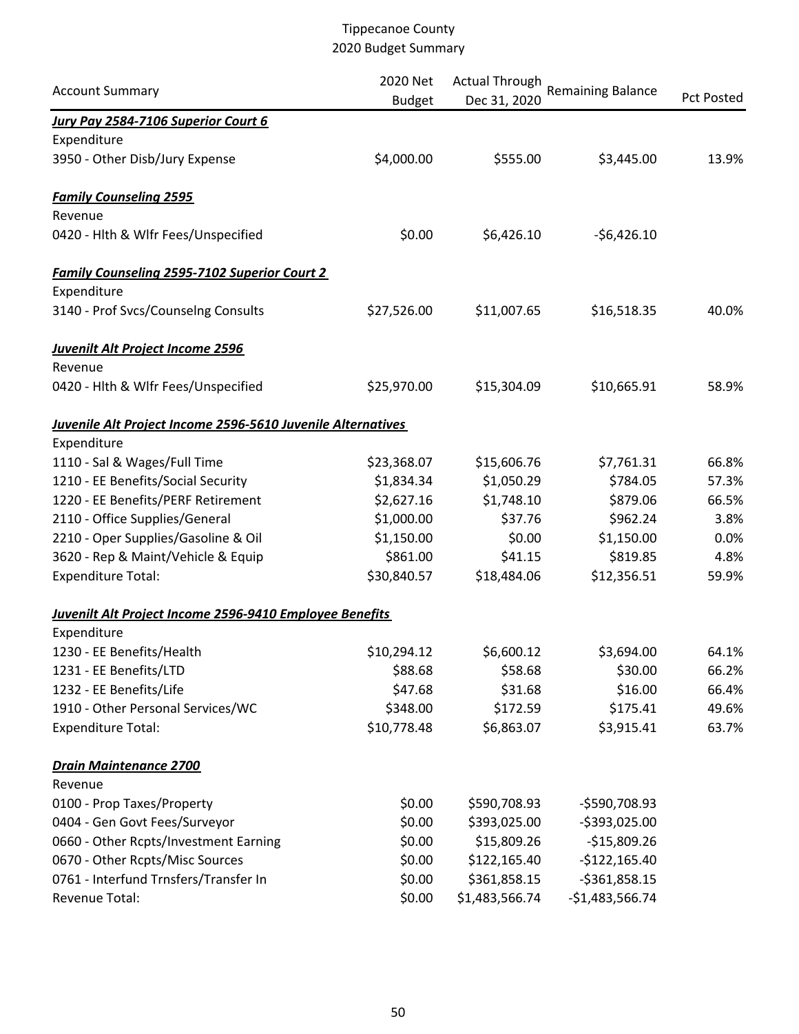# Tippecanoe County
## 2020 Budget Summary

| Account Summary | 2020 Net Budget | Actual Through Dec 31, 2020 | Remaining Balance | Pct Posted |
|---|---|---|---|---|
| ***Jury Pay 2584-7106 Superior Court 6*** | | | | |
| Expenditure | | | | |
| 3950 - Other Disb/Jury Expense | $4,000.00 | $555.00 | $3,445.00 | 13.9% |
| ***Family Counseling 2595*** | | | | |
| Revenue | | | | |
| 0420 - Hlth & Wlfr Fees/Unspecified | $0.00 | $6,426.10 | -$6,426.10 | |
| ***Family Counseling 2595-7102 Superior Court 2*** | | | | |
| Expenditure | | | | |
| 3140 - Prof Svcs/Counselng Consults | $27,526.00 | $11,007.65 | $16,518.35 | 40.0% |
| ***Juvenilt Alt Project Income 2596*** | | | | |
| Revenue | | | | |
| 0420 - Hlth & Wlfr Fees/Unspecified | $25,970.00 | $15,304.09 | $10,665.91 | 58.9% |
| ***Juvenile Alt Project Income 2596-5610 Juvenile Alternatives*** | | | | |
| Expenditure | | | | |
| 1110 - Sal & Wages/Full Time | $23,368.07 | $15,606.76 | $7,761.31 | 66.8% |
| 1210 - EE Benefits/Social Security | $1,834.34 | $1,050.29 | $784.05 | 57.3% |
| 1220 - EE Benefits/PERF Retirement | $2,627.16 | $1,748.10 | $879.06 | 66.5% |
| 2110 - Office Supplies/General | $1,000.00 | $37.76 | $962.24 | 3.8% |
| 2210 - Oper Supplies/Gasoline & Oil | $1,150.00 | $0.00 | $1,150.00 | 0.0% |
| 3620 - Rep & Maint/Vehicle & Equip | $861.00 | $41.15 | $819.85 | 4.8% |
| Expenditure Total: | $30,840.57 | $18,484.06 | $12,356.51 | 59.9% |
| ***Juvenilt Alt Project Income 2596-9410 Employee Benefits*** | | | | |
| Expenditure | | | | |
| 1230 - EE Benefits/Health | $10,294.12 | $6,600.12 | $3,694.00 | 64.1% |
| 1231 - EE Benefits/LTD | $88.68 | $58.68 | $30.00 | 66.2% |
| 1232 - EE Benefits/Life | $47.68 | $31.68 | $16.00 | 66.4% |
| 1910 - Other Personal Services/WC | $348.00 | $172.59 | $175.41 | 49.6% |
| Expenditure Total: | $10,778.48 | $6,863.07 | $3,915.41 | 63.7% |
| ***Drain Maintenance 2700*** | | | | |
| Revenue | | | | |
| 0100 - Prop Taxes/Property | $0.00 | $590,708.93 | -$590,708.93 | |
| 0404 - Gen Govt Fees/Surveyor | $0.00 | $393,025.00 | -$393,025.00 | |
| 0660 - Other Rcpts/Investment Earning | $0.00 | $15,809.26 | -$15,809.26 | |
| 0670 - Other Rcpts/Misc Sources | $0.00 | $122,165.40 | -$122,165.40 | |
| 0761 - Interfund Trnsfers/Transfer In | $0.00 | $361,858.15 | -$361,858.15 | |
| Revenue Total: | $0.00 | $1,483,566.74 | -$1,483,566.74 | |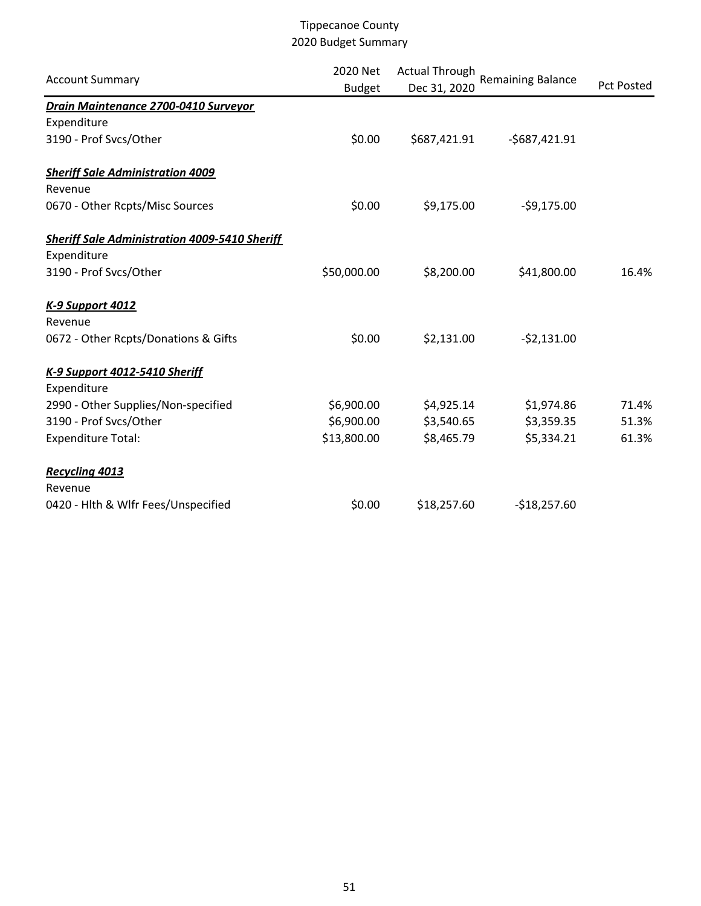Tippecanoe County
2020 Budget Summary

| Account Summary | 2020 Net Budget | Actual Through Dec 31, 2020 | Remaining Balance | Pct Posted |
|---|---|---|---|---|
| ***Drain Maintenance 2700-0410 Surveyor*** | | | | |
| Expenditure | | | | |
| 3190 - Prof Svcs/Other | $0.00 | $687,421.91 | -$687,421.91 | |
| ***Sheriff Sale Administration 4009*** | | | | |
| Revenue | | | | |
| 0670 - Other Rcpts/Misc Sources | $0.00 | $9,175.00 | -$9,175.00 | |
| ***Sheriff Sale Administration 4009-5410 Sheriff*** | | | | |
| Expenditure | | | | |
| 3190 - Prof Svcs/Other | $50,000.00 | $8,200.00 | $41,800.00 | 16.4% |
| ***K-9 Support 4012*** | | | | |
| Revenue | | | | |
| 0672 - Other Rcpts/Donations & Gifts | $0.00 | $2,131.00 | -$2,131.00 | |
| ***K-9 Support 4012-5410 Sheriff*** | | | | |
| Expenditure | | | | |
| 2990 - Other Supplies/Non-specified | $6,900.00 | $4,925.14 | $1,974.86 | 71.4% |
| 3190 - Prof Svcs/Other | $6,900.00 | $3,540.65 | $3,359.35 | 51.3% |
| Expenditure Total: | $13,800.00 | $8,465.79 | $5,334.21 | 61.3% |
| ***Recycling 4013*** | | | | |
| Revenue | | | | |
| 0420 - Hlth & Wlfr Fees/Unspecified | $0.00 | $18,257.60 | -$18,257.60 | |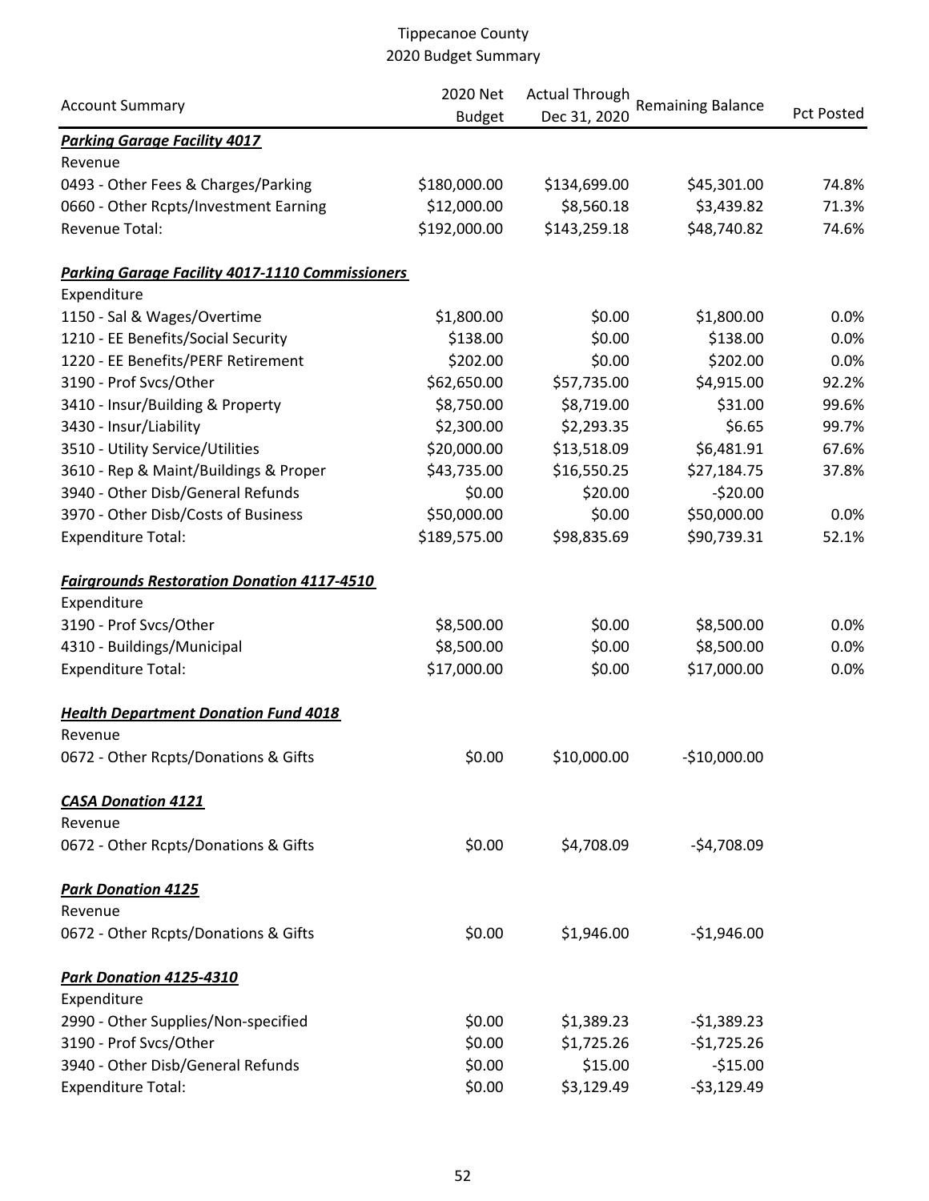# Tippecanoe County
## 2020 Budget Summary

| Account Summary | 2020 Net Budget | Actual Through Dec 31, 2020 | Remaining Balance | Pct Posted |
|---|---|---|---|---|
| ***Parking Garage Facility 4017*** | | | | |
| Revenue | | | | |
| 0493 - Other Fees & Charges/Parking | $180,000.00 | $134,699.00 | $45,301.00 | 74.8% |
| 0660 - Other Rcpts/Investment Earning | $12,000.00 | $8,560.18 | $3,439.82 | 71.3% |
| Revenue Total: | $192,000.00 | $143,259.18 | $48,740.82 | 74.6% |
| | | | | |
| ***Parking Garage Facility 4017-1110 Commissioners*** | | | | |
| Expenditure | | | | |
| 1150 - Sal & Wages/Overtime | $1,800.00 | $0.00 | $1,800.00 | 0.0% |
| 1210 - EE Benefits/Social Security | $138.00 | $0.00 | $138.00 | 0.0% |
| 1220 - EE Benefits/PERF Retirement | $202.00 | $0.00 | $202.00 | 0.0% |
| 3190 - Prof Svcs/Other | $62,650.00 | $57,735.00 | $4,915.00 | 92.2% |
| 3410 - Insur/Building & Property | $8,750.00 | $8,719.00 | $31.00 | 99.6% |
| 3430 - Insur/Liability | $2,300.00 | $2,293.35 | $6.65 | 99.7% |
| 3510 - Utility Service/Utilities | $20,000.00 | $13,518.09 | $6,481.91 | 67.6% |
| 3610 - Rep & Maint/Buildings & Proper | $43,735.00 | $16,550.25 | $27,184.75 | 37.8% |
| 3940 - Other Disb/General Refunds | $0.00 | $20.00 | -$20.00 | |
| 3970 - Other Disb/Costs of Business | $50,000.00 | $0.00 | $50,000.00 | 0.0% |
| Expenditure Total: | $189,575.00 | $98,835.69 | $90,739.31 | 52.1% |
| | | | | |
| ***Fairgrounds Restoration Donation 4117-4510*** | | | | |
| Expenditure | | | | |
| 3190 - Prof Svcs/Other | $8,500.00 | $0.00 | $8,500.00 | 0.0% |
| 4310 - Buildings/Municipal | $8,500.00 | $0.00 | $8,500.00 | 0.0% |
| Expenditure Total: | $17,000.00 | $0.00 | $17,000.00 | 0.0% |
| | | | | |
| ***Health Department Donation Fund 4018*** | | | | |
| Revenue | | | | |
| 0672 - Other Rcpts/Donations & Gifts | $0.00 | $10,000.00 | -$10,000.00 | |
| | | | | |
| ***CASA Donation 4121*** | | | | |
| Revenue | | | | |
| 0672 - Other Rcpts/Donations & Gifts | $0.00 | $4,708.09 | -$4,708.09 | |
| | | | | |
| ***Park Donation 4125*** | | | | |
| Revenue | | | | |
| 0672 - Other Rcpts/Donations & Gifts | $0.00 | $1,946.00 | -$1,946.00 | |
| | | | | |
| ***Park Donation 4125-4310*** | | | | |
| Expenditure | | | | |
| 2990 - Other Supplies/Non-specified | $0.00 | $1,389.23 | -$1,389.23 | |
| 3190 - Prof Svcs/Other | $0.00 | $1,725.26 | -$1,725.26 | |
| 3940 - Other Disb/General Refunds | $0.00 | $15.00 | -$15.00 | |
| Expenditure Total: | $0.00 | $3,129.49 | -$3,129.49 | |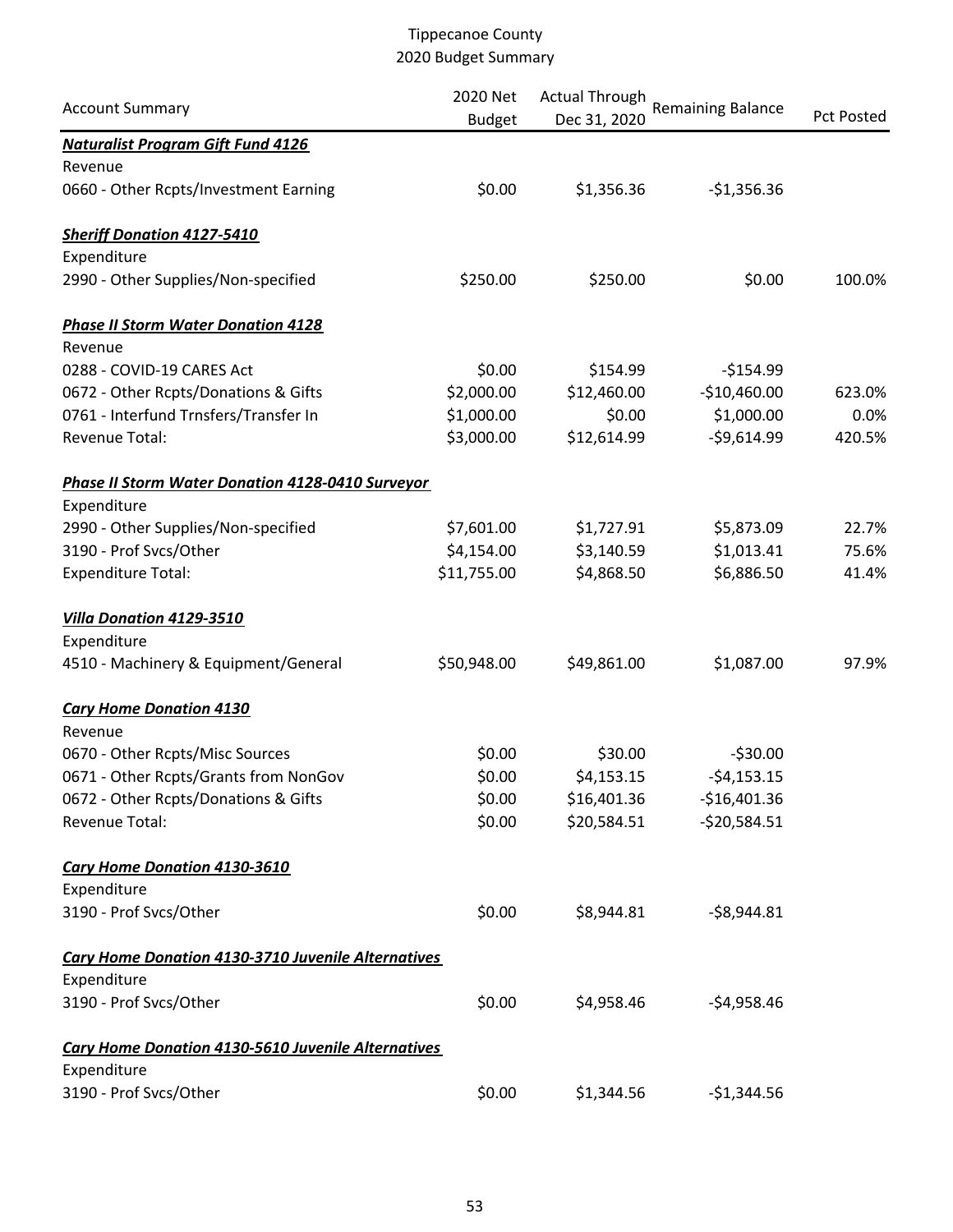# Tippecanoe County
## 2020 Budget Summary

| Account Summary | 2020 Net Budget | Actual Through Dec 31, 2020 | Remaining Balance | Pct Posted |
|---|---|---|---|---|
| ***Naturalist Program Gift Fund 4126*** | | | | |
| Revenue | | | | |
| 0660 - Other Rcpts/Investment Earning | $0.00 | $1,356.36 | -$1,356.36 | |
| | | | | |
| ***Sheriff Donation 4127-5410*** | | | | |
| Expenditure | | | | |
| 2990 - Other Supplies/Non-specified | $250.00 | $250.00 | $0.00 | 100.0% |
| | | | | |
| ***Phase II Storm Water Donation 4128*** | | | | |
| Revenue | | | | |
| 0288 - COVID-19 CARES Act | $0.00 | $154.99 | -$154.99 | |
| 0672 - Other Rcpts/Donations & Gifts | $2,000.00 | $12,460.00 | -$10,460.00 | 623.0% |
| 0761 - Interfund Trnsfers/Transfer In | $1,000.00 | $0.00 | $1,000.00 | 0.0% |
| Revenue Total: | $3,000.00 | $12,614.99 | -$9,614.99 | 420.5% |
| | | | | |
| ***Phase II Storm Water Donation 4128-0410 Surveyor*** | | | | |
| Expenditure | | | | |
| 2990 - Other Supplies/Non-specified | $7,601.00 | $1,727.91 | $5,873.09 | 22.7% |
| 3190 - Prof Svcs/Other | $4,154.00 | $3,140.59 | $1,013.41 | 75.6% |
| Expenditure Total: | $11,755.00 | $4,868.50 | $6,886.50 | 41.4% |
| | | | | |
| ***Villa Donation 4129-3510*** | | | | |
| Expenditure | | | | |
| 4510 - Machinery & Equipment/General | $50,948.00 | $49,861.00 | $1,087.00 | 97.9% |
| | | | | |
| ***Cary Home Donation 4130*** | | | | |
| Revenue | | | | |
| 0670 - Other Rcpts/Misc Sources | $0.00 | $30.00 | -$30.00 | |
| 0671 - Other Rcpts/Grants from NonGov | $0.00 | $4,153.15 | -$4,153.15 | |
| 0672 - Other Rcpts/Donations & Gifts | $0.00 | $16,401.36 | -$16,401.36 | |
| Revenue Total: | $0.00 | $20,584.51 | -$20,584.51 | |
| | | | | |
| ***Cary Home Donation 4130-3610*** | | | | |
| Expenditure | | | | |
| 3190 - Prof Svcs/Other | $0.00 | $8,944.81 | -$8,944.81 | |
| | | | | |
| ***Cary Home Donation 4130-3710 Juvenile Alternatives*** | | | | |
| Expenditure | | | | |
| 3190 - Prof Svcs/Other | $0.00 | $4,958.46 | -$4,958.46 | |
| | | | | |
| ***Cary Home Donation 4130-5610 Juvenile Alternatives*** | | | | |
| Expenditure | | | | |
| 3190 - Prof Svcs/Other | $0.00 | $1,344.56 | -$1,344.56 | |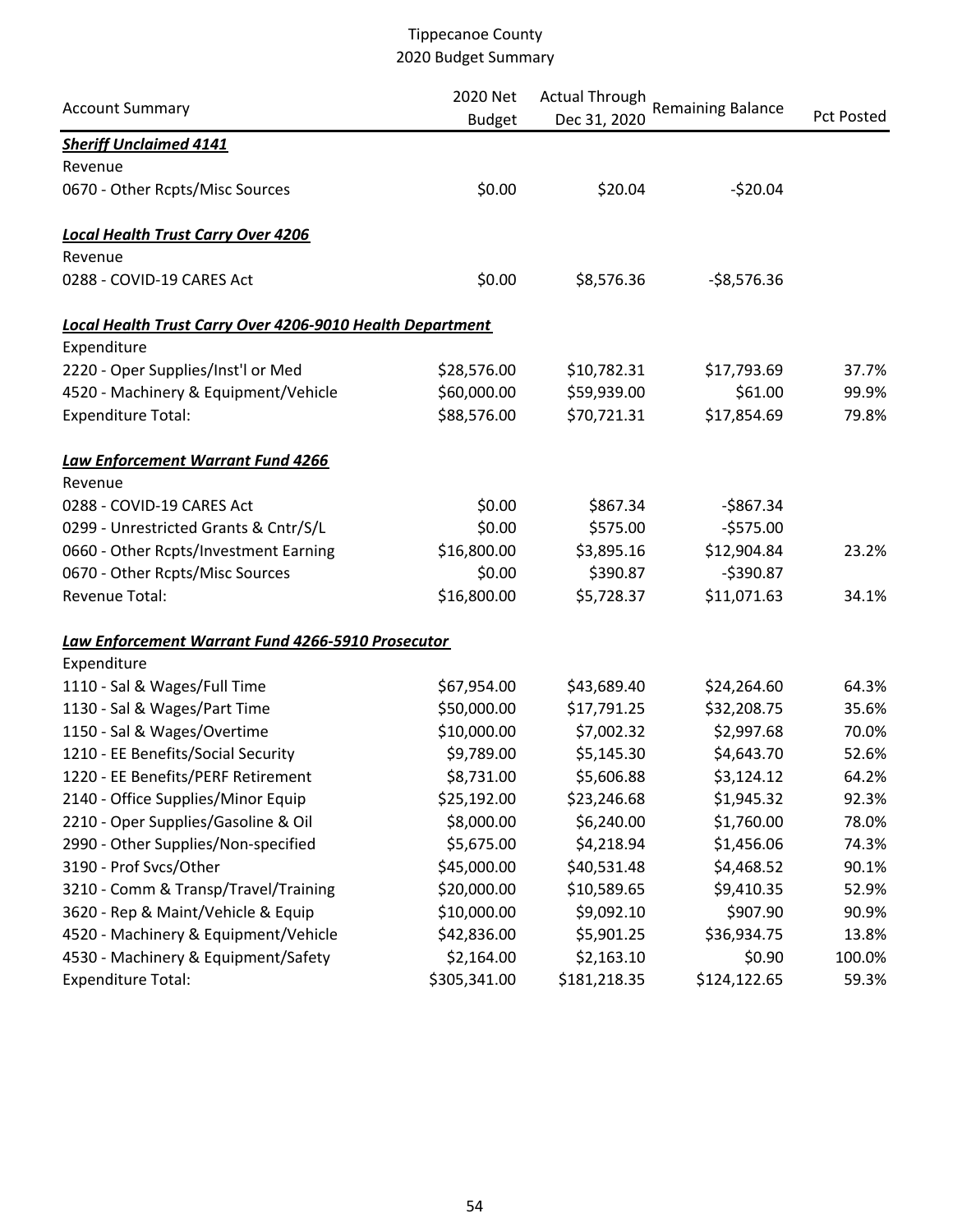Tippecanoe County
2020 Budget Summary

| Account Summary | 2020 Net Budget | Actual Through Dec 31, 2020 | Remaining Balance | Pct Posted |
|---|---|---|---|---|
| ***Sheriff Unclaimed 4141*** | | | | |
| Revenue | | | | |
| 0670 - Other Rcpts/Misc Sources | $0.00 | $20.04 | -$20.04 | |
| | | | | |
| ***Local Health Trust Carry Over 4206*** | | | | |
| Revenue | | | | |
| 0288 - COVID-19 CARES Act | $0.00 | $8,576.36 | -$8,576.36 | |
| | | | | |
| ***Local Health Trust Carry Over 4206-9010 Health Department*** | | | | |
| Expenditure | | | | |
| 2220 - Oper Supplies/Inst'l or Med | $28,576.00 | $10,782.31 | $17,793.69 | 37.7% |
| 4520 - Machinery & Equipment/Vehicle | $60,000.00 | $59,939.00 | $61.00 | 99.9% |
| Expenditure Total: | $88,576.00 | $70,721.31 | $17,854.69 | 79.8% |
| | | | | |
| ***Law Enforcement Warrant Fund 4266*** | | | | |
| Revenue | | | | |
| 0288 - COVID-19 CARES Act | $0.00 | $867.34 | -$867.34 | |
| 0299 - Unrestricted Grants & Cntr/S/L | $0.00 | $575.00 | -$575.00 | |
| 0660 - Other Rcpts/Investment Earning | $16,800.00 | $3,895.16 | $12,904.84 | 23.2% |
| 0670 - Other Rcpts/Misc Sources | $0.00 | $390.87 | -$390.87 | |
| Revenue Total: | $16,800.00 | $5,728.37 | $11,071.63 | 34.1% |
| | | | | |
| ***Law Enforcement Warrant Fund 4266-5910 Prosecutor*** | | | | |
| Expenditure | | | | |
| 1110 - Sal & Wages/Full Time | $67,954.00 | $43,689.40 | $24,264.60 | 64.3% |
| 1130 - Sal & Wages/Part Time | $50,000.00 | $17,791.25 | $32,208.75 | 35.6% |
| 1150 - Sal & Wages/Overtime | $10,000.00 | $7,002.32 | $2,997.68 | 70.0% |
| 1210 - EE Benefits/Social Security | $9,789.00 | $5,145.30 | $4,643.70 | 52.6% |
| 1220 - EE Benefits/PERF Retirement | $8,731.00 | $5,606.88 | $3,124.12 | 64.2% |
| 2140 - Office Supplies/Minor Equip | $25,192.00 | $23,246.68 | $1,945.32 | 92.3% |
| 2210 - Oper Supplies/Gasoline & Oil | $8,000.00 | $6,240.00 | $1,760.00 | 78.0% |
| 2990 - Other Supplies/Non-specified | $5,675.00 | $4,218.94 | $1,456.06 | 74.3% |
| 3190 - Prof Svcs/Other | $45,000.00 | $40,531.48 | $4,468.52 | 90.1% |
| 3210 - Comm & Transp/Travel/Training | $20,000.00 | $10,589.65 | $9,410.35 | 52.9% |
| 3620 - Rep & Maint/Vehicle & Equip | $10,000.00 | $9,092.10 | $907.90 | 90.9% |
| 4520 - Machinery & Equipment/Vehicle | $42,836.00 | $5,901.25 | $36,934.75 | 13.8% |
| 4530 - Machinery & Equipment/Safety | $2,164.00 | $2,163.10 | $0.90 | 100.0% |
| Expenditure Total: | $305,341.00 | $181,218.35 | $124,122.65 | 59.3% |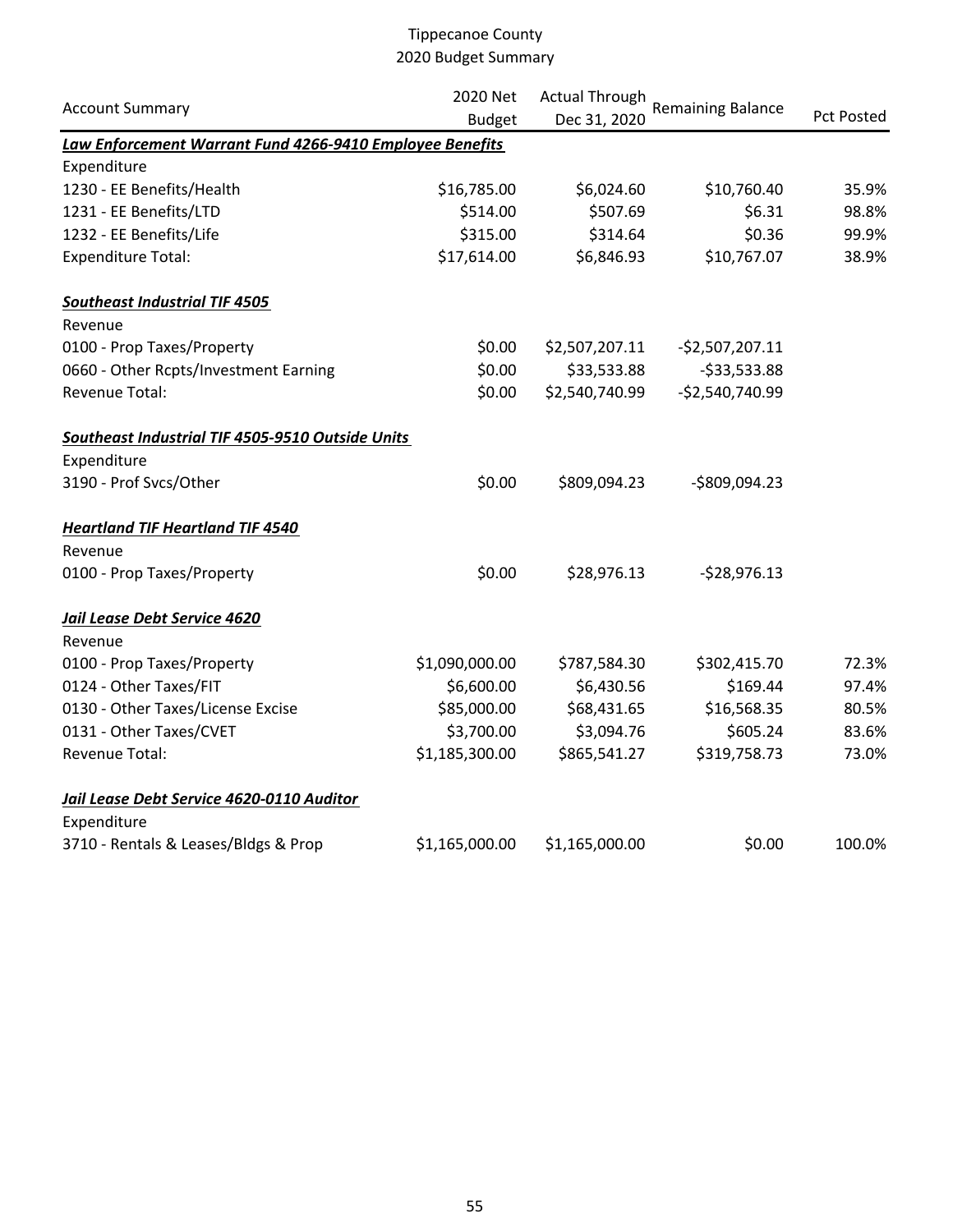Tippecanoe County
2020 Budget Summary

| Account Summary | 2020 Net Budget | Actual Through Dec 31, 2020 | Remaining Balance | Pct Posted |
|---|---|---|---|---|
| ***Law Enforcement Warrant Fund 4266-9410 Employee Benefits*** | | | | |
| Expenditure | | | | |
| 1230 - EE Benefits/Health | $16,785.00 | $6,024.60 | $10,760.40 | 35.9% |
| 1231 - EE Benefits/LTD | $514.00 | $507.69 | $6.31 | 98.8% |
| 1232 - EE Benefits/Life | $315.00 | $314.64 | $0.36 | 99.9% |
| Expenditure Total: | $17,614.00 | $6,846.93 | $10,767.07 | 38.9% |
| ***Southeast Industrial TIF 4505*** | | | | |
| Revenue | | | | |
| 0100 - Prop Taxes/Property | $0.00 | $2,507,207.11 | -$2,507,207.11 | |
| 0660 - Other Rcpts/Investment Earning | $0.00 | $33,533.88 | -$33,533.88 | |
| Revenue Total: | $0.00 | $2,540,740.99 | -$2,540,740.99 | |
| ***Southeast Industrial TIF 4505-9510 Outside Units*** | | | | |
| Expenditure | | | | |
| 3190 - Prof Svcs/Other | $0.00 | $809,094.23 | -$809,094.23 | |
| ***Heartland TIF Heartland TIF 4540*** | | | | |
| Revenue | | | | |
| 0100 - Prop Taxes/Property | $0.00 | $28,976.13 | -$28,976.13 | |
| ***Jail Lease Debt Service 4620*** | | | | |
| Revenue | | | | |
| 0100 - Prop Taxes/Property | $1,090,000.00 | $787,584.30 | $302,415.70 | 72.3% |
| 0124 - Other Taxes/FIT | $6,600.00 | $6,430.56 | $169.44 | 97.4% |
| 0130 - Other Taxes/License Excise | $85,000.00 | $68,431.65 | $16,568.35 | 80.5% |
| 0131 - Other Taxes/CVET | $3,700.00 | $3,094.76 | $605.24 | 83.6% |
| Revenue Total: | $1,185,300.00 | $865,541.27 | $319,758.73 | 73.0% |
| ***Jail Lease Debt Service 4620-0110 Auditor*** | | | | |
| Expenditure | | | | |
| 3710 - Rentals & Leases/Bldgs & Prop | $1,165,000.00 | $1,165,000.00 | $0.00 | 100.0% |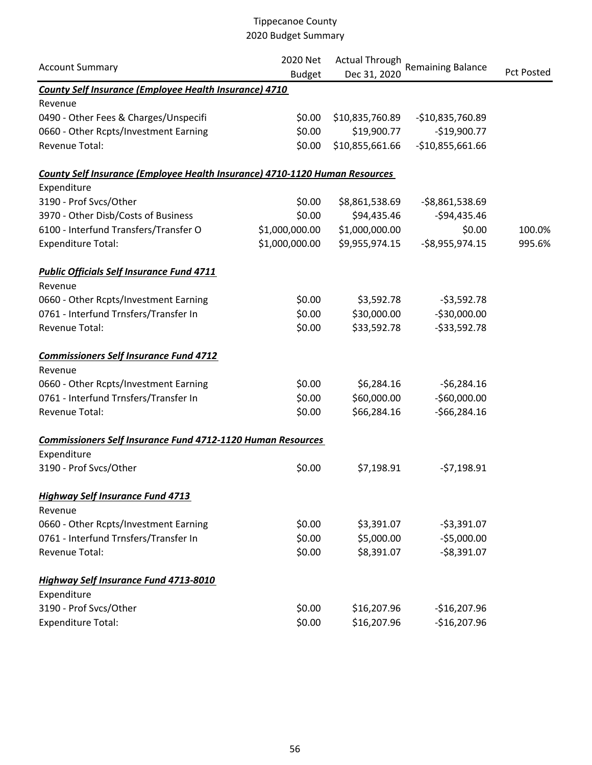Tippecanoe County
2020 Budget Summary

| Account Summary | 2020 Net Budget | Actual Through Dec 31, 2020 | Remaining Balance | Pct Posted |
|---|---|---|---|---|
| ***County Self Insurance (Employee Health Insurance) 4710*** | | | | |
| Revenue | | | | |
| 0490 - Other Fees & Charges/Unspecifi | $0.00 | $10,835,760.89 | -$10,835,760.89 | |
| 0660 - Other Rcpts/Investment Earning | $0.00 | $19,900.77 | -$19,900.77 | |
| Revenue Total: | $0.00 | $10,855,661.66 | -$10,855,661.66 | |
| ***County Self Insurance (Employee Health Insurance) 4710-1120 Human Resources*** | | | | |
| Expenditure | | | | |
| 3190 - Prof Svcs/Other | $0.00 | $8,861,538.69 | -$8,861,538.69 | |
| 3970 - Other Disb/Costs of Business | $0.00 | $94,435.46 | -$94,435.46 | |
| 6100 - Interfund Transfers/Transfer O | $1,000,000.00 | $1,000,000.00 | $0.00 | 100.0% |
| Expenditure Total: | $1,000,000.00 | $9,955,974.15 | -$8,955,974.15 | 995.6% |
| ***Public Officials Self Insurance Fund 4711*** | | | | |
| Revenue | | | | |
| 0660 - Other Rcpts/Investment Earning | $0.00 | $3,592.78 | -$3,592.78 | |
| 0761 - Interfund Trnsfers/Transfer In | $0.00 | $30,000.00 | -$30,000.00 | |
| Revenue Total: | $0.00 | $33,592.78 | -$33,592.78 | |
| ***Commissioners Self Insurance Fund 4712*** | | | | |
| Revenue | | | | |
| 0660 - Other Rcpts/Investment Earning | $0.00 | $6,284.16 | -$6,284.16 | |
| 0761 - Interfund Trnsfers/Transfer In | $0.00 | $60,000.00 | -$60,000.00 | |
| Revenue Total: | $0.00 | $66,284.16 | -$66,284.16 | |
| ***Commissioners Self Insurance Fund 4712-1120 Human Resources*** | | | | |
| Expenditure | | | | |
| 3190 - Prof Svcs/Other | $0.00 | $7,198.91 | -$7,198.91 | |
| ***Highway Self Insurance Fund 4713*** | | | | |
| Revenue | | | | |
| 0660 - Other Rcpts/Investment Earning | $0.00 | $3,391.07 | -$3,391.07 | |
| 0761 - Interfund Trnsfers/Transfer In | $0.00 | $5,000.00 | -$5,000.00 | |
| Revenue Total: | $0.00 | $8,391.07 | -$8,391.07 | |
| ***Highway Self Insurance Fund 4713-8010*** | | | | |
| Expenditure | | | | |
| 3190 - Prof Svcs/Other | $0.00 | $16,207.96 | -$16,207.96 | |
| Expenditure Total: | $0.00 | $16,207.96 | -$16,207.96 | |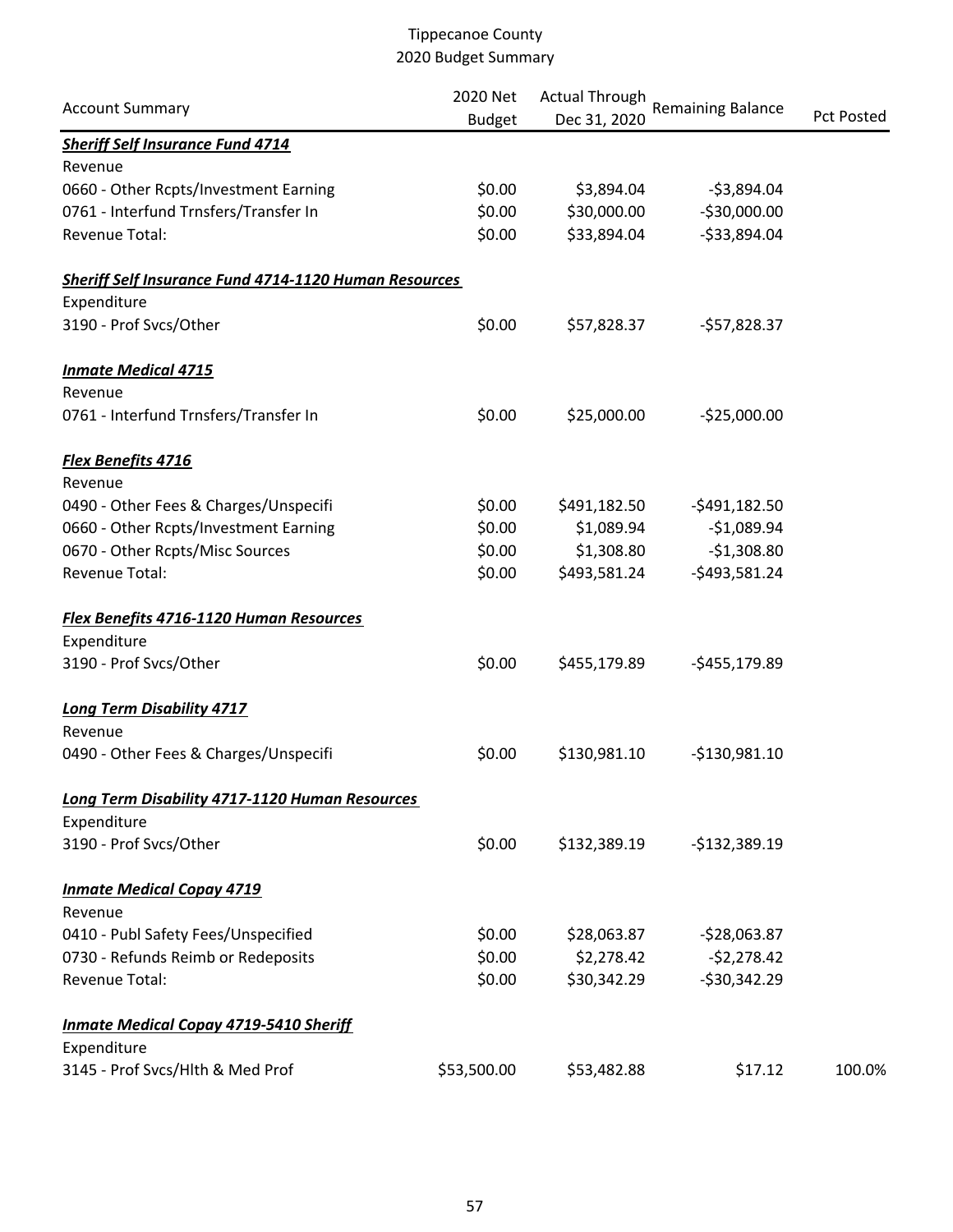Tippecanoe County
2020 Budget Summary

| Account Summary | 2020 Net Budget | Actual Through Dec 31, 2020 | Remaining Balance | Pct Posted |
|---|---|---|---|---|
| ***Sheriff Self Insurance Fund 4714*** | | | | |
| Revenue | | | | |
| 0660 - Other Rcpts/Investment Earning | $0.00 | $3,894.04 | -$3,894.04 | |
| 0761 - Interfund Trnsfers/Transfer In | $0.00 | $30,000.00 | -$30,000.00 | |
| Revenue Total: | $0.00 | $33,894.04 | -$33,894.04 | |
| ***Sheriff Self Insurance Fund 4714-1120 Human Resources*** | | | | |
| Expenditure | | | | |
| 3190 - Prof Svcs/Other | $0.00 | $57,828.37 | -$57,828.37 | |
| ***Inmate Medical 4715*** | | | | |
| Revenue | | | | |
| 0761 - Interfund Trnsfers/Transfer In | $0.00 | $25,000.00 | -$25,000.00 | |
| ***Flex Benefits 4716*** | | | | |
| Revenue | | | | |
| 0490 - Other Fees & Charges/Unspecifi | $0.00 | $491,182.50 | -$491,182.50 | |
| 0660 - Other Rcpts/Investment Earning | $0.00 | $1,089.94 | -$1,089.94 | |
| 0670 - Other Rcpts/Misc Sources | $0.00 | $1,308.80 | -$1,308.80 | |
| Revenue Total: | $0.00 | $493,581.24 | -$493,581.24 | |
| ***Flex Benefits 4716-1120 Human Resources*** | | | | |
| Expenditure | | | | |
| 3190 - Prof Svcs/Other | $0.00 | $455,179.89 | -$455,179.89 | |
| ***Long Term Disability 4717*** | | | | |
| Revenue | | | | |
| 0490 - Other Fees & Charges/Unspecifi | $0.00 | $130,981.10 | -$130,981.10 | |
| ***Long Term Disability 4717-1120 Human Resources*** | | | | |
| Expenditure | | | | |
| 3190 - Prof Svcs/Other | $0.00 | $132,389.19 | -$132,389.19 | |
| ***Inmate Medical Copay 4719*** | | | | |
| Revenue | | | | |
| 0410 - Publ Safety Fees/Unspecified | $0.00 | $28,063.87 | -$28,063.87 | |
| 0730 - Refunds Reimb or Redeposits | $0.00 | $2,278.42 | -$2,278.42 | |
| Revenue Total: | $0.00 | $30,342.29 | -$30,342.29 | |
| ***Inmate Medical Copay 4719-5410 Sheriff*** | | | | |
| Expenditure | | | | |
| 3145 - Prof Svcs/Hlth & Med Prof | $53,500.00 | $53,482.88 | $17.12 | 100.0% |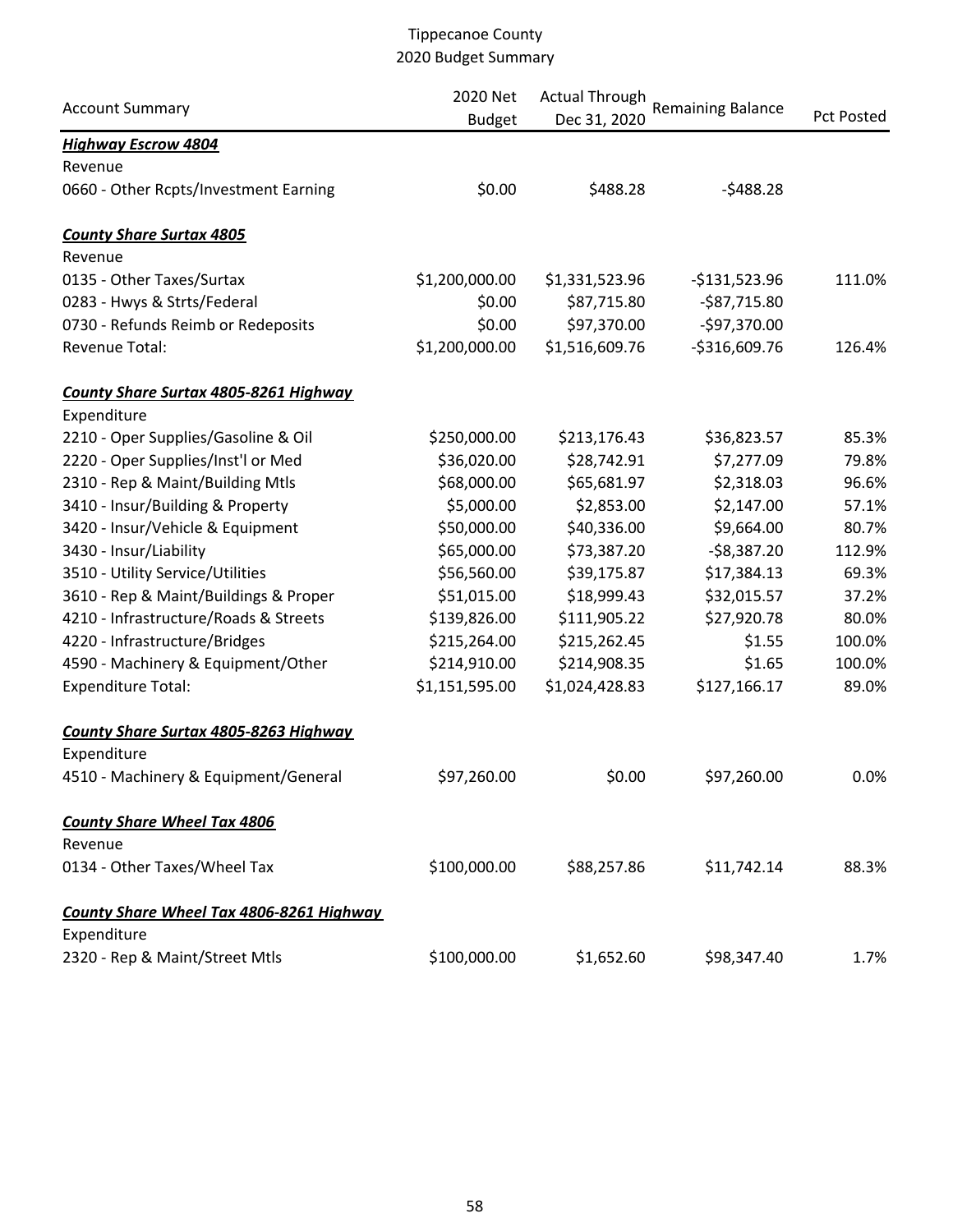# Tippecanoe County
## 2020 Budget Summary

| Account Summary | 2020 Net Budget | Actual Through Dec 31, 2020 | Remaining Balance | Pct Posted |
|---|---|---|---|---|
| ***Highway Escrow 4804*** | | | | |
| Revenue | | | | |
| 0660 - Other Rcpts/Investment Earning | $0.00 | $488.28 | -$488.28 | |
| | | | | |
| ***County Share Surtax 4805*** | | | | |
| Revenue | | | | |
| 0135 - Other Taxes/Surtax | $1,200,000.00 | $1,331,523.96 | -$131,523.96 | 111.0% |
| 0283 - Hwys & Strts/Federal | $0.00 | $87,715.80 | -$87,715.80 | |
| 0730 - Refunds Reimb or Redeposits | $0.00 | $97,370.00 | -$97,370.00 | |
| Revenue Total: | $1,200,000.00 | $1,516,609.76 | -$316,609.76 | 126.4% |
| | | | | |
| ***County Share Surtax 4805-8261 Highway*** | | | | |
| Expenditure | | | | |
| 2210 - Oper Supplies/Gasoline & Oil | $250,000.00 | $213,176.43 | $36,823.57 | 85.3% |
| 2220 - Oper Supplies/Inst'l or Med | $36,020.00 | $28,742.91 | $7,277.09 | 79.8% |
| 2310 - Rep & Maint/Building Mtls | $68,000.00 | $65,681.97 | $2,318.03 | 96.6% |
| 3410 - Insur/Building & Property | $5,000.00 | $2,853.00 | $2,147.00 | 57.1% |
| 3420 - Insur/Vehicle & Equipment | $50,000.00 | $40,336.00 | $9,664.00 | 80.7% |
| 3430 - Insur/Liability | $65,000.00 | $73,387.20 | -$8,387.20 | 112.9% |
| 3510 - Utility Service/Utilities | $56,560.00 | $39,175.87 | $17,384.13 | 69.3% |
| 3610 - Rep & Maint/Buildings & Proper | $51,015.00 | $18,999.43 | $32,015.57 | 37.2% |
| 4210 - Infrastructure/Roads & Streets | $139,826.00 | $111,905.22 | $27,920.78 | 80.0% |
| 4220 - Infrastructure/Bridges | $215,264.00 | $215,262.45 | $1.55 | 100.0% |
| 4590 - Machinery & Equipment/Other | $214,910.00 | $214,908.35 | $1.65 | 100.0% |
| Expenditure Total: | $1,151,595.00 | $1,024,428.83 | $127,166.17 | 89.0% |
| | | | | |
| ***County Share Surtax 4805-8263 Highway*** | | | | |
| Expenditure | | | | |
| 4510 - Machinery & Equipment/General | $97,260.00 | $0.00 | $97,260.00 | 0.0% |
| | | | | |
| ***County Share Wheel Tax 4806*** | | | | |
| Revenue | | | | |
| 0134 - Other Taxes/Wheel Tax | $100,000.00 | $88,257.86 | $11,742.14 | 88.3% |
| | | | | |
| ***County Share Wheel Tax 4806-8261 Highway*** | | | | |
| Expenditure | | | | |
| 2320 - Rep & Maint/Street Mtls | $100,000.00 | $1,652.60 | $98,347.40 | 1.7% |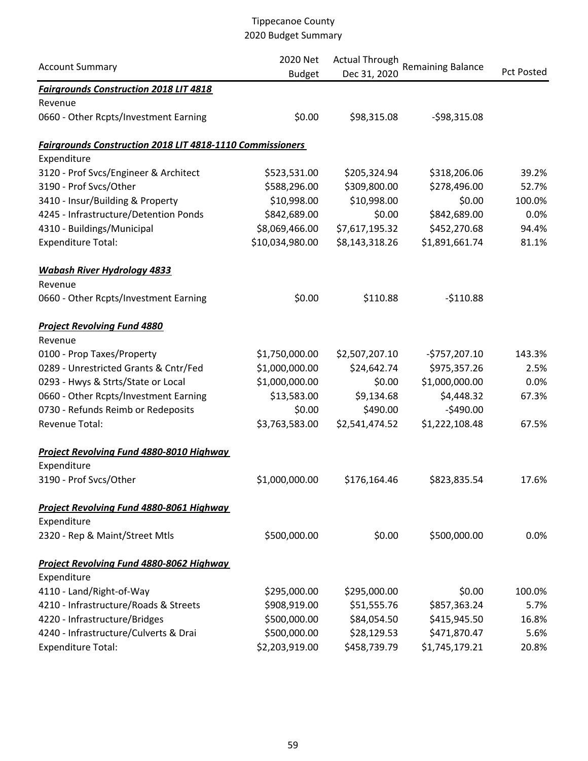# Tippecanoe County
## 2020 Budget Summary

| Account Summary | 2020 Net Budget | Actual Through Dec 31, 2020 | Remaining Balance | Pct Posted |
|---|---|---|---|---|
| ***Fairgrounds Construction 2018 LIT 4818*** | | | | |
| Revenue | | | | |
| 0660 - Other Rcpts/Investment Earning | $0.00 | $98,315.08 | -$98,315.08 | |
| ***Fairgrounds Construction 2018 LIT 4818-1110 Commissioners*** | | | | |
| Expenditure | | | | |
| 3120 - Prof Svcs/Engineer & Architect | $523,531.00 | $205,324.94 | $318,206.06 | 39.2% |
| 3190 - Prof Svcs/Other | $588,296.00 | $309,800.00 | $278,496.00 | 52.7% |
| 3410 - Insur/Building & Property | $10,998.00 | $10,998.00 | $0.00 | 100.0% |
| 4245 - Infrastructure/Detention Ponds | $842,689.00 | $0.00 | $842,689.00 | 0.0% |
| 4310 - Buildings/Municipal | $8,069,466.00 | $7,617,195.32 | $452,270.68 | 94.4% |
| Expenditure Total: | $10,034,980.00 | $8,143,318.26 | $1,891,661.74 | 81.1% |
| ***Wabash River Hydrology 4833*** | | | | |
| Revenue | | | | |
| 0660 - Other Rcpts/Investment Earning | $0.00 | $110.88 | -$110.88 | |
| ***Project Revolving Fund 4880*** | | | | |
| Revenue | | | | |
| 0100 - Prop Taxes/Property | $1,750,000.00 | $2,507,207.10 | -$757,207.10 | 143.3% |
| 0289 - Unrestricted Grants & Cntr/Fed | $1,000,000.00 | $24,642.74 | $975,357.26 | 2.5% |
| 0293 - Hwys & Strts/State or Local | $1,000,000.00 | $0.00 | $1,000,000.00 | 0.0% |
| 0660 - Other Rcpts/Investment Earning | $13,583.00 | $9,134.68 | $4,448.32 | 67.3% |
| 0730 - Refunds Reimb or Redeposits | $0.00 | $490.00 | -$490.00 | |
| Revenue Total: | $3,763,583.00 | $2,541,474.52 | $1,222,108.48 | 67.5% |
| ***Project Revolving Fund 4880-8010 Highway*** | | | | |
| Expenditure | | | | |
| 3190 - Prof Svcs/Other | $1,000,000.00 | $176,164.46 | $823,835.54 | 17.6% |
| ***Project Revolving Fund 4880-8061 Highway*** | | | | |
| Expenditure | | | | |
| 2320 - Rep & Maint/Street Mtls | $500,000.00 | $0.00 | $500,000.00 | 0.0% |
| ***Project Revolving Fund 4880-8062 Highway*** | | | | |
| Expenditure | | | | |
| 4110 - Land/Right-of-Way | $295,000.00 | $295,000.00 | $0.00 | 100.0% |
| 4210 - Infrastructure/Roads & Streets | $908,919.00 | $51,555.76 | $857,363.24 | 5.7% |
| 4220 - Infrastructure/Bridges | $500,000.00 | $84,054.50 | $415,945.50 | 16.8% |
| 4240 - Infrastructure/Culverts & Drai | $500,000.00 | $28,129.53 | $471,870.47 | 5.6% |
| Expenditure Total: | $2,203,919.00 | $458,739.79 | $1,745,179.21 | 20.8% |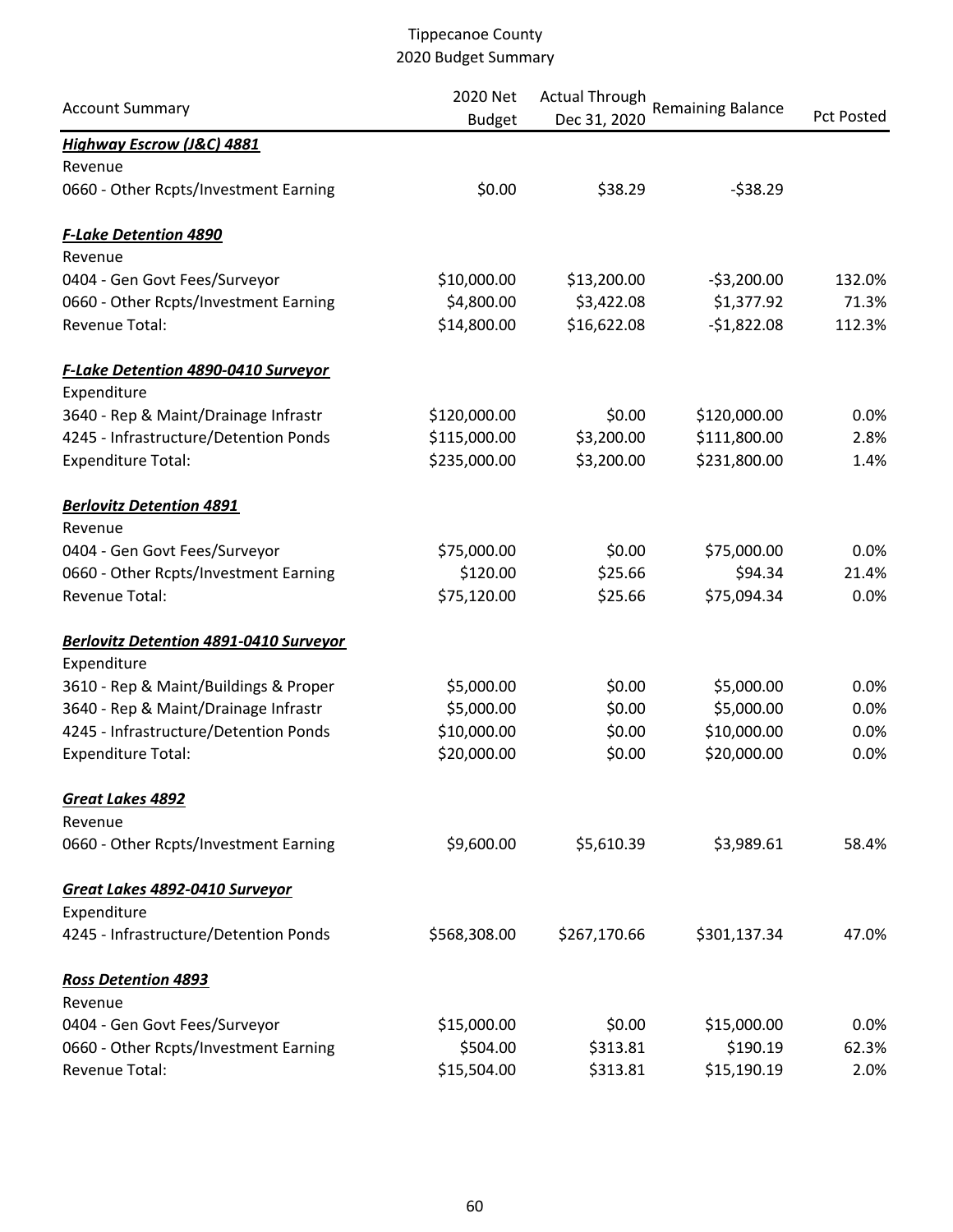Tippecanoe County
2020 Budget Summary

| Account Summary | 2020 Net Budget | Actual Through Dec 31, 2020 | Remaining Balance | Pct Posted |
|---|---|---|---|---|
| ***Highway Escrow (J&C) 4881*** | | | | |
| Revenue | | | | |
| 0660 - Other Rcpts/Investment Earning | $0.00 | $38.29 | -$38.29 | |
| ***F-Lake Detention 4890*** | | | | |
| Revenue | | | | |
| 0404 - Gen Govt Fees/Surveyor | $10,000.00 | $13,200.00 | -$3,200.00 | 132.0% |
| 0660 - Other Rcpts/Investment Earning | $4,800.00 | $3,422.08 | $1,377.92 | 71.3% |
| Revenue Total: | $14,800.00 | $16,622.08 | -$1,822.08 | 112.3% |
| ***F-Lake Detention 4890-0410 Surveyor*** | | | | |
| Expenditure | | | | |
| 3640 - Rep & Maint/Drainage Infrastr | $120,000.00 | $0.00 | $120,000.00 | 0.0% |
| 4245 - Infrastructure/Detention Ponds | $115,000.00 | $3,200.00 | $111,800.00 | 2.8% |
| Expenditure Total: | $235,000.00 | $3,200.00 | $231,800.00 | 1.4% |
| ***Berlovitz Detention 4891*** | | | | |
| Revenue | | | | |
| 0404 - Gen Govt Fees/Surveyor | $75,000.00 | $0.00 | $75,000.00 | 0.0% |
| 0660 - Other Rcpts/Investment Earning | $120.00 | $25.66 | $94.34 | 21.4% |
| Revenue Total: | $75,120.00 | $25.66 | $75,094.34 | 0.0% |
| ***Berlovitz Detention 4891-0410 Surveyor*** | | | | |
| Expenditure | | | | |
| 3610 - Rep & Maint/Buildings & Proper | $5,000.00 | $0.00 | $5,000.00 | 0.0% |
| 3640 - Rep & Maint/Drainage Infrastr | $5,000.00 | $0.00 | $5,000.00 | 0.0% |
| 4245 - Infrastructure/Detention Ponds | $10,000.00 | $0.00 | $10,000.00 | 0.0% |
| Expenditure Total: | $20,000.00 | $0.00 | $20,000.00 | 0.0% |
| ***Great Lakes 4892*** | | | | |
| Revenue | | | | |
| 0660 - Other Rcpts/Investment Earning | $9,600.00 | $5,610.39 | $3,989.61 | 58.4% |
| ***Great Lakes 4892-0410 Surveyor*** | | | | |
| Expenditure | | | | |
| 4245 - Infrastructure/Detention Ponds | $568,308.00 | $267,170.66 | $301,137.34 | 47.0% |
| ***Ross Detention 4893*** | | | | |
| Revenue | | | | |
| 0404 - Gen Govt Fees/Surveyor | $15,000.00 | $0.00 | $15,000.00 | 0.0% |
| 0660 - Other Rcpts/Investment Earning | $504.00 | $313.81 | $190.19 | 62.3% |
| Revenue Total: | $15,504.00 | $313.81 | $15,190.19 | 2.0% |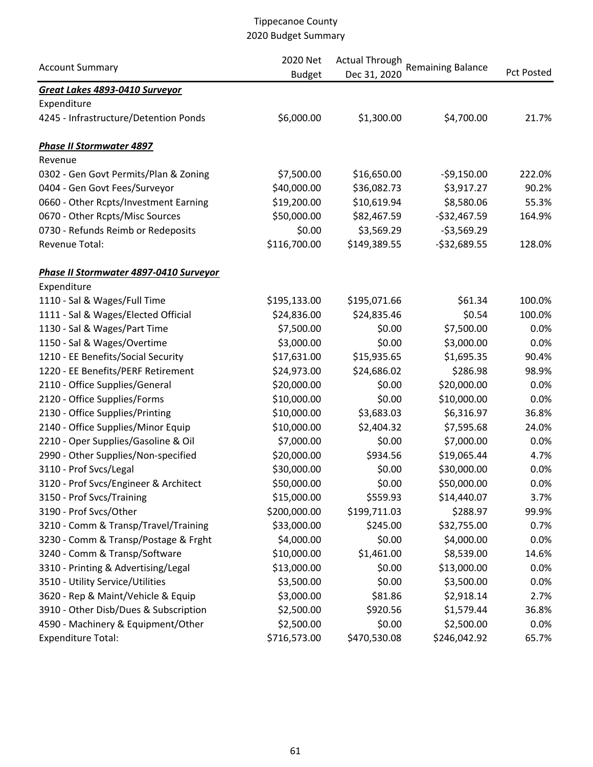Tippecanoe County
2020 Budget Summary

| Account Summary | 2020 Net Budget | Actual Through Dec 31, 2020 | Remaining Balance | Pct Posted |
|---|---|---|---|---|
| ***Great Lakes 4893-0410 Surveyor*** | | | | |
| Expenditure | | | | |
| 4245 - Infrastructure/Detention Ponds | $6,000.00 | $1,300.00 | $4,700.00 | 21.7% |
| ***Phase II Stormwater 4897*** | | | | |
| Revenue | | | | |
| 0302 - Gen Govt Permits/Plan & Zoning | $7,500.00 | $16,650.00 | -$9,150.00 | 222.0% |
| 0404 - Gen Govt Fees/Surveyor | $40,000.00 | $36,082.73 | $3,917.27 | 90.2% |
| 0660 - Other Rcpts/Investment Earning | $19,200.00 | $10,619.94 | $8,580.06 | 55.3% |
| 0670 - Other Rcpts/Misc Sources | $50,000.00 | $82,467.59 | -$32,467.59 | 164.9% |
| 0730 - Refunds Reimb or Redeposits | $0.00 | $3,569.29 | -$3,569.29 | |
| Revenue Total: | $116,700.00 | $149,389.55 | -$32,689.55 | 128.0% |
| ***Phase II Stormwater 4897-0410 Surveyor*** | | | | |
| Expenditure | | | | |
| 1110 - Sal & Wages/Full Time | $195,133.00 | $195,071.66 | $61.34 | 100.0% |
| 1111 - Sal & Wages/Elected Official | $24,836.00 | $24,835.46 | $0.54 | 100.0% |
| 1130 - Sal & Wages/Part Time | $7,500.00 | $0.00 | $7,500.00 | 0.0% |
| 1150 - Sal & Wages/Overtime | $3,000.00 | $0.00 | $3,000.00 | 0.0% |
| 1210 - EE Benefits/Social Security | $17,631.00 | $15,935.65 | $1,695.35 | 90.4% |
| 1220 - EE Benefits/PERF Retirement | $24,973.00 | $24,686.02 | $286.98 | 98.9% |
| 2110 - Office Supplies/General | $20,000.00 | $0.00 | $20,000.00 | 0.0% |
| 2120 - Office Supplies/Forms | $10,000.00 | $0.00 | $10,000.00 | 0.0% |
| 2130 - Office Supplies/Printing | $10,000.00 | $3,683.03 | $6,316.97 | 36.8% |
| 2140 - Office Supplies/Minor Equip | $10,000.00 | $2,404.32 | $7,595.68 | 24.0% |
| 2210 - Oper Supplies/Gasoline & Oil | $7,000.00 | $0.00 | $7,000.00 | 0.0% |
| 2990 - Other Supplies/Non-specified | $20,000.00 | $934.56 | $19,065.44 | 4.7% |
| 3110 - Prof Svcs/Legal | $30,000.00 | $0.00 | $30,000.00 | 0.0% |
| 3120 - Prof Svcs/Engineer & Architect | $50,000.00 | $0.00 | $50,000.00 | 0.0% |
| 3150 - Prof Svcs/Training | $15,000.00 | $559.93 | $14,440.07 | 3.7% |
| 3190 - Prof Svcs/Other | $200,000.00 | $199,711.03 | $288.97 | 99.9% |
| 3210 - Comm & Transp/Travel/Training | $33,000.00 | $245.00 | $32,755.00 | 0.7% |
| 3230 - Comm & Transp/Postage & Frght | $4,000.00 | $0.00 | $4,000.00 | 0.0% |
| 3240 - Comm & Transp/Software | $10,000.00 | $1,461.00 | $8,539.00 | 14.6% |
| 3310 - Printing & Advertising/Legal | $13,000.00 | $0.00 | $13,000.00 | 0.0% |
| 3510 - Utility Service/Utilities | $3,500.00 | $0.00 | $3,500.00 | 0.0% |
| 3620 - Rep & Maint/Vehicle & Equip | $3,000.00 | $81.86 | $2,918.14 | 2.7% |
| 3910 - Other Disb/Dues & Subscription | $2,500.00 | $920.56 | $1,579.44 | 36.8% |
| 4590 - Machinery & Equipment/Other | $2,500.00 | $0.00 | $2,500.00 | 0.0% |
| Expenditure Total: | $716,573.00 | $470,530.08 | $246,042.92 | 65.7% |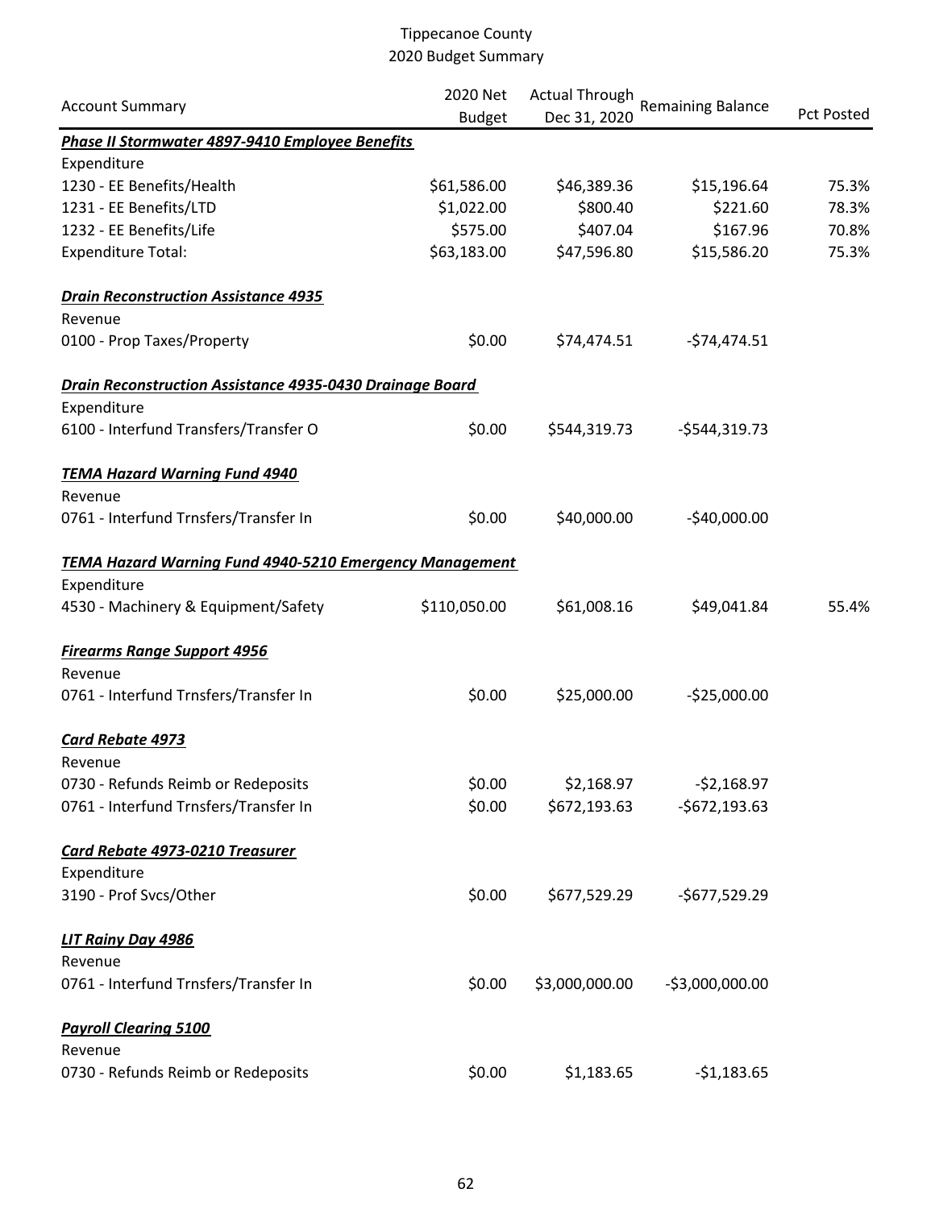Tippecanoe County
2020 Budget Summary

| Account Summary | 2020 Net Budget | Actual Through Dec 31, 2020 | Remaining Balance | Pct Posted |
|---|---|---|---|---|
| ***Phase II Stormwater 4897-9410 Employee Benefits*** | | | | |
| Expenditure | | | | |
| 1230 - EE Benefits/Health | $61,586.00 | $46,389.36 | $15,196.64 | 75.3% |
| 1231 - EE Benefits/LTD | $1,022.00 | $800.40 | $221.60 | 78.3% |
| 1232 - EE Benefits/Life | $575.00 | $407.04 | $167.96 | 70.8% |
| Expenditure Total: | $63,183.00 | $47,596.80 | $15,586.20 | 75.3% |
| ***Drain Reconstruction Assistance 4935*** | | | | |
| Revenue | | | | |
| 0100 - Prop Taxes/Property | $0.00 | $74,474.51 | -$74,474.51 | |
| ***Drain Reconstruction Assistance 4935-0430 Drainage Board*** | | | | |
| Expenditure | | | | |
| 6100 - Interfund Transfers/Transfer O | $0.00 | $544,319.73 | -$544,319.73 | |
| ***TEMA Hazard Warning Fund 4940*** | | | | |
| Revenue | | | | |
| 0761 - Interfund Trnsfers/Transfer In | $0.00 | $40,000.00 | -$40,000.00 | |
| ***TEMA Hazard Warning Fund 4940-5210 Emergency Management*** | | | | |
| Expenditure | | | | |
| 4530 - Machinery & Equipment/Safety | $110,050.00 | $61,008.16 | $49,041.84 | 55.4% |
| ***Firearms Range Support 4956*** | | | | |
| Revenue | | | | |
| 0761 - Interfund Trnsfers/Transfer In | $0.00 | $25,000.00 | -$25,000.00 | |
| ***Card Rebate 4973*** | | | | |
| Revenue | | | | |
| 0730 - Refunds Reimb or Redeposits | $0.00 | $2,168.97 | -$2,168.97 | |
| 0761 - Interfund Trnsfers/Transfer In | $0.00 | $672,193.63 | -$672,193.63 | |
| ***Card Rebate 4973-0210 Treasurer*** | | | | |
| Expenditure | | | | |
| 3190 - Prof Svcs/Other | $0.00 | $677,529.29 | -$677,529.29 | |
| ***LIT Rainy Day 4986*** | | | | |
| Revenue | | | | |
| 0761 - Interfund Trnsfers/Transfer In | $0.00 | $3,000,000.00 | -$3,000,000.00 | |
| ***Payroll Clearing 5100*** | | | | |
| Revenue | | | | |
| 0730 - Refunds Reimb or Redeposits | $0.00 | $1,183.65 | -$1,183.65 | |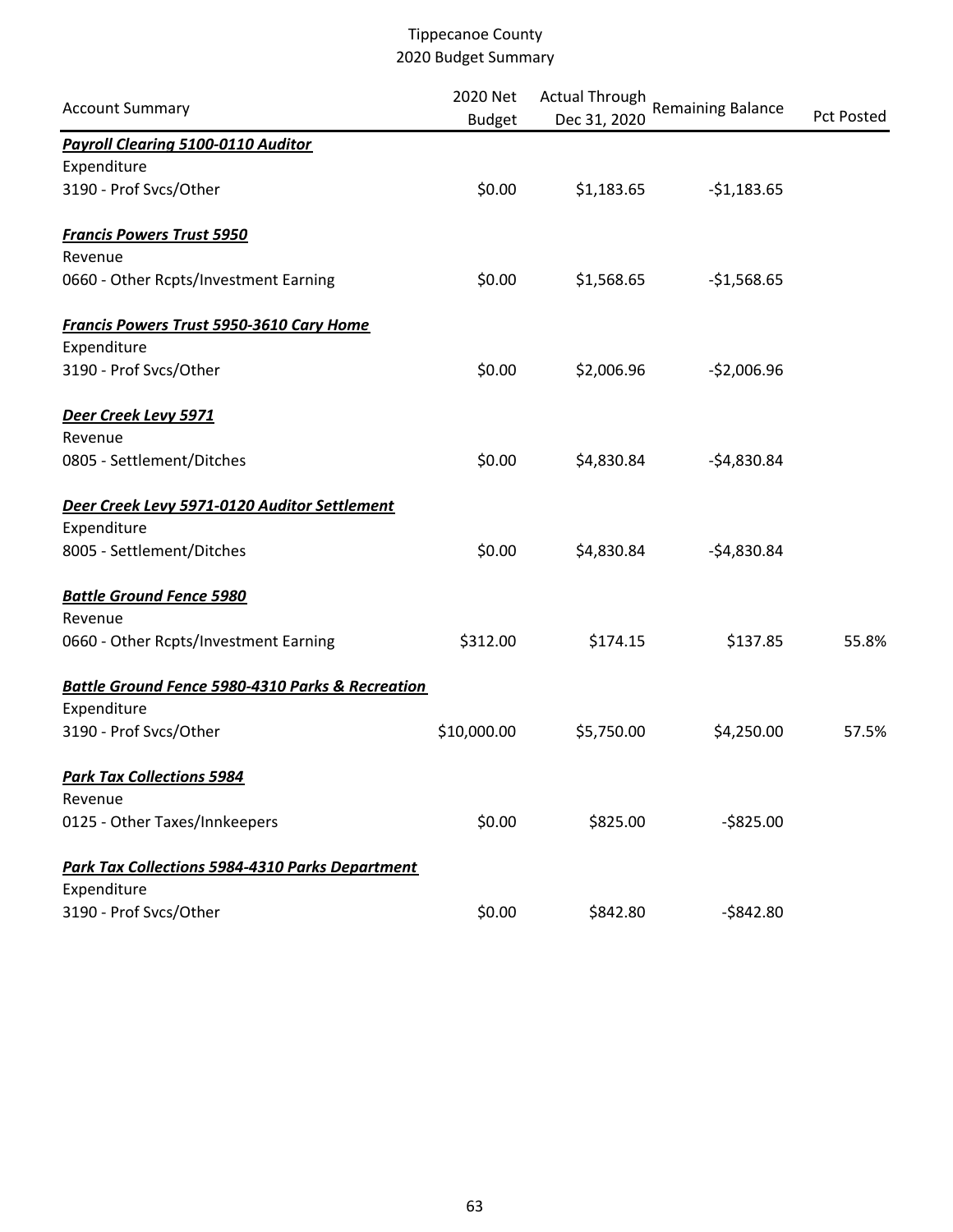# Tippecanoe County
## 2020 Budget Summary

| Account Summary | 2020 Net Budget | Actual Through Dec 31, 2020 | Remaining Balance | Pct Posted |
|---|---|---|---|---|
| ***Payroll Clearing 5100-0110 Auditor*** | | | | |
| Expenditure | | | | |
| 3190 - Prof Svcs/Other | $0.00 | $1,183.65 | -$1,183.65 | |
| ***Francis Powers Trust 5950*** | | | | |
| Revenue | | | | |
| 0660 - Other Rcpts/Investment Earning | $0.00 | $1,568.65 | -$1,568.65 | |
| ***Francis Powers Trust 5950-3610 Cary Home*** | | | | |
| Expenditure | | | | |
| 3190 - Prof Svcs/Other | $0.00 | $2,006.96 | -$2,006.96 | |
| ***Deer Creek Levy 5971*** | | | | |
| Revenue | | | | |
| 0805 - Settlement/Ditches | $0.00 | $4,830.84 | -$4,830.84 | |
| ***Deer Creek Levy 5971-0120 Auditor Settlement*** | | | | |
| Expenditure | | | | |
| 8005 - Settlement/Ditches | $0.00 | $4,830.84 | -$4,830.84 | |
| ***Battle Ground Fence 5980*** | | | | |
| Revenue | | | | |
| 0660 - Other Rcpts/Investment Earning | $312.00 | $174.15 | $137.85 | 55.8% |
| ***Battle Ground Fence 5980-4310 Parks & Recreation*** | | | | |
| Expenditure | | | | |
| 3190 - Prof Svcs/Other | $10,000.00 | $5,750.00 | $4,250.00 | 57.5% |
| ***Park Tax Collections 5984*** | | | | |
| Revenue | | | | |
| 0125 - Other Taxes/Innkeepers | $0.00 | $825.00 | -$825.00 | |
| ***Park Tax Collections 5984-4310 Parks Department*** | | | | |
| Expenditure | | | | |
| 3190 - Prof Svcs/Other | $0.00 | $842.80 | -$842.80 | |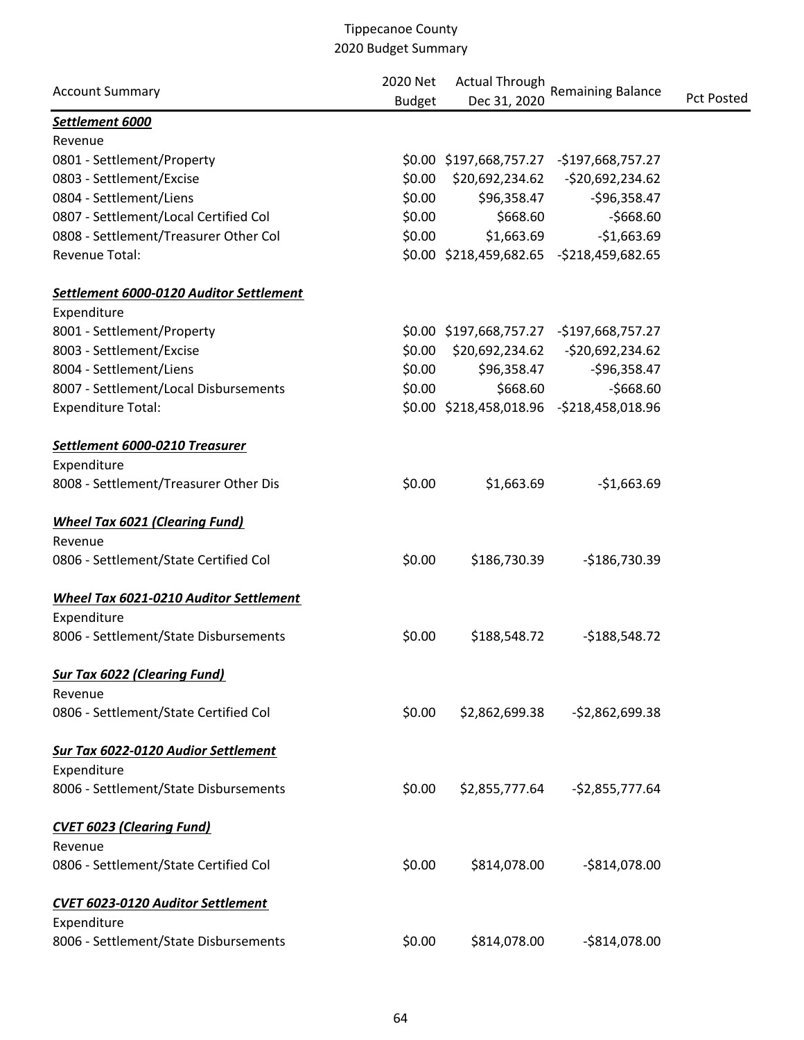# Tippecanoe County
## 2020 Budget Summary

| Account Summary | 2020 Net Budget | Actual Through Dec 31, 2020 | Remaining Balance | Pct Posted |
|---|---|---|---|---|
| ***Settlement 6000*** | | | | |
| Revenue | | | | |
| 0801 - Settlement/Property | $0.00 | $197,668,757.27 | -$197,668,757.27 | |
| 0803 - Settlement/Excise | $0.00 | $20,692,234.62 | -$20,692,234.62 | |
| 0804 - Settlement/Liens | $0.00 | $96,358.47 | -$96,358.47 | |
| 0807 - Settlement/Local Certified Col | $0.00 | $668.60 | -$668.60 | |
| 0808 - Settlement/Treasurer Other Col | $0.00 | $1,663.69 | -$1,663.69 | |
| Revenue Total: | $0.00 | $218,459,682.65 | -$218,459,682.65 | |
| ***Settlement 6000-0120 Auditor Settlement*** | | | | |
| Expenditure | | | | |
| 8001 - Settlement/Property | $0.00 | $197,668,757.27 | -$197,668,757.27 | |
| 8003 - Settlement/Excise | $0.00 | $20,692,234.62 | -$20,692,234.62 | |
| 8004 - Settlement/Liens | $0.00 | $96,358.47 | -$96,358.47 | |
| 8007 - Settlement/Local Disbursements | $0.00 | $668.60 | -$668.60 | |
| Expenditure Total: | $0.00 | $218,458,018.96 | -$218,458,018.96 | |
| ***Settlement 6000-0210 Treasurer*** | | | | |
| Expenditure | | | | |
| 8008 - Settlement/Treasurer Other Dis | $0.00 | $1,663.69 | -$1,663.69 | |
| ***Wheel Tax 6021 (Clearing Fund)*** | | | | |
| Revenue | | | | |
| 0806 - Settlement/State Certified Col | $0.00 | $186,730.39 | -$186,730.39 | |
| ***Wheel Tax 6021-0210 Auditor Settlement*** | | | | |
| Expenditure | | | | |
| 8006 - Settlement/State Disbursements | $0.00 | $188,548.72 | -$188,548.72 | |
| ***Sur Tax 6022 (Clearing Fund)*** | | | | |
| Revenue | | | | |
| 0806 - Settlement/State Certified Col | $0.00 | $2,862,699.38 | -$2,862,699.38 | |
| ***Sur Tax 6022-0120 Audior Settlement*** | | | | |
| Expenditure | | | | |
| 8006 - Settlement/State Disbursements | $0.00 | $2,855,777.64 | -$2,855,777.64 | |
| ***CVET 6023 (Clearing Fund)*** | | | | |
| Revenue | | | | |
| 0806 - Settlement/State Certified Col | $0.00 | $814,078.00 | -$814,078.00 | |
| ***CVET 6023-0120 Auditor Settlement*** | | | | |
| Expenditure | | | | |
| 8006 - Settlement/State Disbursements | $0.00 | $814,078.00 | -$814,078.00 | |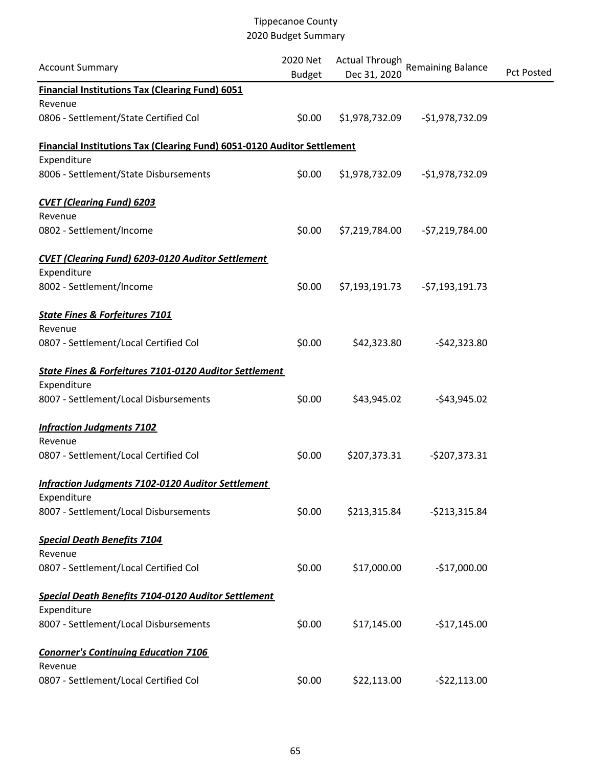Tippecanoe County
2020 Budget Summary

| Account Summary | 2020 Net Budget | Actual Through Dec 31, 2020 | Remaining Balance | Pct Posted |
|---|---|---|---|---|
| **Financial Institutions Tax (Clearing Fund) 6051** | | | | |
| Revenue | | | | |
| 0806 - Settlement/State Certified Col | $0.00 | $1,978,732.09 | -$1,978,732.09 | |
| **Financial Institutions Tax (Clearing Fund) 6051-0120 Auditor Settlement** | | | | |
| Expenditure | | | | |
| 8006 - Settlement/State Disbursements | $0.00 | $1,978,732.09 | -$1,978,732.09 | |
| ***CVET (Clearing Fund) 6203*** | | | | |
| Revenue | | | | |
| 0802 - Settlement/Income | $0.00 | $7,219,784.00 | -$7,219,784.00 | |
| ***CVET (Clearing Fund) 6203-0120 Auditor Settlement*** | | | | |
| Expenditure | | | | |
| 8002 - Settlement/Income | $0.00 | $7,193,191.73 | -$7,193,191.73 | |
| ***State Fines & Forfeitures 7101*** | | | | |
| Revenue | | | | |
| 0807 - Settlement/Local Certified Col | $0.00 | $42,323.80 | -$42,323.80 | |
| ***State Fines & Forfeitures 7101-0120 Auditor Settlement*** | | | | |
| Expenditure | | | | |
| 8007 - Settlement/Local Disbursements | $0.00 | $43,945.02 | -$43,945.02 | |
| ***Infraction Judgments 7102*** | | | | |
| Revenue | | | | |
| 0807 - Settlement/Local Certified Col | $0.00 | $207,373.31 | -$207,373.31 | |
| ***Infraction Judgments 7102-0120 Auditor Settlement*** | | | | |
| Expenditure | | | | |
| 8007 - Settlement/Local Disbursements | $0.00 | $213,315.84 | -$213,315.84 | |
| ***Special Death Benefits 7104*** | | | | |
| Revenue | | | | |
| 0807 - Settlement/Local Certified Col | $0.00 | $17,000.00 | -$17,000.00 | |
| ***Special Death Benefits 7104-0120 Auditor Settlement*** | | | | |
| Expenditure | | | | |
| 8007 - Settlement/Local Disbursements | $0.00 | $17,145.00 | -$17,145.00 | |
| ***Conorner's Continuing Education 7106*** | | | | |
| Revenue | | | | |
| 0807 - Settlement/Local Certified Col | $0.00 | $22,113.00 | -$22,113.00 | |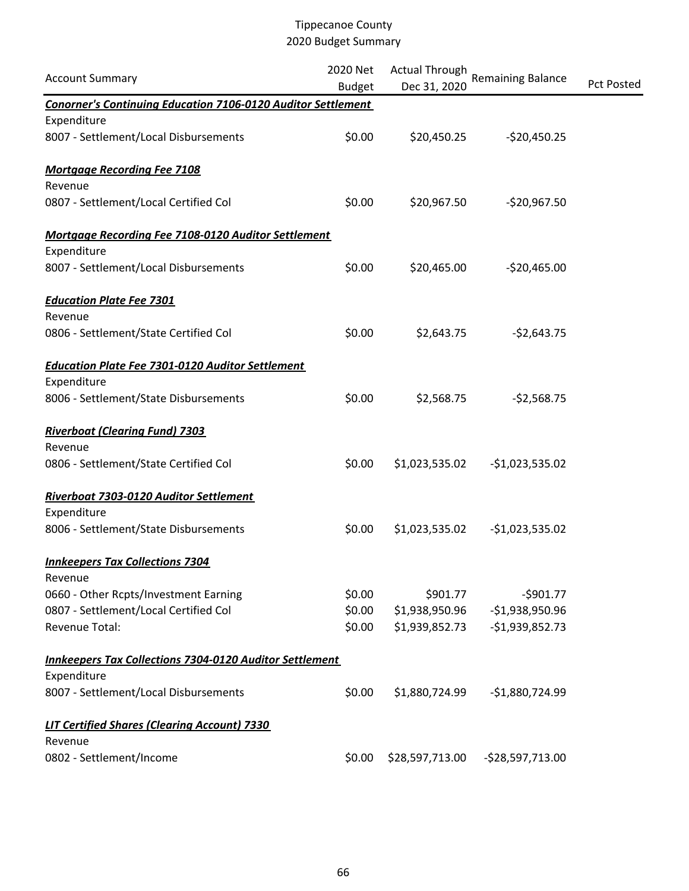# Tippecanoe County
## 2020 Budget Summary

| Account Summary | 2020 Net Budget | Actual Through Dec 31, 2020 | Remaining Balance | Pct Posted |
|---|---|---|---|---|
| ***Conorner's Continuing Education 7106-0120 Auditor Settlement*** | | | | |
| Expenditure | | | | |
| 8007 - Settlement/Local Disbursements | $0.00 | $20,450.25 | -$20,450.25 | |
| ***Mortgage Recording Fee 7108*** | | | | |
| Revenue | | | | |
| 0807 - Settlement/Local Certified Col | $0.00 | $20,967.50 | -$20,967.50 | |
| ***Mortgage Recording Fee 7108-0120 Auditor Settlement*** | | | | |
| Expenditure | | | | |
| 8007 - Settlement/Local Disbursements | $0.00 | $20,465.00 | -$20,465.00 | |
| ***Education Plate Fee 7301*** | | | | |
| Revenue | | | | |
| 0806 - Settlement/State Certified Col | $0.00 | $2,643.75 | -$2,643.75 | |
| ***Education Plate Fee 7301-0120 Auditor Settlement*** | | | | |
| Expenditure | | | | |
| 8006 - Settlement/State Disbursements | $0.00 | $2,568.75 | -$2,568.75 | |
| ***Riverboat (Clearing Fund) 7303*** | | | | |
| Revenue | | | | |
| 0806 - Settlement/State Certified Col | $0.00 | $1,023,535.02 | -$1,023,535.02 | |
| ***Riverboat 7303-0120 Auditor Settlement*** | | | | |
| Expenditure | | | | |
| 8006 - Settlement/State Disbursements | $0.00 | $1,023,535.02 | -$1,023,535.02 | |
| ***Innkeepers Tax Collections 7304*** | | | | |
| Revenue | | | | |
| 0660 - Other Rcpts/Investment Earning | $0.00 | $901.77 | -$901.77 | |
| 0807 - Settlement/Local Certified Col | $0.00 | $1,938,950.96 | -$1,938,950.96 | |
| Revenue Total: | $0.00 | $1,939,852.73 | -$1,939,852.73 | |
| ***Innkeepers Tax Collections 7304-0120 Auditor Settlement*** | | | | |
| Expenditure | | | | |
| 8007 - Settlement/Local Disbursements | $0.00 | $1,880,724.99 | -$1,880,724.99 | |
| ***LIT Certified Shares (Clearing Account) 7330*** | | | | |
| Revenue | | | | |
| 0802 - Settlement/Income | $0.00 | $28,597,713.00 | -$28,597,713.00 | |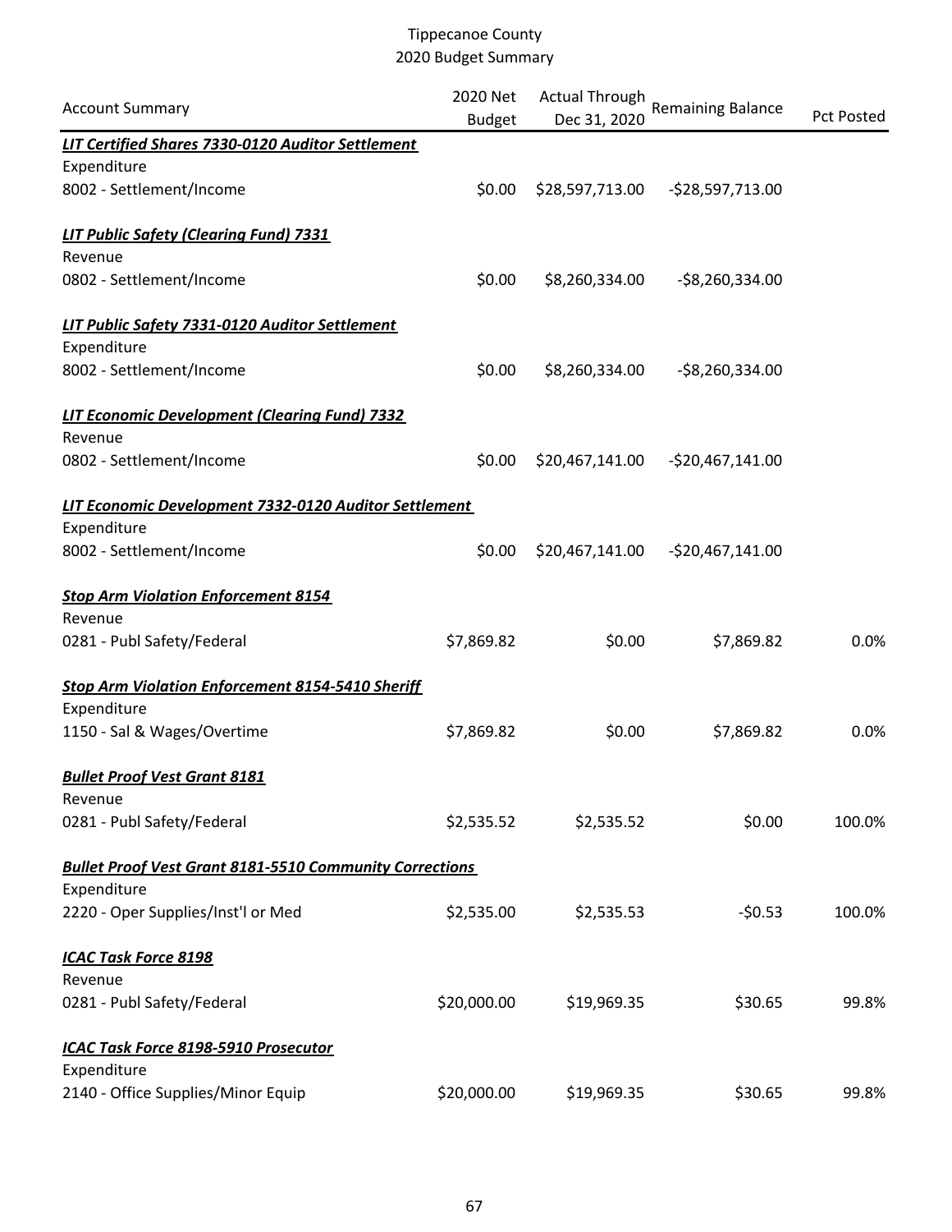Tippecanoe County
2020 Budget Summary

| Account Summary | 2020 Net Budget | Actual Through Dec 31, 2020 | Remaining Balance | Pct Posted |
|---|---|---|---|---|
| ***LIT Certified Shares 7330-0120 Auditor Settlement*** | | | | |
| Expenditure | | | | |
| 8002 - Settlement/Income | $0.00 | $28,597,713.00 | -$28,597,713.00 | |
| ***LIT Public Safety (Clearing Fund) 7331*** | | | | |
| Revenue | | | | |
| 0802 - Settlement/Income | $0.00 | $8,260,334.00 | -$8,260,334.00 | |
| ***LIT Public Safety 7331-0120 Auditor Settlement*** | | | | |
| Expenditure | | | | |
| 8002 - Settlement/Income | $0.00 | $8,260,334.00 | -$8,260,334.00 | |
| ***LIT Economic Development (Clearing Fund) 7332*** | | | | |
| Revenue | | | | |
| 0802 - Settlement/Income | $0.00 | $20,467,141.00 | -$20,467,141.00 | |
| ***LIT Economic Development 7332-0120 Auditor Settlement*** | | | | |
| Expenditure | | | | |
| 8002 - Settlement/Income | $0.00 | $20,467,141.00 | -$20,467,141.00 | |
| ***Stop Arm Violation Enforcement 8154*** | | | | |
| Revenue | | | | |
| 0281 - Publ Safety/Federal | $7,869.82 | $0.00 | $7,869.82 | 0.0% |
| ***Stop Arm Violation Enforcement 8154-5410 Sheriff*** | | | | |
| Expenditure | | | | |
| 1150 - Sal & Wages/Overtime | $7,869.82 | $0.00 | $7,869.82 | 0.0% |
| ***Bullet Proof Vest Grant 8181*** | | | | |
| Revenue | | | | |
| 0281 - Publ Safety/Federal | $2,535.52 | $2,535.52 | $0.00 | 100.0% |
| ***Bullet Proof Vest Grant 8181-5510 Community Corrections*** | | | | |
| Expenditure | | | | |
| 2220 - Oper Supplies/Inst'l or Med | $2,535.00 | $2,535.53 | -$0.53 | 100.0% |
| ***ICAC Task Force 8198*** | | | | |
| Revenue | | | | |
| 0281 - Publ Safety/Federal | $20,000.00 | $19,969.35 | $30.65 | 99.8% |
| ***ICAC Task Force 8198-5910 Prosecutor*** | | | | |
| Expenditure | | | | |
| 2140 - Office Supplies/Minor Equip | $20,000.00 | $19,969.35 | $30.65 | 99.8% |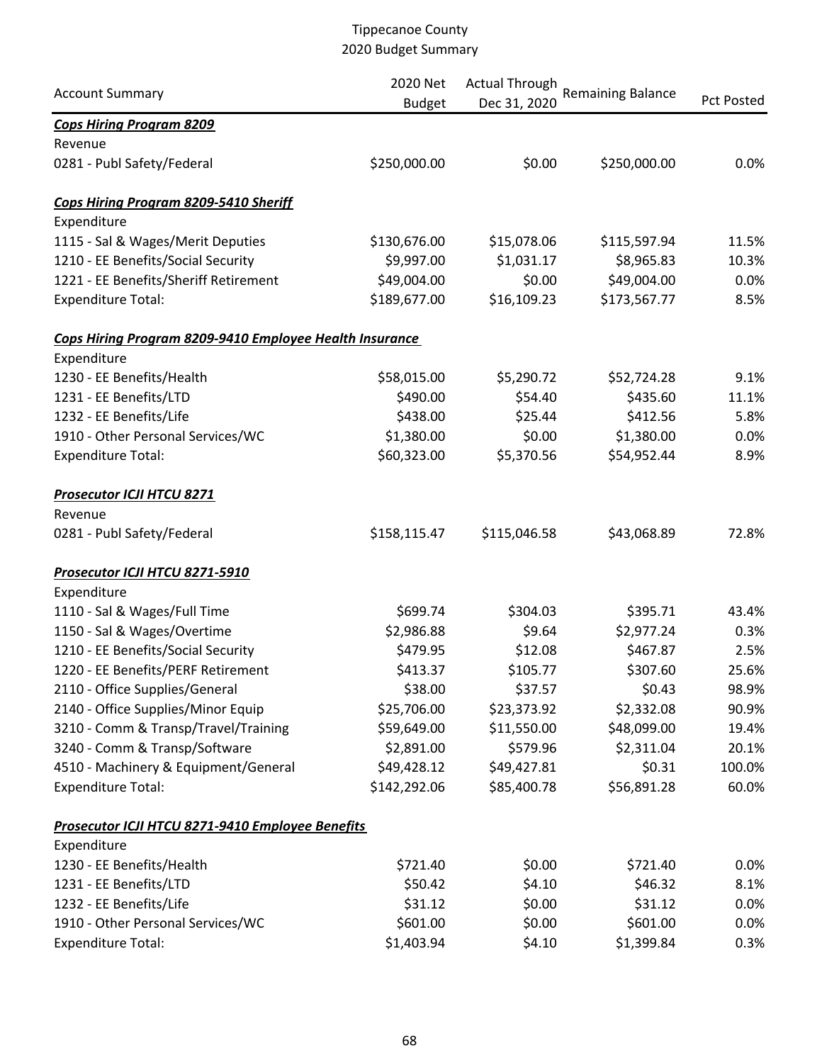# Tippecanoe County
## 2020 Budget Summary

| Account Summary | 2020 Net Budget | Actual Through Dec 31, 2020 | Remaining Balance | Pct Posted |
|---|---|---|---|---|
| ***Cops Hiring Program 8209*** | | | | |
| Revenue | | | | |
| 0281 - Publ Safety/Federal | $250,000.00 | $0.00 | $250,000.00 | 0.0% |
| | | | | |
| ***Cops Hiring Program 8209-5410 Sheriff*** | | | | |
| Expenditure | | | | |
| 1115 - Sal & Wages/Merit Deputies | $130,676.00 | $15,078.06 | $115,597.94 | 11.5% |
| 1210 - EE Benefits/Social Security | $9,997.00 | $1,031.17 | $8,965.83 | 10.3% |
| 1221 - EE Benefits/Sheriff Retirement | $49,004.00 | $0.00 | $49,004.00 | 0.0% |
| Expenditure Total: | $189,677.00 | $16,109.23 | $173,567.77 | 8.5% |
| | | | | |
| ***Cops Hiring Program 8209-9410 Employee Health Insurance*** | | | | |
| Expenditure | | | | |
| 1230 - EE Benefits/Health | $58,015.00 | $5,290.72 | $52,724.28 | 9.1% |
| 1231 - EE Benefits/LTD | $490.00 | $54.40 | $435.60 | 11.1% |
| 1232 - EE Benefits/Life | $438.00 | $25.44 | $412.56 | 5.8% |
| 1910 - Other Personal Services/WC | $1,380.00 | $0.00 | $1,380.00 | 0.0% |
| Expenditure Total: | $60,323.00 | $5,370.56 | $54,952.44 | 8.9% |
| | | | | |
| ***Prosecutor ICJI HTCU 8271*** | | | | |
| Revenue | | | | |
| 0281 - Publ Safety/Federal | $158,115.47 | $115,046.58 | $43,068.89 | 72.8% |
| | | | | |
| ***Prosecutor ICJI HTCU 8271-5910*** | | | | |
| Expenditure | | | | |
| 1110 - Sal & Wages/Full Time | $699.74 | $304.03 | $395.71 | 43.4% |
| 1150 - Sal & Wages/Overtime | $2,986.88 | $9.64 | $2,977.24 | 0.3% |
| 1210 - EE Benefits/Social Security | $479.95 | $12.08 | $467.87 | 2.5% |
| 1220 - EE Benefits/PERF Retirement | $413.37 | $105.77 | $307.60 | 25.6% |
| 2110 - Office Supplies/General | $38.00 | $37.57 | $0.43 | 98.9% |
| 2140 - Office Supplies/Minor Equip | $25,706.00 | $23,373.92 | $2,332.08 | 90.9% |
| 3210 - Comm & Transp/Travel/Training | $59,649.00 | $11,550.00 | $48,099.00 | 19.4% |
| 3240 - Comm & Transp/Software | $2,891.00 | $579.96 | $2,311.04 | 20.1% |
| 4510 - Machinery & Equipment/General | $49,428.12 | $49,427.81 | $0.31 | 100.0% |
| Expenditure Total: | $142,292.06 | $85,400.78 | $56,891.28 | 60.0% |
| | | | | |
| ***Prosecutor ICJI HTCU 8271-9410 Employee Benefits*** | | | | |
| Expenditure | | | | |
| 1230 - EE Benefits/Health | $721.40 | $0.00 | $721.40 | 0.0% |
| 1231 - EE Benefits/LTD | $50.42 | $4.10 | $46.32 | 8.1% |
| 1232 - EE Benefits/Life | $31.12 | $0.00 | $31.12 | 0.0% |
| 1910 - Other Personal Services/WC | $601.00 | $0.00 | $601.00 | 0.0% |
| Expenditure Total: | $1,403.94 | $4.10 | $1,399.84 | 0.3% |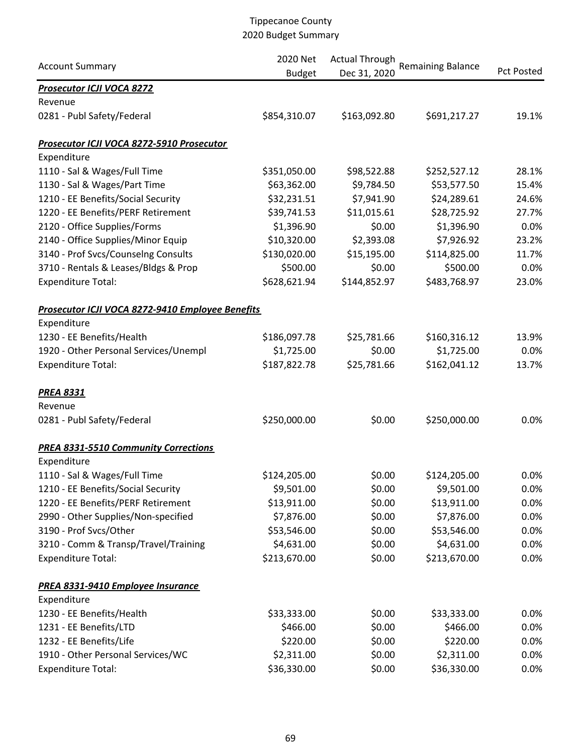# Tippecanoe County
## 2020 Budget Summary

| Account Summary | 2020 Net Budget | Actual Through Dec 31, 2020 | Remaining Balance | Pct Posted |
|---|---|---|---|---|
| ***Prosecutor ICJI VOCA 8272*** | | | | |
| Revenue | | | | |
| 0281 - Publ Safety/Federal | $854,310.07 | $163,092.80 | $691,217.27 | 19.1% |
| | | | | |
| ***Prosecutor ICJI VOCA 8272-5910 Prosecutor*** | | | | |
| Expenditure | | | | |
| 1110 - Sal & Wages/Full Time | $351,050.00 | $98,522.88 | $252,527.12 | 28.1% |
| 1130 - Sal & Wages/Part Time | $63,362.00 | $9,784.50 | $53,577.50 | 15.4% |
| 1210 - EE Benefits/Social Security | $32,231.51 | $7,941.90 | $24,289.61 | 24.6% |
| 1220 - EE Benefits/PERF Retirement | $39,741.53 | $11,015.61 | $28,725.92 | 27.7% |
| 2120 - Office Supplies/Forms | $1,396.90 | $0.00 | $1,396.90 | 0.0% |
| 2140 - Office Supplies/Minor Equip | $10,320.00 | $2,393.08 | $7,926.92 | 23.2% |
| 3140 - Prof Svcs/Counselng Consults | $130,020.00 | $15,195.00 | $114,825.00 | 11.7% |
| 3710 - Rentals & Leases/Bldgs & Prop | $500.00 | $0.00 | $500.00 | 0.0% |
| Expenditure Total: | $628,621.94 | $144,852.97 | $483,768.97 | 23.0% |
| | | | | |
| ***Prosecutor ICJI VOCA 8272-9410 Employee Benefits*** | | | | |
| Expenditure | | | | |
| 1230 - EE Benefits/Health | $186,097.78 | $25,781.66 | $160,316.12 | 13.9% |
| 1920 - Other Personal Services/Unempl | $1,725.00 | $0.00 | $1,725.00 | 0.0% |
| Expenditure Total: | $187,822.78 | $25,781.66 | $162,041.12 | 13.7% |
| | | | | |
| ***PREA 8331*** | | | | |
| Revenue | | | | |
| 0281 - Publ Safety/Federal | $250,000.00 | $0.00 | $250,000.00 | 0.0% |
| | | | | |
| ***PREA 8331-5510 Community Corrections*** | | | | |
| Expenditure | | | | |
| 1110 - Sal & Wages/Full Time | $124,205.00 | $0.00 | $124,205.00 | 0.0% |
| 1210 - EE Benefits/Social Security | $9,501.00 | $0.00 | $9,501.00 | 0.0% |
| 1220 - EE Benefits/PERF Retirement | $13,911.00 | $0.00 | $13,911.00 | 0.0% |
| 2990 - Other Supplies/Non-specified | $7,876.00 | $0.00 | $7,876.00 | 0.0% |
| 3190 - Prof Svcs/Other | $53,546.00 | $0.00 | $53,546.00 | 0.0% |
| 3210 - Comm & Transp/Travel/Training | $4,631.00 | $0.00 | $4,631.00 | 0.0% |
| Expenditure Total: | $213,670.00 | $0.00 | $213,670.00 | 0.0% |
| | | | | |
| ***PREA 8331-9410 Employee Insurance*** | | | | |
| Expenditure | | | | |
| 1230 - EE Benefits/Health | $33,333.00 | $0.00 | $33,333.00 | 0.0% |
| 1231 - EE Benefits/LTD | $466.00 | $0.00 | $466.00 | 0.0% |
| 1232 - EE Benefits/Life | $220.00 | $0.00 | $220.00 | 0.0% |
| 1910 - Other Personal Services/WC | $2,311.00 | $0.00 | $2,311.00 | 0.0% |
| Expenditure Total: | $36,330.00 | $0.00 | $36,330.00 | 0.0% |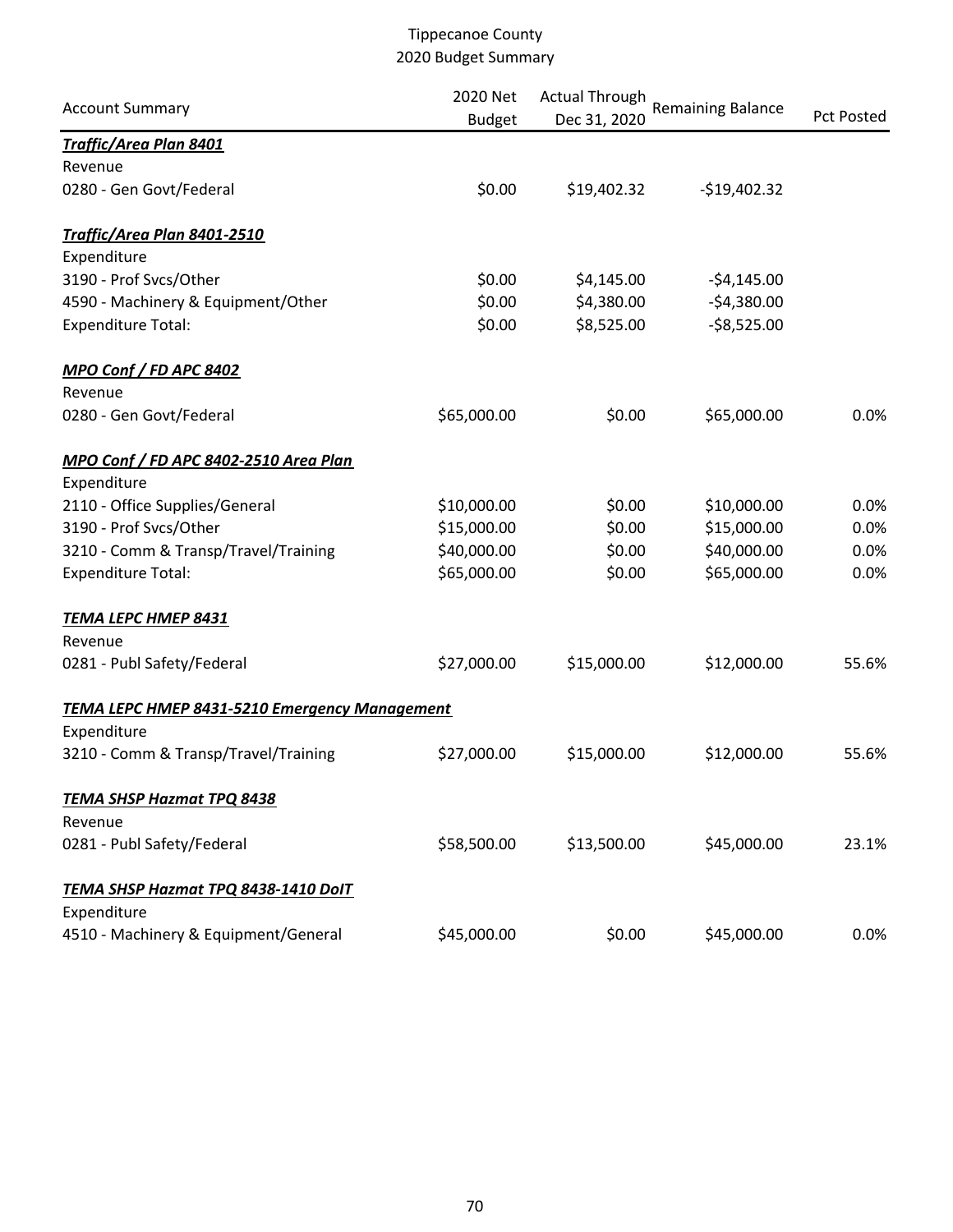# Tippecanoe County
## 2020 Budget Summary

| Account Summary | 2020 Net Budget | Actual Through Dec 31, 2020 | Remaining Balance | Pct Posted |
|---|---|---|---|---|
| ***Traffic/Area Plan 8401*** | | | | |
| Revenue | | | | |
| 0280 - Gen Govt/Federal | $0.00 | $19,402.32 | -$19,402.32 | |
| ***Traffic/Area Plan 8401-2510*** | | | | |
| Expenditure | | | | |
| 3190 - Prof Svcs/Other | $0.00 | $4,145.00 | -$4,145.00 | |
| 4590 - Machinery & Equipment/Other | $0.00 | $4,380.00 | -$4,380.00 | |
| Expenditure Total: | $0.00 | $8,525.00 | -$8,525.00 | |
| ***MPO Conf / FD APC 8402*** | | | | |
| Revenue | | | | |
| 0280 - Gen Govt/Federal | $65,000.00 | $0.00 | $65,000.00 | 0.0% |
| ***MPO Conf / FD APC 8402-2510 Area Plan*** | | | | |
| Expenditure | | | | |
| 2110 - Office Supplies/General | $10,000.00 | $0.00 | $10,000.00 | 0.0% |
| 3190 - Prof Svcs/Other | $15,000.00 | $0.00 | $15,000.00 | 0.0% |
| 3210 - Comm & Transp/Travel/Training | $40,000.00 | $0.00 | $40,000.00 | 0.0% |
| Expenditure Total: | $65,000.00 | $0.00 | $65,000.00 | 0.0% |
| ***TEMA LEPC HMEP 8431*** | | | | |
| Revenue | | | | |
| 0281 - Publ Safety/Federal | $27,000.00 | $15,000.00 | $12,000.00 | 55.6% |
| ***TEMA LEPC HMEP 8431-5210 Emergency Management*** | | | | |
| Expenditure | | | | |
| 3210 - Comm & Transp/Travel/Training | $27,000.00 | $15,000.00 | $12,000.00 | 55.6% |
| ***TEMA SHSP Hazmat TPQ 8438*** | | | | |
| Revenue | | | | |
| 0281 - Publ Safety/Federal | $58,500.00 | $13,500.00 | $45,000.00 | 23.1% |
| ***TEMA SHSP Hazmat TPQ 8438-1410 DoIT*** | | | | |
| Expenditure | | | | |
| 4510 - Machinery & Equipment/General | $45,000.00 | $0.00 | $45,000.00 | 0.0% |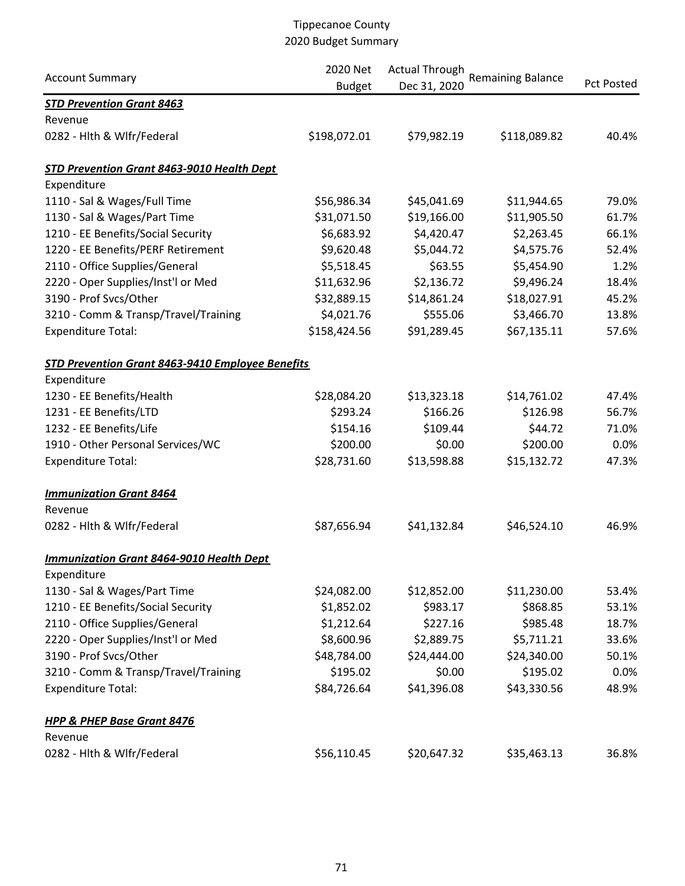Tippecanoe County
2020 Budget Summary

| Account Summary | 2020 Net Budget | Actual Through Dec 31, 2020 | Remaining Balance | Pct Posted |
|---|---|---|---|---|
| ***STD Prevention Grant 8463*** | | | | |
| Revenue | | | | |
| 0282 - Hlth & Wlfr/Federal | $198,072.01 | $79,982.19 | $118,089.82 | 40.4% |
| ***STD Prevention Grant 8463-9010 Health Dept*** | | | | |
| Expenditure | | | | |
| 1110 - Sal & Wages/Full Time | $56,986.34 | $45,041.69 | $11,944.65 | 79.0% |
| 1130 - Sal & Wages/Part Time | $31,071.50 | $19,166.00 | $11,905.50 | 61.7% |
| 1210 - EE Benefits/Social Security | $6,683.92 | $4,420.47 | $2,263.45 | 66.1% |
| 1220 - EE Benefits/PERF Retirement | $9,620.48 | $5,044.72 | $4,575.76 | 52.4% |
| 2110 - Office Supplies/General | $5,518.45 | $63.55 | $5,454.90 | 1.2% |
| 2220 - Oper Supplies/Inst'l or Med | $11,632.96 | $2,136.72 | $9,496.24 | 18.4% |
| 3190 - Prof Svcs/Other | $32,889.15 | $14,861.24 | $18,027.91 | 45.2% |
| 3210 - Comm & Transp/Travel/Training | $4,021.76 | $555.06 | $3,466.70 | 13.8% |
| Expenditure Total: | $158,424.56 | $91,289.45 | $67,135.11 | 57.6% |
| ***STD Prevention Grant 8463-9410 Employee Benefits*** | | | | |
| Expenditure | | | | |
| 1230 - EE Benefits/Health | $28,084.20 | $13,323.18 | $14,761.02 | 47.4% |
| 1231 - EE Benefits/LTD | $293.24 | $166.26 | $126.98 | 56.7% |
| 1232 - EE Benefits/Life | $154.16 | $109.44 | $44.72 | 71.0% |
| 1910 - Other Personal Services/WC | $200.00 | $0.00 | $200.00 | 0.0% |
| Expenditure Total: | $28,731.60 | $13,598.88 | $15,132.72 | 47.3% |
| ***Immunization Grant 8464*** | | | | |
| Revenue | | | | |
| 0282 - Hlth & Wlfr/Federal | $87,656.94 | $41,132.84 | $46,524.10 | 46.9% |
| ***Immunization Grant 8464-9010 Health Dept*** | | | | |
| Expenditure | | | | |
| 1130 - Sal & Wages/Part Time | $24,082.00 | $12,852.00 | $11,230.00 | 53.4% |
| 1210 - EE Benefits/Social Security | $1,852.02 | $983.17 | $868.85 | 53.1% |
| 2110 - Office Supplies/General | $1,212.64 | $227.16 | $985.48 | 18.7% |
| 2220 - Oper Supplies/Inst'l or Med | $8,600.96 | $2,889.75 | $5,711.21 | 33.6% |
| 3190 - Prof Svcs/Other | $48,784.00 | $24,444.00 | $24,340.00 | 50.1% |
| 3210 - Comm & Transp/Travel/Training | $195.02 | $0.00 | $195.02 | 0.0% |
| Expenditure Total: | $84,726.64 | $41,396.08 | $43,330.56 | 48.9% |
| ***HPP & PHEP Base Grant 8476*** | | | | |
| Revenue | | | | |
| 0282 - Hlth & Wlfr/Federal | $56,110.45 | $20,647.32 | $35,463.13 | 36.8% |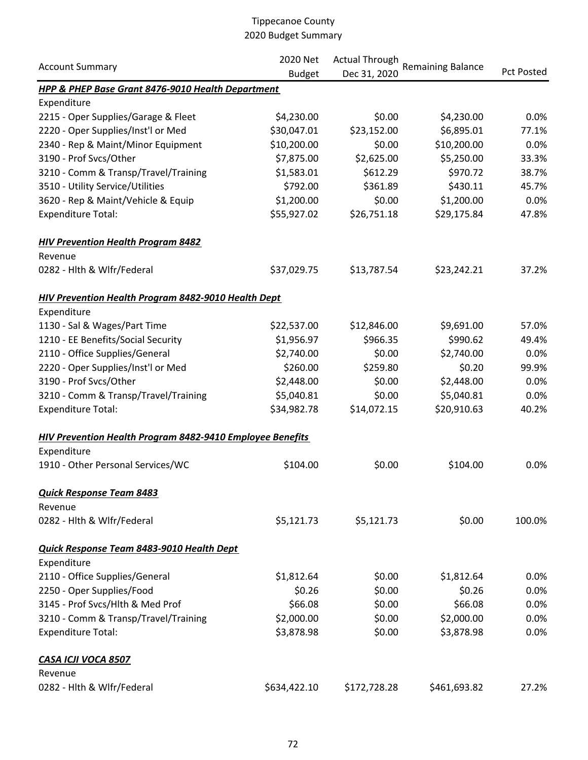Tippecanoe County
2020 Budget Summary

| Account Summary | 2020 Net Budget | Actual Through Dec 31, 2020 | Remaining Balance | Pct Posted |
|---|---|---|---|---|
| ***HPP & PHEP Base Grant 8476-9010 Health Department*** | | | | |
| Expenditure | | | | |
| 2215 - Oper Supplies/Garage & Fleet | $4,230.00 | $0.00 | $4,230.00 | 0.0% |
| 2220 - Oper Supplies/Inst'l or Med | $30,047.01 | $23,152.00 | $6,895.01 | 77.1% |
| 2340 - Rep & Maint/Minor Equipment | $10,200.00 | $0.00 | $10,200.00 | 0.0% |
| 3190 - Prof Svcs/Other | $7,875.00 | $2,625.00 | $5,250.00 | 33.3% |
| 3210 - Comm & Transp/Travel/Training | $1,583.01 | $612.29 | $970.72 | 38.7% |
| 3510 - Utility Service/Utilities | $792.00 | $361.89 | $430.11 | 45.7% |
| 3620 - Rep & Maint/Vehicle & Equip | $1,200.00 | $0.00 | $1,200.00 | 0.0% |
| Expenditure Total: | $55,927.02 | $26,751.18 | $29,175.84 | 47.8% |
| ***HIV Prevention Health Program 8482*** | | | | |
| Revenue | | | | |
| 0282 - Hlth & Wlfr/Federal | $37,029.75 | $13,787.54 | $23,242.21 | 37.2% |
| ***HIV Prevention Health Program 8482-9010 Health Dept*** | | | | |
| Expenditure | | | | |
| 1130 - Sal & Wages/Part Time | $22,537.00 | $12,846.00 | $9,691.00 | 57.0% |
| 1210 - EE Benefits/Social Security | $1,956.97 | $966.35 | $990.62 | 49.4% |
| 2110 - Office Supplies/General | $2,740.00 | $0.00 | $2,740.00 | 0.0% |
| 2220 - Oper Supplies/Inst'l or Med | $260.00 | $259.80 | $0.20 | 99.9% |
| 3190 - Prof Svcs/Other | $2,448.00 | $0.00 | $2,448.00 | 0.0% |
| 3210 - Comm & Transp/Travel/Training | $5,040.81 | $0.00 | $5,040.81 | 0.0% |
| Expenditure Total: | $34,982.78 | $14,072.15 | $20,910.63 | 40.2% |
| ***HIV Prevention Health Program 8482-9410 Employee Benefits*** | | | | |
| Expenditure | | | | |
| 1910 - Other Personal Services/WC | $104.00 | $0.00 | $104.00 | 0.0% |
| ***Quick Response Team 8483*** | | | | |
| Revenue | | | | |
| 0282 - Hlth & Wlfr/Federal | $5,121.73 | $5,121.73 | $0.00 | 100.0% |
| ***Quick Response Team 8483-9010 Health Dept*** | | | | |
| Expenditure | | | | |
| 2110 - Office Supplies/General | $1,812.64 | $0.00 | $1,812.64 | 0.0% |
| 2250 - Oper Supplies/Food | $0.26 | $0.00 | $0.26 | 0.0% |
| 3145 - Prof Svcs/Hlth & Med Prof | $66.08 | $0.00 | $66.08 | 0.0% |
| 3210 - Comm & Transp/Travel/Training | $2,000.00 | $0.00 | $2,000.00 | 0.0% |
| Expenditure Total: | $3,878.98 | $0.00 | $3,878.98 | 0.0% |
| ***CASA ICJI VOCA 8507*** | | | | |
| Revenue | | | | |
| 0282 - Hlth & Wlfr/Federal | $634,422.10 | $172,728.28 | $461,693.82 | 27.2% |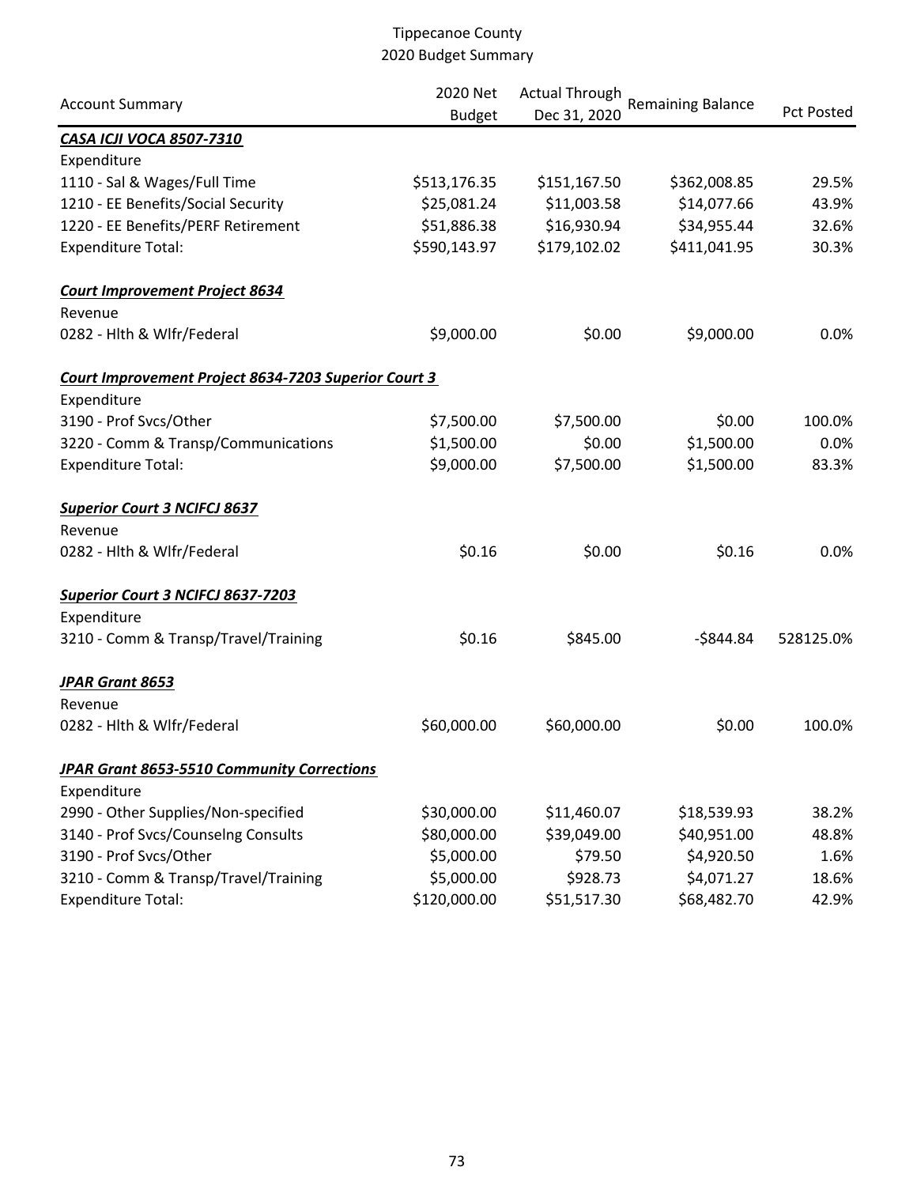# Tippecanoe County
## 2020 Budget Summary

| Account Summary | 2020 Net Budget | Actual Through Dec 31, 2020 | Remaining Balance | Pct Posted |
|---|---|---|---|---|
| ***CASA ICJI VOCA 8507-7310*** | | | | |
| Expenditure | | | | |
| 1110 - Sal & Wages/Full Time | $513,176.35 | $151,167.50 | $362,008.85 | 29.5% |
| 1210 - EE Benefits/Social Security | $25,081.24 | $11,003.58 | $14,077.66 | 43.9% |
| 1220 - EE Benefits/PERF Retirement | $51,886.38 | $16,930.94 | $34,955.44 | 32.6% |
| Expenditure Total: | $590,143.97 | $179,102.02 | $411,041.95 | 30.3% |
| ***Court Improvement Project 8634*** | | | | |
| Revenue | | | | |
| 0282 - Hlth & Wlfr/Federal | $9,000.00 | $0.00 | $9,000.00 | 0.0% |
| ***Court Improvement Project 8634-7203 Superior Court 3*** | | | | |
| Expenditure | | | | |
| 3190 - Prof Svcs/Other | $7,500.00 | $7,500.00 | $0.00 | 100.0% |
| 3220 - Comm & Transp/Communications | $1,500.00 | $0.00 | $1,500.00 | 0.0% |
| Expenditure Total: | $9,000.00 | $7,500.00 | $1,500.00 | 83.3% |
| ***Superior Court 3 NCIFCJ 8637*** | | | | |
| Revenue | | | | |
| 0282 - Hlth & Wlfr/Federal | $0.16 | $0.00 | $0.16 | 0.0% |
| ***Superior Court 3 NCIFCJ 8637-7203*** | | | | |
| Expenditure | | | | |
| 3210 - Comm & Transp/Travel/Training | $0.16 | $845.00 | -$844.84 | 528125.0% |
| ***JPAR Grant 8653*** | | | | |
| Revenue | | | | |
| 0282 - Hlth & Wlfr/Federal | $60,000.00 | $60,000.00 | $0.00 | 100.0% |
| ***JPAR Grant 8653-5510 Community Corrections*** | | | | |
| Expenditure | | | | |
| 2990 - Other Supplies/Non-specified | $30,000.00 | $11,460.07 | $18,539.93 | 38.2% |
| 3140 - Prof Svcs/Counselng Consults | $80,000.00 | $39,049.00 | $40,951.00 | 48.8% |
| 3190 - Prof Svcs/Other | $5,000.00 | $79.50 | $4,920.50 | 1.6% |
| 3210 - Comm & Transp/Travel/Training | $5,000.00 | $928.73 | $4,071.27 | 18.6% |
| Expenditure Total: | $120,000.00 | $51,517.30 | $68,482.70 | 42.9% |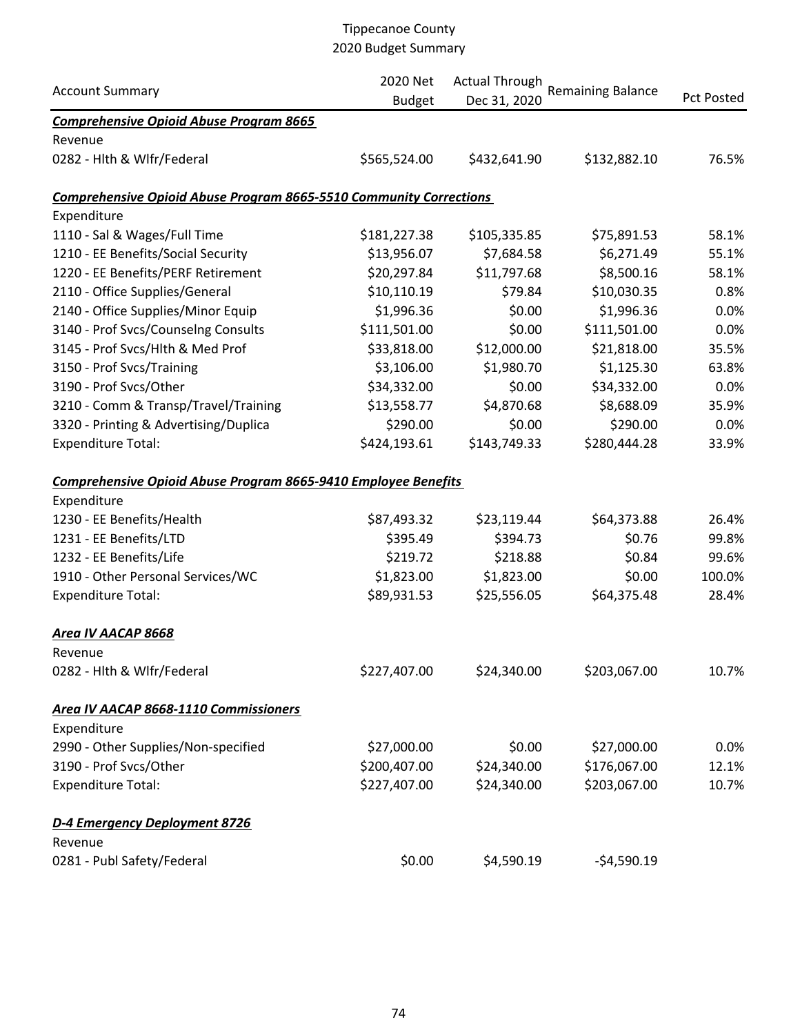# Tippecanoe County
## 2020 Budget Summary

| Account Summary | 2020 Net Budget | Actual Through Dec 31, 2020 | Remaining Balance | Pct Posted |
|---|---|---|---|---|
| ***Comprehensive Opioid Abuse Program 8665*** | | | | |
| Revenue | | | | |
| 0282 - Hlth & Wlfr/Federal | \$565,524.00 | \$432,641.90 | \$132,882.10 | 76.5% |
| ***Comprehensive Opioid Abuse Program 8665-5510 Community Corrections*** | | | | |
| Expenditure | | | | |
| 1110 - Sal & Wages/Full Time | \$181,227.38 | \$105,335.85 | \$75,891.53 | 58.1% |
| 1210 - EE Benefits/Social Security | \$13,956.07 | \$7,684.58 | \$6,271.49 | 55.1% |
| 1220 - EE Benefits/PERF Retirement | \$20,297.84 | \$11,797.68 | \$8,500.16 | 58.1% |
| 2110 - Office Supplies/General | \$10,110.19 | \$79.84 | \$10,030.35 | 0.8% |
| 2140 - Office Supplies/Minor Equip | \$1,996.36 | \$0.00 | \$1,996.36 | 0.0% |
| 3140 - Prof Svcs/Counselng Consults | \$111,501.00 | \$0.00 | \$111,501.00 | 0.0% |
| 3145 - Prof Svcs/Hlth & Med Prof | \$33,818.00 | \$12,000.00 | \$21,818.00 | 35.5% |
| 3150 - Prof Svcs/Training | \$3,106.00 | \$1,980.70 | \$1,125.30 | 63.8% |
| 3190 - Prof Svcs/Other | \$34,332.00 | \$0.00 | \$34,332.00 | 0.0% |
| 3210 - Comm & Transp/Travel/Training | \$13,558.77 | \$4,870.68 | \$8,688.09 | 35.9% |
| 3320 - Printing & Advertising/Duplica | \$290.00 | \$0.00 | \$290.00 | 0.0% |
| Expenditure Total: | \$424,193.61 | \$143,749.33 | \$280,444.28 | 33.9% |
| ***Comprehensive Opioid Abuse Program 8665-9410 Employee Benefits*** | | | | |
| Expenditure | | | | |
| 1230 - EE Benefits/Health | \$87,493.32 | \$23,119.44 | \$64,373.88 | 26.4% |
| 1231 - EE Benefits/LTD | \$395.49 | \$394.73 | \$0.76 | 99.8% |
| 1232 - EE Benefits/Life | \$219.72 | \$218.88 | \$0.84 | 99.6% |
| 1910 - Other Personal Services/WC | \$1,823.00 | \$1,823.00 | \$0.00 | 100.0% |
| Expenditure Total: | \$89,931.53 | \$25,556.05 | \$64,375.48 | 28.4% |
| ***Area IV AACAP 8668*** | | | | |
| Revenue | | | | |
| 0282 - Hlth & Wlfr/Federal | \$227,407.00 | \$24,340.00 | \$203,067.00 | 10.7% |
| ***Area IV AACAP 8668-1110 Commissioners*** | | | | |
| Expenditure | | | | |
| 2990 - Other Supplies/Non-specified | \$27,000.00 | \$0.00 | \$27,000.00 | 0.0% |
| 3190 - Prof Svcs/Other | \$200,407.00 | \$24,340.00 | \$176,067.00 | 12.1% |
| Expenditure Total: | \$227,407.00 | \$24,340.00 | \$203,067.00 | 10.7% |
| ***D-4 Emergency Deployment 8726*** | | | | |
| Revenue | | | | |
| 0281 - Publ Safety/Federal | \$0.00 | \$4,590.19 | -\$4,590.19 | |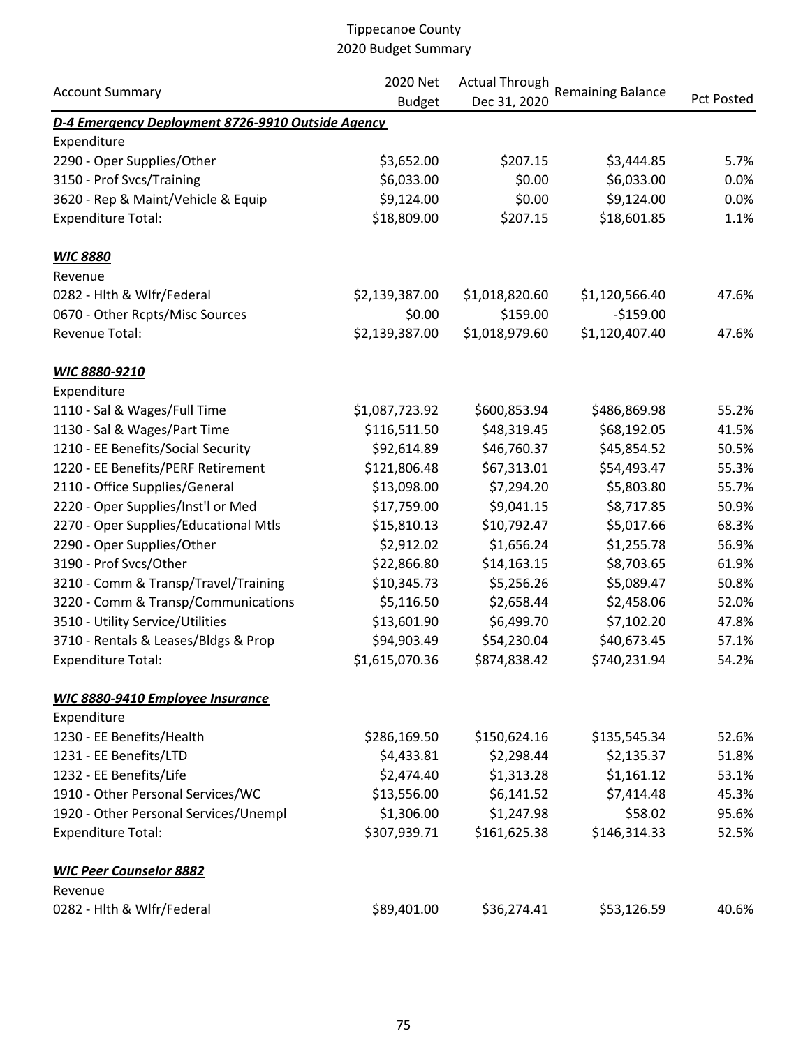Tippecanoe County
2020 Budget Summary

| Account Summary | 2020 Net Budget | Actual Through Dec 31, 2020 | Remaining Balance | Pct Posted |
|---|---|---|---|---|
| ***D-4 Emergency Deployment 8726-9910 Outside Agency*** | | | | |
| Expenditure | | | | |
| 2290 - Oper Supplies/Other | $3,652.00 | $207.15 | $3,444.85 | 5.7% |
| 3150 - Prof Svcs/Training | $6,033.00 | $0.00 | $6,033.00 | 0.0% |
| 3620 - Rep & Maint/Vehicle & Equip | $9,124.00 | $0.00 | $9,124.00 | 0.0% |
| Expenditure Total: | $18,809.00 | $207.15 | $18,601.85 | 1.1% |
| ***WIC 8880*** | | | | |
| Revenue | | | | |
| 0282 - Hlth & Wlfr/Federal | $2,139,387.00 | $1,018,820.60 | $1,120,566.40 | 47.6% |
| 0670 - Other Rcpts/Misc Sources | $0.00 | $159.00 | -$159.00 | |
| Revenue Total: | $2,139,387.00 | $1,018,979.60 | $1,120,407.40 | 47.6% |
| ***WIC 8880-9210*** | | | | |
| Expenditure | | | | |
| 1110 - Sal & Wages/Full Time | $1,087,723.92 | $600,853.94 | $486,869.98 | 55.2% |
| 1130 - Sal & Wages/Part Time | $116,511.50 | $48,319.45 | $68,192.05 | 41.5% |
| 1210 - EE Benefits/Social Security | $92,614.89 | $46,760.37 | $45,854.52 | 50.5% |
| 1220 - EE Benefits/PERF Retirement | $121,806.48 | $67,313.01 | $54,493.47 | 55.3% |
| 2110 - Office Supplies/General | $13,098.00 | $7,294.20 | $5,803.80 | 55.7% |
| 2220 - Oper Supplies/Inst'l or Med | $17,759.00 | $9,041.15 | $8,717.85 | 50.9% |
| 2270 - Oper Supplies/Educational Mtls | $15,810.13 | $10,792.47 | $5,017.66 | 68.3% |
| 2290 - Oper Supplies/Other | $2,912.02 | $1,656.24 | $1,255.78 | 56.9% |
| 3190 - Prof Svcs/Other | $22,866.80 | $14,163.15 | $8,703.65 | 61.9% |
| 3210 - Comm & Transp/Travel/Training | $10,345.73 | $5,256.26 | $5,089.47 | 50.8% |
| 3220 - Comm & Transp/Communications | $5,116.50 | $2,658.44 | $2,458.06 | 52.0% |
| 3510 - Utility Service/Utilities | $13,601.90 | $6,499.70 | $7,102.20 | 47.8% |
| 3710 - Rentals & Leases/Bldgs & Prop | $94,903.49 | $54,230.04 | $40,673.45 | 57.1% |
| Expenditure Total: | $1,615,070.36 | $874,838.42 | $740,231.94 | 54.2% |
| ***WIC 8880-9410 Employee Insurance*** | | | | |
| Expenditure | | | | |
| 1230 - EE Benefits/Health | $286,169.50 | $150,624.16 | $135,545.34 | 52.6% |
| 1231 - EE Benefits/LTD | $4,433.81 | $2,298.44 | $2,135.37 | 51.8% |
| 1232 - EE Benefits/Life | $2,474.40 | $1,313.28 | $1,161.12 | 53.1% |
| 1910 - Other Personal Services/WC | $13,556.00 | $6,141.52 | $7,414.48 | 45.3% |
| 1920 - Other Personal Services/Unempl | $1,306.00 | $1,247.98 | $58.02 | 95.6% |
| Expenditure Total: | $307,939.71 | $161,625.38 | $146,314.33 | 52.5% |
| ***WIC Peer Counselor 8882*** | | | | |
| Revenue | | | | |
| 0282 - Hlth & Wlfr/Federal | $89,401.00 | $36,274.41 | $53,126.59 | 40.6% |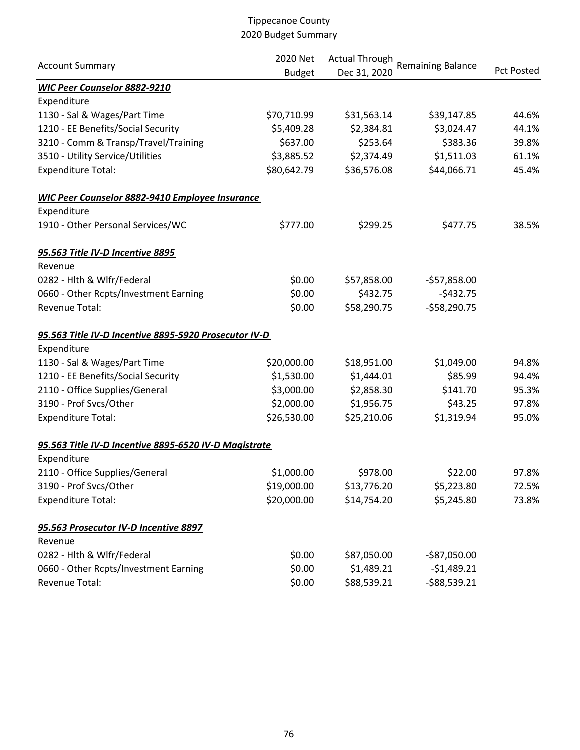Tippecanoe County
2020 Budget Summary

| Account Summary | 2020 Net Budget | Actual Through Dec 31, 2020 | Remaining Balance | Pct Posted |
|---|---|---|---|---|
| ***WIC Peer Counselor 8882-9210*** | | | | |
| Expenditure | | | | |
| 1130 - Sal & Wages/Part Time | $70,710.99 | $31,563.14 | $39,147.85 | 44.6% |
| 1210 - EE Benefits/Social Security | $5,409.28 | $2,384.81 | $3,024.47 | 44.1% |
| 3210 - Comm & Transp/Travel/Training | $637.00 | $253.64 | $383.36 | 39.8% |
| 3510 - Utility Service/Utilities | $3,885.52 | $2,374.49 | $1,511.03 | 61.1% |
| Expenditure Total: | $80,642.79 | $36,576.08 | $44,066.71 | 45.4% |
| ***WIC Peer Counselor 8882-9410 Employee Insurance*** | | | | |
| Expenditure | | | | |
| 1910 - Other Personal Services/WC | $777.00 | $299.25 | $477.75 | 38.5% |
| ***95.563 Title IV-D Incentive 8895*** | | | | |
| Revenue | | | | |
| 0282 - Hlth & Wlfr/Federal | $0.00 | $57,858.00 | -$57,858.00 | |
| 0660 - Other Rcpts/Investment Earning | $0.00 | $432.75 | -$432.75 | |
| Revenue Total: | $0.00 | $58,290.75 | -$58,290.75 | |
| ***95.563 Title IV-D Incentive 8895-5920 Prosecutor IV-D*** | | | | |
| Expenditure | | | | |
| 1130 - Sal & Wages/Part Time | $20,000.00 | $18,951.00 | $1,049.00 | 94.8% |
| 1210 - EE Benefits/Social Security | $1,530.00 | $1,444.01 | $85.99 | 94.4% |
| 2110 - Office Supplies/General | $3,000.00 | $2,858.30 | $141.70 | 95.3% |
| 3190 - Prof Svcs/Other | $2,000.00 | $1,956.75 | $43.25 | 97.8% |
| Expenditure Total: | $26,530.00 | $25,210.06 | $1,319.94 | 95.0% |
| ***95.563 Title IV-D Incentive 8895-6520 IV-D Magistrate*** | | | | |
| Expenditure | | | | |
| 2110 - Office Supplies/General | $1,000.00 | $978.00 | $22.00 | 97.8% |
| 3190 - Prof Svcs/Other | $19,000.00 | $13,776.20 | $5,223.80 | 72.5% |
| Expenditure Total: | $20,000.00 | $14,754.20 | $5,245.80 | 73.8% |
| ***95.563 Prosecutor IV-D Incentive 8897*** | | | | |
| Revenue | | | | |
| 0282 - Hlth & Wlfr/Federal | $0.00 | $87,050.00 | -$87,050.00 | |
| 0660 - Other Rcpts/Investment Earning | $0.00 | $1,489.21 | -$1,489.21 | |
| Revenue Total: | $0.00 | $88,539.21 | -$88,539.21 | |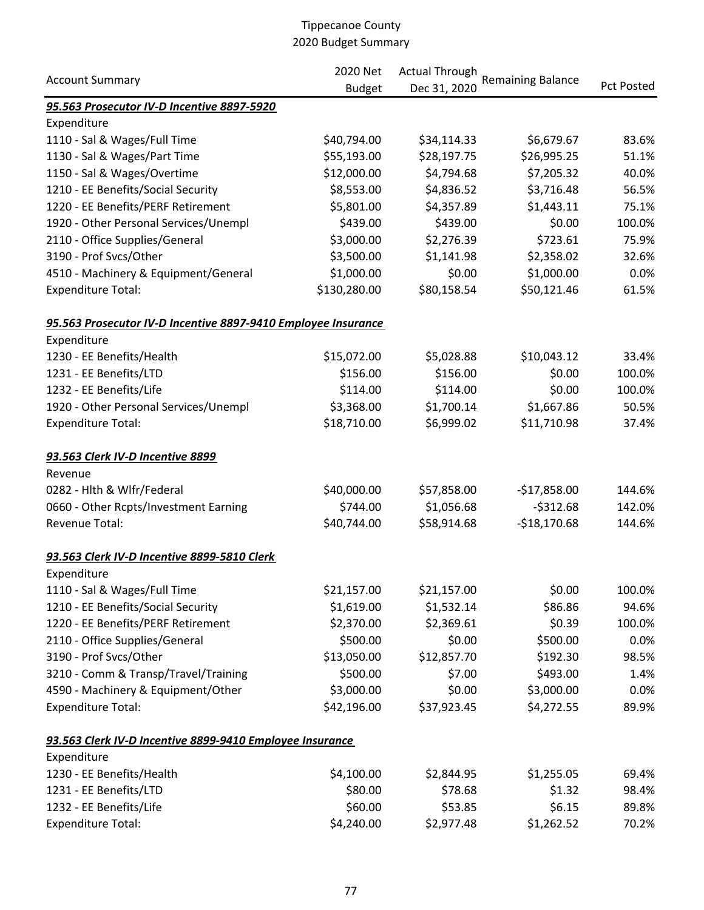# Tippecanoe County
## 2020 Budget Summary

| Account Summary | 2020 Net Budget | Actual Through Dec 31, 2020 | Remaining Balance | Pct Posted |
|---|---|---|---|---|
| ***95.563 Prosecutor IV-D Incentive 8897-5920*** | | | | |
| Expenditure | | | | |
| 1110 - Sal & Wages/Full Time | $40,794.00 | $34,114.33 | $6,679.67 | 83.6% |
| 1130 - Sal & Wages/Part Time | $55,193.00 | $28,197.75 | $26,995.25 | 51.1% |
| 1150 - Sal & Wages/Overtime | $12,000.00 | $4,794.68 | $7,205.32 | 40.0% |
| 1210 - EE Benefits/Social Security | $8,553.00 | $4,836.52 | $3,716.48 | 56.5% |
| 1220 - EE Benefits/PERF Retirement | $5,801.00 | $4,357.89 | $1,443.11 | 75.1% |
| 1920 - Other Personal Services/Unempl | $439.00 | $439.00 | $0.00 | 100.0% |
| 2110 - Office Supplies/General | $3,000.00 | $2,276.39 | $723.61 | 75.9% |
| 3190 - Prof Svcs/Other | $3,500.00 | $1,141.98 | $2,358.02 | 32.6% |
| 4510 - Machinery & Equipment/General | $1,000.00 | $0.00 | $1,000.00 | 0.0% |
| Expenditure Total: | $130,280.00 | $80,158.54 | $50,121.46 | 61.5% |
| ***95.563 Prosecutor IV-D Incentive 8897-9410 Employee Insurance*** | | | | |
| Expenditure | | | | |
| 1230 - EE Benefits/Health | $15,072.00 | $5,028.88 | $10,043.12 | 33.4% |
| 1231 - EE Benefits/LTD | $156.00 | $156.00 | $0.00 | 100.0% |
| 1232 - EE Benefits/Life | $114.00 | $114.00 | $0.00 | 100.0% |
| 1920 - Other Personal Services/Unempl | $3,368.00 | $1,700.14 | $1,667.86 | 50.5% |
| Expenditure Total: | $18,710.00 | $6,999.02 | $11,710.98 | 37.4% |
| ***93.563 Clerk IV-D Incentive 8899*** | | | | |
| Revenue | | | | |
| 0282 - Hlth & Wlfr/Federal | $40,000.00 | $57,858.00 | -$17,858.00 | 144.6% |
| 0660 - Other Rcpts/Investment Earning | $744.00 | $1,056.68 | -$312.68 | 142.0% |
| Revenue Total: | $40,744.00 | $58,914.68 | -$18,170.68 | 144.6% |
| ***93.563 Clerk IV-D Incentive 8899-5810 Clerk*** | | | | |
| Expenditure | | | | |
| 1110 - Sal & Wages/Full Time | $21,157.00 | $21,157.00 | $0.00 | 100.0% |
| 1210 - EE Benefits/Social Security | $1,619.00 | $1,532.14 | $86.86 | 94.6% |
| 1220 - EE Benefits/PERF Retirement | $2,370.00 | $2,369.61 | $0.39 | 100.0% |
| 2110 - Office Supplies/General | $500.00 | $0.00 | $500.00 | 0.0% |
| 3190 - Prof Svcs/Other | $13,050.00 | $12,857.70 | $192.30 | 98.5% |
| 3210 - Comm & Transp/Travel/Training | $500.00 | $7.00 | $493.00 | 1.4% |
| 4590 - Machinery & Equipment/Other | $3,000.00 | $0.00 | $3,000.00 | 0.0% |
| Expenditure Total: | $42,196.00 | $37,923.45 | $4,272.55 | 89.9% |
| ***93.563 Clerk IV-D Incentive 8899-9410 Employee Insurance*** | | | | |
| Expenditure | | | | |
| 1230 - EE Benefits/Health | $4,100.00 | $2,844.95 | $1,255.05 | 69.4% |
| 1231 - EE Benefits/LTD | $80.00 | $78.68 | $1.32 | 98.4% |
| 1232 - EE Benefits/Life | $60.00 | $53.85 | $6.15 | 89.8% |
| Expenditure Total: | $4,240.00 | $2,977.48 | $1,262.52 | 70.2% |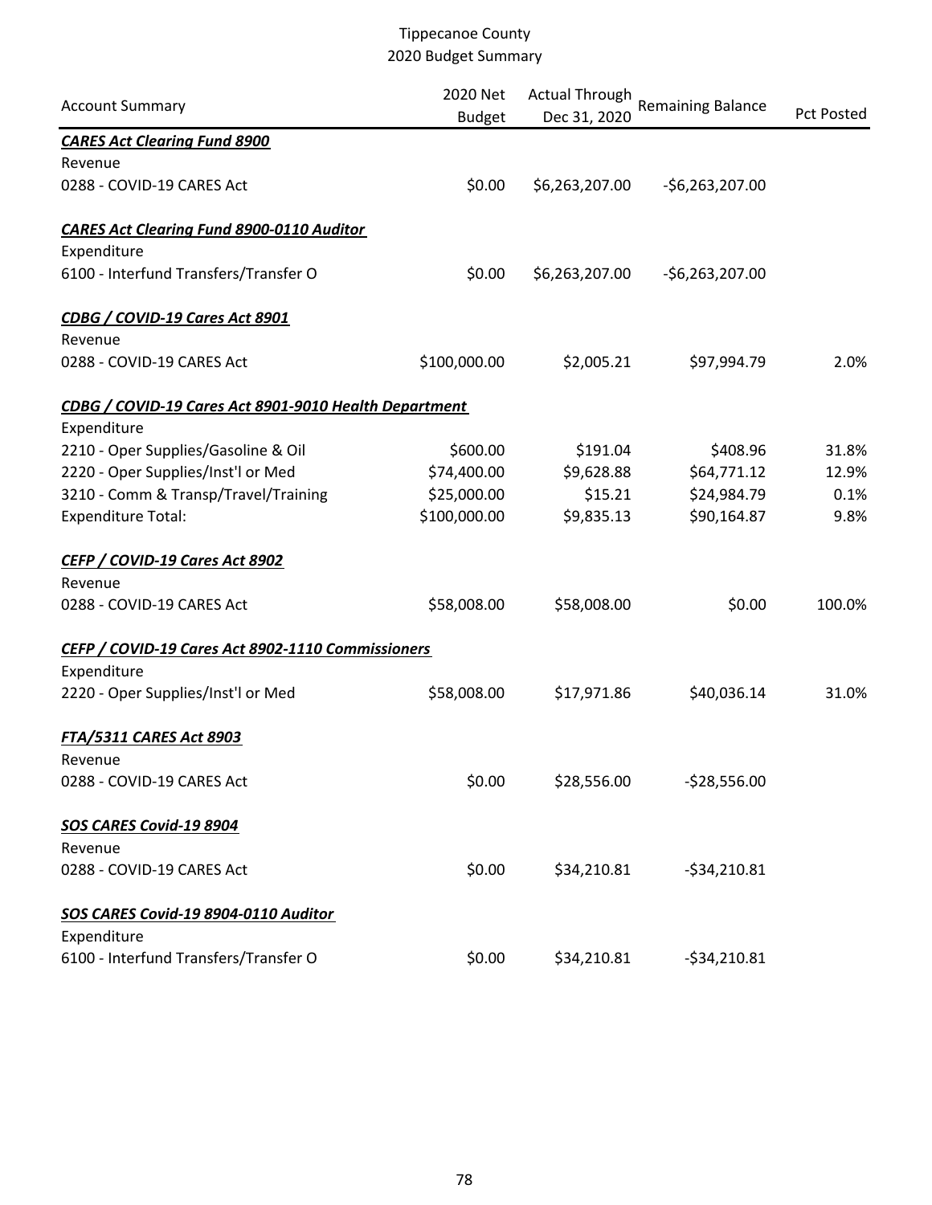# Tippecanoe County
## 2020 Budget Summary

| Account Summary | 2020 Net Budget | Actual Through Dec 31, 2020 | Remaining Balance | Pct Posted |
|---|---|---|---|---|
| ***CARES Act Clearing Fund 8900*** | | | | |
| Revenue | | | | |
| 0288 - COVID-19 CARES Act | $0.00 | $6,263,207.00 | -$6,263,207.00 | |
| ***CARES Act Clearing Fund 8900-0110 Auditor*** | | | | |
| Expenditure | | | | |
| 6100 - Interfund Transfers/Transfer O | $0.00 | $6,263,207.00 | -$6,263,207.00 | |
| ***CDBG / COVID-19 Cares Act 8901*** | | | | |
| Revenue | | | | |
| 0288 - COVID-19 CARES Act | $100,000.00 | $2,005.21 | $97,994.79 | 2.0% |
| ***CDBG / COVID-19 Cares Act 8901-9010 Health Department*** | | | | |
| Expenditure | | | | |
| 2210 - Oper Supplies/Gasoline & Oil | $600.00 | $191.04 | $408.96 | 31.8% |
| 2220 - Oper Supplies/Inst'l or Med | $74,400.00 | $9,628.88 | $64,771.12 | 12.9% |
| 3210 - Comm & Transp/Travel/Training | $25,000.00 | $15.21 | $24,984.79 | 0.1% |
| Expenditure Total: | $100,000.00 | $9,835.13 | $90,164.87 | 9.8% |
| ***CEFP / COVID-19 Cares Act 8902*** | | | | |
| Revenue | | | | |
| 0288 - COVID-19 CARES Act | $58,008.00 | $58,008.00 | $0.00 | 100.0% |
| ***CEFP / COVID-19 Cares Act 8902-1110 Commissioners*** | | | | |
| Expenditure | | | | |
| 2220 - Oper Supplies/Inst'l or Med | $58,008.00 | $17,971.86 | $40,036.14 | 31.0% |
| ***FTA/5311 CARES Act 8903*** | | | | |
| Revenue | | | | |
| 0288 - COVID-19 CARES Act | $0.00 | $28,556.00 | -$28,556.00 | |
| ***SOS CARES Covid-19 8904*** | | | | |
| Revenue | | | | |
| 0288 - COVID-19 CARES Act | $0.00 | $34,210.81 | -$34,210.81 | |
| ***SOS CARES Covid-19 8904-0110 Auditor*** | | | | |
| Expenditure | | | | |
| 6100 - Interfund Transfers/Transfer O | $0.00 | $34,210.81 | -$34,210.81 | |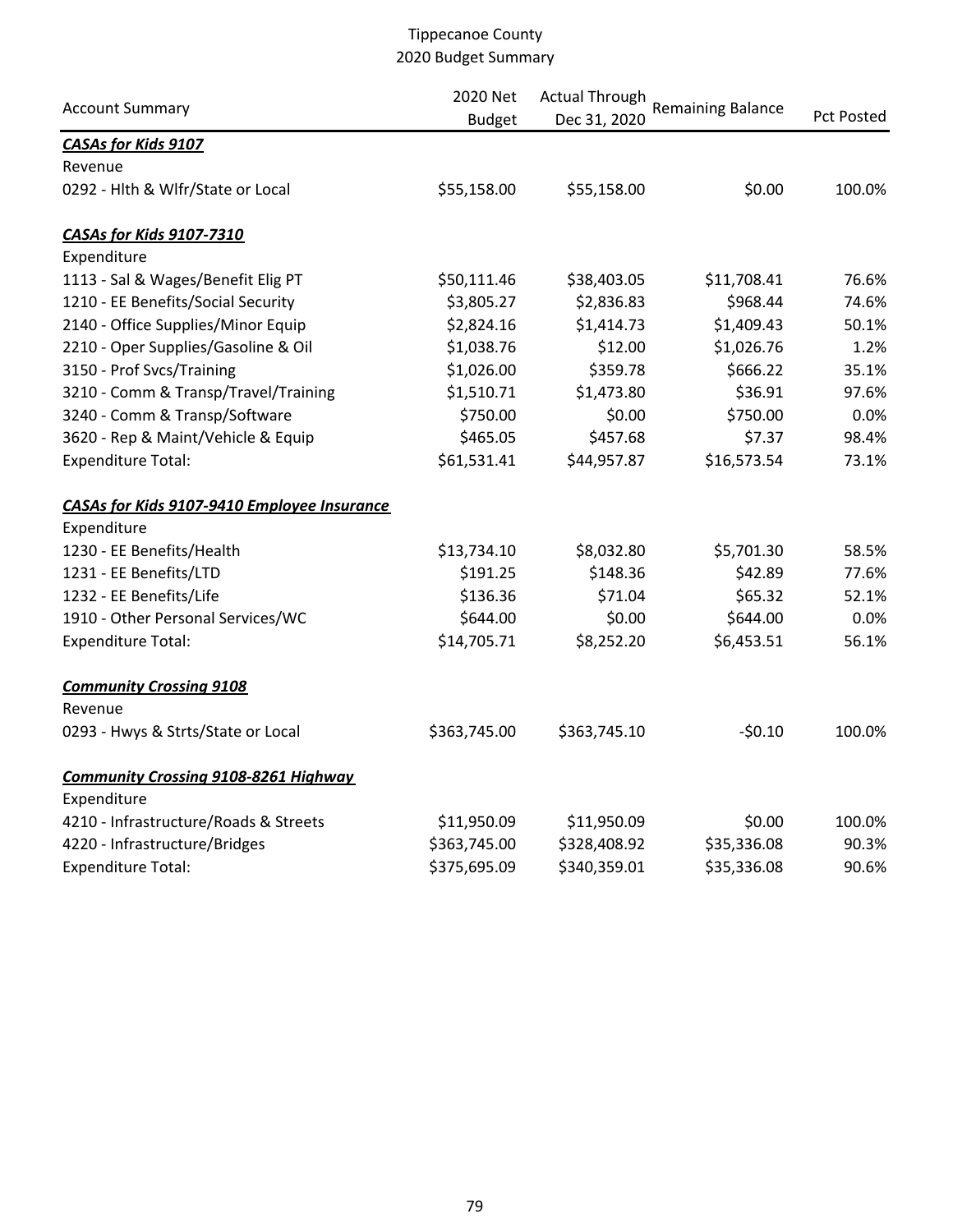# Tippecanoe County
## 2020 Budget Summary

| Account Summary | 2020 Net Budget | Actual Through Dec 31, 2020 | Remaining Balance | Pct Posted |
|---|---|---|---|---|
| ***CASAs for Kids 9107*** | | | | |
| Revenue | | | | |
| 0292 - Hlth & Wlfr/State or Local | $55,158.00 | $55,158.00 | $0.00 | 100.0% |
| ***CASAs for Kids 9107-7310*** | | | | |
| Expenditure | | | | |
| 1113 - Sal & Wages/Benefit Elig PT | $50,111.46 | $38,403.05 | $11,708.41 | 76.6% |
| 1210 - EE Benefits/Social Security | $3,805.27 | $2,836.83 | $968.44 | 74.6% |
| 2140 - Office Supplies/Minor Equip | $2,824.16 | $1,414.73 | $1,409.43 | 50.1% |
| 2210 - Oper Supplies/Gasoline & Oil | $1,038.76 | $12.00 | $1,026.76 | 1.2% |
| 3150 - Prof Svcs/Training | $1,026.00 | $359.78 | $666.22 | 35.1% |
| 3210 - Comm & Transp/Travel/Training | $1,510.71 | $1,473.80 | $36.91 | 97.6% |
| 3240 - Comm & Transp/Software | $750.00 | $0.00 | $750.00 | 0.0% |
| 3620 - Rep & Maint/Vehicle & Equip | $465.05 | $457.68 | $7.37 | 98.4% |
| Expenditure Total: | $61,531.41 | $44,957.87 | $16,573.54 | 73.1% |
| ***CASAs for Kids 9107-9410 Employee Insurance*** | | | | |
| Expenditure | | | | |
| 1230 - EE Benefits/Health | $13,734.10 | $8,032.80 | $5,701.30 | 58.5% |
| 1231 - EE Benefits/LTD | $191.25 | $148.36 | $42.89 | 77.6% |
| 1232 - EE Benefits/Life | $136.36 | $71.04 | $65.32 | 52.1% |
| 1910 - Other Personal Services/WC | $644.00 | $0.00 | $644.00 | 0.0% |
| Expenditure Total: | $14,705.71 | $8,252.20 | $6,453.51 | 56.1% |
| ***Community Crossing 9108*** | | | | |
| Revenue | | | | |
| 0293 - Hwys & Strts/State or Local | $363,745.00 | $363,745.10 | -$0.10 | 100.0% |
| ***Community Crossing 9108-8261 Highway*** | | | | |
| Expenditure | | | | |
| 4210 - Infrastructure/Roads & Streets | $11,950.09 | $11,950.09 | $0.00 | 100.0% |
| 4220 - Infrastructure/Bridges | $363,745.00 | $328,408.92 | $35,336.08 | 90.3% |
| Expenditure Total: | $375,695.09 | $340,359.01 | $35,336.08 | 90.6% |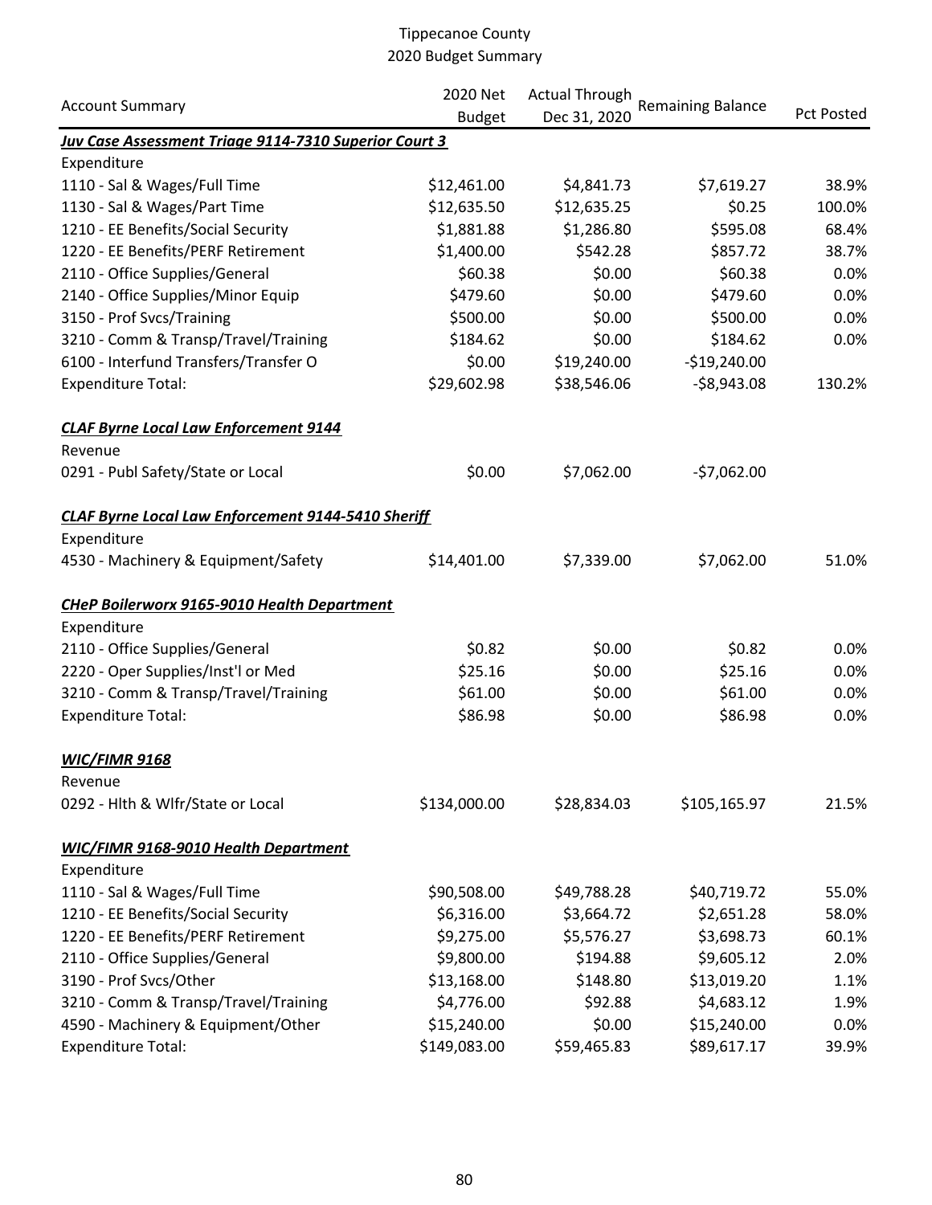Tippecanoe County
2020 Budget Summary

| Account Summary | 2020 Net Budget | Actual Through Dec 31, 2020 | Remaining Balance | Pct Posted |
|---|---|---|---|---|
| ***Juv Case Assessment Triage 9114-7310 Superior Court 3*** | | | | |
| Expenditure | | | | |
| 1110 - Sal & Wages/Full Time | $12,461.00 | $4,841.73 | $7,619.27 | 38.9% |
| 1130 - Sal & Wages/Part Time | $12,635.50 | $12,635.25 | $0.25 | 100.0% |
| 1210 - EE Benefits/Social Security | $1,881.88 | $1,286.80 | $595.08 | 68.4% |
| 1220 - EE Benefits/PERF Retirement | $1,400.00 | $542.28 | $857.72 | 38.7% |
| 2110 - Office Supplies/General | $60.38 | $0.00 | $60.38 | 0.0% |
| 2140 - Office Supplies/Minor Equip | $479.60 | $0.00 | $479.60 | 0.0% |
| 3150 - Prof Svcs/Training | $500.00 | $0.00 | $500.00 | 0.0% |
| 3210 - Comm & Transp/Travel/Training | $184.62 | $0.00 | $184.62 | 0.0% |
| 6100 - Interfund Transfers/Transfer O | $0.00 | $19,240.00 | -$19,240.00 | |
| Expenditure Total: | $29,602.98 | $38,546.06 | -$8,943.08 | 130.2% |
| ***CLAF Byrne Local Law Enforcement 9144*** | | | | |
| Revenue | | | | |
| 0291 - Publ Safety/State or Local | $0.00 | $7,062.00 | -$7,062.00 | |
| ***CLAF Byrne Local Law Enforcement 9144-5410 Sheriff*** | | | | |
| Expenditure | | | | |
| 4530 - Machinery & Equipment/Safety | $14,401.00 | $7,339.00 | $7,062.00 | 51.0% |
| ***CHeP Boilerworx 9165-9010 Health Department*** | | | | |
| Expenditure | | | | |
| 2110 - Office Supplies/General | $0.82 | $0.00 | $0.82 | 0.0% |
| 2220 - Oper Supplies/Inst'l or Med | $25.16 | $0.00 | $25.16 | 0.0% |
| 3210 - Comm & Transp/Travel/Training | $61.00 | $0.00 | $61.00 | 0.0% |
| Expenditure Total: | $86.98 | $0.00 | $86.98 | 0.0% |
| ***WIC/FIMR 9168*** | | | | |
| Revenue | | | | |
| 0292 - Hlth & Wlfr/State or Local | $134,000.00 | $28,834.03 | $105,165.97 | 21.5% |
| ***WIC/FIMR 9168-9010 Health Department*** | | | | |
| Expenditure | | | | |
| 1110 - Sal & Wages/Full Time | $90,508.00 | $49,788.28 | $40,719.72 | 55.0% |
| 1210 - EE Benefits/Social Security | $6,316.00 | $3,664.72 | $2,651.28 | 58.0% |
| 1220 - EE Benefits/PERF Retirement | $9,275.00 | $5,576.27 | $3,698.73 | 60.1% |
| 2110 - Office Supplies/General | $9,800.00 | $194.88 | $9,605.12 | 2.0% |
| 3190 - Prof Svcs/Other | $13,168.00 | $148.80 | $13,019.20 | 1.1% |
| 3210 - Comm & Transp/Travel/Training | $4,776.00 | $92.88 | $4,683.12 | 1.9% |
| 4590 - Machinery & Equipment/Other | $15,240.00 | $0.00 | $15,240.00 | 0.0% |
| Expenditure Total: | $149,083.00 | $59,465.83 | $89,617.17 | 39.9% |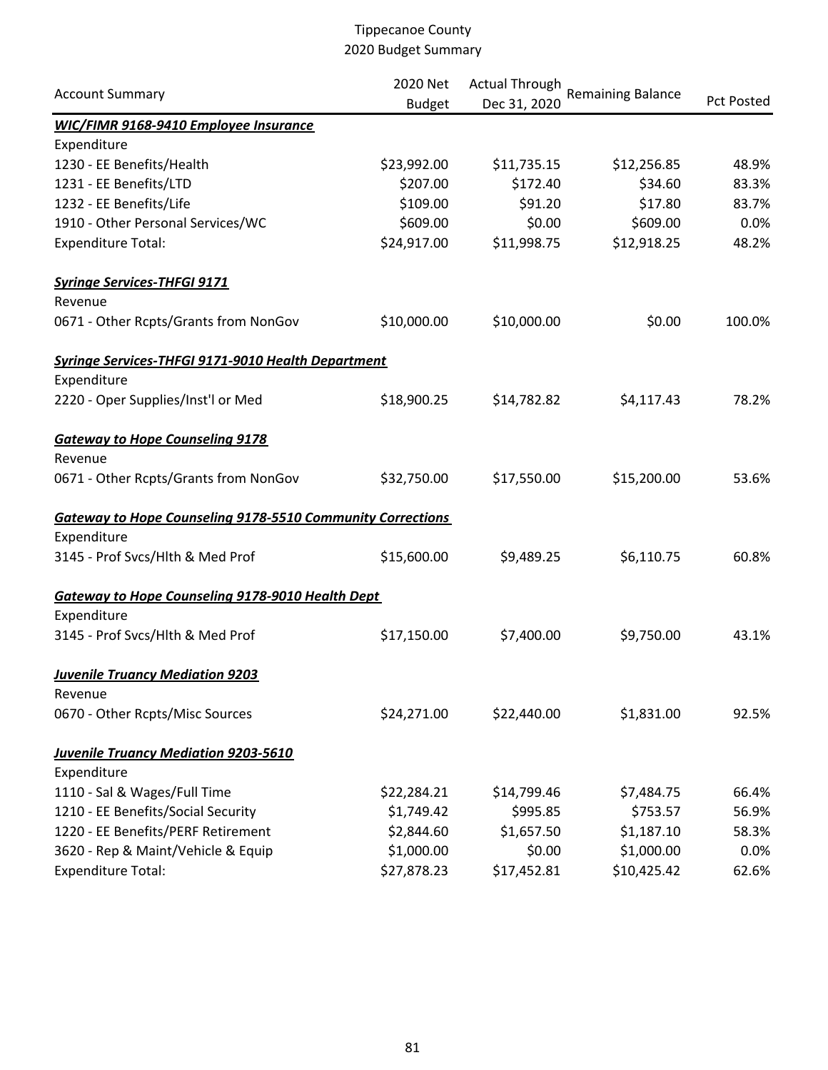Tippecanoe County
2020 Budget Summary

| Account Summary | 2020 Net Budget | Actual Through Dec 31, 2020 | Remaining Balance | Pct Posted |
|---|---|---|---|---|
| ***WIC/FIMR 9168-9410 Employee Insurance*** | | | | |
| Expenditure | | | | |
| 1230 - EE Benefits/Health | $23,992.00 | $11,735.15 | $12,256.85 | 48.9% |
| 1231 - EE Benefits/LTD | $207.00 | $172.40 | $34.60 | 83.3% |
| 1232 - EE Benefits/Life | $109.00 | $91.20 | $17.80 | 83.7% |
| 1910 - Other Personal Services/WC | $609.00 | $0.00 | $609.00 | 0.0% |
| Expenditure Total: | $24,917.00 | $11,998.75 | $12,918.25 | 48.2% |
| ***Syringe Services-THFGI 9171*** | | | | |
| Revenue | | | | |
| 0671 - Other Rcpts/Grants from NonGov | $10,000.00 | $10,000.00 | $0.00 | 100.0% |
| ***Syringe Services-THFGI 9171-9010 Health Department*** | | | | |
| Expenditure | | | | |
| 2220 - Oper Supplies/Inst'l or Med | $18,900.25 | $14,782.82 | $4,117.43 | 78.2% |
| ***Gateway to Hope Counseling 9178*** | | | | |
| Revenue | | | | |
| 0671 - Other Rcpts/Grants from NonGov | $32,750.00 | $17,550.00 | $15,200.00 | 53.6% |
| ***Gateway to Hope Counseling 9178-5510 Community Corrections*** | | | | |
| Expenditure | | | | |
| 3145 - Prof Svcs/Hlth & Med Prof | $15,600.00 | $9,489.25 | $6,110.75 | 60.8% |
| ***Gateway to Hope Counseling 9178-9010 Health Dept*** | | | | |
| Expenditure | | | | |
| 3145 - Prof Svcs/Hlth & Med Prof | $17,150.00 | $7,400.00 | $9,750.00 | 43.1% |
| ***Juvenile Truancy Mediation 9203*** | | | | |
| Revenue | | | | |
| 0670 - Other Rcpts/Misc Sources | $24,271.00 | $22,440.00 | $1,831.00 | 92.5% |
| ***Juvenile Truancy Mediation 9203-5610*** | | | | |
| Expenditure | | | | |
| 1110 - Sal & Wages/Full Time | $22,284.21 | $14,799.46 | $7,484.75 | 66.4% |
| 1210 - EE Benefits/Social Security | $1,749.42 | $995.85 | $753.57 | 56.9% |
| 1220 - EE Benefits/PERF Retirement | $2,844.60 | $1,657.50 | $1,187.10 | 58.3% |
| 3620 - Rep & Maint/Vehicle & Equip | $1,000.00 | $0.00 | $1,000.00 | 0.0% |
| Expenditure Total: | $27,878.23 | $17,452.81 | $10,425.42 | 62.6% |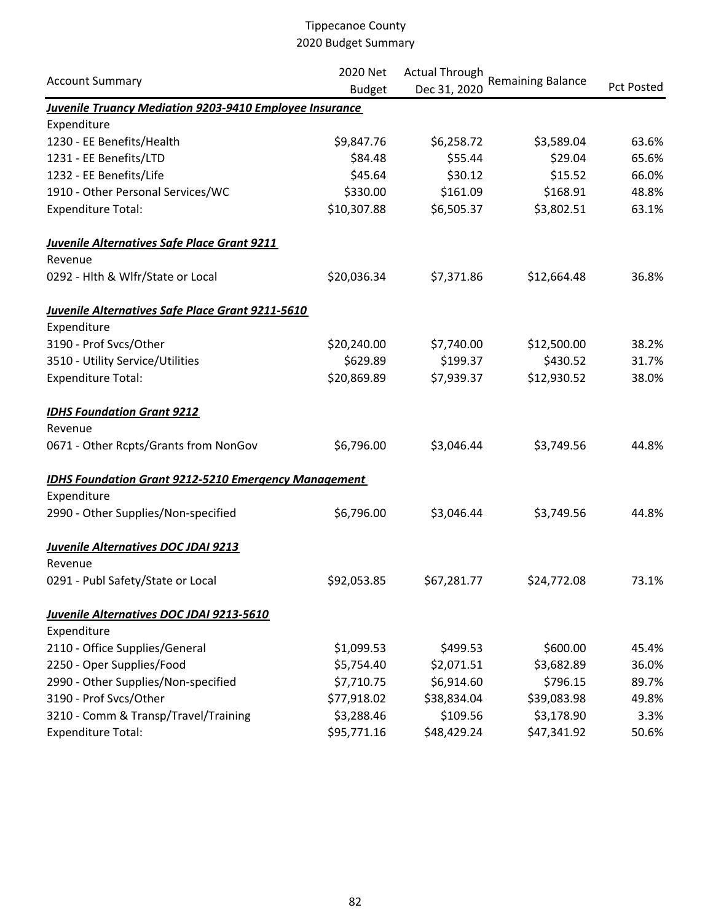Tippecanoe County
2020 Budget Summary

| Account Summary | 2020 Net Budget | Actual Through Dec 31, 2020 | Remaining Balance | Pct Posted |
|---|---|---|---|---|
| ***Juvenile Truancy Mediation 9203-9410 Employee Insurance*** | | | | |
| Expenditure | | | | |
| 1230 - EE Benefits/Health | $9,847.76 | $6,258.72 | $3,589.04 | 63.6% |
| 1231 - EE Benefits/LTD | $84.48 | $55.44 | $29.04 | 65.6% |
| 1232 - EE Benefits/Life | $45.64 | $30.12 | $15.52 | 66.0% |
| 1910 - Other Personal Services/WC | $330.00 | $161.09 | $168.91 | 48.8% |
| Expenditure Total: | $10,307.88 | $6,505.37 | $3,802.51 | 63.1% |
| ***Juvenile Alternatives Safe Place Grant 9211*** | | | | |
| Revenue | | | | |
| 0292 - Hlth & Wlfr/State or Local | $20,036.34 | $7,371.86 | $12,664.48 | 36.8% |
| ***Juvenile Alternatives Safe Place Grant 9211-5610*** | | | | |
| Expenditure | | | | |
| 3190 - Prof Svcs/Other | $20,240.00 | $7,740.00 | $12,500.00 | 38.2% |
| 3510 - Utility Service/Utilities | $629.89 | $199.37 | $430.52 | 31.7% |
| Expenditure Total: | $20,869.89 | $7,939.37 | $12,930.52 | 38.0% |
| ***IDHS Foundation Grant 9212*** | | | | |
| Revenue | | | | |
| 0671 - Other Rcpts/Grants from NonGov | $6,796.00 | $3,046.44 | $3,749.56 | 44.8% |
| ***IDHS Foundation Grant 9212-5210 Emergency Management*** | | | | |
| Expenditure | | | | |
| 2990 - Other Supplies/Non-specified | $6,796.00 | $3,046.44 | $3,749.56 | 44.8% |
| ***Juvenile Alternatives DOC JDAI 9213*** | | | | |
| Revenue | | | | |
| 0291 - Publ Safety/State or Local | $92,053.85 | $67,281.77 | $24,772.08 | 73.1% |
| ***Juvenile Alternatives DOC JDAI 9213-5610*** | | | | |
| Expenditure | | | | |
| 2110 - Office Supplies/General | $1,099.53 | $499.53 | $600.00 | 45.4% |
| 2250 - Oper Supplies/Food | $5,754.40 | $2,071.51 | $3,682.89 | 36.0% |
| 2990 - Other Supplies/Non-specified | $7,710.75 | $6,914.60 | $796.15 | 89.7% |
| 3190 - Prof Svcs/Other | $77,918.02 | $38,834.04 | $39,083.98 | 49.8% |
| 3210 - Comm & Transp/Travel/Training | $3,288.46 | $109.56 | $3,178.90 | 3.3% |
| Expenditure Total: | $95,771.16 | $48,429.24 | $47,341.92 | 50.6% |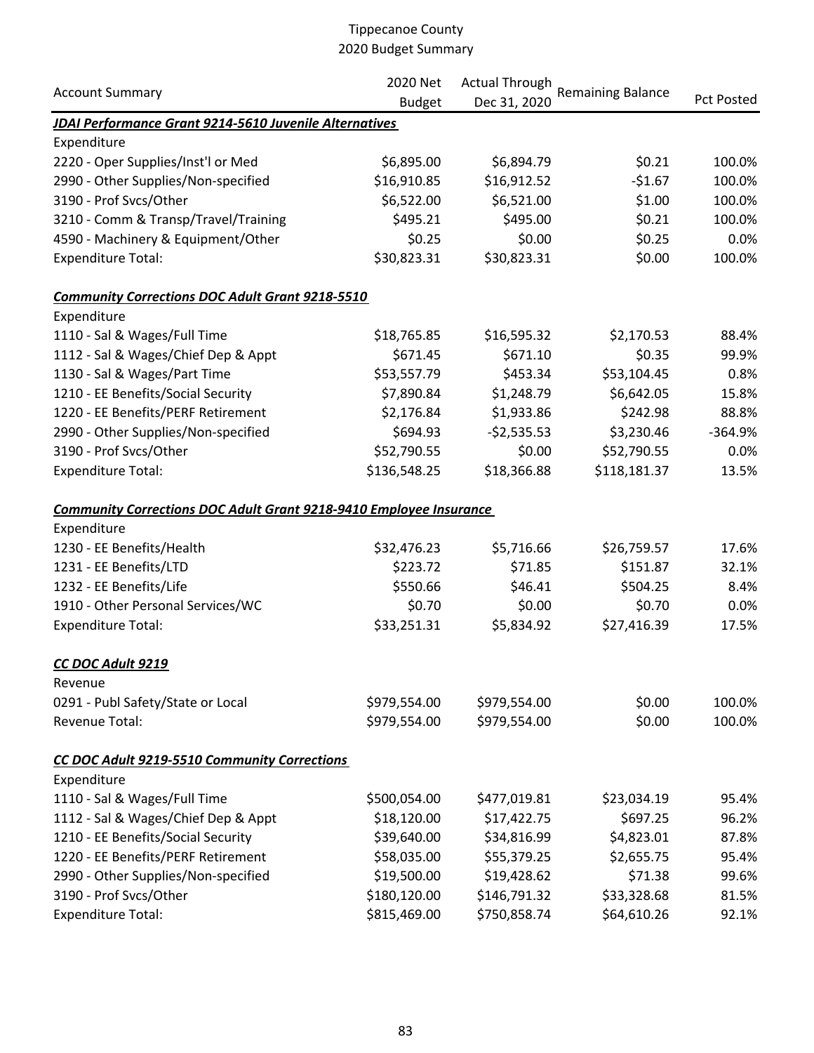Tippecanoe County
2020 Budget Summary

| Account Summary | 2020 Net Budget | Actual Through Dec 31, 2020 | Remaining Balance | Pct Posted |
|---|---|---|---|---|
| ***JDAI Performance Grant 9214-5610 Juvenile Alternatives*** | | | | |
| Expenditure | | | | |
| 2220 - Oper Supplies/Inst'l or Med | $6,895.00 | $6,894.79 | $0.21 | 100.0% |
| 2990 - Other Supplies/Non-specified | $16,910.85 | $16,912.52 | -$1.67 | 100.0% |
| 3190 - Prof Svcs/Other | $6,522.00 | $6,521.00 | $1.00 | 100.0% |
| 3210 - Comm & Transp/Travel/Training | $495.21 | $495.00 | $0.21 | 100.0% |
| 4590 - Machinery & Equipment/Other | $0.25 | $0.00 | $0.25 | 0.0% |
| Expenditure Total: | $30,823.31 | $30,823.31 | $0.00 | 100.0% |
| | | | | |
| ***Community Corrections DOC Adult Grant 9218-5510*** | | | | |
| Expenditure | | | | |
| 1110 - Sal & Wages/Full Time | $18,765.85 | $16,595.32 | $2,170.53 | 88.4% |
| 1112 - Sal & Wages/Chief Dep & Appt | $671.45 | $671.10 | $0.35 | 99.9% |
| 1130 - Sal & Wages/Part Time | $53,557.79 | $453.34 | $53,104.45 | 0.8% |
| 1210 - EE Benefits/Social Security | $7,890.84 | $1,248.79 | $6,642.05 | 15.8% |
| 1220 - EE Benefits/PERF Retirement | $2,176.84 | $1,933.86 | $242.98 | 88.8% |
| 2990 - Other Supplies/Non-specified | $694.93 | -$2,535.53 | $3,230.46 | -364.9% |
| 3190 - Prof Svcs/Other | $52,790.55 | $0.00 | $52,790.55 | 0.0% |
| Expenditure Total: | $136,548.25 | $18,366.88 | $118,181.37 | 13.5% |
| | | | | |
| ***Community Corrections DOC Adult Grant 9218-9410 Employee Insurance*** | | | | |
| Expenditure | | | | |
| 1230 - EE Benefits/Health | $32,476.23 | $5,716.66 | $26,759.57 | 17.6% |
| 1231 - EE Benefits/LTD | $223.72 | $71.85 | $151.87 | 32.1% |
| 1232 - EE Benefits/Life | $550.66 | $46.41 | $504.25 | 8.4% |
| 1910 - Other Personal Services/WC | $0.70 | $0.00 | $0.70 | 0.0% |
| Expenditure Total: | $33,251.31 | $5,834.92 | $27,416.39 | 17.5% |
| | | | | |
| ***CC DOC Adult 9219*** | | | | |
| Revenue | | | | |
| 0291 - Publ Safety/State or Local | $979,554.00 | $979,554.00 | $0.00 | 100.0% |
| Revenue Total: | $979,554.00 | $979,554.00 | $0.00 | 100.0% |
| | | | | |
| ***CC DOC Adult 9219-5510 Community Corrections*** | | | | |
| Expenditure | | | | |
| 1110 - Sal & Wages/Full Time | $500,054.00 | $477,019.81 | $23,034.19 | 95.4% |
| 1112 - Sal & Wages/Chief Dep & Appt | $18,120.00 | $17,422.75 | $697.25 | 96.2% |
| 1210 - EE Benefits/Social Security | $39,640.00 | $34,816.99 | $4,823.01 | 87.8% |
| 1220 - EE Benefits/PERF Retirement | $58,035.00 | $55,379.25 | $2,655.75 | 95.4% |
| 2990 - Other Supplies/Non-specified | $19,500.00 | $19,428.62 | $71.38 | 99.6% |
| 3190 - Prof Svcs/Other | $180,120.00 | $146,791.32 | $33,328.68 | 81.5% |
| Expenditure Total: | $815,469.00 | $750,858.74 | $64,610.26 | 92.1% |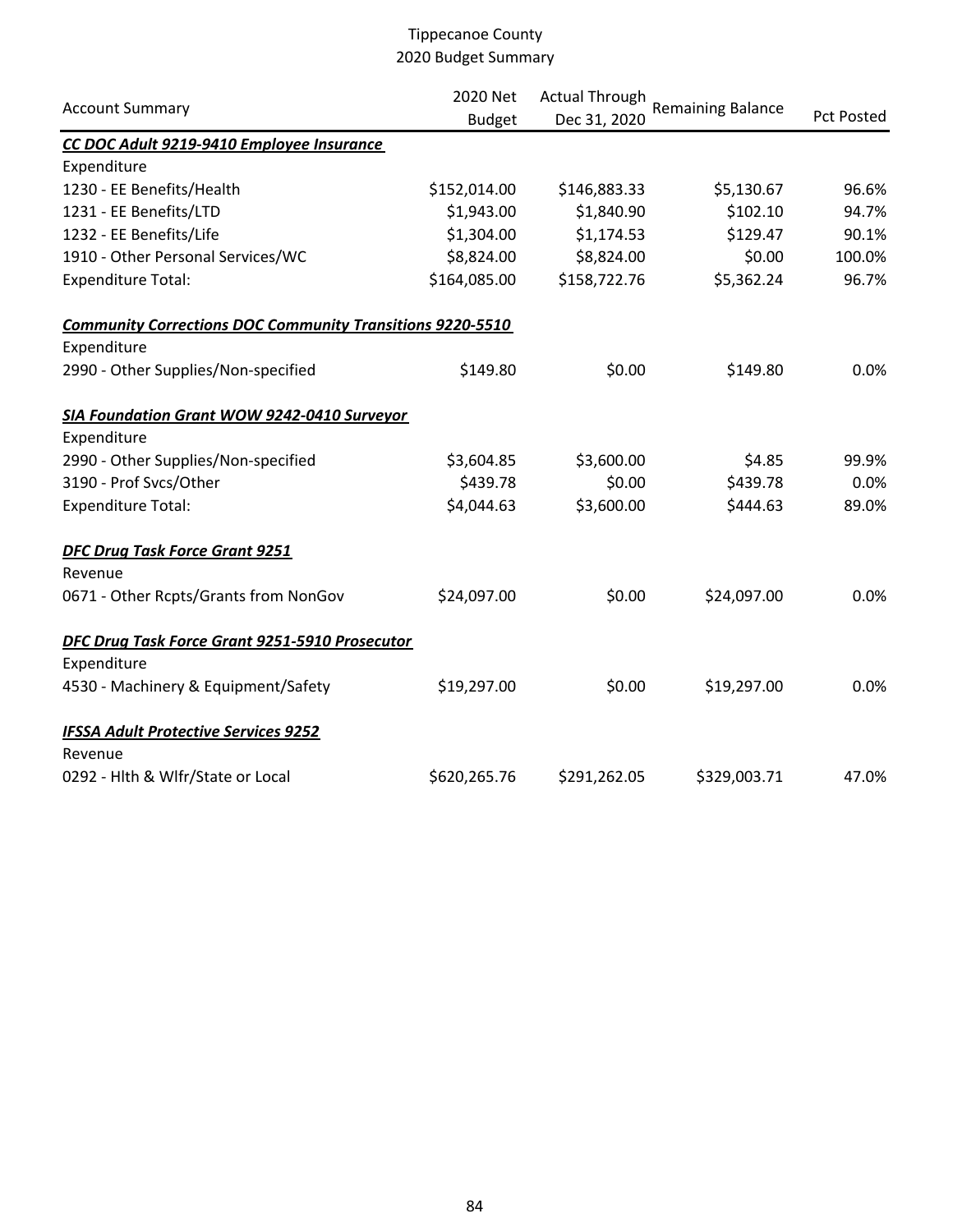Tippecanoe County
2020 Budget Summary

| Account Summary | 2020 Net Budget | Actual Through Dec 31, 2020 | Remaining Balance | Pct Posted |
|---|---|---|---|---|
| ***CC DOC Adult 9219-9410 Employee Insurance*** | | | | |
| Expenditure | | | | |
| 1230 - EE Benefits/Health | $152,014.00 | $146,883.33 | $5,130.67 | 96.6% |
| 1231 - EE Benefits/LTD | $1,943.00 | $1,840.90 | $102.10 | 94.7% |
| 1232 - EE Benefits/Life | $1,304.00 | $1,174.53 | $129.47 | 90.1% |
| 1910 - Other Personal Services/WC | $8,824.00 | $8,824.00 | $0.00 | 100.0% |
| Expenditure Total: | $164,085.00 | $158,722.76 | $5,362.24 | 96.7% |
| ***Community Corrections DOC Community Transitions 9220-5510*** | | | | |
| Expenditure | | | | |
| 2990 - Other Supplies/Non-specified | $149.80 | $0.00 | $149.80 | 0.0% |
| ***SIA Foundation Grant WOW 9242-0410 Surveyor*** | | | | |
| Expenditure | | | | |
| 2990 - Other Supplies/Non-specified | $3,604.85 | $3,600.00 | $4.85 | 99.9% |
| 3190 - Prof Svcs/Other | $439.78 | $0.00 | $439.78 | 0.0% |
| Expenditure Total: | $4,044.63 | $3,600.00 | $444.63 | 89.0% |
| ***DFC Drug Task Force Grant 9251*** | | | | |
| Revenue | | | | |
| 0671 - Other Rcpts/Grants from NonGov | $24,097.00 | $0.00 | $24,097.00 | 0.0% |
| ***DFC Drug Task Force Grant 9251-5910 Prosecutor*** | | | | |
| Expenditure | | | | |
| 4530 - Machinery & Equipment/Safety | $19,297.00 | $0.00 | $19,297.00 | 0.0% |
| ***IFSSA Adult Protective Services 9252*** | | | | |
| Revenue | | | | |
| 0292 - Hlth & Wlfr/State or Local | $620,265.76 | $291,262.05 | $329,003.71 | 47.0% |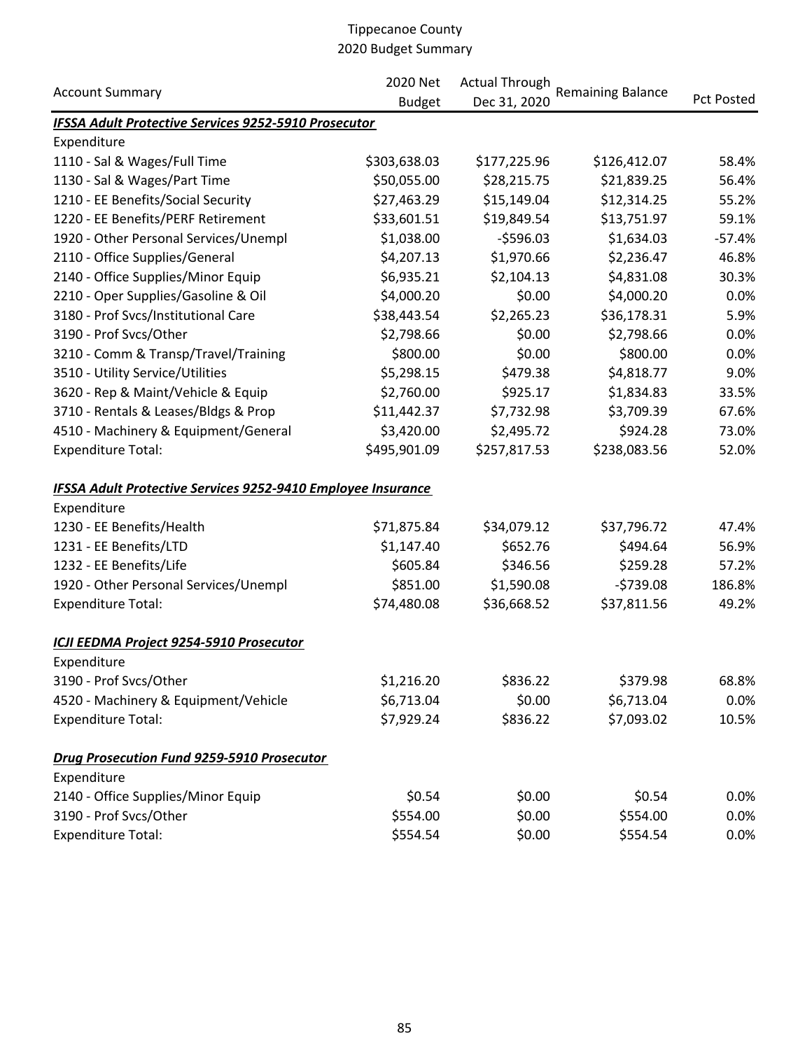Tippecanoe County
2020 Budget Summary

| Account Summary | 2020 Net Budget | Actual Through Dec 31, 2020 | Remaining Balance | Pct Posted |
|---|---|---|---|---|
| ***IFSSA Adult Protective Services 9252-5910 Prosecutor*** | | | | |
| Expenditure | | | | |
| 1110 - Sal & Wages/Full Time | \$303,638.03 | \$177,225.96 | \$126,412.07 | 58.4% |
| 1130 - Sal & Wages/Part Time | \$50,055.00 | \$28,215.75 | \$21,839.25 | 56.4% |
| 1210 - EE Benefits/Social Security | \$27,463.29 | \$15,149.04 | \$12,314.25 | 55.2% |
| 1220 - EE Benefits/PERF Retirement | \$33,601.51 | \$19,849.54 | \$13,751.97 | 59.1% |
| 1920 - Other Personal Services/Unempl | \$1,038.00 | -\$596.03 | \$1,634.03 | -57.4% |
| 2110 - Office Supplies/General | \$4,207.13 | \$1,970.66 | \$2,236.47 | 46.8% |
| 2140 - Office Supplies/Minor Equip | \$6,935.21 | \$2,104.13 | \$4,831.08 | 30.3% |
| 2210 - Oper Supplies/Gasoline & Oil | \$4,000.20 | \$0.00 | \$4,000.20 | 0.0% |
| 3180 - Prof Svcs/Institutional Care | \$38,443.54 | \$2,265.23 | \$36,178.31 | 5.9% |
| 3190 - Prof Svcs/Other | \$2,798.66 | \$0.00 | \$2,798.66 | 0.0% |
| 3210 - Comm & Transp/Travel/Training | \$800.00 | \$0.00 | \$800.00 | 0.0% |
| 3510 - Utility Service/Utilities | \$5,298.15 | \$479.38 | \$4,818.77 | 9.0% |
| 3620 - Rep & Maint/Vehicle & Equip | \$2,760.00 | \$925.17 | \$1,834.83 | 33.5% |
| 3710 - Rentals & Leases/Bldgs & Prop | \$11,442.37 | \$7,732.98 | \$3,709.39 | 67.6% |
| 4510 - Machinery & Equipment/General | \$3,420.00 | \$2,495.72 | \$924.28 | 73.0% |
| Expenditure Total: | \$495,901.09 | \$257,817.53 | \$238,083.56 | 52.0% |
| ***IFSSA Adult Protective Services 9252-9410 Employee Insurance*** | | | | |
| Expenditure | | | | |
| 1230 - EE Benefits/Health | \$71,875.84 | \$34,079.12 | \$37,796.72 | 47.4% |
| 1231 - EE Benefits/LTD | \$1,147.40 | \$652.76 | \$494.64 | 56.9% |
| 1232 - EE Benefits/Life | \$605.84 | \$346.56 | \$259.28 | 57.2% |
| 1920 - Other Personal Services/Unempl | \$851.00 | \$1,590.08 | -\$739.08 | 186.8% |
| Expenditure Total: | \$74,480.08 | \$36,668.52 | \$37,811.56 | 49.2% |
| ***ICJI EEDMA Project 9254-5910 Prosecutor*** | | | | |
| Expenditure | | | | |
| 3190 - Prof Svcs/Other | \$1,216.20 | \$836.22 | \$379.98 | 68.8% |
| 4520 - Machinery & Equipment/Vehicle | \$6,713.04 | \$0.00 | \$6,713.04 | 0.0% |
| Expenditure Total: | \$7,929.24 | \$836.22 | \$7,093.02 | 10.5% |
| ***Drug Prosecution Fund 9259-5910 Prosecutor*** | | | | |
| Expenditure | | | | |
| 2140 - Office Supplies/Minor Equip | \$0.54 | \$0.00 | \$0.54 | 0.0% |
| 3190 - Prof Svcs/Other | \$554.00 | \$0.00 | \$554.00 | 0.0% |
| Expenditure Total: | \$554.54 | \$0.00 | \$554.54 | 0.0% |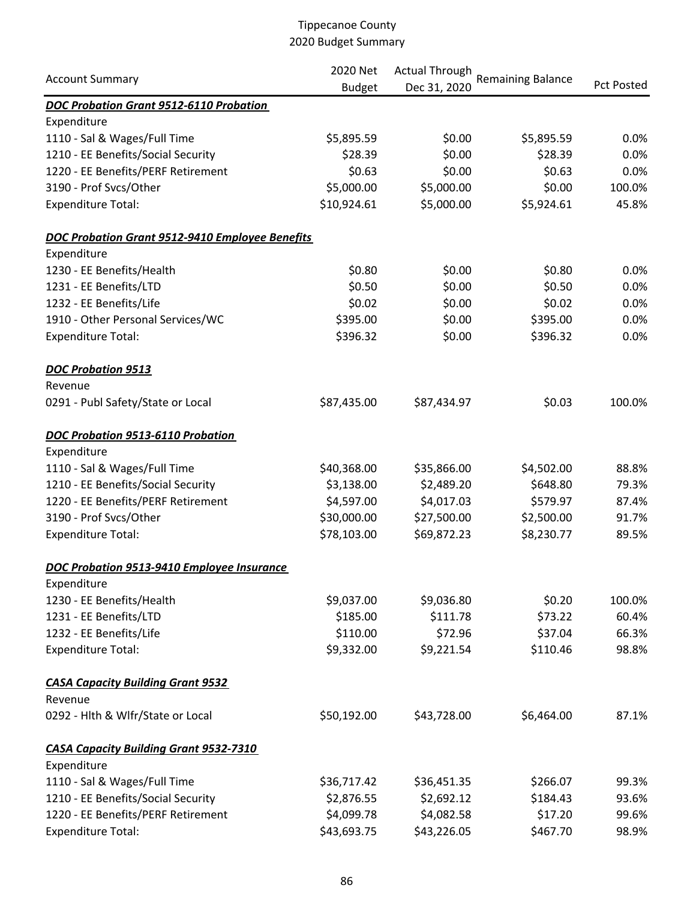# Tippecanoe County
## 2020 Budget Summary

| Account Summary | 2020 Net Budget | Actual Through Dec 31, 2020 | Remaining Balance | Pct Posted |
|---|---|---|---|---|
| ***DOC Probation Grant 9512-6110 Probation*** | | | | |
| Expenditure | | | | |
| 1110 - Sal & Wages/Full Time | $5,895.59 | $0.00 | $5,895.59 | 0.0% |
| 1210 - EE Benefits/Social Security | $28.39 | $0.00 | $28.39 | 0.0% |
| 1220 - EE Benefits/PERF Retirement | $0.63 | $0.00 | $0.63 | 0.0% |
| 3190 - Prof Svcs/Other | $5,000.00 | $5,000.00 | $0.00 | 100.0% |
| Expenditure Total: | $10,924.61 | $5,000.00 | $5,924.61 | 45.8% |
| ***DOC Probation Grant 9512-9410 Employee Benefits*** | | | | |
| Expenditure | | | | |
| 1230 - EE Benefits/Health | $0.80 | $0.00 | $0.80 | 0.0% |
| 1231 - EE Benefits/LTD | $0.50 | $0.00 | $0.50 | 0.0% |
| 1232 - EE Benefits/Life | $0.02 | $0.00 | $0.02 | 0.0% |
| 1910 - Other Personal Services/WC | $395.00 | $0.00 | $395.00 | 0.0% |
| Expenditure Total: | $396.32 | $0.00 | $396.32 | 0.0% |
| ***DOC Probation 9513*** | | | | |
| Revenue | | | | |
| 0291 - Publ Safety/State or Local | $87,435.00 | $87,434.97 | $0.03 | 100.0% |
| ***DOC Probation 9513-6110 Probation*** | | | | |
| Expenditure | | | | |
| 1110 - Sal & Wages/Full Time | $40,368.00 | $35,866.00 | $4,502.00 | 88.8% |
| 1210 - EE Benefits/Social Security | $3,138.00 | $2,489.20 | $648.80 | 79.3% |
| 1220 - EE Benefits/PERF Retirement | $4,597.00 | $4,017.03 | $579.97 | 87.4% |
| 3190 - Prof Svcs/Other | $30,000.00 | $27,500.00 | $2,500.00 | 91.7% |
| Expenditure Total: | $78,103.00 | $69,872.23 | $8,230.77 | 89.5% |
| ***DOC Probation 9513-9410 Employee Insurance*** | | | | |
| Expenditure | | | | |
| 1230 - EE Benefits/Health | $9,037.00 | $9,036.80 | $0.20 | 100.0% |
| 1231 - EE Benefits/LTD | $185.00 | $111.78 | $73.22 | 60.4% |
| 1232 - EE Benefits/Life | $110.00 | $72.96 | $37.04 | 66.3% |
| Expenditure Total: | $9,332.00 | $9,221.54 | $110.46 | 98.8% |
| ***CASA Capacity Building Grant 9532*** | | | | |
| Revenue | | | | |
| 0292 - Hlth & Wlfr/State or Local | $50,192.00 | $43,728.00 | $6,464.00 | 87.1% |
| ***CASA Capacity Building Grant 9532-7310*** | | | | |
| Expenditure | | | | |
| 1110 - Sal & Wages/Full Time | $36,717.42 | $36,451.35 | $266.07 | 99.3% |
| 1210 - EE Benefits/Social Security | $2,876.55 | $2,692.12 | $184.43 | 93.6% |
| 1220 - EE Benefits/PERF Retirement | $4,099.78 | $4,082.58 | $17.20 | 99.6% |
| Expenditure Total: | $43,693.75 | $43,226.05 | $467.70 | 98.9% |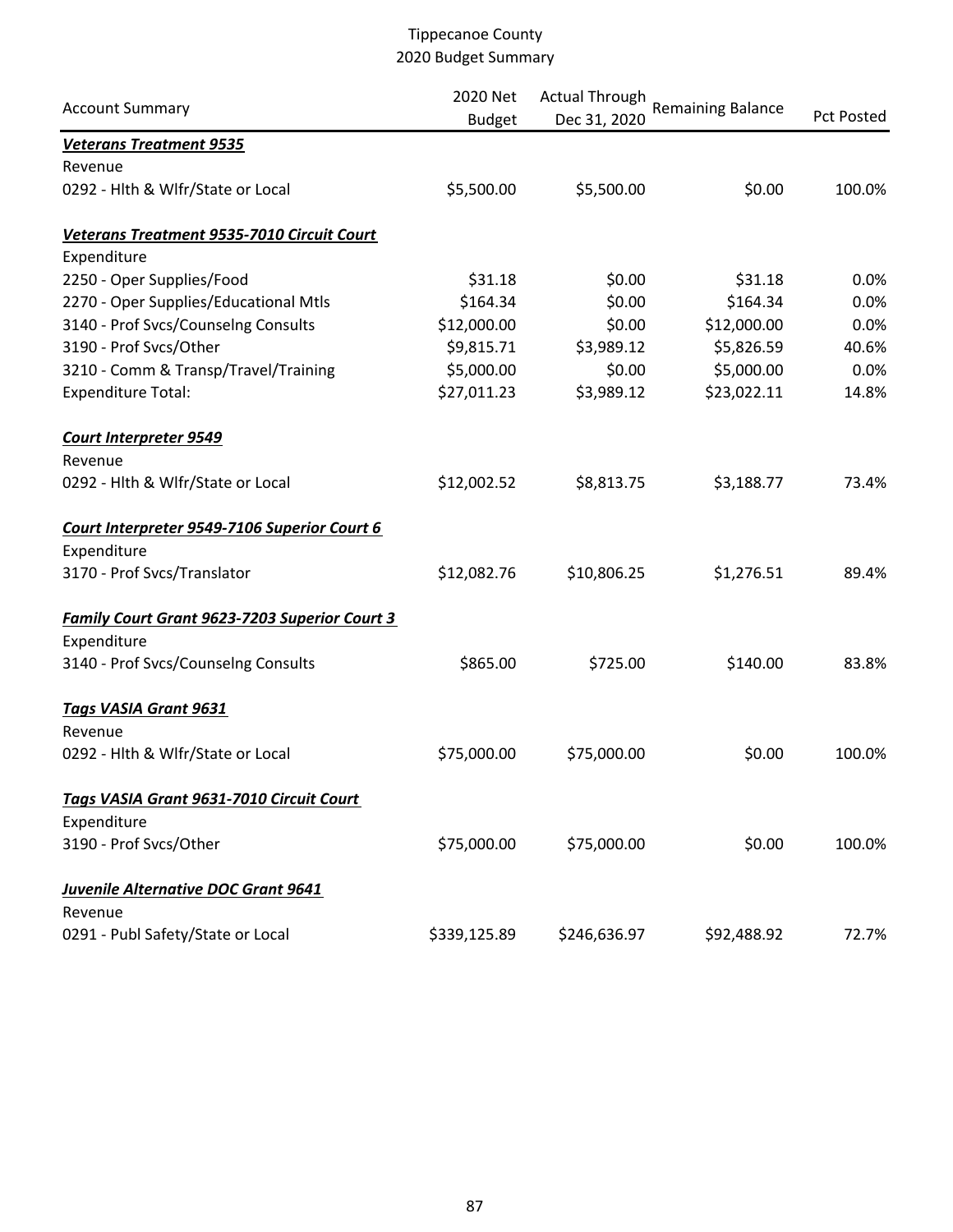Tippecanoe County
2020 Budget Summary

| Account Summary | 2020 Net Budget | Actual Through Dec 31, 2020 | Remaining Balance | Pct Posted |
|---|---|---|---|---|
| ***Veterans Treatment 9535*** | | | | |
| Revenue | | | | |
| 0292 - Hlth & Wlfr/State or Local | $5,500.00 | $5,500.00 | $0.00 | 100.0% |
| ***Veterans Treatment 9535-7010 Circuit Court*** | | | | |
| Expenditure | | | | |
| 2250 - Oper Supplies/Food | $31.18 | $0.00 | $31.18 | 0.0% |
| 2270 - Oper Supplies/Educational Mtls | $164.34 | $0.00 | $164.34 | 0.0% |
| 3140 - Prof Svcs/Counselng Consults | $12,000.00 | $0.00 | $12,000.00 | 0.0% |
| 3190 - Prof Svcs/Other | $9,815.71 | $3,989.12 | $5,826.59 | 40.6% |
| 3210 - Comm & Transp/Travel/Training | $5,000.00 | $0.00 | $5,000.00 | 0.0% |
| Expenditure Total: | $27,011.23 | $3,989.12 | $23,022.11 | 14.8% |
| ***Court Interpreter 9549*** | | | | |
| Revenue | | | | |
| 0292 - Hlth & Wlfr/State or Local | $12,002.52 | $8,813.75 | $3,188.77 | 73.4% |
| ***Court Interpreter 9549-7106 Superior Court 6*** | | | | |
| Expenditure | | | | |
| 3170 - Prof Svcs/Translator | $12,082.76 | $10,806.25 | $1,276.51 | 89.4% |
| ***Family Court Grant 9623-7203 Superior Court 3*** | | | | |
| Expenditure | | | | |
| 3140 - Prof Svcs/Counselng Consults | $865.00 | $725.00 | $140.00 | 83.8% |
| ***Tags VASIA Grant 9631*** | | | | |
| Revenue | | | | |
| 0292 - Hlth & Wlfr/State or Local | $75,000.00 | $75,000.00 | $0.00 | 100.0% |
| ***Tags VASIA Grant 9631-7010 Circuit Court*** | | | | |
| Expenditure | | | | |
| 3190 - Prof Svcs/Other | $75,000.00 | $75,000.00 | $0.00 | 100.0% |
| ***Juvenile Alternative DOC Grant 9641*** | | | | |
| Revenue | | | | |
| 0291 - Publ Safety/State or Local | $339,125.89 | $246,636.97 | $92,488.92 | 72.7% |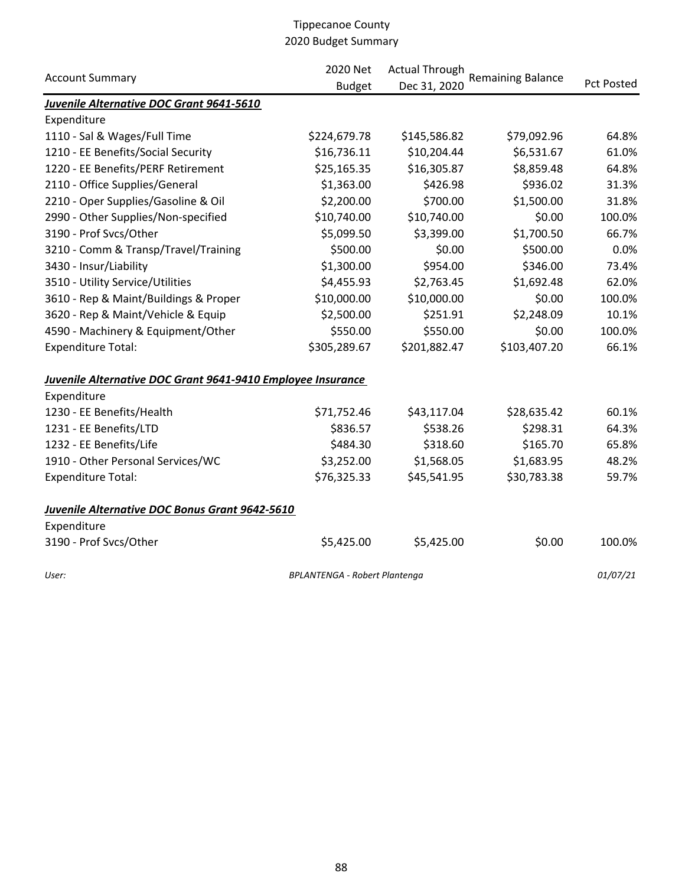Tippecanoe County
2020 Budget Summary

| Account Summary | 2020 Net Budget | Actual Through Dec 31, 2020 | Remaining Balance | Pct Posted |
|---|---|---|---|---|
| ***Juvenile Alternative DOC Grant 9641-5610*** | | | | |
| Expenditure | | | | |
| 1110 - Sal & Wages/Full Time | $224,679.78 | $145,586.82 | $79,092.96 | 64.8% |
| 1210 - EE Benefits/Social Security | $16,736.11 | $10,204.44 | $6,531.67 | 61.0% |
| 1220 - EE Benefits/PERF Retirement | $25,165.35 | $16,305.87 | $8,859.48 | 64.8% |
| 2110 - Office Supplies/General | $1,363.00 | $426.98 | $936.02 | 31.3% |
| 2210 - Oper Supplies/Gasoline & Oil | $2,200.00 | $700.00 | $1,500.00 | 31.8% |
| 2990 - Other Supplies/Non-specified | $10,740.00 | $10,740.00 | $0.00 | 100.0% |
| 3190 - Prof Svcs/Other | $5,099.50 | $3,399.00 | $1,700.50 | 66.7% |
| 3210 - Comm & Transp/Travel/Training | $500.00 | $0.00 | $500.00 | 0.0% |
| 3430 - Insur/Liability | $1,300.00 | $954.00 | $346.00 | 73.4% |
| 3510 - Utility Service/Utilities | $4,455.93 | $2,763.45 | $1,692.48 | 62.0% |
| 3610 - Rep & Maint/Buildings & Proper | $10,000.00 | $10,000.00 | $0.00 | 100.0% |
| 3620 - Rep & Maint/Vehicle & Equip | $2,500.00 | $251.91 | $2,248.09 | 10.1% |
| 4590 - Machinery & Equipment/Other | $550.00 | $550.00 | $0.00 | 100.0% |
| Expenditure Total: | $305,289.67 | $201,882.47 | $103,407.20 | 66.1% |
| ***Juvenile Alternative DOC Grant 9641-9410 Employee Insurance*** | | | | |
| Expenditure | | | | |
| 1230 - EE Benefits/Health | $71,752.46 | $43,117.04 | $28,635.42 | 60.1% |
| 1231 - EE Benefits/LTD | $836.57 | $538.26 | $298.31 | 64.3% |
| 1232 - EE Benefits/Life | $484.30 | $318.60 | $165.70 | 65.8% |
| 1910 - Other Personal Services/WC | $3,252.00 | $1,568.05 | $1,683.95 | 48.2% |
| Expenditure Total: | $76,325.33 | $45,541.95 | $30,783.38 | 59.7% |
| ***Juvenile Alternative DOC Bonus Grant 9642-5610*** | | | | |
| Expenditure | | | | |
| 3190 - Prof Svcs/Other | $5,425.00 | $5,425.00 | $0.00 | 100.0% |

*User:* *BPLANTENGA - Robert Plantenga* *01/07/21*